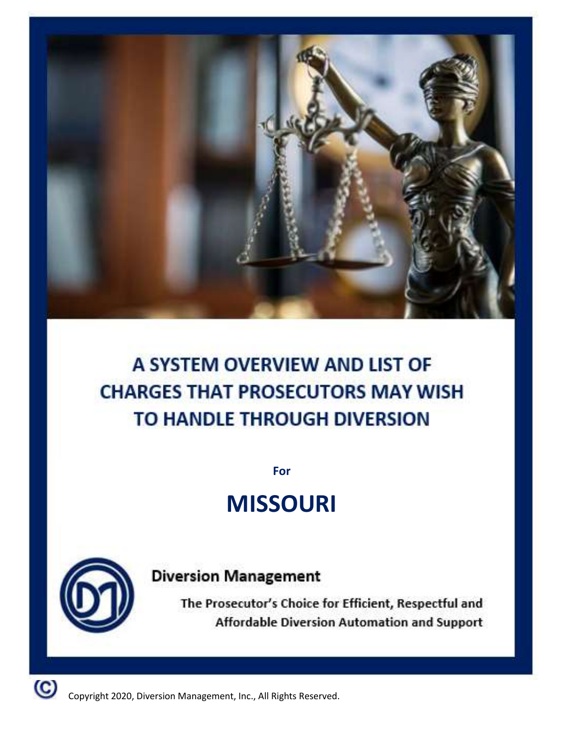# A SYSTEM OVERVIEW AND LIST OF CHARGES THAT PROSECUTORS MAY WISH TO HANDLE THROUGH DIVERSION

**For**

# MISSOURI

**Diversion Management**

**The Prosecutor's Choice for Efficient, Respectful and Affordable Diversion Automation and Support**

© Copyright 2020, Diversion Management, Inc., All Rights Reserved.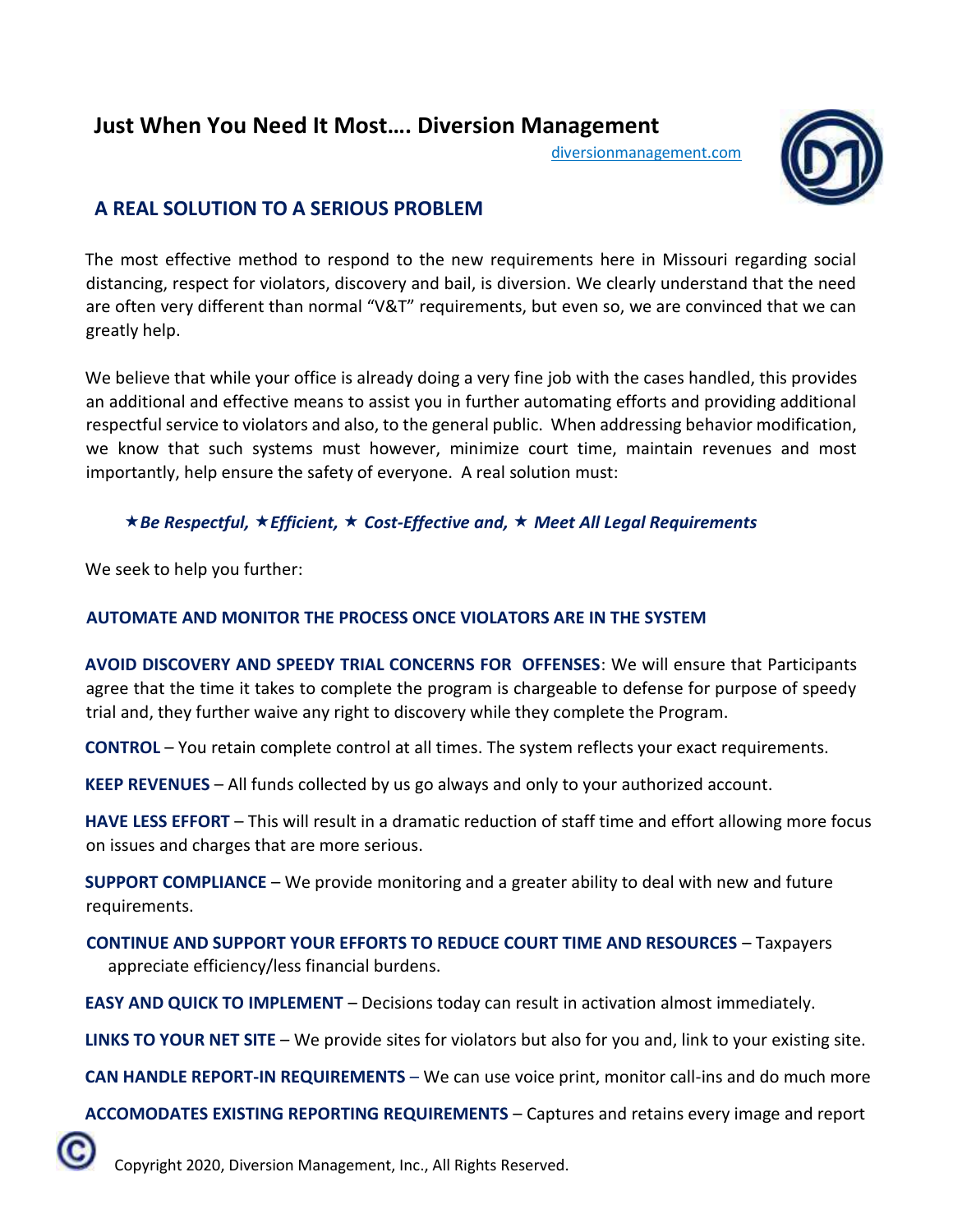# Just When You Need It Most…. Diversion Management

diversionmanagement.com

## A REAL SOLUTION TO A SERIOUS PROBLEM

The most effective method to respond to the new requirements here in Missouri regarding social distancing, respect for violators, discovery and bail, is diversion. We clearly understand that the need are often very different than normal "V&T" requirements, but even so, we are convinced that we can greatly help.

We believe that while your office is already doing a very fine job with the cases handled, this provides an additional and effective means to assist you in further automating efforts and providing additional respectful service to violators and also, to the general public. When addressing behavior modification, we know that such systems must however, minimize court time, maintain revenues and most importantly, help ensure the safety of everyone. A real solution must:

★ ***Be Respectful,*** ★ ***Efficient,*** ★ ***Cost-Effective and,*** ★ ***Meet All Legal Requirements***

We seek to help you further:

**AUTOMATE AND MONITOR THE PROCESS ONCE VIOLATORS ARE IN THE SYSTEM**

**AVOID DISCOVERY AND SPEEDY TRIAL CONCERNS FOR OFFENSES**: We will ensure that Participants agree that the time it takes to complete the program is chargeable to defense for purpose of speedy trial and, they further waive any right to discovery while they complete the Program.

**CONTROL** – You retain complete control at all times. The system reflects your exact requirements.

**KEEP REVENUES** – All funds collected by us go always and only to your authorized account.

**HAVE LESS EFFORT** – This will result in a dramatic reduction of staff time and effort allowing more focus on issues and charges that are more serious.

**SUPPORT COMPLIANCE** – We provide monitoring and a greater ability to deal with new and future requirements.

**CONTINUE AND SUPPORT YOUR EFFORTS TO REDUCE COURT TIME AND RESOURCES** – Taxpayers appreciate efficiency/less financial burdens.

**EASY AND QUICK TO IMPLEMENT** – Decisions today can result in activation almost immediately.

**LINKS TO YOUR NET SITE** – We provide sites for violators but also for you and, link to your existing site.

**CAN HANDLE REPORT-IN REQUIREMENTS** – We can use voice print, monitor call-ins and do much more

**ACCOMODATES EXISTING REPORTING REQUIREMENTS** – Captures and retains every image and report

© Copyright 2020, Diversion Management, Inc., All Rights Reserved.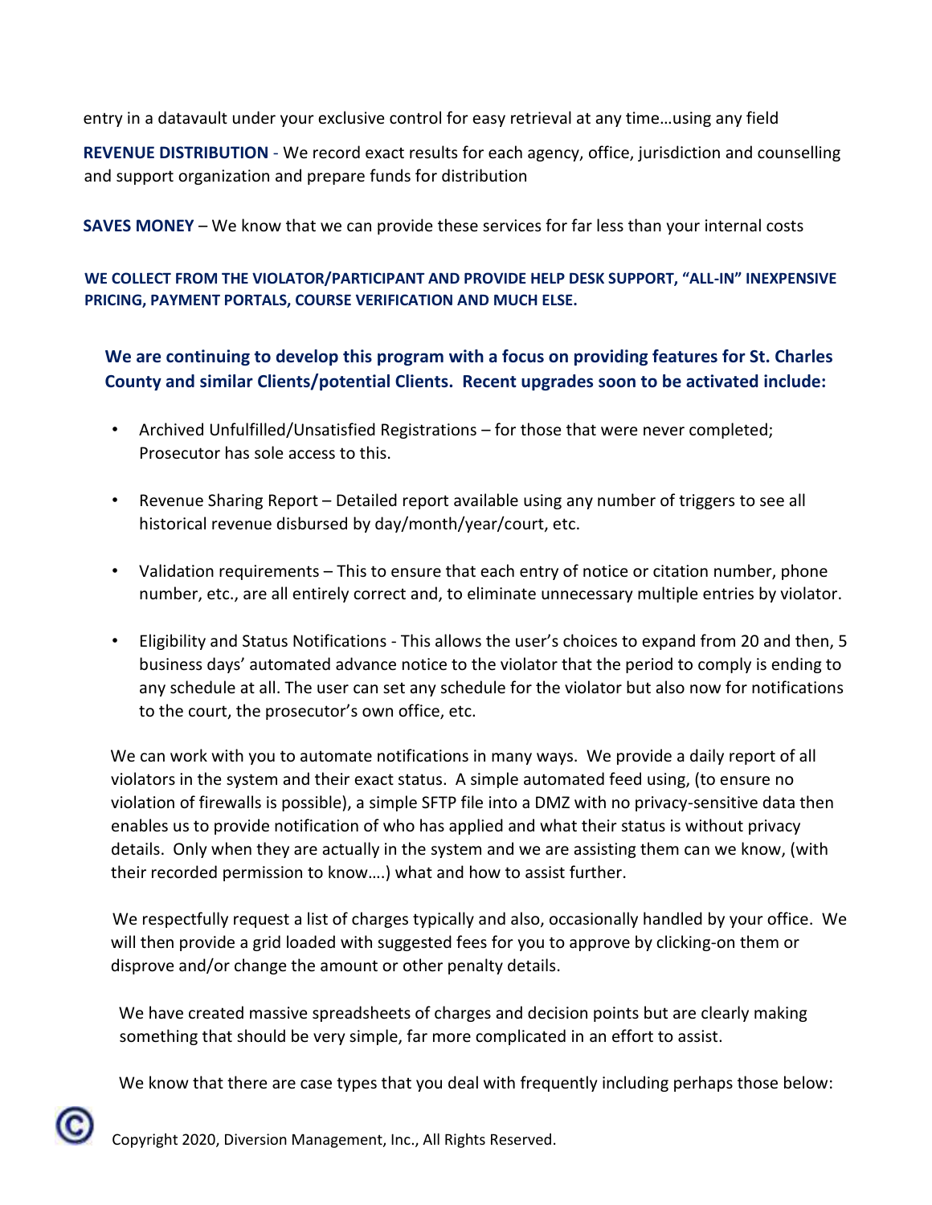entry in a datavault under your exclusive control for easy retrieval at any time…using any field

**REVENUE DISTRIBUTION** - We record exact results for each agency, office, jurisdiction and counselling and support organization and prepare funds for distribution

**SAVES MONEY** – We know that we can provide these services for far less than your internal costs

**WE COLLECT FROM THE VIOLATOR/PARTICIPANT AND PROVIDE HELP DESK SUPPORT, "ALL-IN" INEXPENSIVE PRICING, PAYMENT PORTALS, COURSE VERIFICATION AND MUCH ELSE.**

**We are continuing to develop this program with a focus on providing features for St. Charles County and similar Clients/potential Clients. Recent upgrades soon to be activated include:**

- Archived Unfulfilled/Unsatisfied Registrations – for those that were never completed; Prosecutor has sole access to this.
- Revenue Sharing Report – Detailed report available using any number of triggers to see all historical revenue disbursed by day/month/year/court, etc.
- Validation requirements – This to ensure that each entry of notice or citation number, phone number, etc., are all entirely correct and, to eliminate unnecessary multiple entries by violator.
- Eligibility and Status Notifications - This allows the user's choices to expand from 20 and then, 5 business days' automated advance notice to the violator that the period to comply is ending to any schedule at all. The user can set any schedule for the violator but also now for notifications to the court, the prosecutor's own office, etc.

We can work with you to automate notifications in many ways. We provide a daily report of all violators in the system and their exact status. A simple automated feed using, (to ensure no violation of firewalls is possible), a simple SFTP file into a DMZ with no privacy-sensitive data then enables us to provide notification of who has applied and what their status is without privacy details. Only when they are actually in the system and we are assisting them can we know, (with their recorded permission to know….) what and how to assist further.

We respectfully request a list of charges typically and also, occasionally handled by your office. We will then provide a grid loaded with suggested fees for you to approve by clicking-on them or disprove and/or change the amount or other penalty details.

We have created massive spreadsheets of charges and decision points but are clearly making something that should be very simple, far more complicated in an effort to assist.

We know that there are case types that you deal with frequently including perhaps those below: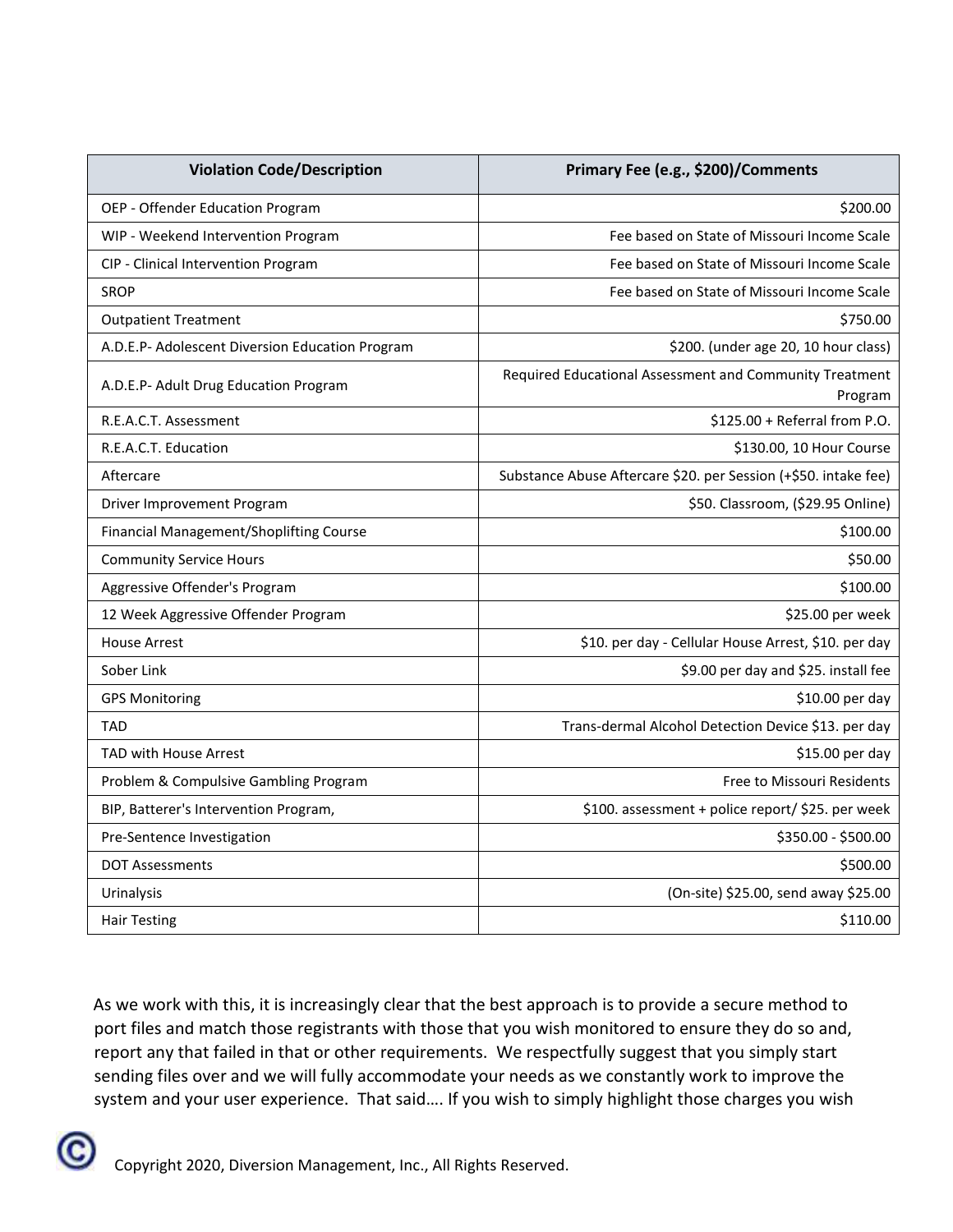| Violation Code/Description | Primary Fee (e.g., $200)/Comments |
| --- | --- |
| OEP - Offender Education Program | $200.00 |
| WIP - Weekend Intervention Program | Fee based on State of Missouri Income Scale |
| CIP - Clinical Intervention Program | Fee based on State of Missouri Income Scale |
| SROP | Fee based on State of Missouri Income Scale |
| Outpatient Treatment | $750.00 |
| A.D.E.P- Adolescent Diversion Education Program | $200. (under age 20, 10 hour class) |
| A.D.E.P- Adult Drug Education Program | Required Educational Assessment and Community Treatment Program |
| R.E.A.C.T. Assessment | $125.00 + Referral from P.O. |
| R.E.A.C.T. Education | $130.00, 10 Hour Course |
| Aftercare | Substance Abuse Aftercare $20. per Session (+$50. intake fee) |
| Driver Improvement Program | $50. Classroom, ($29.95 Online) |
| Financial Management/Shoplifting Course | $100.00 |
| Community Service Hours | $50.00 |
| Aggressive Offender's Program | $100.00 |
| 12 Week Aggressive Offender Program | $25.00 per week |
| House Arrest | $10. per day - Cellular House Arrest, $10. per day |
| Sober Link | $9.00 per day and $25. install fee |
| GPS Monitoring | $10.00 per day |
| TAD | Trans-dermal Alcohol Detection Device $13. per day |
| TAD with House Arrest | $15.00 per day |
| Problem & Compulsive Gambling Program | Free to Missouri Residents |
| BIP, Batterer's Intervention Program, | $100. assessment + police report/ $25. per week |
| Pre-Sentence Investigation | $350.00 - $500.00 |
| DOT Assessments | $500.00 |
| Urinalysis | (On-site) $25.00, send away $25.00 |
| Hair Testing | $110.00 |

As we work with this, it is increasingly clear that the best approach is to provide a secure method to port files and match those registrants with those that you wish monitored to ensure they do so and, report any that failed in that or other requirements. We respectfully suggest that you simply start sending files over and we will fully accommodate your needs as we constantly work to improve the system and your user experience. That said…. If you wish to simply highlight those charges you wish

Copyright 2020, Diversion Management, Inc., All Rights Reserved.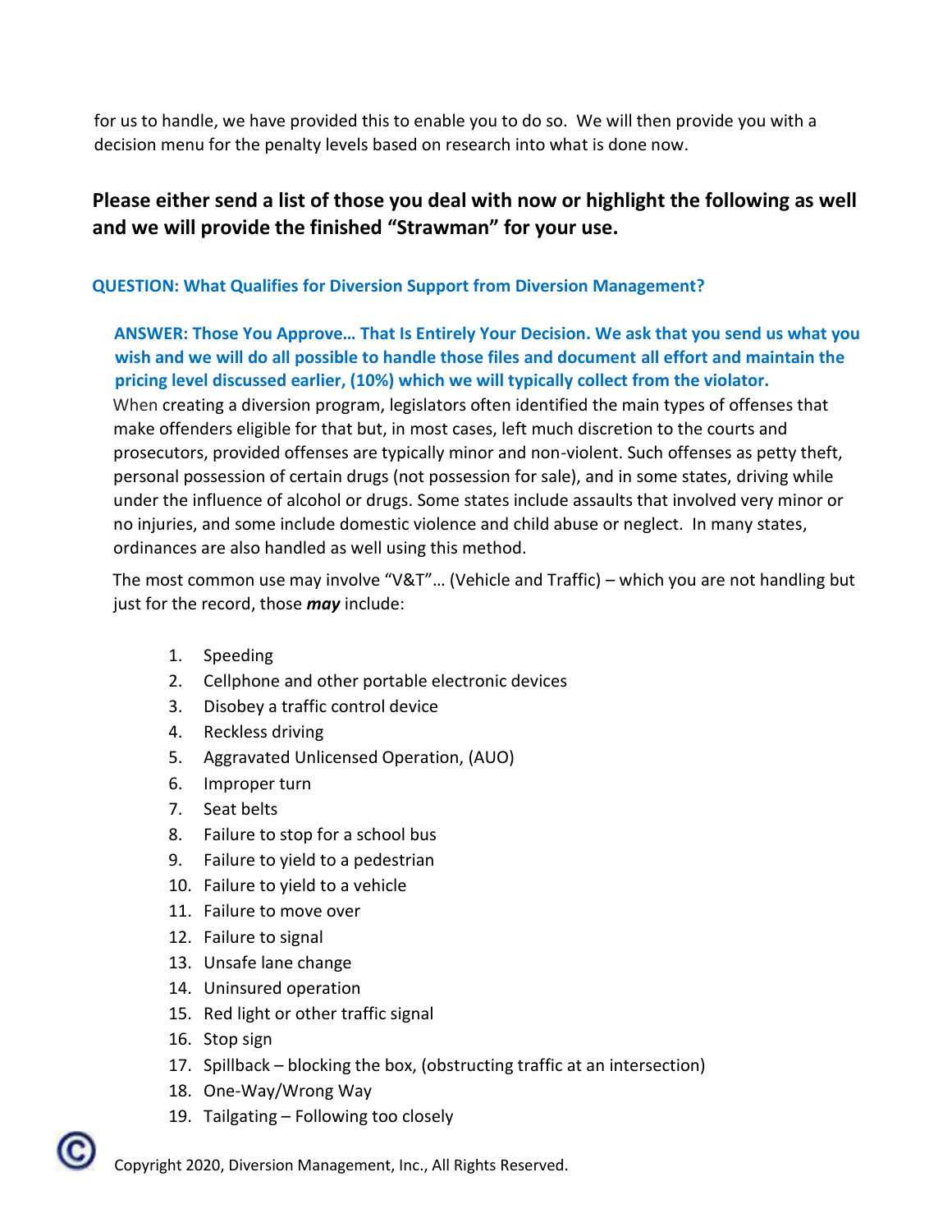for us to handle, we have provided this to enable you to do so. We will then provide you with a decision menu for the penalty levels based on research into what is done now.

**Please either send a list of those you deal with now or highlight the following as well and we will provide the finished "Strawman" for your use.**

**QUESTION: What Qualifies for Diversion Support from Diversion Management?**

**ANSWER: Those You Approve… That Is Entirely Your Decision. We ask that you send us what you wish and we will do all possible to handle those files and document all effort and maintain the pricing level discussed earlier, (10%) which we will typically collect from the violator.**

When creating a diversion program, legislators often identified the main types of offenses that make offenders eligible for that but, in most cases, left much discretion to the courts and prosecutors, provided offenses are typically minor and non-violent. Such offenses as petty theft, personal possession of certain drugs (not possession for sale), and in some states, driving while under the influence of alcohol or drugs. Some states include assaults that involved very minor or no injuries, and some include domestic violence and child abuse or neglect. In many states, ordinances are also handled as well using this method.

The most common use may involve "V&T"… (Vehicle and Traffic) – which you are not handling but just for the record, those ***may*** include:

1. Speeding
2. Cellphone and other portable electronic devices
3. Disobey a traffic control device
4. Reckless driving
5. Aggravated Unlicensed Operation, (AUO)
6. Improper turn
7. Seat belts
8. Failure to stop for a school bus
9. Failure to yield to a pedestrian
10. Failure to yield to a vehicle
11. Failure to move over
12. Failure to signal
13. Unsafe lane change
14. Uninsured operation
15. Red light or other traffic signal
16. Stop sign
17. Spillback – blocking the box, (obstructing traffic at an intersection)
18. One-Way/Wrong Way
19. Tailgating – Following too closely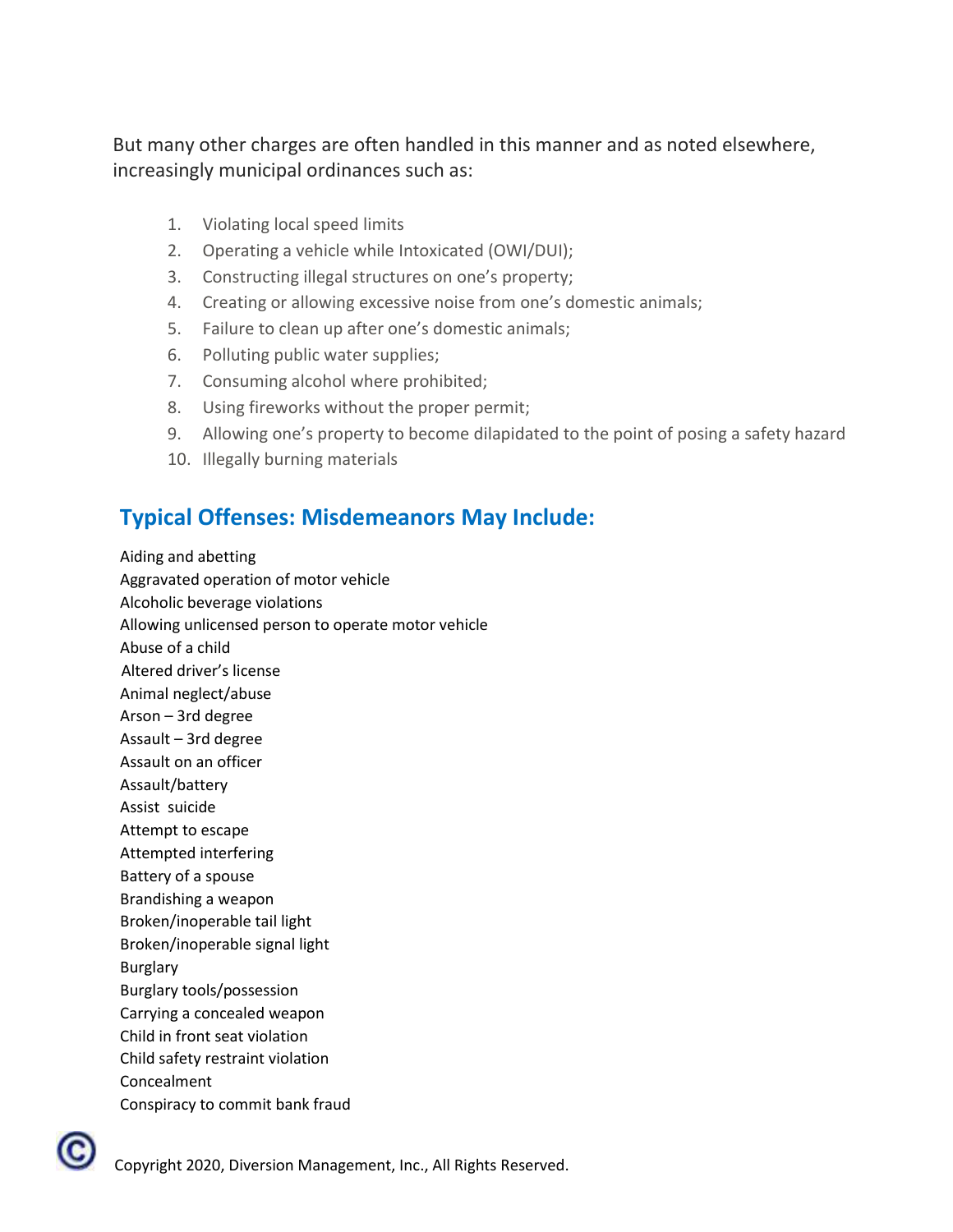But many other charges are often handled in this manner and as noted elsewhere, increasingly municipal ordinances such as:

1. Violating local speed limits
2. Operating a vehicle while Intoxicated (OWI/DUI);
3. Constructing illegal structures on one's property;
4. Creating or allowing excessive noise from one's domestic animals;
5. Failure to clean up after one's domestic animals;
6. Polluting public water supplies;
7. Consuming alcohol where prohibited;
8. Using fireworks without the proper permit;
9. Allowing one's property to become dilapidated to the point of posing a safety hazard
10. Illegally burning materials

## Typical Offenses: Misdemeanors May Include:

Aiding and abetting
Aggravated operation of motor vehicle
Alcoholic beverage violations
Allowing unlicensed person to operate motor vehicle
Abuse of a child
Altered driver's license
Animal neglect/abuse
Arson – 3rd degree
Assault – 3rd degree
Assault on an officer
Assault/battery
Assist suicide
Attempt to escape
Attempted interfering
Battery of a spouse
Brandishing a weapon
Broken/inoperable tail light
Broken/inoperable signal light
Burglary
Burglary tools/possession
Carrying a concealed weapon
Child in front seat violation
Child safety restraint violation
Concealment
Conspiracy to commit bank fraud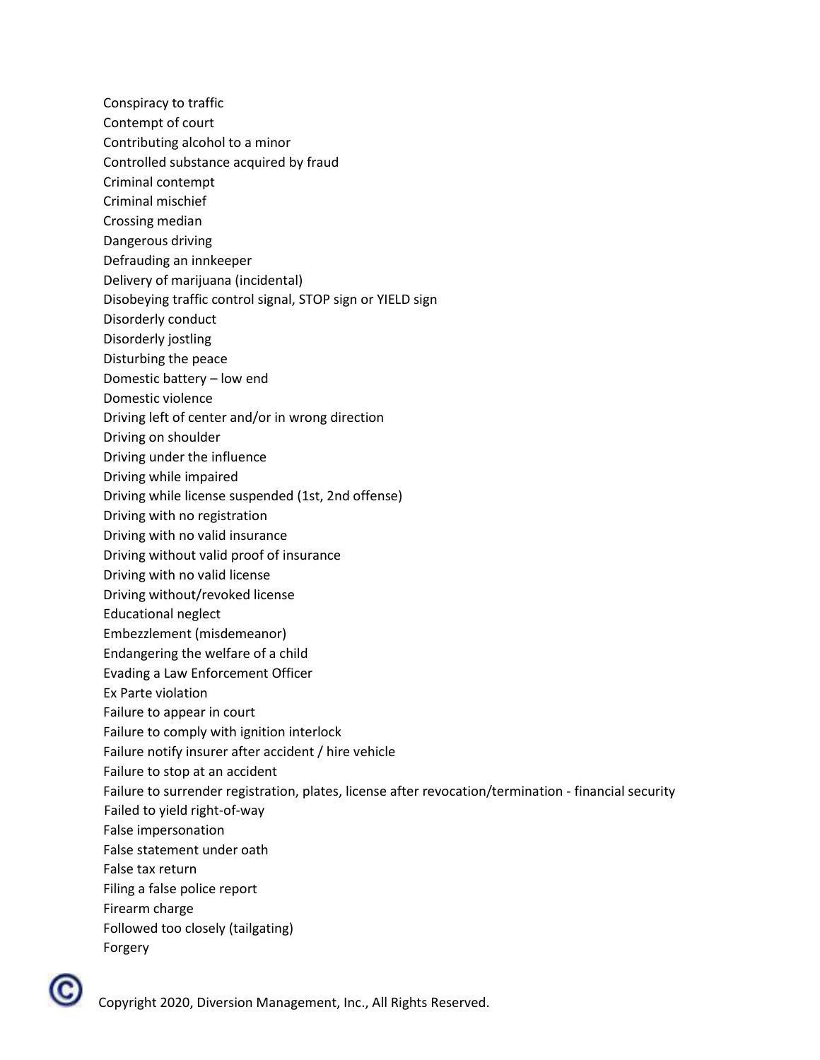Conspiracy to traffic
Contempt of court
Contributing alcohol to a minor
Controlled substance acquired by fraud
Criminal contempt
Criminal mischief
Crossing median
Dangerous driving
Defrauding an innkeeper
Delivery of marijuana (incidental)
Disobeying traffic control signal, STOP sign or YIELD sign
Disorderly conduct
Disorderly jostling
Disturbing the peace
Domestic battery – low end
Domestic violence
Driving left of center and/or in wrong direction
Driving on shoulder
Driving under the influence
Driving while impaired
Driving while license suspended (1st, 2nd offense)
Driving with no registration
Driving with no valid insurance
Driving without valid proof of insurance
Driving with no valid license
Driving without/revoked license
Educational neglect
Embezzlement (misdemeanor)
Endangering the welfare of a child
Evading a Law Enforcement Officer
Ex Parte violation
Failure to appear in court
Failure to comply with ignition interlock
Failure notify insurer after accident / hire vehicle
Failure to stop at an accident
Failure to surrender registration, plates, license after revocation/termination - financial security
Failed to yield right-of-way
False impersonation
False statement under oath
False tax return
Filing a false police report
Firearm charge
Followed too closely (tailgating)
Forgery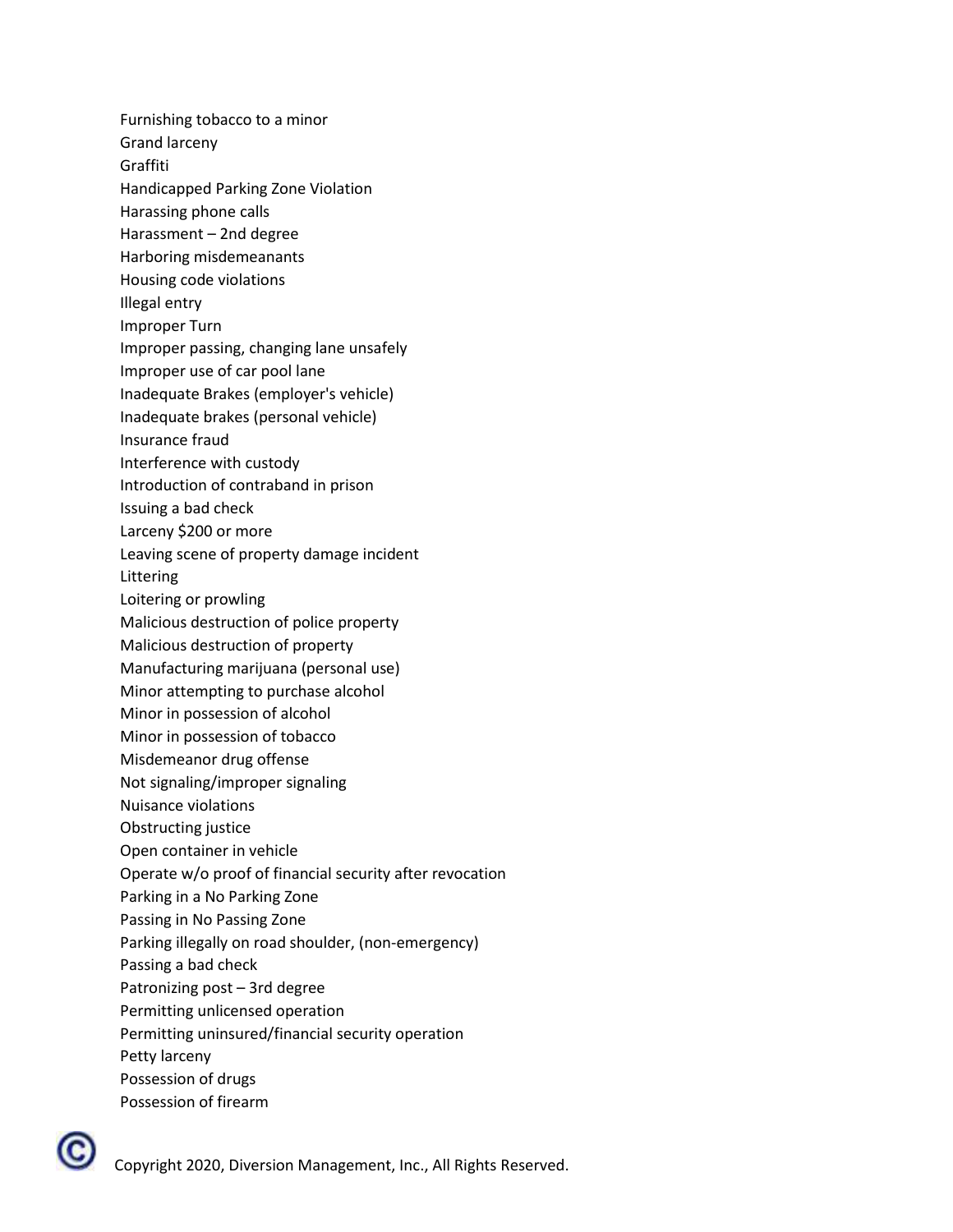Furnishing tobacco to a minor
Grand larceny
Graffiti
Handicapped Parking Zone Violation
Harassing phone calls
Harassment – 2nd degree
Harboring misdemeanants
Housing code violations
Illegal entry
Improper Turn
Improper passing, changing lane unsafely
Improper use of car pool lane
Inadequate Brakes (employer's vehicle)
Inadequate brakes (personal vehicle)
Insurance fraud
Interference with custody
Introduction of contraband in prison
Issuing a bad check
Larceny $200 or more
Leaving scene of property damage incident
Littering
Loitering or prowling
Malicious destruction of police property
Malicious destruction of property
Manufacturing marijuana (personal use)
Minor attempting to purchase alcohol
Minor in possession of alcohol
Minor in possession of tobacco
Misdemeanor drug offense
Not signaling/improper signaling
Nuisance violations
Obstructing justice
Open container in vehicle
Operate w/o proof of financial security after revocation
Parking in a No Parking Zone
Passing in No Passing Zone
Parking illegally on road shoulder, (non-emergency)
Passing a bad check
Patronizing post – 3rd degree
Permitting unlicensed operation
Permitting uninsured/financial security operation
Petty larceny
Possession of drugs
Possession of firearm

Copyright 2020, Diversion Management, Inc., All Rights Reserved.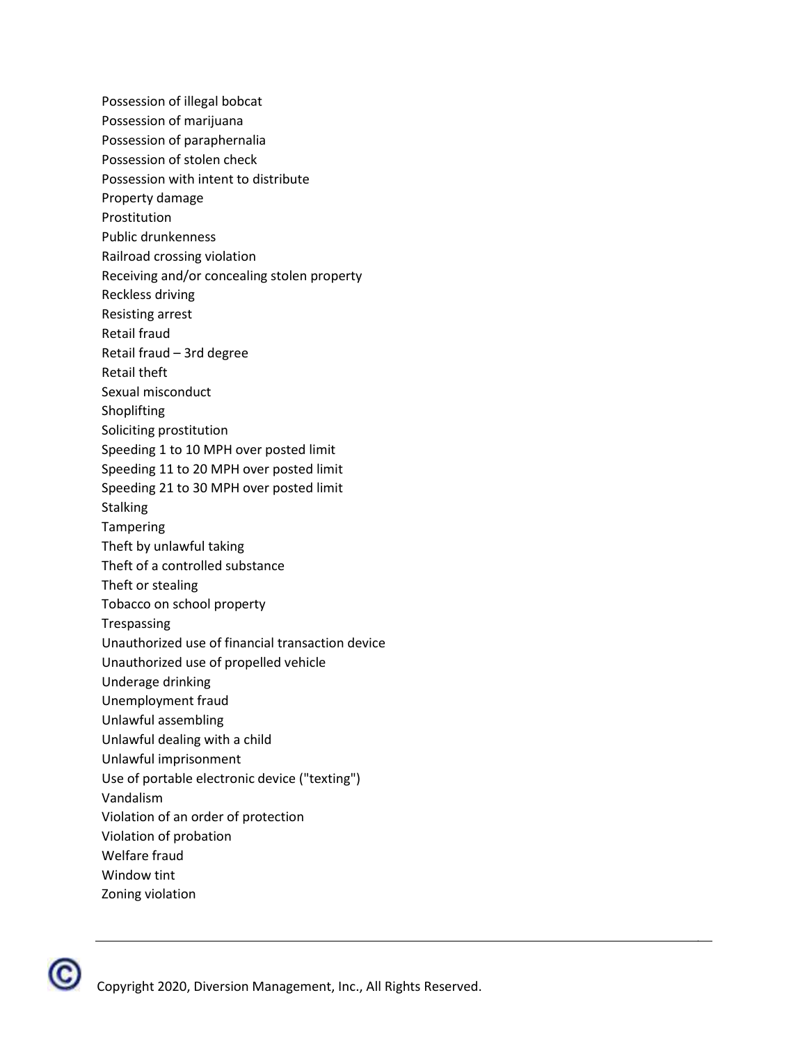Possession of illegal bobcat
Possession of marijuana
Possession of paraphernalia
Possession of stolen check
Possession with intent to distribute
Property damage
Prostitution
Public drunkenness
Railroad crossing violation
Receiving and/or concealing stolen property
Reckless driving
Resisting arrest
Retail fraud
Retail fraud – 3rd degree
Retail theft
Sexual misconduct
Shoplifting
Soliciting prostitution
Speeding 1 to 10 MPH over posted limit
Speeding 11 to 20 MPH over posted limit
Speeding 21 to 30 MPH over posted limit
Stalking
Tampering
Theft by unlawful taking
Theft of a controlled substance
Theft or stealing
Tobacco on school property
Trespassing
Unauthorized use of financial transaction device
Unauthorized use of propelled vehicle
Underage drinking
Unemployment fraud
Unlawful assembling
Unlawful dealing with a child
Unlawful imprisonment
Use of portable electronic device ("texting")
Vandalism
Violation of an order of protection
Violation of probation
Welfare fraud
Window tint
Zoning violation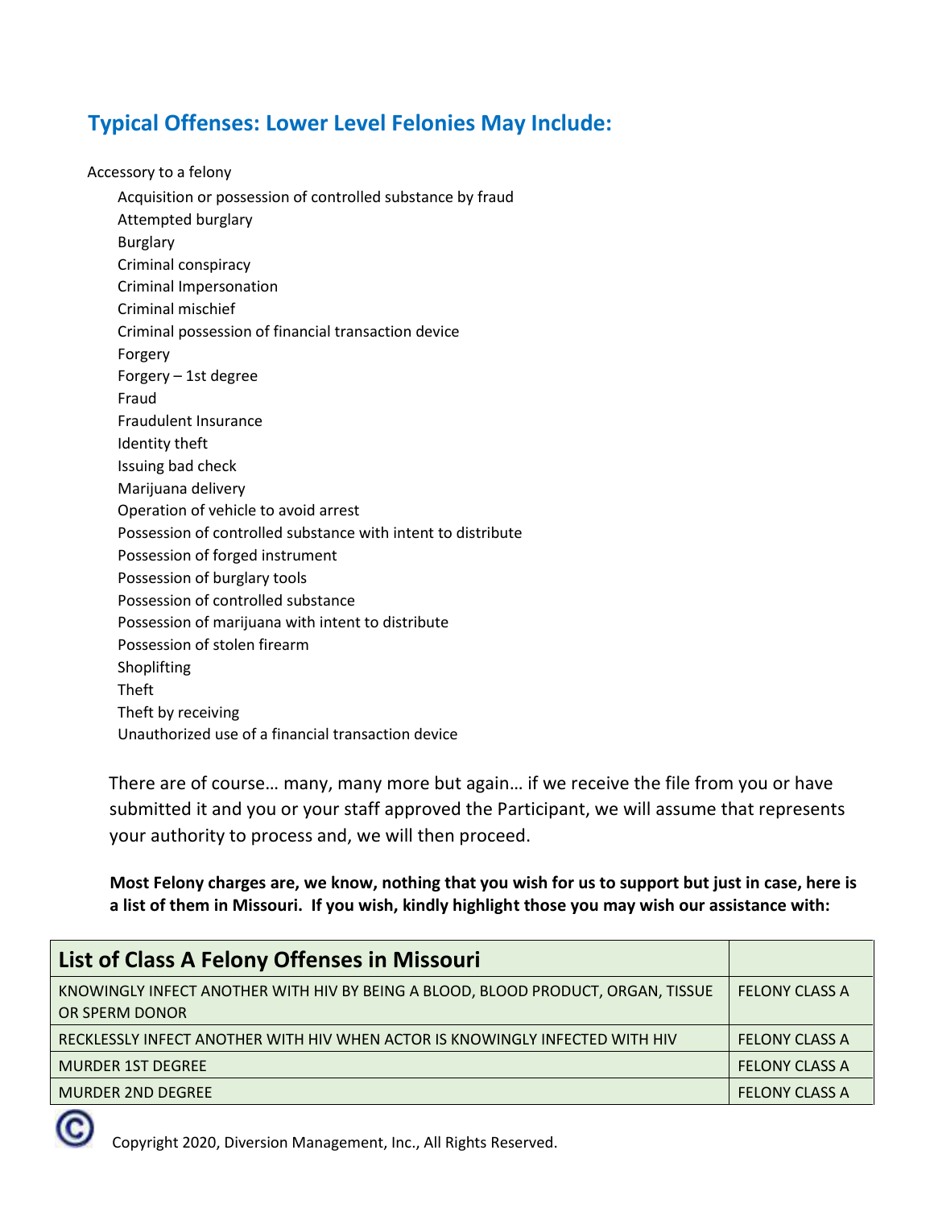## Typical Offenses: Lower Level Felonies May Include:

Accessory to a felony

- Acquisition or possession of controlled substance by fraud
- Attempted burglary
- Burglary
- Criminal conspiracy
- Criminal Impersonation
- Criminal mischief
- Criminal possession of financial transaction device
- Forgery
- Forgery – 1st degree
- Fraud
- Fraudulent Insurance
- Identity theft
- Issuing bad check
- Marijuana delivery
- Operation of vehicle to avoid arrest
- Possession of controlled substance with intent to distribute
- Possession of forged instrument
- Possession of burglary tools
- Possession of controlled substance
- Possession of marijuana with intent to distribute
- Possession of stolen firearm
- Shoplifting
- Theft
- Theft by receiving
- Unauthorized use of a financial transaction device

There are of course… many, many more but again… if we receive the file from you or have submitted it and you or your staff approved the Participant, we will assume that represents your authority to process and, we will then proceed.

**Most Felony charges are, we know, nothing that you wish for us to support but just in case, here is a list of them in Missouri. If you wish, kindly highlight those you may wish our assistance with:**

| List of Class A Felony Offenses in Missouri | |
|---|---|
| KNOWINGLY INFECT ANOTHER WITH HIV BY BEING A BLOOD, BLOOD PRODUCT, ORGAN, TISSUE OR SPERM DONOR | FELONY CLASS A |
| RECKLESSLY INFECT ANOTHER WITH HIV WHEN ACTOR IS KNOWINGLY INFECTED WITH HIV | FELONY CLASS A |
| MURDER 1ST DEGREE | FELONY CLASS A |
| MURDER 2ND DEGREE | FELONY CLASS A |

Copyright 2020, Diversion Management, Inc., All Rights Reserved.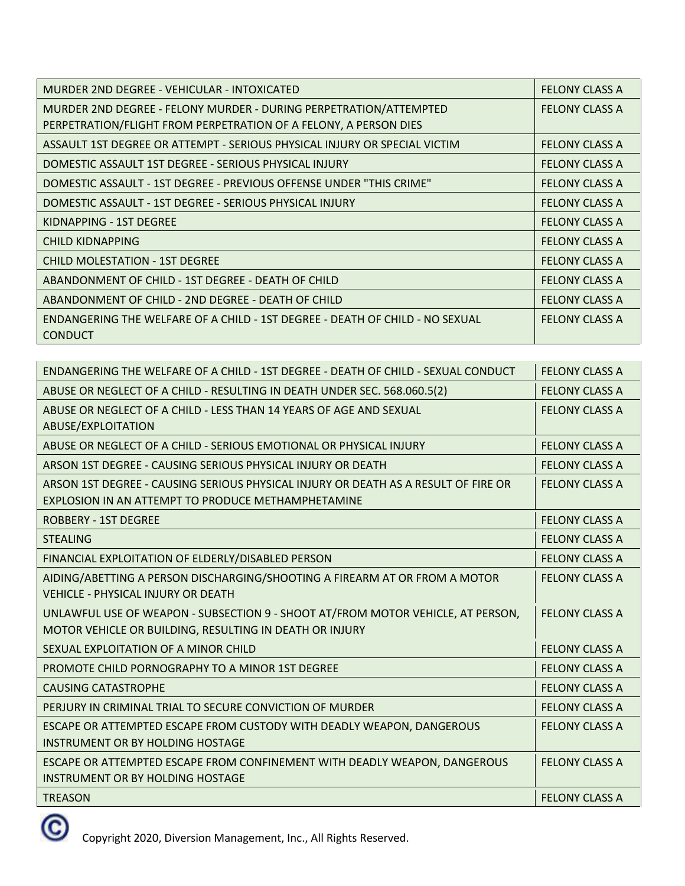| | |
|---|---|
| MURDER 2ND DEGREE - VEHICULAR - INTOXICATED | FELONY CLASS A |
| MURDER 2ND DEGREE - FELONY MURDER - DURING PERPETRATION/ATTEMPTED PERPETRATION/FLIGHT FROM PERPETRATION OF A FELONY, A PERSON DIES | FELONY CLASS A |
| ASSAULT 1ST DEGREE OR ATTEMPT - SERIOUS PHYSICAL INJURY OR SPECIAL VICTIM | FELONY CLASS A |
| DOMESTIC ASSAULT 1ST DEGREE - SERIOUS PHYSICAL INJURY | FELONY CLASS A |
| DOMESTIC ASSAULT - 1ST DEGREE - PREVIOUS OFFENSE UNDER "THIS CRIME" | FELONY CLASS A |
| DOMESTIC ASSAULT - 1ST DEGREE - SERIOUS PHYSICAL INJURY | FELONY CLASS A |
| KIDNAPPING - 1ST DEGREE | FELONY CLASS A |
| CHILD KIDNAPPING | FELONY CLASS A |
| CHILD MOLESTATION - 1ST DEGREE | FELONY CLASS A |
| ABANDONMENT OF CHILD - 1ST DEGREE - DEATH OF CHILD | FELONY CLASS A |
| ABANDONMENT OF CHILD - 2ND DEGREE - DEATH OF CHILD | FELONY CLASS A |
| ENDANGERING THE WELFARE OF A CHILD - 1ST DEGREE - DEATH OF CHILD - NO SEXUAL CONDUCT | FELONY CLASS A |
| ENDANGERING THE WELFARE OF A CHILD - 1ST DEGREE - DEATH OF CHILD - SEXUAL CONDUCT | FELONY CLASS A |
| ABUSE OR NEGLECT OF A CHILD - RESULTING IN DEATH UNDER SEC. 568.060.5(2) | FELONY CLASS A |
| ABUSE OR NEGLECT OF A CHILD - LESS THAN 14 YEARS OF AGE AND SEXUAL ABUSE/EXPLOITATION | FELONY CLASS A |
| ABUSE OR NEGLECT OF A CHILD - SERIOUS EMOTIONAL OR PHYSICAL INJURY | FELONY CLASS A |
| ARSON 1ST DEGREE - CAUSING SERIOUS PHYSICAL INJURY OR DEATH | FELONY CLASS A |
| ARSON 1ST DEGREE - CAUSING SERIOUS PHYSICAL INJURY OR DEATH AS A RESULT OF FIRE OR EXPLOSION IN AN ATTEMPT TO PRODUCE METHAMPHETAMINE | FELONY CLASS A |
| ROBBERY - 1ST DEGREE | FELONY CLASS A |
| STEALING | FELONY CLASS A |
| FINANCIAL EXPLOITATION OF ELDERLY/DISABLED PERSON | FELONY CLASS A |
| AIDING/ABETTING A PERSON DISCHARGING/SHOOTING A FIREARM AT OR FROM A MOTOR VEHICLE - PHYSICAL INJURY OR DEATH | FELONY CLASS A |
| UNLAWFUL USE OF WEAPON - SUBSECTION 9 - SHOOT AT/FROM MOTOR VEHICLE, AT PERSON, MOTOR VEHICLE OR BUILDING, RESULTING IN DEATH OR INJURY | FELONY CLASS A |
| SEXUAL EXPLOITATION OF A MINOR CHILD | FELONY CLASS A |
| PROMOTE CHILD PORNOGRAPHY TO A MINOR 1ST DEGREE | FELONY CLASS A |
| CAUSING CATASTROPHE | FELONY CLASS A |
| PERJURY IN CRIMINAL TRIAL TO SECURE CONVICTION OF MURDER | FELONY CLASS A |
| ESCAPE OR ATTEMPTED ESCAPE FROM CUSTODY WITH DEADLY WEAPON, DANGEROUS INSTRUMENT OR BY HOLDING HOSTAGE | FELONY CLASS A |
| ESCAPE OR ATTEMPTED ESCAPE FROM CONFINEMENT WITH DEADLY WEAPON, DANGEROUS INSTRUMENT OR BY HOLDING HOSTAGE | FELONY CLASS A |
| TREASON | FELONY CLASS A |

Copyright 2020, Diversion Management, Inc., All Rights Reserved.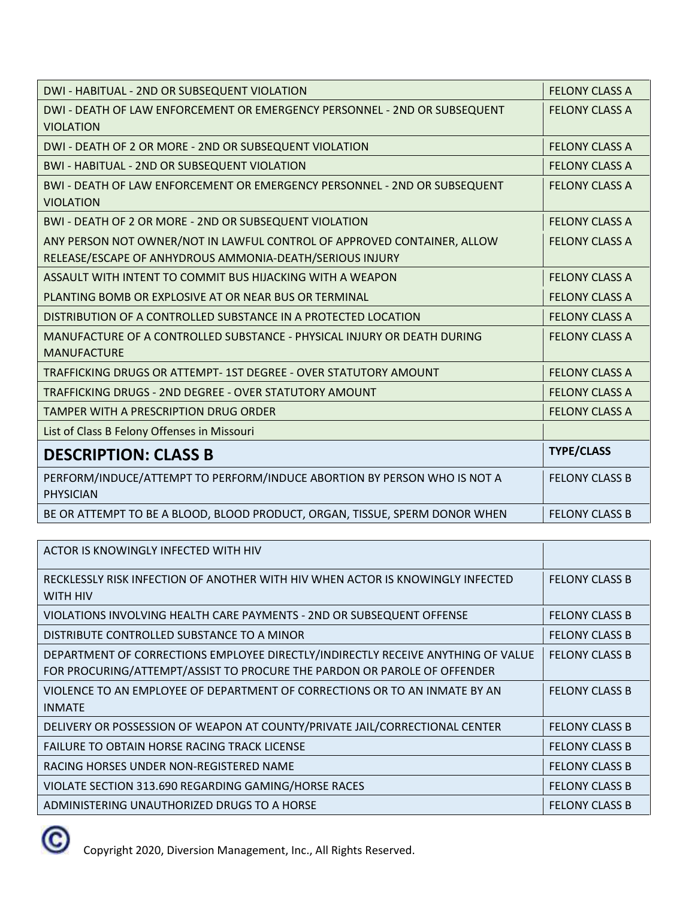| | |
|---|---|
| DWI - HABITUAL - 2ND OR SUBSEQUENT VIOLATION | FELONY CLASS A |
| DWI - DEATH OF LAW ENFORCEMENT OR EMERGENCY PERSONNEL - 2ND OR SUBSEQUENT VIOLATION | FELONY CLASS A |
| DWI - DEATH OF 2 OR MORE - 2ND OR SUBSEQUENT VIOLATION | FELONY CLASS A |
| BWI - HABITUAL - 2ND OR SUBSEQUENT VIOLATION | FELONY CLASS A |
| BWI - DEATH OF LAW ENFORCEMENT OR EMERGENCY PERSONNEL - 2ND OR SUBSEQUENT VIOLATION | FELONY CLASS A |
| BWI - DEATH OF 2 OR MORE - 2ND OR SUBSEQUENT VIOLATION | FELONY CLASS A |
| ANY PERSON NOT OWNER/NOT IN LAWFUL CONTROL OF APPROVED CONTAINER, ALLOW RELEASE/ESCAPE OF ANHYDROUS AMMONIA-DEATH/SERIOUS INJURY | FELONY CLASS A |
| ASSAULT WITH INTENT TO COMMIT BUS HIJACKING WITH A WEAPON | FELONY CLASS A |
| PLANTING BOMB OR EXPLOSIVE AT OR NEAR BUS OR TERMINAL | FELONY CLASS A |
| DISTRIBUTION OF A CONTROLLED SUBSTANCE IN A PROTECTED LOCATION | FELONY CLASS A |
| MANUFACTURE OF A CONTROLLED SUBSTANCE - PHYSICAL INJURY OR DEATH DURING MANUFACTURE | FELONY CLASS A |
| TRAFFICKING DRUGS OR ATTEMPT- 1ST DEGREE - OVER STATUTORY AMOUNT | FELONY CLASS A |
| TRAFFICKING DRUGS - 2ND DEGREE - OVER STATUTORY AMOUNT | FELONY CLASS A |
| TAMPER WITH A PRESCRIPTION DRUG ORDER | FELONY CLASS A |
| List of Class B Felony Offenses in Missouri | |

| **DESCRIPTION: CLASS B** | **TYPE/CLASS** |
|---|---|
| PERFORM/INDUCE/ATTEMPT TO PERFORM/INDUCE ABORTION BY PERSON WHO IS NOT A PHYSICIAN | FELONY CLASS B |
| BE OR ATTEMPT TO BE A BLOOD, BLOOD PRODUCT, ORGAN, TISSUE, SPERM DONOR WHEN ACTOR IS KNOWINGLY INFECTED WITH HIV | FELONY CLASS B |
| RECKLESSLY RISK INFECTION OF ANOTHER WITH HIV WHEN ACTOR IS KNOWINGLY INFECTED WITH HIV | FELONY CLASS B |
| VIOLATIONS INVOLVING HEALTH CARE PAYMENTS - 2ND OR SUBSEQUENT OFFENSE | FELONY CLASS B |
| DISTRIBUTE CONTROLLED SUBSTANCE TO A MINOR | FELONY CLASS B |
| DEPARTMENT OF CORRECTIONS EMPLOYEE DIRECTLY/INDIRECTLY RECEIVE ANYTHING OF VALUE FOR PROCURING/ATTEMPT/ASSIST TO PROCURE THE PARDON OR PAROLE OF OFFENDER | FELONY CLASS B |
| VIOLENCE TO AN EMPLOYEE OF DEPARTMENT OF CORRECTIONS OR TO AN INMATE BY AN INMATE | FELONY CLASS B |
| DELIVERY OR POSSESSION OF WEAPON AT COUNTY/PRIVATE JAIL/CORRECTIONAL CENTER | FELONY CLASS B |
| FAILURE TO OBTAIN HORSE RACING TRACK LICENSE | FELONY CLASS B |
| RACING HORSES UNDER NON-REGISTERED NAME | FELONY CLASS B |
| VIOLATE SECTION 313.690 REGARDING GAMING/HORSE RACES | FELONY CLASS B |
| ADMINISTERING UNAUTHORIZED DRUGS TO A HORSE | FELONY CLASS B |

© Copyright 2020, Diversion Management, Inc., All Rights Reserved.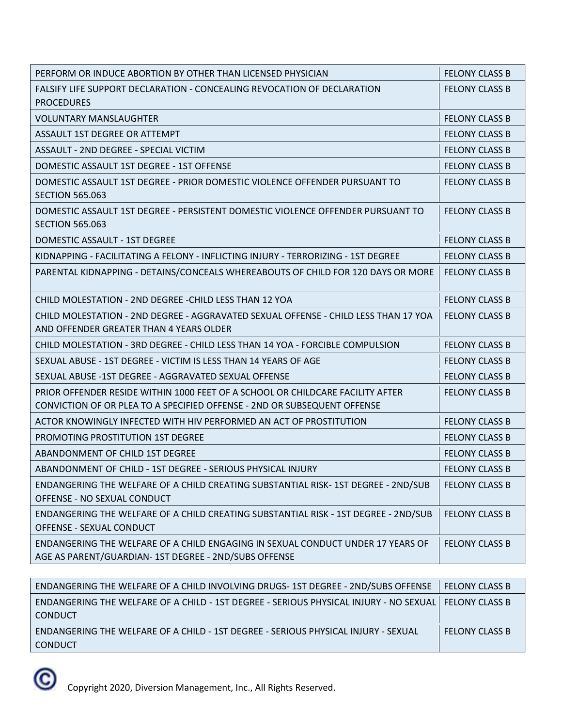| | |
|---|---|
| PERFORM OR INDUCE ABORTION BY OTHER THAN LICENSED PHYSICIAN | FELONY CLASS B |
| FALSIFY LIFE SUPPORT DECLARATION - CONCEALING REVOCATION OF DECLARATION PROCEDURES | FELONY CLASS B |
| VOLUNTARY MANSLAUGHTER | FELONY CLASS B |
| ASSAULT 1ST DEGREE OR ATTEMPT | FELONY CLASS B |
| ASSAULT - 2ND DEGREE - SPECIAL VICTIM | FELONY CLASS B |
| DOMESTIC ASSAULT 1ST DEGREE - 1ST OFFENSE | FELONY CLASS B |
| DOMESTIC ASSAULT 1ST DEGREE - PRIOR DOMESTIC VIOLENCE OFFENDER PURSUANT TO SECTION 565.063 | FELONY CLASS B |
| DOMESTIC ASSAULT 1ST DEGREE - PERSISTENT DOMESTIC VIOLENCE OFFENDER PURSUANT TO SECTION 565.063 | FELONY CLASS B |
| DOMESTIC ASSAULT - 1ST DEGREE | FELONY CLASS B |
| KIDNAPPING - FACILITATING A FELONY - INFLICTING INJURY - TERRORIZING - 1ST DEGREE | FELONY CLASS B |
| PARENTAL KIDNAPPING - DETAINS/CONCEALS WHEREABOUTS OF CHILD FOR 120 DAYS OR MORE | FELONY CLASS B |
| CHILD MOLESTATION - 2ND DEGREE -CHILD LESS THAN 12 YOA | FELONY CLASS B |
| CHILD MOLESTATION - 2ND DEGREE - AGGRAVATED SEXUAL OFFENSE - CHILD LESS THAN 17 YOA AND OFFENDER GREATER THAN 4 YEARS OLDER | FELONY CLASS B |
| CHILD MOLESTATION - 3RD DEGREE - CHILD LESS THAN 14 YOA - FORCIBLE COMPULSION | FELONY CLASS B |
| SEXUAL ABUSE - 1ST DEGREE - VICTIM IS LESS THAN 14 YEARS OF AGE | FELONY CLASS B |
| SEXUAL ABUSE -1ST DEGREE - AGGRAVATED SEXUAL OFFENSE | FELONY CLASS B |
| PRIOR OFFENDER RESIDE WITHIN 1000 FEET OF A SCHOOL OR CHILDCARE FACILITY AFTER CONVICTION OF OR PLEA TO A SPECIFIED OFFENSE - 2ND OR SUBSEQUENT OFFENSE | FELONY CLASS B |
| ACTOR KNOWINGLY INFECTED WITH HIV PERFORMED AN ACT OF PROSTITUTION | FELONY CLASS B |
| PROMOTING PROSTITUTION 1ST DEGREE | FELONY CLASS B |
| ABANDONMENT OF CHILD 1ST DEGREE | FELONY CLASS B |
| ABANDONMENT OF CHILD - 1ST DEGREE - SERIOUS PHYSICAL INJURY | FELONY CLASS B |
| ENDANGERING THE WELFARE OF A CHILD CREATING SUBSTANTIAL RISK- 1ST DEGREE - 2ND/SUB OFFENSE - NO SEXUAL CONDUCT | FELONY CLASS B |
| ENDANGERING THE WELFARE OF A CHILD CREATING SUBSTANTIAL RISK - 1ST DEGREE - 2ND/SUB OFFENSE - SEXUAL CONDUCT | FELONY CLASS B |
| ENDANGERING THE WELFARE OF A CHILD ENGAGING IN SEXUAL CONDUCT UNDER 17 YEARS OF AGE AS PARENT/GUARDIAN- 1ST DEGREE - 2ND/SUBS OFFENSE | FELONY CLASS B |
| ENDANGERING THE WELFARE OF A CHILD INVOLVING DRUGS- 1ST DEGREE - 2ND/SUBS OFFENSE | FELONY CLASS B |
| ENDANGERING THE WELFARE OF A CHILD - 1ST DEGREE - SERIOUS PHYSICAL INJURY - NO SEXUAL CONDUCT | FELONY CLASS B |
| ENDANGERING THE WELFARE OF A CHILD - 1ST DEGREE - SERIOUS PHYSICAL INJURY - SEXUAL CONDUCT | FELONY CLASS B |

Copyright 2020, Diversion Management, Inc., All Rights Reserved.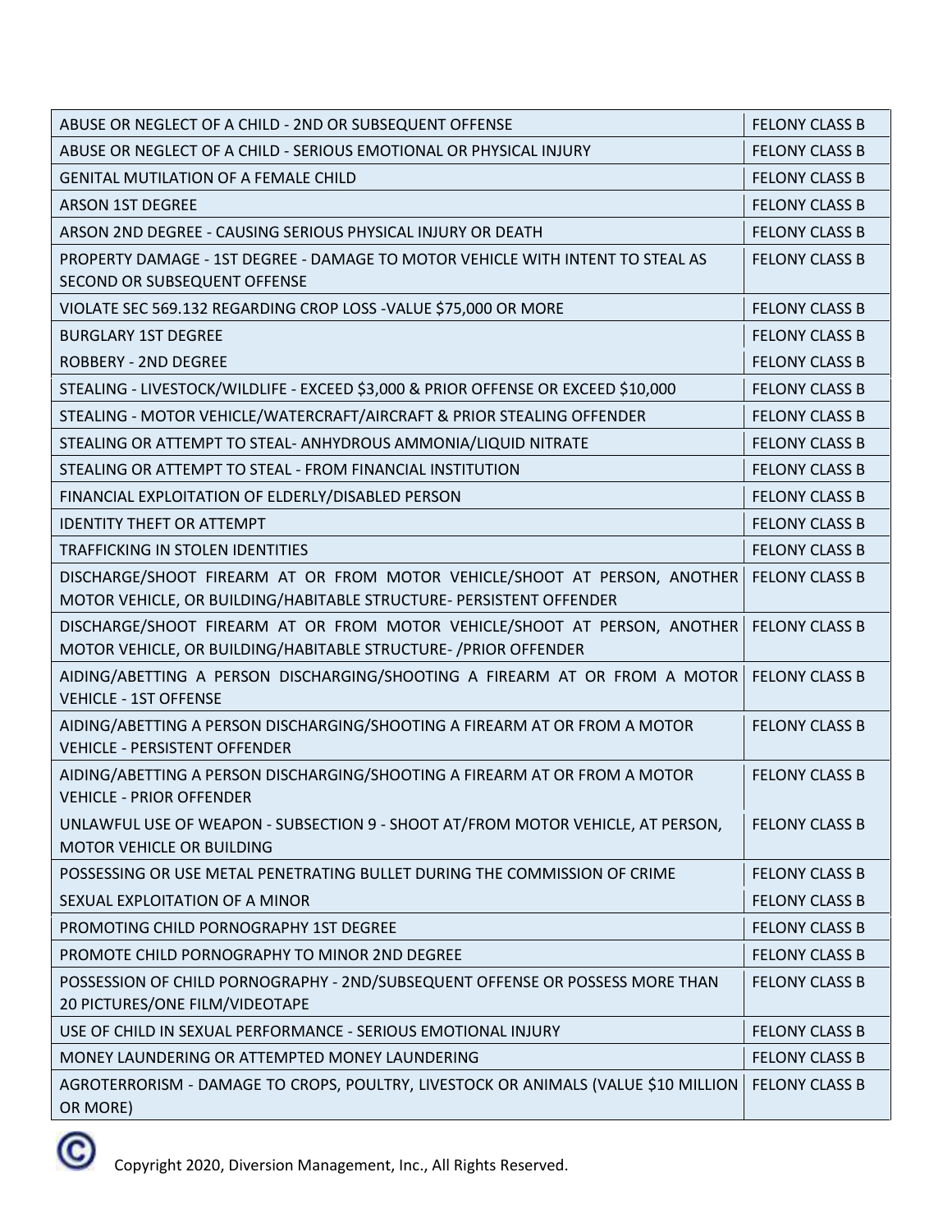| | |
|---|---|
| ABUSE OR NEGLECT OF A CHILD - 2ND OR SUBSEQUENT OFFENSE | FELONY CLASS B |
| ABUSE OR NEGLECT OF A CHILD - SERIOUS EMOTIONAL OR PHYSICAL INJURY | FELONY CLASS B |
| GENITAL MUTILATION OF A FEMALE CHILD | FELONY CLASS B |
| ARSON 1ST DEGREE | FELONY CLASS B |
| ARSON 2ND DEGREE - CAUSING SERIOUS PHYSICAL INJURY OR DEATH | FELONY CLASS B |
| PROPERTY DAMAGE - 1ST DEGREE - DAMAGE TO MOTOR VEHICLE WITH INTENT TO STEAL AS SECOND OR SUBSEQUENT OFFENSE | FELONY CLASS B |
| VIOLATE SEC 569.132 REGARDING CROP LOSS -VALUE $75,000 OR MORE | FELONY CLASS B |
| BURGLARY 1ST DEGREE | FELONY CLASS B |
| ROBBERY - 2ND DEGREE | FELONY CLASS B |
| STEALING - LIVESTOCK/WILDLIFE - EXCEED $3,000 & PRIOR OFFENSE OR EXCEED $10,000 | FELONY CLASS B |
| STEALING - MOTOR VEHICLE/WATERCRAFT/AIRCRAFT & PRIOR STEALING OFFENDER | FELONY CLASS B |
| STEALING OR ATTEMPT TO STEAL- ANHYDROUS AMMONIA/LIQUID NITRATE | FELONY CLASS B |
| STEALING OR ATTEMPT TO STEAL - FROM FINANCIAL INSTITUTION | FELONY CLASS B |
| FINANCIAL EXPLOITATION OF ELDERLY/DISABLED PERSON | FELONY CLASS B |
| IDENTITY THEFT OR ATTEMPT | FELONY CLASS B |
| TRAFFICKING IN STOLEN IDENTITIES | FELONY CLASS B |
| DISCHARGE/SHOOT FIREARM AT OR FROM MOTOR VEHICLE/SHOOT AT PERSON, ANOTHER MOTOR VEHICLE, OR BUILDING/HABITABLE STRUCTURE- PERSISTENT OFFENDER | FELONY CLASS B |
| DISCHARGE/SHOOT FIREARM AT OR FROM MOTOR VEHICLE/SHOOT AT PERSON, ANOTHER MOTOR VEHICLE, OR BUILDING/HABITABLE STRUCTURE- /PRIOR OFFENDER | FELONY CLASS B |
| AIDING/ABETTING A PERSON DISCHARGING/SHOOTING A FIREARM AT OR FROM A MOTOR VEHICLE - 1ST OFFENSE | FELONY CLASS B |
| AIDING/ABETTING A PERSON DISCHARGING/SHOOTING A FIREARM AT OR FROM A MOTOR VEHICLE - PERSISTENT OFFENDER | FELONY CLASS B |
| AIDING/ABETTING A PERSON DISCHARGING/SHOOTING A FIREARM AT OR FROM A MOTOR VEHICLE - PRIOR OFFENDER | FELONY CLASS B |
| UNLAWFUL USE OF WEAPON - SUBSECTION 9 - SHOOT AT/FROM MOTOR VEHICLE, AT PERSON, MOTOR VEHICLE OR BUILDING | FELONY CLASS B |
| POSSESSING OR USE METAL PENETRATING BULLET DURING THE COMMISSION OF CRIME | FELONY CLASS B |
| SEXUAL EXPLOITATION OF A MINOR | FELONY CLASS B |
| PROMOTING CHILD PORNOGRAPHY 1ST DEGREE | FELONY CLASS B |
| PROMOTE CHILD PORNOGRAPHY TO MINOR 2ND DEGREE | FELONY CLASS B |
| POSSESSION OF CHILD PORNOGRAPHY - 2ND/SUBSEQUENT OFFENSE OR POSSESS MORE THAN 20 PICTURES/ONE FILM/VIDEOTAPE | FELONY CLASS B |
| USE OF CHILD IN SEXUAL PERFORMANCE - SERIOUS EMOTIONAL INJURY | FELONY CLASS B |
| MONEY LAUNDERING OR ATTEMPTED MONEY LAUNDERING | FELONY CLASS B |
| AGROTERRORISM - DAMAGE TO CROPS, POULTRY, LIVESTOCK OR ANIMALS (VALUE $10 MILLION OR MORE) | FELONY CLASS B |

Copyright 2020, Diversion Management, Inc., All Rights Reserved.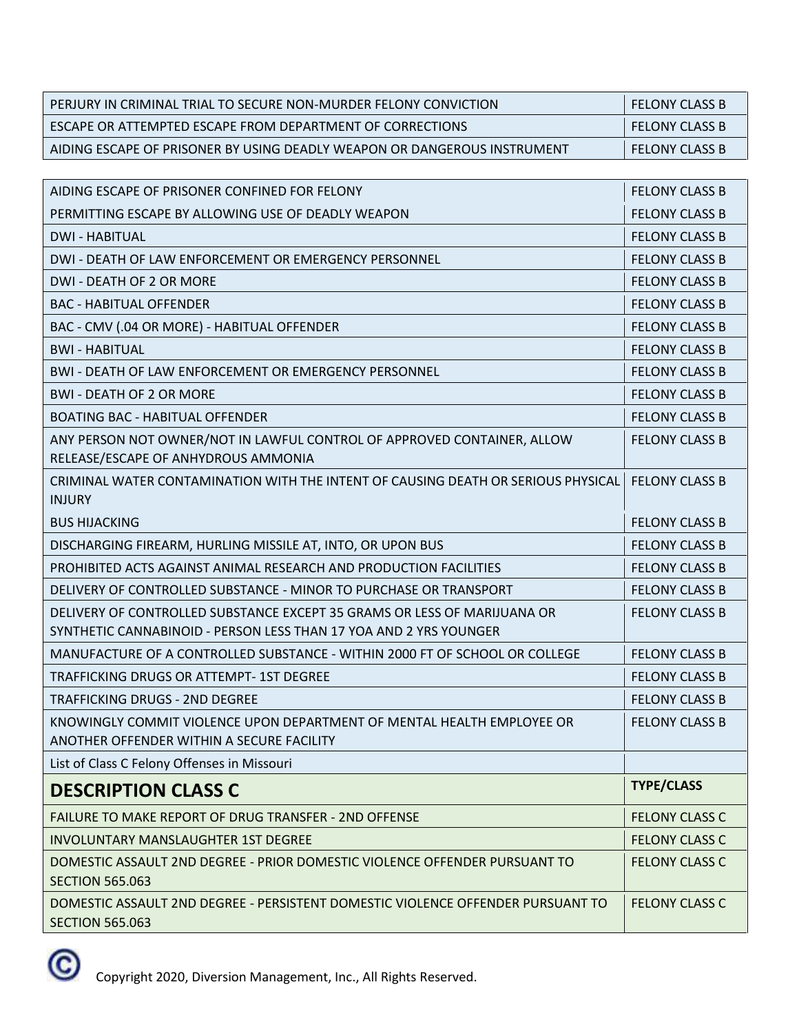| | |
|---|---|
| PERJURY IN CRIMINAL TRIAL TO SECURE NON-MURDER FELONY CONVICTION | FELONY CLASS B |
| ESCAPE OR ATTEMPTED ESCAPE FROM DEPARTMENT OF CORRECTIONS | FELONY CLASS B |
| AIDING ESCAPE OF PRISONER BY USING DEADLY WEAPON OR DANGEROUS INSTRUMENT | FELONY CLASS B |
| AIDING ESCAPE OF PRISONER CONFINED FOR FELONY | FELONY CLASS B |
| PERMITTING ESCAPE BY ALLOWING USE OF DEADLY WEAPON | FELONY CLASS B |
| DWI - HABITUAL | FELONY CLASS B |
| DWI - DEATH OF LAW ENFORCEMENT OR EMERGENCY PERSONNEL | FELONY CLASS B |
| DWI - DEATH OF 2 OR MORE | FELONY CLASS B |
| BAC - HABITUAL OFFENDER | FELONY CLASS B |
| BAC - CMV (.04 OR MORE) - HABITUAL OFFENDER | FELONY CLASS B |
| BWI - HABITUAL | FELONY CLASS B |
| BWI - DEATH OF LAW ENFORCEMENT OR EMERGENCY PERSONNEL | FELONY CLASS B |
| BWI - DEATH OF 2 OR MORE | FELONY CLASS B |
| BOATING BAC - HABITUAL OFFENDER | FELONY CLASS B |
| ANY PERSON NOT OWNER/NOT IN LAWFUL CONTROL OF APPROVED CONTAINER, ALLOW RELEASE/ESCAPE OF ANHYDROUS AMMONIA | FELONY CLASS B |
| CRIMINAL WATER CONTAMINATION WITH THE INTENT OF CAUSING DEATH OR SERIOUS PHYSICAL INJURY | FELONY CLASS B |
| BUS HIJACKING | FELONY CLASS B |
| DISCHARGING FIREARM, HURLING MISSILE AT, INTO, OR UPON BUS | FELONY CLASS B |
| PROHIBITED ACTS AGAINST ANIMAL RESEARCH AND PRODUCTION FACILITIES | FELONY CLASS B |
| DELIVERY OF CONTROLLED SUBSTANCE - MINOR TO PURCHASE OR TRANSPORT | FELONY CLASS B |
| DELIVERY OF CONTROLLED SUBSTANCE EXCEPT 35 GRAMS OR LESS OF MARIJUANA OR SYNTHETIC CANNABINOID - PERSON LESS THAN 17 YOA AND 2 YRS YOUNGER | FELONY CLASS B |
| MANUFACTURE OF A CONTROLLED SUBSTANCE - WITHIN 2000 FT OF SCHOOL OR COLLEGE | FELONY CLASS B |
| TRAFFICKING DRUGS OR ATTEMPT- 1ST DEGREE | FELONY CLASS B |
| TRAFFICKING DRUGS - 2ND DEGREE | FELONY CLASS B |
| KNOWINGLY COMMIT VIOLENCE UPON DEPARTMENT OF MENTAL HEALTH EMPLOYEE OR ANOTHER OFFENDER WITHIN A SECURE FACILITY | FELONY CLASS B |

List of Class C Felony Offenses in Missouri

| DESCRIPTION CLASS C | TYPE/CLASS |
|---|---|
| FAILURE TO MAKE REPORT OF DRUG TRANSFER - 2ND OFFENSE | FELONY CLASS C |
| INVOLUNTARY MANSLAUGHTER 1ST DEGREE | FELONY CLASS C |
| DOMESTIC ASSAULT 2ND DEGREE - PRIOR DOMESTIC VIOLENCE OFFENDER PURSUANT TO SECTION 565.063 | FELONY CLASS C |
| DOMESTIC ASSAULT 2ND DEGREE - PERSISTENT DOMESTIC VIOLENCE OFFENDER PURSUANT TO SECTION 565.063 | FELONY CLASS C |

Copyright 2020, Diversion Management, Inc., All Rights Reserved.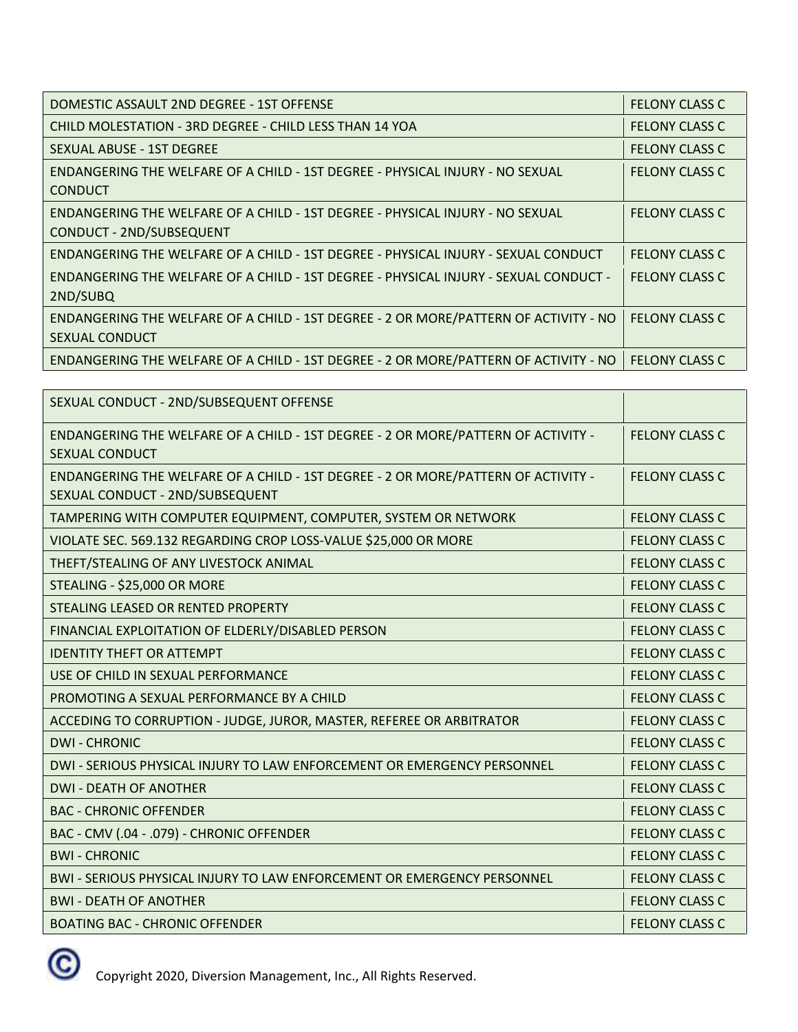| DOMESTIC ASSAULT 2ND DEGREE - 1ST OFFENSE | FELONY CLASS C |
| --- | --- |
| CHILD MOLESTATION - 3RD DEGREE - CHILD LESS THAN 14 YOA | FELONY CLASS C |
| SEXUAL ABUSE - 1ST DEGREE | FELONY CLASS C |
| ENDANGERING THE WELFARE OF A CHILD - 1ST DEGREE - PHYSICAL INJURY - NO SEXUAL CONDUCT | FELONY CLASS C |
| ENDANGERING THE WELFARE OF A CHILD - 1ST DEGREE - PHYSICAL INJURY - NO SEXUAL CONDUCT - 2ND/SUBSEQUENT | FELONY CLASS C |
| ENDANGERING THE WELFARE OF A CHILD - 1ST DEGREE - PHYSICAL INJURY - SEXUAL CONDUCT | FELONY CLASS C |
| ENDANGERING THE WELFARE OF A CHILD - 1ST DEGREE - PHYSICAL INJURY - SEXUAL CONDUCT - 2ND/SUBQ | FELONY CLASS C |
| ENDANGERING THE WELFARE OF A CHILD - 1ST DEGREE - 2 OR MORE/PATTERN OF ACTIVITY - NO SEXUAL CONDUCT | FELONY CLASS C |
| ENDANGERING THE WELFARE OF A CHILD - 1ST DEGREE - 2 OR MORE/PATTERN OF ACTIVITY - NO SEXUAL CONDUCT - 2ND/SUBSEQUENT OFFENSE | FELONY CLASS C |
| ENDANGERING THE WELFARE OF A CHILD - 1ST DEGREE - 2 OR MORE/PATTERN OF ACTIVITY - SEXUAL CONDUCT | FELONY CLASS C |
| ENDANGERING THE WELFARE OF A CHILD - 1ST DEGREE - 2 OR MORE/PATTERN OF ACTIVITY - SEXUAL CONDUCT - 2ND/SUBSEQUENT | FELONY CLASS C |
| TAMPERING WITH COMPUTER EQUIPMENT, COMPUTER, SYSTEM OR NETWORK | FELONY CLASS C |
| VIOLATE SEC. 569.132 REGARDING CROP LOSS-VALUE $25,000 OR MORE | FELONY CLASS C |
| THEFT/STEALING OF ANY LIVESTOCK ANIMAL | FELONY CLASS C |
| STEALING - $25,000 OR MORE | FELONY CLASS C |
| STEALING LEASED OR RENTED PROPERTY | FELONY CLASS C |
| FINANCIAL EXPLOITATION OF ELDERLY/DISABLED PERSON | FELONY CLASS C |
| IDENTITY THEFT OR ATTEMPT | FELONY CLASS C |
| USE OF CHILD IN SEXUAL PERFORMANCE | FELONY CLASS C |
| PROMOTING A SEXUAL PERFORMANCE BY A CHILD | FELONY CLASS C |
| ACCEDING TO CORRUPTION - JUDGE, JUROR, MASTER, REFEREE OR ARBITRATOR | FELONY CLASS C |
| DWI - CHRONIC | FELONY CLASS C |
| DWI - SERIOUS PHYSICAL INJURY TO LAW ENFORCEMENT OR EMERGENCY PERSONNEL | FELONY CLASS C |
| DWI - DEATH OF ANOTHER | FELONY CLASS C |
| BAC - CHRONIC OFFENDER | FELONY CLASS C |
| BAC - CMV (.04 - .079) - CHRONIC OFFENDER | FELONY CLASS C |
| BWI - CHRONIC | FELONY CLASS C |
| BWI - SERIOUS PHYSICAL INJURY TO LAW ENFORCEMENT OR EMERGENCY PERSONNEL | FELONY CLASS C |
| BWI - DEATH OF ANOTHER | FELONY CLASS C |
| BOATING BAC - CHRONIC OFFENDER | FELONY CLASS C |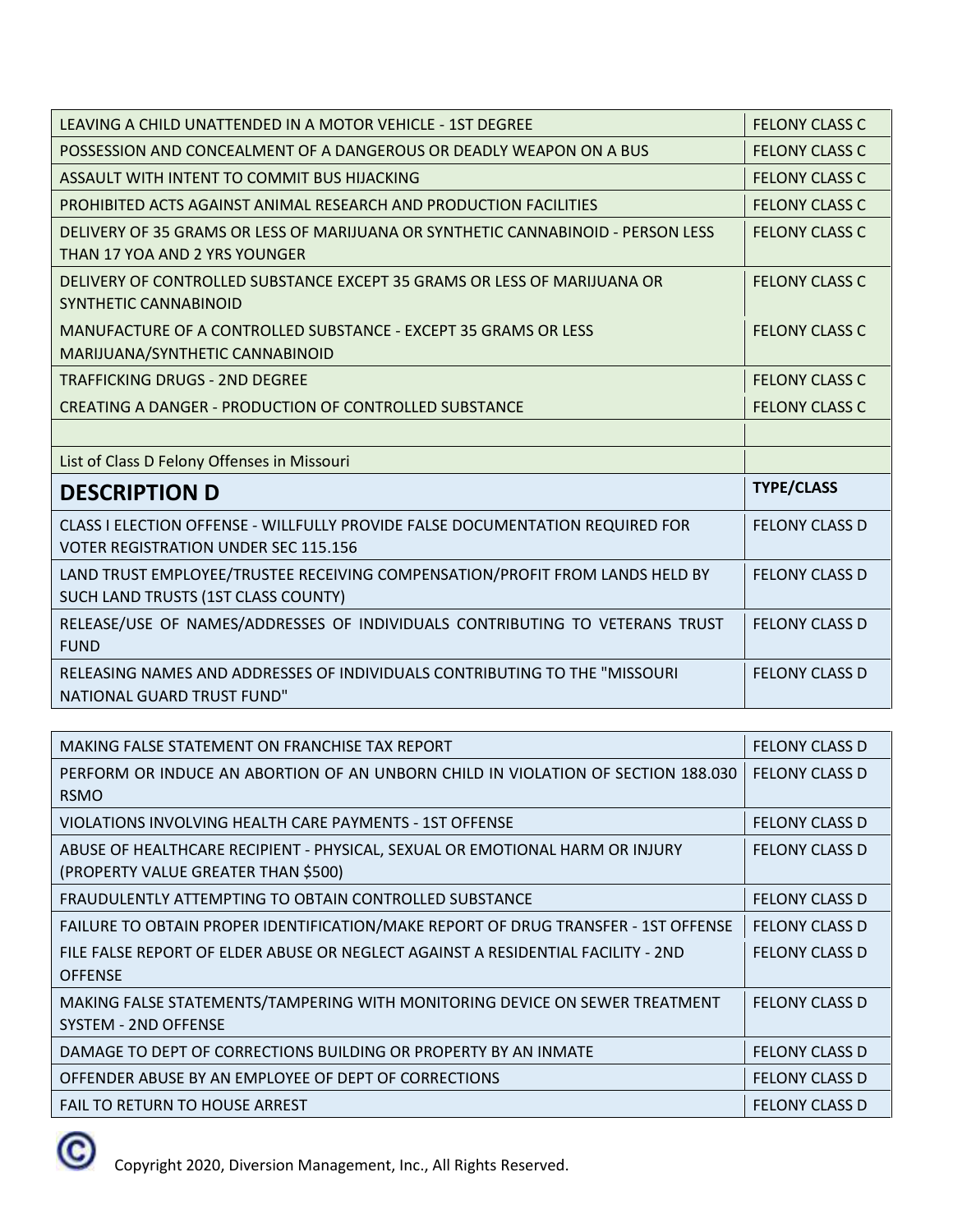| | |
|---|---|
| LEAVING A CHILD UNATTENDED IN A MOTOR VEHICLE - 1ST DEGREE | FELONY CLASS C |
| POSSESSION AND CONCEALMENT OF A DANGEROUS OR DEADLY WEAPON ON A BUS | FELONY CLASS C |
| ASSAULT WITH INTENT TO COMMIT BUS HIJACKING | FELONY CLASS C |
| PROHIBITED ACTS AGAINST ANIMAL RESEARCH AND PRODUCTION FACILITIES | FELONY CLASS C |
| DELIVERY OF 35 GRAMS OR LESS OF MARIJUANA OR SYNTHETIC CANNABINOID - PERSON LESS THAN 17 YOA AND 2 YRS YOUNGER | FELONY CLASS C |
| DELIVERY OF CONTROLLED SUBSTANCE EXCEPT 35 GRAMS OR LESS OF MARIJUANA OR SYNTHETIC CANNABINOID | FELONY CLASS C |
| MANUFACTURE OF A CONTROLLED SUBSTANCE - EXCEPT 35 GRAMS OR LESS MARIJUANA/SYNTHETIC CANNABINOID | FELONY CLASS C |
| TRAFFICKING DRUGS - 2ND DEGREE | FELONY CLASS C |
| CREATING A DANGER - PRODUCTION OF CONTROLLED SUBSTANCE | FELONY CLASS C |

List of Class D Felony Offenses in Missouri

| **DESCRIPTION D** | **TYPE/CLASS** |
|---|---|
| CLASS I ELECTION OFFENSE - WILLFULLY PROVIDE FALSE DOCUMENTATION REQUIRED FOR VOTER REGISTRATION UNDER SEC 115.156 | FELONY CLASS D |
| LAND TRUST EMPLOYEE/TRUSTEE RECEIVING COMPENSATION/PROFIT FROM LANDS HELD BY SUCH LAND TRUSTS (1ST CLASS COUNTY) | FELONY CLASS D |
| RELEASE/USE OF NAMES/ADDRESSES OF INDIVIDUALS CONTRIBUTING TO VETERANS TRUST FUND | FELONY CLASS D |
| RELEASING NAMES AND ADDRESSES OF INDIVIDUALS CONTRIBUTING TO THE "MISSOURI NATIONAL GUARD TRUST FUND" | FELONY CLASS D |
| MAKING FALSE STATEMENT ON FRANCHISE TAX REPORT | FELONY CLASS D |
| PERFORM OR INDUCE AN ABORTION OF AN UNBORN CHILD IN VIOLATION OF SECTION 188.030 RSMO | FELONY CLASS D |
| VIOLATIONS INVOLVING HEALTH CARE PAYMENTS - 1ST OFFENSE | FELONY CLASS D |
| ABUSE OF HEALTHCARE RECIPIENT - PHYSICAL, SEXUAL OR EMOTIONAL HARM OR INJURY (PROPERTY VALUE GREATER THAN $500) | FELONY CLASS D |
| FRAUDULENTLY ATTEMPTING TO OBTAIN CONTROLLED SUBSTANCE | FELONY CLASS D |
| FAILURE TO OBTAIN PROPER IDENTIFICATION/MAKE REPORT OF DRUG TRANSFER - 1ST OFFENSE | FELONY CLASS D |
| FILE FALSE REPORT OF ELDER ABUSE OR NEGLECT AGAINST A RESIDENTIAL FACILITY - 2ND OFFENSE | FELONY CLASS D |
| MAKING FALSE STATEMENTS/TAMPERING WITH MONITORING DEVICE ON SEWER TREATMENT SYSTEM - 2ND OFFENSE | FELONY CLASS D |
| DAMAGE TO DEPT OF CORRECTIONS BUILDING OR PROPERTY BY AN INMATE | FELONY CLASS D |
| OFFENDER ABUSE BY AN EMPLOYEE OF DEPT OF CORRECTIONS | FELONY CLASS D |
| FAIL TO RETURN TO HOUSE ARREST | FELONY CLASS D |

Copyright 2020, Diversion Management, Inc., All Rights Reserved.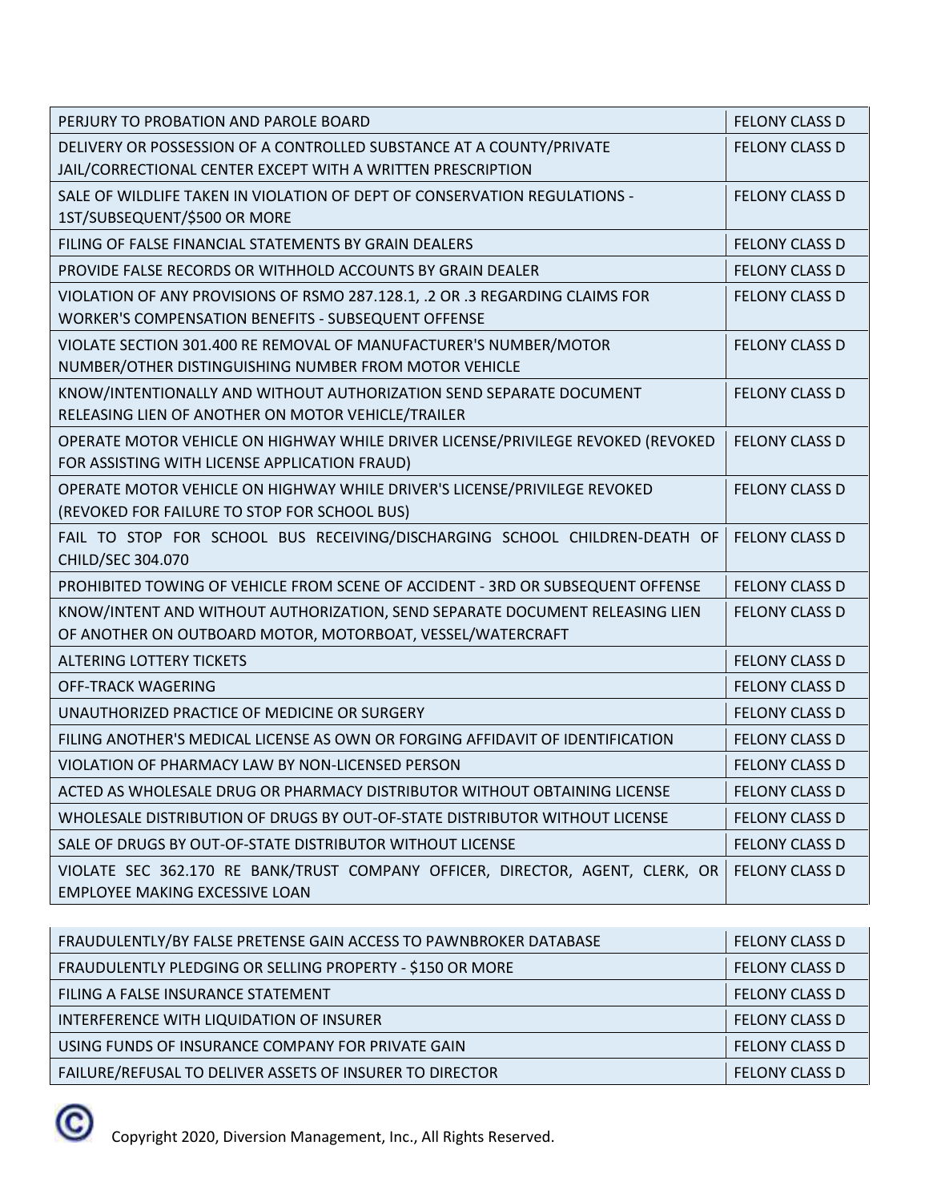| | |
|---|---|
| PERJURY TO PROBATION AND PAROLE BOARD | FELONY CLASS D |
| DELIVERY OR POSSESSION OF A CONTROLLED SUBSTANCE AT A COUNTY/PRIVATE JAIL/CORRECTIONAL CENTER EXCEPT WITH A WRITTEN PRESCRIPTION | FELONY CLASS D |
| SALE OF WILDLIFE TAKEN IN VIOLATION OF DEPT OF CONSERVATION REGULATIONS - 1ST/SUBSEQUENT/$500 OR MORE | FELONY CLASS D |
| FILING OF FALSE FINANCIAL STATEMENTS BY GRAIN DEALERS | FELONY CLASS D |
| PROVIDE FALSE RECORDS OR WITHHOLD ACCOUNTS BY GRAIN DEALER | FELONY CLASS D |
| VIOLATION OF ANY PROVISIONS OF RSMO 287.128.1, .2 OR .3 REGARDING CLAIMS FOR WORKER'S COMPENSATION BENEFITS - SUBSEQUENT OFFENSE | FELONY CLASS D |
| VIOLATE SECTION 301.400 RE REMOVAL OF MANUFACTURER'S NUMBER/MOTOR NUMBER/OTHER DISTINGUISHING NUMBER FROM MOTOR VEHICLE | FELONY CLASS D |
| KNOW/INTENTIONALLY AND WITHOUT AUTHORIZATION SEND SEPARATE DOCUMENT RELEASING LIEN OF ANOTHER ON MOTOR VEHICLE/TRAILER | FELONY CLASS D |
| OPERATE MOTOR VEHICLE ON HIGHWAY WHILE DRIVER LICENSE/PRIVILEGE REVOKED (REVOKED FOR ASSISTING WITH LICENSE APPLICATION FRAUD) | FELONY CLASS D |
| OPERATE MOTOR VEHICLE ON HIGHWAY WHILE DRIVER'S LICENSE/PRIVILEGE REVOKED (REVOKED FOR FAILURE TO STOP FOR SCHOOL BUS) | FELONY CLASS D |
| FAIL TO STOP FOR SCHOOL BUS RECEIVING/DISCHARGING SCHOOL CHILDREN-DEATH OF CHILD/SEC 304.070 | FELONY CLASS D |
| PROHIBITED TOWING OF VEHICLE FROM SCENE OF ACCIDENT - 3RD OR SUBSEQUENT OFFENSE | FELONY CLASS D |
| KNOW/INTENT AND WITHOUT AUTHORIZATION, SEND SEPARATE DOCUMENT RELEASING LIEN OF ANOTHER ON OUTBOARD MOTOR, MOTORBOAT, VESSEL/WATERCRAFT | FELONY CLASS D |
| ALTERING LOTTERY TICKETS | FELONY CLASS D |
| OFF-TRACK WAGERING | FELONY CLASS D |
| UNAUTHORIZED PRACTICE OF MEDICINE OR SURGERY | FELONY CLASS D |
| FILING ANOTHER'S MEDICAL LICENSE AS OWN OR FORGING AFFIDAVIT OF IDENTIFICATION | FELONY CLASS D |
| VIOLATION OF PHARMACY LAW BY NON-LICENSED PERSON | FELONY CLASS D |
| ACTED AS WHOLESALE DRUG OR PHARMACY DISTRIBUTOR WITHOUT OBTAINING LICENSE | FELONY CLASS D |
| WHOLESALE DISTRIBUTION OF DRUGS BY OUT-OF-STATE DISTRIBUTOR WITHOUT LICENSE | FELONY CLASS D |
| SALE OF DRUGS BY OUT-OF-STATE DISTRIBUTOR WITHOUT LICENSE | FELONY CLASS D |
| VIOLATE SEC 362.170 RE BANK/TRUST COMPANY OFFICER, DIRECTOR, AGENT, CLERK, OR EMPLOYEE MAKING EXCESSIVE LOAN | FELONY CLASS D |
| FRAUDULENTLY/BY FALSE PRETENSE GAIN ACCESS TO PAWNBROKER DATABASE | FELONY CLASS D |
| FRAUDULENTLY PLEDGING OR SELLING PROPERTY - $150 OR MORE | FELONY CLASS D |
| FILING A FALSE INSURANCE STATEMENT | FELONY CLASS D |
| INTERFERENCE WITH LIQUIDATION OF INSURER | FELONY CLASS D |
| USING FUNDS OF INSURANCE COMPANY FOR PRIVATE GAIN | FELONY CLASS D |
| FAILURE/REFUSAL TO DELIVER ASSETS OF INSURER TO DIRECTOR | FELONY CLASS D |

Copyright 2020, Diversion Management, Inc., All Rights Reserved.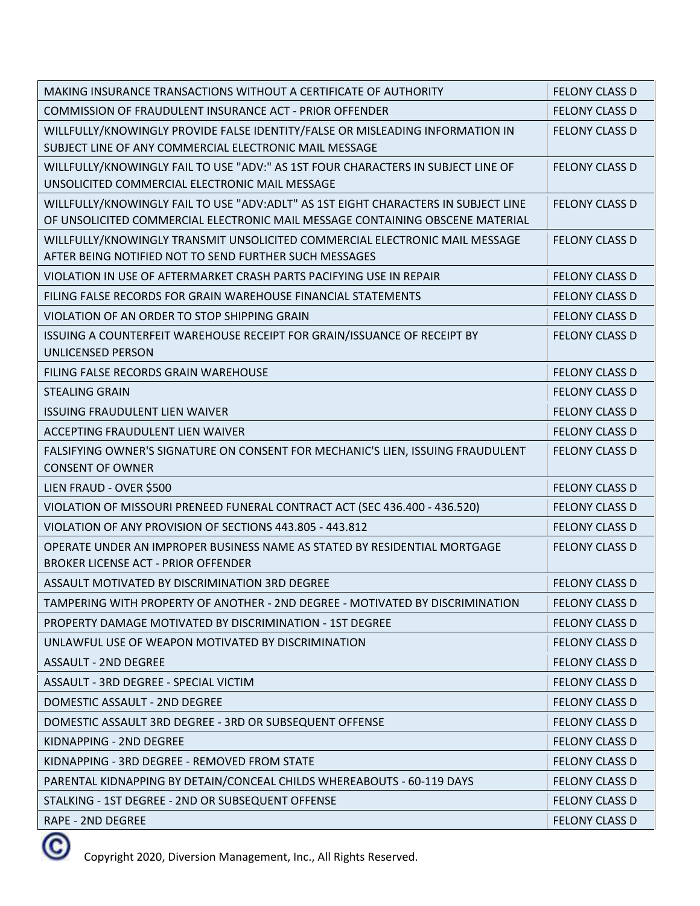| MAKING INSURANCE TRANSACTIONS WITHOUT A CERTIFICATE OF AUTHORITY | FELONY CLASS D |
|---|---|
| COMMISSION OF FRAUDULENT INSURANCE ACT - PRIOR OFFENDER | FELONY CLASS D |
| WILLFULLY/KNOWINGLY PROVIDE FALSE IDENTITY/FALSE OR MISLEADING INFORMATION IN SUBJECT LINE OF ANY COMMERCIAL ELECTRONIC MAIL MESSAGE | FELONY CLASS D |
| WILLFULLY/KNOWINGLY FAIL TO USE "ADV:" AS 1ST FOUR CHARACTERS IN SUBJECT LINE OF UNSOLICITED COMMERCIAL ELECTRONIC MAIL MESSAGE | FELONY CLASS D |
| WILLFULLY/KNOWINGLY FAIL TO USE "ADV:ADLT" AS 1ST EIGHT CHARACTERS IN SUBJECT LINE OF UNSOLICITED COMMERCIAL ELECTRONIC MAIL MESSAGE CONTAINING OBSCENE MATERIAL | FELONY CLASS D |
| WILLFULLY/KNOWINGLY TRANSMIT UNSOLICITED COMMERCIAL ELECTRONIC MAIL MESSAGE AFTER BEING NOTIFIED NOT TO SEND FURTHER SUCH MESSAGES | FELONY CLASS D |
| VIOLATION IN USE OF AFTERMARKET CRASH PARTS PACIFYING USE IN REPAIR | FELONY CLASS D |
| FILING FALSE RECORDS FOR GRAIN WAREHOUSE FINANCIAL STATEMENTS | FELONY CLASS D |
| VIOLATION OF AN ORDER TO STOP SHIPPING GRAIN | FELONY CLASS D |
| ISSUING A COUNTERFEIT WAREHOUSE RECEIPT FOR GRAIN/ISSUANCE OF RECEIPT BY UNLICENSED PERSON | FELONY CLASS D |
| FILING FALSE RECORDS GRAIN WAREHOUSE | FELONY CLASS D |
| STEALING GRAIN | FELONY CLASS D |
| ISSUING FRAUDULENT LIEN WAIVER | FELONY CLASS D |
| ACCEPTING FRAUDULENT LIEN WAIVER | FELONY CLASS D |
| FALSIFYING OWNER'S SIGNATURE ON CONSENT FOR MECHANIC'S LIEN, ISSUING FRAUDULENT CONSENT OF OWNER | FELONY CLASS D |
| LIEN FRAUD - OVER $500 | FELONY CLASS D |
| VIOLATION OF MISSOURI PRENEED FUNERAL CONTRACT ACT (SEC 436.400 - 436.520) | FELONY CLASS D |
| VIOLATION OF ANY PROVISION OF SECTIONS 443.805 - 443.812 | FELONY CLASS D |
| OPERATE UNDER AN IMPROPER BUSINESS NAME AS STATED BY RESIDENTIAL MORTGAGE BROKER LICENSE ACT - PRIOR OFFENDER | FELONY CLASS D |
| ASSAULT MOTIVATED BY DISCRIMINATION 3RD DEGREE | FELONY CLASS D |
| TAMPERING WITH PROPERTY OF ANOTHER - 2ND DEGREE - MOTIVATED BY DISCRIMINATION | FELONY CLASS D |
| PROPERTY DAMAGE MOTIVATED BY DISCRIMINATION - 1ST DEGREE | FELONY CLASS D |
| UNLAWFUL USE OF WEAPON MOTIVATED BY DISCRIMINATION | FELONY CLASS D |
| ASSAULT - 2ND DEGREE | FELONY CLASS D |
| ASSAULT - 3RD DEGREE - SPECIAL VICTIM | FELONY CLASS D |
| DOMESTIC ASSAULT - 2ND DEGREE | FELONY CLASS D |
| DOMESTIC ASSAULT 3RD DEGREE - 3RD OR SUBSEQUENT OFFENSE | FELONY CLASS D |
| KIDNAPPING - 2ND DEGREE | FELONY CLASS D |
| KIDNAPPING - 3RD DEGREE - REMOVED FROM STATE | FELONY CLASS D |
| PARENTAL KIDNAPPING BY DETAIN/CONCEAL CHILDS WHEREABOUTS - 60-119 DAYS | FELONY CLASS D |
| STALKING - 1ST DEGREE - 2ND OR SUBSEQUENT OFFENSE | FELONY CLASS D |
| RAPE - 2ND DEGREE | FELONY CLASS D |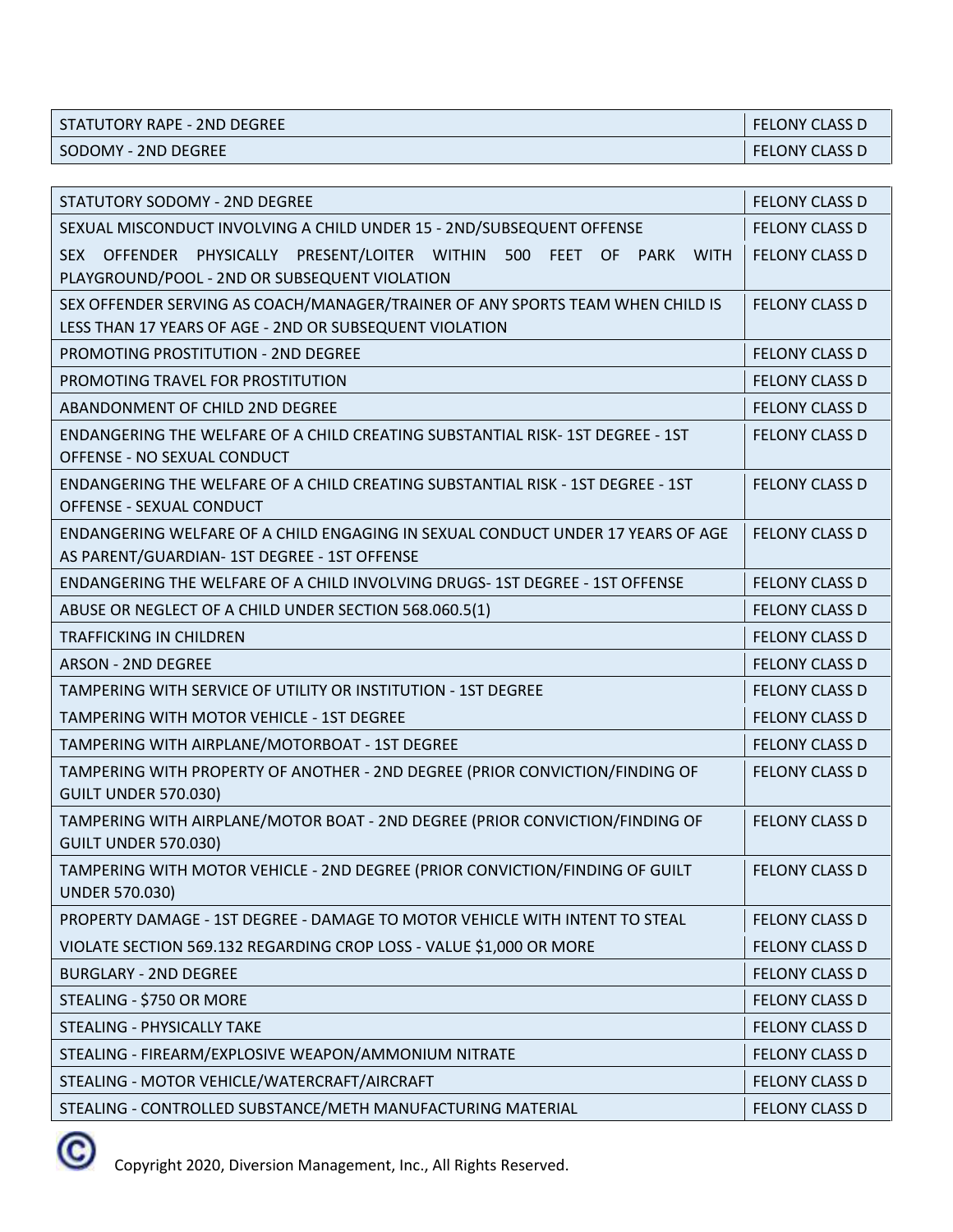| | |
|---|---|
| STATUTORY RAPE - 2ND DEGREE | FELONY CLASS D |
| SODOMY - 2ND DEGREE | FELONY CLASS D |

| | |
|---|---|
| STATUTORY SODOMY - 2ND DEGREE | FELONY CLASS D |
| SEXUAL MISCONDUCT INVOLVING A CHILD UNDER 15 - 2ND/SUBSEQUENT OFFENSE | FELONY CLASS D |
| SEX OFFENDER PHYSICALLY PRESENT/LOITER WITHIN 500 FEET OF PARK WITH PLAYGROUND/POOL - 2ND OR SUBSEQUENT VIOLATION | FELONY CLASS D |
| SEX OFFENDER SERVING AS COACH/MANAGER/TRAINER OF ANY SPORTS TEAM WHEN CHILD IS LESS THAN 17 YEARS OF AGE - 2ND OR SUBSEQUENT VIOLATION | FELONY CLASS D |
| PROMOTING PROSTITUTION - 2ND DEGREE | FELONY CLASS D |
| PROMOTING TRAVEL FOR PROSTITUTION | FELONY CLASS D |
| ABANDONMENT OF CHILD 2ND DEGREE | FELONY CLASS D |
| ENDANGERING THE WELFARE OF A CHILD CREATING SUBSTANTIAL RISK- 1ST DEGREE - 1ST OFFENSE - NO SEXUAL CONDUCT | FELONY CLASS D |
| ENDANGERING THE WELFARE OF A CHILD CREATING SUBSTANTIAL RISK - 1ST DEGREE - 1ST OFFENSE - SEXUAL CONDUCT | FELONY CLASS D |
| ENDANGERING WELFARE OF A CHILD ENGAGING IN SEXUAL CONDUCT UNDER 17 YEARS OF AGE AS PARENT/GUARDIAN- 1ST DEGREE - 1ST OFFENSE | FELONY CLASS D |
| ENDANGERING THE WELFARE OF A CHILD INVOLVING DRUGS- 1ST DEGREE - 1ST OFFENSE | FELONY CLASS D |
| ABUSE OR NEGLECT OF A CHILD UNDER SECTION 568.060.5(1) | FELONY CLASS D |
| TRAFFICKING IN CHILDREN | FELONY CLASS D |
| ARSON - 2ND DEGREE | FELONY CLASS D |
| TAMPERING WITH SERVICE OF UTILITY OR INSTITUTION - 1ST DEGREE | FELONY CLASS D |
| TAMPERING WITH MOTOR VEHICLE - 1ST DEGREE | FELONY CLASS D |
| TAMPERING WITH AIRPLANE/MOTORBOAT - 1ST DEGREE | FELONY CLASS D |
| TAMPERING WITH PROPERTY OF ANOTHER - 2ND DEGREE (PRIOR CONVICTION/FINDING OF GUILT UNDER 570.030) | FELONY CLASS D |
| TAMPERING WITH AIRPLANE/MOTOR BOAT - 2ND DEGREE (PRIOR CONVICTION/FINDING OF GUILT UNDER 570.030) | FELONY CLASS D |
| TAMPERING WITH MOTOR VEHICLE - 2ND DEGREE (PRIOR CONVICTION/FINDING OF GUILT UNDER 570.030) | FELONY CLASS D |
| PROPERTY DAMAGE - 1ST DEGREE - DAMAGE TO MOTOR VEHICLE WITH INTENT TO STEAL | FELONY CLASS D |
| VIOLATE SECTION 569.132 REGARDING CROP LOSS - VALUE $1,000 OR MORE | FELONY CLASS D |
| BURGLARY - 2ND DEGREE | FELONY CLASS D |
| STEALING - $750 OR MORE | FELONY CLASS D |
| STEALING - PHYSICALLY TAKE | FELONY CLASS D |
| STEALING - FIREARM/EXPLOSIVE WEAPON/AMMONIUM NITRATE | FELONY CLASS D |
| STEALING - MOTOR VEHICLE/WATERCRAFT/AIRCRAFT | FELONY CLASS D |
| STEALING - CONTROLLED SUBSTANCE/METH MANUFACTURING MATERIAL | FELONY CLASS D |

© Copyright 2020, Diversion Management, Inc., All Rights Reserved.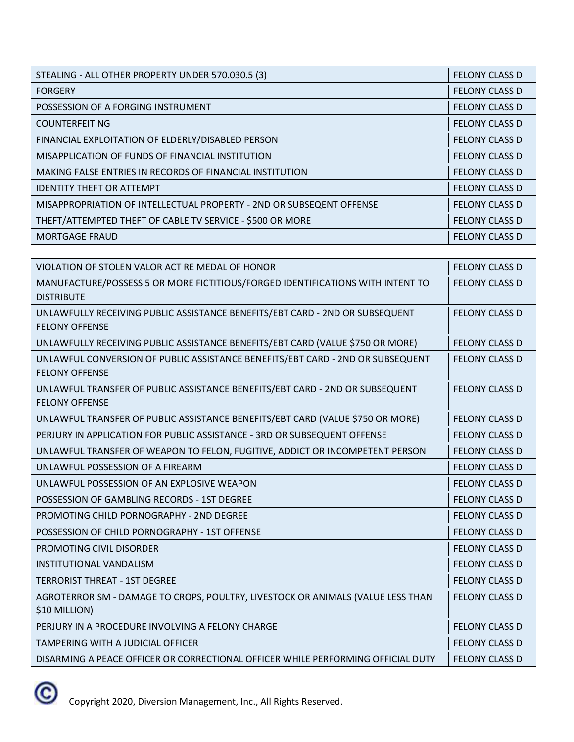| | |
|---|---|
| STEALING - ALL OTHER PROPERTY UNDER 570.030.5 (3) | FELONY CLASS D |
| FORGERY | FELONY CLASS D |
| POSSESSION OF A FORGING INSTRUMENT | FELONY CLASS D |
| COUNTERFEITING | FELONY CLASS D |
| FINANCIAL EXPLOITATION OF ELDERLY/DISABLED PERSON | FELONY CLASS D |
| MISAPPLICATION OF FUNDS OF FINANCIAL INSTITUTION | FELONY CLASS D |
| MAKING FALSE ENTRIES IN RECORDS OF FINANCIAL INSTITUTION | FELONY CLASS D |
| IDENTITY THEFT OR ATTEMPT | FELONY CLASS D |
| MISAPPROPRIATION OF INTELLECTUAL PROPERTY - 2ND OR SUBSEQENT OFFENSE | FELONY CLASS D |
| THEFT/ATTEMPTED THEFT OF CABLE TV SERVICE - $500 OR MORE | FELONY CLASS D |
| MORTGAGE FRAUD | FELONY CLASS D |

| | |
|---|---|
| VIOLATION OF STOLEN VALOR ACT RE MEDAL OF HONOR | FELONY CLASS D |
| MANUFACTURE/POSSESS 5 OR MORE FICTITIOUS/FORGED IDENTIFICATIONS WITH INTENT TO DISTRIBUTE | FELONY CLASS D |
| UNLAWFULLY RECEIVING PUBLIC ASSISTANCE BENEFITS/EBT CARD - 2ND OR SUBSEQUENT FELONY OFFENSE | FELONY CLASS D |
| UNLAWFULLY RECEIVING PUBLIC ASSISTANCE BENEFITS/EBT CARD (VALUE $750 OR MORE) | FELONY CLASS D |
| UNLAWFUL CONVERSION OF PUBLIC ASSISTANCE BENEFITS/EBT CARD - 2ND OR SUBSEQUENT FELONY OFFENSE | FELONY CLASS D |
| UNLAWFUL TRANSFER OF PUBLIC ASSISTANCE BENEFITS/EBT CARD - 2ND OR SUBSEQUENT FELONY OFFENSE | FELONY CLASS D |
| UNLAWFUL TRANSFER OF PUBLIC ASSISTANCE BENEFITS/EBT CARD (VALUE $750 OR MORE) | FELONY CLASS D |
| PERJURY IN APPLICATION FOR PUBLIC ASSISTANCE - 3RD OR SUBSEQUENT OFFENSE | FELONY CLASS D |
| UNLAWFUL TRANSFER OF WEAPON TO FELON, FUGITIVE, ADDICT OR INCOMPETENT PERSON | FELONY CLASS D |
| UNLAWFUL POSSESSION OF A FIREARM | FELONY CLASS D |
| UNLAWFUL POSSESSION OF AN EXPLOSIVE WEAPON | FELONY CLASS D |
| POSSESSION OF GAMBLING RECORDS - 1ST DEGREE | FELONY CLASS D |
| PROMOTING CHILD PORNOGRAPHY - 2ND DEGREE | FELONY CLASS D |
| POSSESSION OF CHILD PORNOGRAPHY - 1ST OFFENSE | FELONY CLASS D |
| PROMOTING CIVIL DISORDER | FELONY CLASS D |
| INSTITUTIONAL VANDALISM | FELONY CLASS D |
| TERRORIST THREAT - 1ST DEGREE | FELONY CLASS D |
| AGROTERRORISM - DAMAGE TO CROPS, POULTRY, LIVESTOCK OR ANIMALS (VALUE LESS THAN $10 MILLION) | FELONY CLASS D |
| PERJURY IN A PROCEDURE INVOLVING A FELONY CHARGE | FELONY CLASS D |
| TAMPERING WITH A JUDICIAL OFFICER | FELONY CLASS D |
| DISARMING A PEACE OFFICER OR CORRECTIONAL OFFICER WHILE PERFORMING OFFICIAL DUTY | FELONY CLASS D |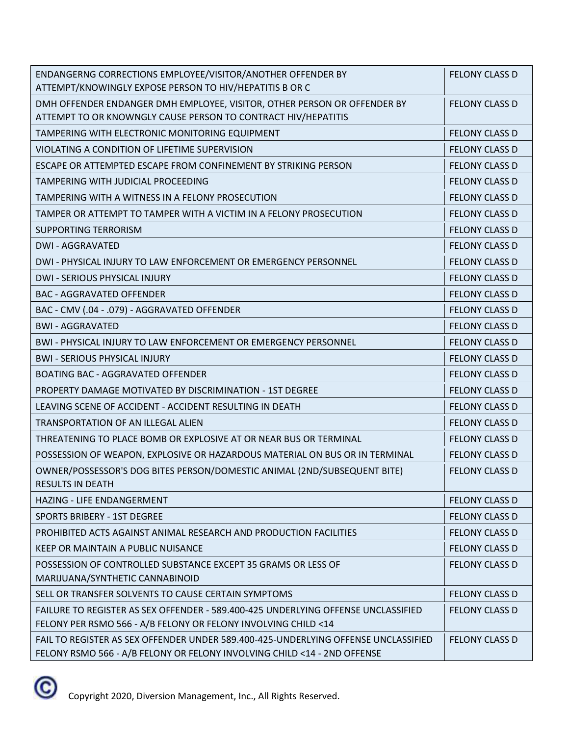| | |
|---|---|
| ENDANGERNG CORRECTIONS EMPLOYEE/VISITOR/ANOTHER OFFENDER BY ATTEMPT/KNOWINGLY EXPOSE PERSON TO HIV/HEPATITIS B OR C | FELONY CLASS D |
| DMH OFFENDER ENDANGER DMH EMPLOYEE, VISITOR, OTHER PERSON OR OFFENDER BY ATTEMPT TO OR KNOWNGLY CAUSE PERSON TO CONTRACT HIV/HEPATITIS | FELONY CLASS D |
| TAMPERING WITH ELECTRONIC MONITORING EQUIPMENT | FELONY CLASS D |
| VIOLATING A CONDITION OF LIFETIME SUPERVISION | FELONY CLASS D |
| ESCAPE OR ATTEMPTED ESCAPE FROM CONFINEMENT BY STRIKING PERSON | FELONY CLASS D |
| TAMPERING WITH JUDICIAL PROCEEDING | FELONY CLASS D |
| TAMPERING WITH A WITNESS IN A FELONY PROSECUTION | FELONY CLASS D |
| TAMPER OR ATTEMPT TO TAMPER WITH A VICTIM IN A FELONY PROSECUTION | FELONY CLASS D |
| SUPPORTING TERRORISM | FELONY CLASS D |
| DWI - AGGRAVATED | FELONY CLASS D |
| DWI - PHYSICAL INJURY TO LAW ENFORCEMENT OR EMERGENCY PERSONNEL | FELONY CLASS D |
| DWI - SERIOUS PHYSICAL INJURY | FELONY CLASS D |
| BAC - AGGRAVATED OFFENDER | FELONY CLASS D |
| BAC - CMV (.04 - .079) - AGGRAVATED OFFENDER | FELONY CLASS D |
| BWI - AGGRAVATED | FELONY CLASS D |
| BWI - PHYSICAL INJURY TO LAW ENFORCEMENT OR EMERGENCY PERSONNEL | FELONY CLASS D |
| BWI - SERIOUS PHYSICAL INJURY | FELONY CLASS D |
| BOATING BAC - AGGRAVATED OFFENDER | FELONY CLASS D |
| PROPERTY DAMAGE MOTIVATED BY DISCRIMINATION - 1ST DEGREE | FELONY CLASS D |
| LEAVING SCENE OF ACCIDENT - ACCIDENT RESULTING IN DEATH | FELONY CLASS D |
| TRANSPORTATION OF AN ILLEGAL ALIEN | FELONY CLASS D |
| THREATENING TO PLACE BOMB OR EXPLOSIVE AT OR NEAR BUS OR TERMINAL | FELONY CLASS D |
| POSSESSION OF WEAPON, EXPLOSIVE OR HAZARDOUS MATERIAL ON BUS OR IN TERMINAL | FELONY CLASS D |
| OWNER/POSSESSOR'S DOG BITES PERSON/DOMESTIC ANIMAL (2ND/SUBSEQUENT BITE) RESULTS IN DEATH | FELONY CLASS D |
| HAZING - LIFE ENDANGERMENT | FELONY CLASS D |
| SPORTS BRIBERY - 1ST DEGREE | FELONY CLASS D |
| PROHIBITED ACTS AGAINST ANIMAL RESEARCH AND PRODUCTION FACILITIES | FELONY CLASS D |
| KEEP OR MAINTAIN A PUBLIC NUISANCE | FELONY CLASS D |
| POSSESSION OF CONTROLLED SUBSTANCE EXCEPT 35 GRAMS OR LESS OF MARIJUANA/SYNTHETIC CANNABINOID | FELONY CLASS D |
| SELL OR TRANSFER SOLVENTS TO CAUSE CERTAIN SYMPTOMS | FELONY CLASS D |
| FAILURE TO REGISTER AS SEX OFFENDER - 589.400-425 UNDERLYING OFFENSE UNCLASSIFIED FELONY PER RSMO 566 - A/B FELONY OR FELONY INVOLVING CHILD <14 | FELONY CLASS D |
| FAIL TO REGISTER AS SEX OFFENDER UNDER 589.400-425-UNDERLYING OFFENSE UNCLASSIFIED FELONY RSMO 566 - A/B FELONY OR FELONY INVOLVING CHILD <14 - 2ND OFFENSE | FELONY CLASS D |

Copyright 2020, Diversion Management, Inc., All Rights Reserved.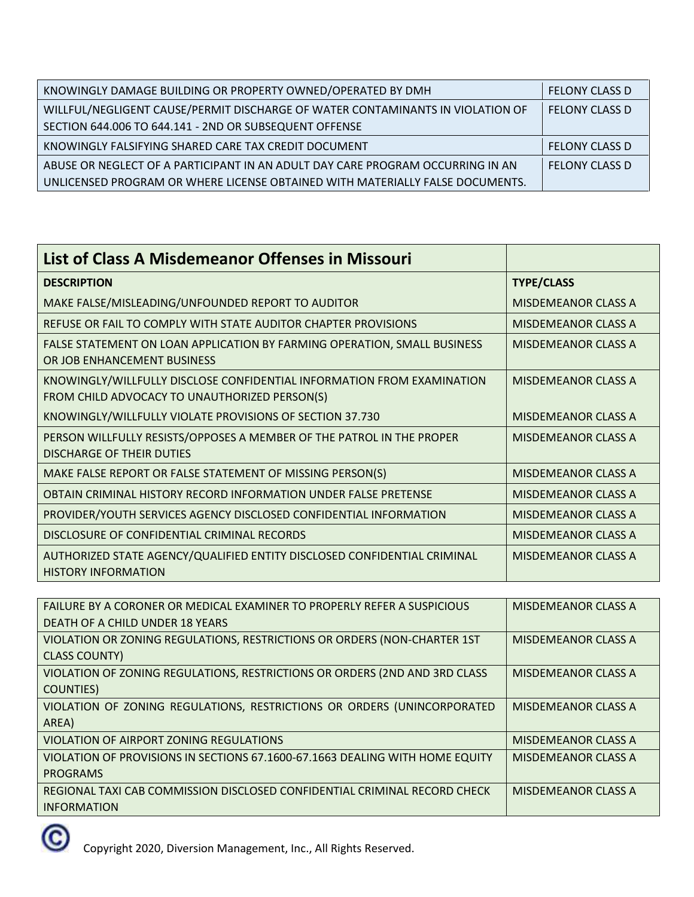| | |
|---|---|
| KNOWINGLY DAMAGE BUILDING OR PROPERTY OWNED/OPERATED BY DMH | FELONY CLASS D |
| WILLFUL/NEGLIGENT CAUSE/PERMIT DISCHARGE OF WATER CONTAMINANTS IN VIOLATION OF SECTION 644.006 TO 644.141 - 2ND OR SUBSEQUENT OFFENSE | FELONY CLASS D |
| KNOWINGLY FALSIFYING SHARED CARE TAX CREDIT DOCUMENT | FELONY CLASS D |
| ABUSE OR NEGLECT OF A PARTICIPANT IN AN ADULT DAY CARE PROGRAM OCCURRING IN AN UNLICENSED PROGRAM OR WHERE LICENSE OBTAINED WITH MATERIALLY FALSE DOCUMENTS. | FELONY CLASS D |

## List of Class A Misdemeanor Offenses in Missouri

| DESCRIPTION | TYPE/CLASS |
|---|---|
| MAKE FALSE/MISLEADING/UNFOUNDED REPORT TO AUDITOR | MISDEMEANOR CLASS A |
| REFUSE OR FAIL TO COMPLY WITH STATE AUDITOR CHAPTER PROVISIONS | MISDEMEANOR CLASS A |
| FALSE STATEMENT ON LOAN APPLICATION BY FARMING OPERATION, SMALL BUSINESS OR JOB ENHANCEMENT BUSINESS | MISDEMEANOR CLASS A |
| KNOWINGLY/WILLFULLY DISCLOSE CONFIDENTIAL INFORMATION FROM EXAMINATION FROM CHILD ADVOCACY TO UNAUTHORIZED PERSON(S) | MISDEMEANOR CLASS A |
| KNOWINGLY/WILLFULLY VIOLATE PROVISIONS OF SECTION 37.730 | MISDEMEANOR CLASS A |
| PERSON WILLFULLY RESISTS/OPPOSES A MEMBER OF THE PATROL IN THE PROPER DISCHARGE OF THEIR DUTIES | MISDEMEANOR CLASS A |
| MAKE FALSE REPORT OR FALSE STATEMENT OF MISSING PERSON(S) | MISDEMEANOR CLASS A |
| OBTAIN CRIMINAL HISTORY RECORD INFORMATION UNDER FALSE PRETENSE | MISDEMEANOR CLASS A |
| PROVIDER/YOUTH SERVICES AGENCY DISCLOSED CONFIDENTIAL INFORMATION | MISDEMEANOR CLASS A |
| DISCLOSURE OF CONFIDENTIAL CRIMINAL RECORDS | MISDEMEANOR CLASS A |
| AUTHORIZED STATE AGENCY/QUALIFIED ENTITY DISCLOSED CONFIDENTIAL CRIMINAL HISTORY INFORMATION | MISDEMEANOR CLASS A |
| FAILURE BY A CORONER OR MEDICAL EXAMINER TO PROPERLY REFER A SUSPICIOUS DEATH OF A CHILD UNDER 18 YEARS | MISDEMEANOR CLASS A |
| VIOLATION OR ZONING REGULATIONS, RESTRICTIONS OR ORDERS (NON-CHARTER 1ST CLASS COUNTY) | MISDEMEANOR CLASS A |
| VIOLATION OF ZONING REGULATIONS, RESTRICTIONS OR ORDERS (2ND AND 3RD CLASS COUNTIES) | MISDEMEANOR CLASS A |
| VIOLATION OF ZONING REGULATIONS, RESTRICTIONS OR ORDERS (UNINCORPORATED AREA) | MISDEMEANOR CLASS A |
| VIOLATION OF AIRPORT ZONING REGULATIONS | MISDEMEANOR CLASS A |
| VIOLATION OF PROVISIONS IN SECTIONS 67.1600-67.1663 DEALING WITH HOME EQUITY PROGRAMS | MISDEMEANOR CLASS A |
| REGIONAL TAXI CAB COMMISSION DISCLOSED CONFIDENTIAL CRIMINAL RECORD CHECK INFORMATION | MISDEMEANOR CLASS A |

Copyright 2020, Diversion Management, Inc., All Rights Reserved.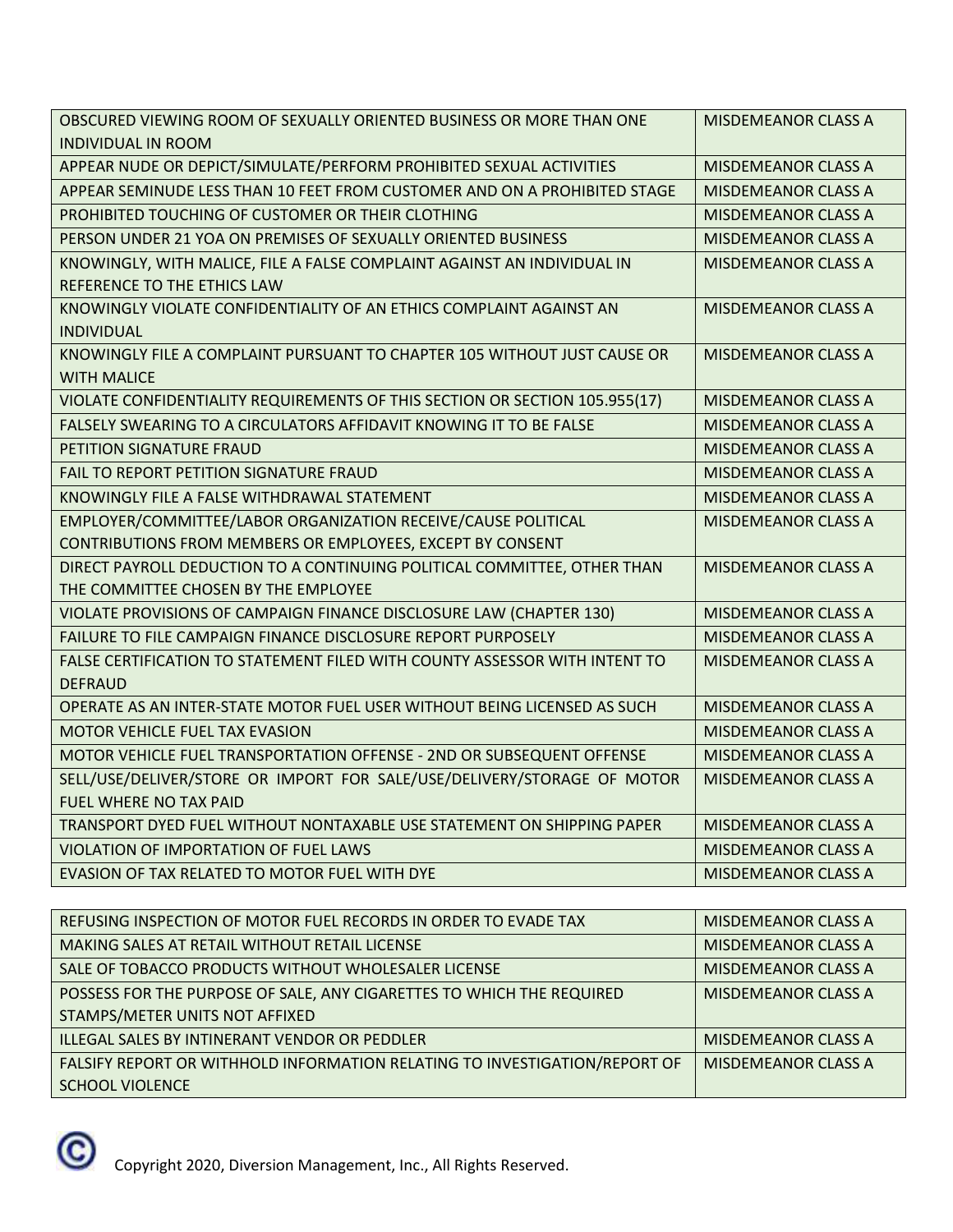| OBSCURED VIEWING ROOM OF SEXUALLY ORIENTED BUSINESS OR MORE THAN ONE INDIVIDUAL IN ROOM | MISDEMEANOR CLASS A |
|---|---|
| APPEAR NUDE OR DEPICT/SIMULATE/PERFORM PROHIBITED SEXUAL ACTIVITIES | MISDEMEANOR CLASS A |
| APPEAR SEMINUDE LESS THAN 10 FEET FROM CUSTOMER AND ON A PROHIBITED STAGE | MISDEMEANOR CLASS A |
| PROHIBITED TOUCHING OF CUSTOMER OR THEIR CLOTHING | MISDEMEANOR CLASS A |
| PERSON UNDER 21 YOA ON PREMISES OF SEXUALLY ORIENTED BUSINESS | MISDEMEANOR CLASS A |
| KNOWINGLY, WITH MALICE, FILE A FALSE COMPLAINT AGAINST AN INDIVIDUAL IN REFERENCE TO THE ETHICS LAW | MISDEMEANOR CLASS A |
| KNOWINGLY VIOLATE CONFIDENTIALITY OF AN ETHICS COMPLAINT AGAINST AN INDIVIDUAL | MISDEMEANOR CLASS A |
| KNOWINGLY FILE A COMPLAINT PURSUANT TO CHAPTER 105 WITHOUT JUST CAUSE OR WITH MALICE | MISDEMEANOR CLASS A |
| VIOLATE CONFIDENTIALITY REQUIREMENTS OF THIS SECTION OR SECTION 105.955(17) | MISDEMEANOR CLASS A |
| FALSELY SWEARING TO A CIRCULATORS AFFIDAVIT KNOWING IT TO BE FALSE | MISDEMEANOR CLASS A |
| PETITION SIGNATURE FRAUD | MISDEMEANOR CLASS A |
| FAIL TO REPORT PETITION SIGNATURE FRAUD | MISDEMEANOR CLASS A |
| KNOWINGLY FILE A FALSE WITHDRAWAL STATEMENT | MISDEMEANOR CLASS A |
| EMPLOYER/COMMITTEE/LABOR ORGANIZATION RECEIVE/CAUSE POLITICAL CONTRIBUTIONS FROM MEMBERS OR EMPLOYEES, EXCEPT BY CONSENT | MISDEMEANOR CLASS A |
| DIRECT PAYROLL DEDUCTION TO A CONTINUING POLITICAL COMMITTEE, OTHER THAN THE COMMITTEE CHOSEN BY THE EMPLOYEE | MISDEMEANOR CLASS A |
| VIOLATE PROVISIONS OF CAMPAIGN FINANCE DISCLOSURE LAW (CHAPTER 130) | MISDEMEANOR CLASS A |
| FAILURE TO FILE CAMPAIGN FINANCE DISCLOSURE REPORT PURPOSELY | MISDEMEANOR CLASS A |
| FALSE CERTIFICATION TO STATEMENT FILED WITH COUNTY ASSESSOR WITH INTENT TO DEFRAUD | MISDEMEANOR CLASS A |
| OPERATE AS AN INTER-STATE MOTOR FUEL USER WITHOUT BEING LICENSED AS SUCH | MISDEMEANOR CLASS A |
| MOTOR VEHICLE FUEL TAX EVASION | MISDEMEANOR CLASS A |
| MOTOR VEHICLE FUEL TRANSPORTATION OFFENSE - 2ND OR SUBSEQUENT OFFENSE | MISDEMEANOR CLASS A |
| SELL/USE/DELIVER/STORE OR IMPORT FOR SALE/USE/DELIVERY/STORAGE OF MOTOR FUEL WHERE NO TAX PAID | MISDEMEANOR CLASS A |
| TRANSPORT DYED FUEL WITHOUT NONTAXABLE USE STATEMENT ON SHIPPING PAPER | MISDEMEANOR CLASS A |
| VIOLATION OF IMPORTATION OF FUEL LAWS | MISDEMEANOR CLASS A |
| EVASION OF TAX RELATED TO MOTOR FUEL WITH DYE | MISDEMEANOR CLASS A |
| REFUSING INSPECTION OF MOTOR FUEL RECORDS IN ORDER TO EVADE TAX | MISDEMEANOR CLASS A |
| MAKING SALES AT RETAIL WITHOUT RETAIL LICENSE | MISDEMEANOR CLASS A |
| SALE OF TOBACCO PRODUCTS WITHOUT WHOLESALER LICENSE | MISDEMEANOR CLASS A |
| POSSESS FOR THE PURPOSE OF SALE, ANY CIGARETTES TO WHICH THE REQUIRED STAMPS/METER UNITS NOT AFFIXED | MISDEMEANOR CLASS A |
| ILLEGAL SALES BY INTINERANT VENDOR OR PEDDLER | MISDEMEANOR CLASS A |
| FALSIFY REPORT OR WITHHOLD INFORMATION RELATING TO INVESTIGATION/REPORT OF SCHOOL VIOLENCE | MISDEMEANOR CLASS A |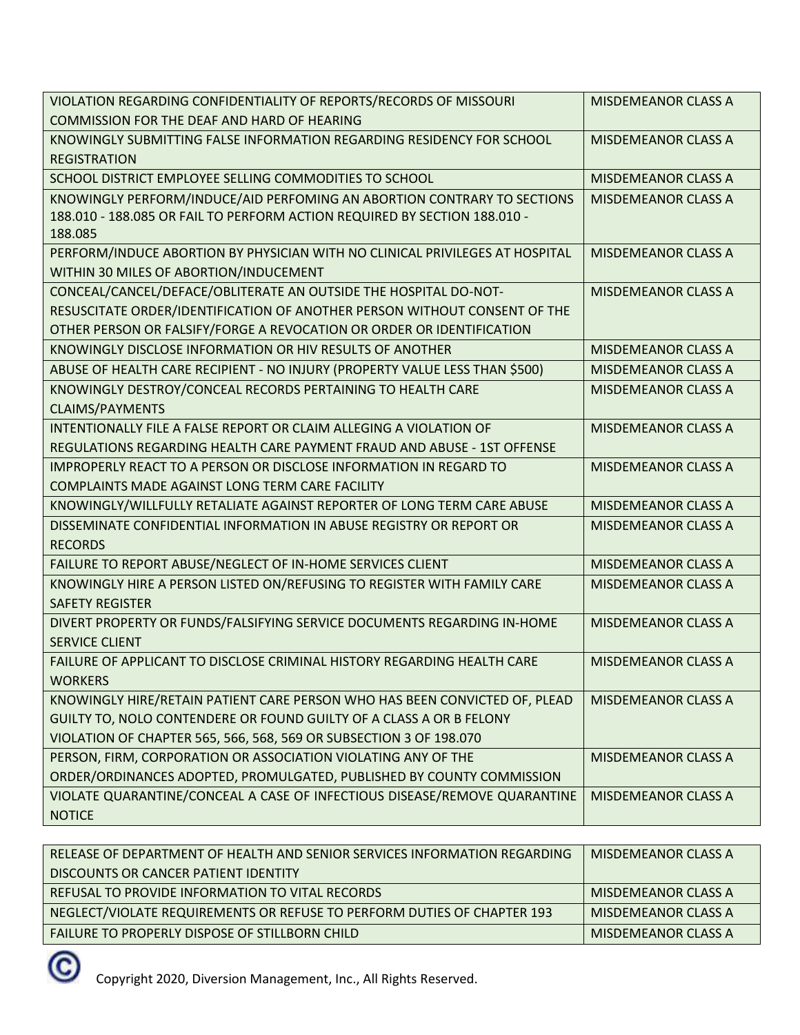| | |
|---|---|
| VIOLATION REGARDING CONFIDENTIALITY OF REPORTS/RECORDS OF MISSOURI COMMISSION FOR THE DEAF AND HARD OF HEARING | MISDEMEANOR CLASS A |
| KNOWINGLY SUBMITTING FALSE INFORMATION REGARDING RESIDENCY FOR SCHOOL REGISTRATION | MISDEMEANOR CLASS A |
| SCHOOL DISTRICT EMPLOYEE SELLING COMMODITIES TO SCHOOL | MISDEMEANOR CLASS A |
| KNOWINGLY PERFORM/INDUCE/AID PERFOMING AN ABORTION CONTRARY TO SECTIONS 188.010 - 188.085 OR FAIL TO PERFORM ACTION REQUIRED BY SECTION 188.010 - 188.085 | MISDEMEANOR CLASS A |
| PERFORM/INDUCE ABORTION BY PHYSICIAN WITH NO CLINICAL PRIVILEGES AT HOSPITAL WITHIN 30 MILES OF ABORTION/INDUCEMENT | MISDEMEANOR CLASS A |
| CONCEAL/CANCEL/DEFACE/OBLITERATE AN OUTSIDE THE HOSPITAL DO-NOT-RESUSCITATE ORDER/IDENTIFICATION OF ANOTHER PERSON WITHOUT CONSENT OF THE OTHER PERSON OR FALSIFY/FORGE A REVOCATION OR ORDER OR IDENTIFICATION | MISDEMEANOR CLASS A |
| KNOWINGLY DISCLOSE INFORMATION OR HIV RESULTS OF ANOTHER | MISDEMEANOR CLASS A |
| ABUSE OF HEALTH CARE RECIPIENT - NO INJURY (PROPERTY VALUE LESS THAN $500) | MISDEMEANOR CLASS A |
| KNOWINGLY DESTROY/CONCEAL RECORDS PERTAINING TO HEALTH CARE CLAIMS/PAYMENTS | MISDEMEANOR CLASS A |
| INTENTIONALLY FILE A FALSE REPORT OR CLAIM ALLEGING A VIOLATION OF REGULATIONS REGARDING HEALTH CARE PAYMENT FRAUD AND ABUSE - 1ST OFFENSE | MISDEMEANOR CLASS A |
| IMPROPERLY REACT TO A PERSON OR DISCLOSE INFORMATION IN REGARD TO COMPLAINTS MADE AGAINST LONG TERM CARE FACILITY | MISDEMEANOR CLASS A |
| KNOWINGLY/WILLFULLY RETALIATE AGAINST REPORTER OF LONG TERM CARE ABUSE | MISDEMEANOR CLASS A |
| DISSEMINATE CONFIDENTIAL INFORMATION IN ABUSE REGISTRY OR REPORT OR RECORDS | MISDEMEANOR CLASS A |
| FAILURE TO REPORT ABUSE/NEGLECT OF IN-HOME SERVICES CLIENT | MISDEMEANOR CLASS A |
| KNOWINGLY HIRE A PERSON LISTED ON/REFUSING TO REGISTER WITH FAMILY CARE SAFETY REGISTER | MISDEMEANOR CLASS A |
| DIVERT PROPERTY OR FUNDS/FALSIFYING SERVICE DOCUMENTS REGARDING IN-HOME SERVICE CLIENT | MISDEMEANOR CLASS A |
| FAILURE OF APPLICANT TO DISCLOSE CRIMINAL HISTORY REGARDING HEALTH CARE WORKERS | MISDEMEANOR CLASS A |
| KNOWINGLY HIRE/RETAIN PATIENT CARE PERSON WHO HAS BEEN CONVICTED OF, PLEAD GUILTY TO, NOLO CONTENDERE OR FOUND GUILTY OF A CLASS A OR B FELONY VIOLATION OF CHAPTER 565, 566, 568, 569 OR SUBSECTION 3 OF 198.070 | MISDEMEANOR CLASS A |
| PERSON, FIRM, CORPORATION OR ASSOCIATION VIOLATING ANY OF THE ORDER/ORDINANCES ADOPTED, PROMULGATED, PUBLISHED BY COUNTY COMMISSION | MISDEMEANOR CLASS A |
| VIOLATE QUARANTINE/CONCEAL A CASE OF INFECTIOUS DISEASE/REMOVE QUARANTINE NOTICE | MISDEMEANOR CLASS A |
| RELEASE OF DEPARTMENT OF HEALTH AND SENIOR SERVICES INFORMATION REGARDING DISCOUNTS OR CANCER PATIENT IDENTITY | MISDEMEANOR CLASS A |
| REFUSAL TO PROVIDE INFORMATION TO VITAL RECORDS | MISDEMEANOR CLASS A |
| NEGLECT/VIOLATE REQUIREMENTS OR REFUSE TO PERFORM DUTIES OF CHAPTER 193 | MISDEMEANOR CLASS A |
| FAILURE TO PROPERLY DISPOSE OF STILLBORN CHILD | MISDEMEANOR CLASS A |

Copyright 2020, Diversion Management, Inc., All Rights Reserved.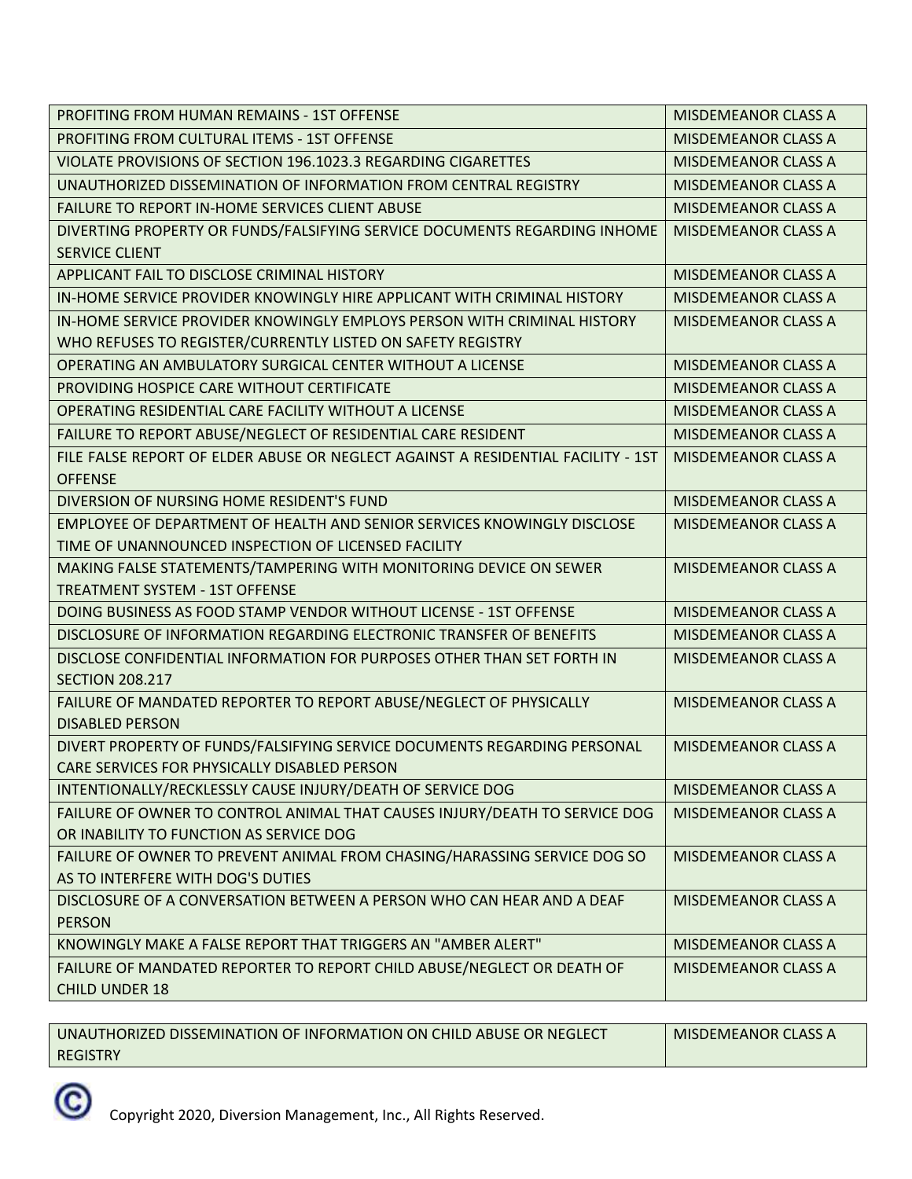| | |
|---|---|
| PROFITING FROM HUMAN REMAINS - 1ST OFFENSE | MISDEMEANOR CLASS A |
| PROFITING FROM CULTURAL ITEMS - 1ST OFFENSE | MISDEMEANOR CLASS A |
| VIOLATE PROVISIONS OF SECTION 196.1023.3 REGARDING CIGARETTES | MISDEMEANOR CLASS A |
| UNAUTHORIZED DISSEMINATION OF INFORMATION FROM CENTRAL REGISTRY | MISDEMEANOR CLASS A |
| FAILURE TO REPORT IN-HOME SERVICES CLIENT ABUSE | MISDEMEANOR CLASS A |
| DIVERTING PROPERTY OR FUNDS/FALSIFYING SERVICE DOCUMENTS REGARDING INHOME SERVICE CLIENT | MISDEMEANOR CLASS A |
| APPLICANT FAIL TO DISCLOSE CRIMINAL HISTORY | MISDEMEANOR CLASS A |
| IN-HOME SERVICE PROVIDER KNOWINGLY HIRE APPLICANT WITH CRIMINAL HISTORY | MISDEMEANOR CLASS A |
| IN-HOME SERVICE PROVIDER KNOWINGLY EMPLOYS PERSON WITH CRIMINAL HISTORY WHO REFUSES TO REGISTER/CURRENTLY LISTED ON SAFETY REGISTRY | MISDEMEANOR CLASS A |
| OPERATING AN AMBULATORY SURGICAL CENTER WITHOUT A LICENSE | MISDEMEANOR CLASS A |
| PROVIDING HOSPICE CARE WITHOUT CERTIFICATE | MISDEMEANOR CLASS A |
| OPERATING RESIDENTIAL CARE FACILITY WITHOUT A LICENSE | MISDEMEANOR CLASS A |
| FAILURE TO REPORT ABUSE/NEGLECT OF RESIDENTIAL CARE RESIDENT | MISDEMEANOR CLASS A |
| FILE FALSE REPORT OF ELDER ABUSE OR NEGLECT AGAINST A RESIDENTIAL FACILITY - 1ST OFFENSE | MISDEMEANOR CLASS A |
| DIVERSION OF NURSING HOME RESIDENT'S FUND | MISDEMEANOR CLASS A |
| EMPLOYEE OF DEPARTMENT OF HEALTH AND SENIOR SERVICES KNOWINGLY DISCLOSE TIME OF UNANNOUNCED INSPECTION OF LICENSED FACILITY | MISDEMEANOR CLASS A |
| MAKING FALSE STATEMENTS/TAMPERING WITH MONITORING DEVICE ON SEWER TREATMENT SYSTEM - 1ST OFFENSE | MISDEMEANOR CLASS A |
| DOING BUSINESS AS FOOD STAMP VENDOR WITHOUT LICENSE - 1ST OFFENSE | MISDEMEANOR CLASS A |
| DISCLOSURE OF INFORMATION REGARDING ELECTRONIC TRANSFER OF BENEFITS | MISDEMEANOR CLASS A |
| DISCLOSE CONFIDENTIAL INFORMATION FOR PURPOSES OTHER THAN SET FORTH IN SECTION 208.217 | MISDEMEANOR CLASS A |
| FAILURE OF MANDATED REPORTER TO REPORT ABUSE/NEGLECT OF PHYSICALLY DISABLED PERSON | MISDEMEANOR CLASS A |
| DIVERT PROPERTY OF FUNDS/FALSIFYING SERVICE DOCUMENTS REGARDING PERSONAL CARE SERVICES FOR PHYSICALLY DISABLED PERSON | MISDEMEANOR CLASS A |
| INTENTIONALLY/RECKLESSLY CAUSE INJURY/DEATH OF SERVICE DOG | MISDEMEANOR CLASS A |
| FAILURE OF OWNER TO CONTROL ANIMAL THAT CAUSES INJURY/DEATH TO SERVICE DOG OR INABILITY TO FUNCTION AS SERVICE DOG | MISDEMEANOR CLASS A |
| FAILURE OF OWNER TO PREVENT ANIMAL FROM CHASING/HARASSING SERVICE DOG SO AS TO INTERFERE WITH DOG'S DUTIES | MISDEMEANOR CLASS A |
| DISCLOSURE OF A CONVERSATION BETWEEN A PERSON WHO CAN HEAR AND A DEAF PERSON | MISDEMEANOR CLASS A |
| KNOWINGLY MAKE A FALSE REPORT THAT TRIGGERS AN "AMBER ALERT" | MISDEMEANOR CLASS A |
| FAILURE OF MANDATED REPORTER TO REPORT CHILD ABUSE/NEGLECT OR DEATH OF CHILD UNDER 18 | MISDEMEANOR CLASS A |
| UNAUTHORIZED DISSEMINATION OF INFORMATION ON CHILD ABUSE OR NEGLECT REGISTRY | MISDEMEANOR CLASS A |

Copyright 2020, Diversion Management, Inc., All Rights Reserved.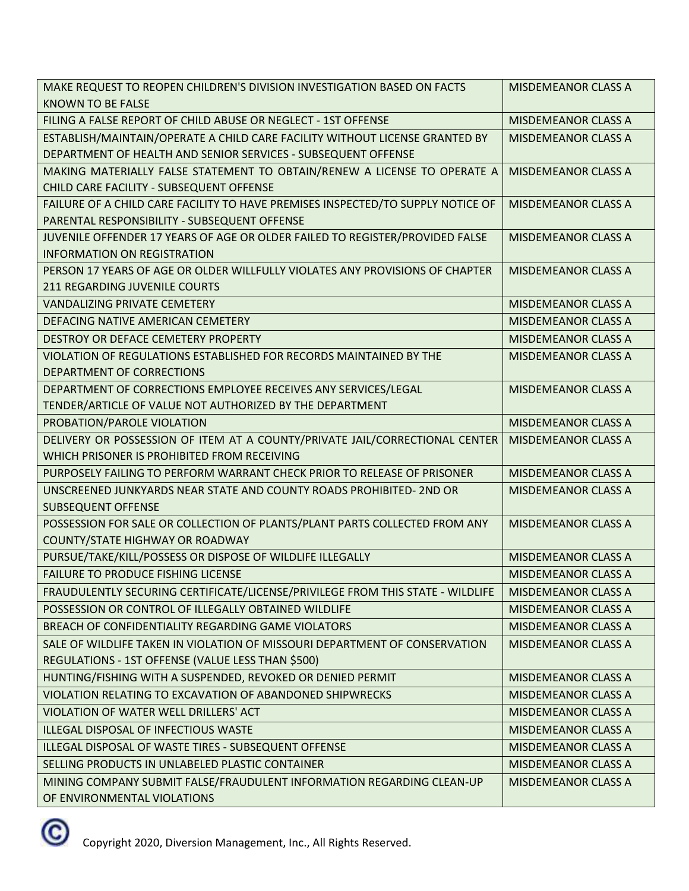| | |
|---|---|
| MAKE REQUEST TO REOPEN CHILDREN'S DIVISION INVESTIGATION BASED ON FACTS KNOWN TO BE FALSE | MISDEMEANOR CLASS A |
| FILING A FALSE REPORT OF CHILD ABUSE OR NEGLECT - 1ST OFFENSE | MISDEMEANOR CLASS A |
| ESTABLISH/MAINTAIN/OPERATE A CHILD CARE FACILITY WITHOUT LICENSE GRANTED BY DEPARTMENT OF HEALTH AND SENIOR SERVICES - SUBSEQUENT OFFENSE | MISDEMEANOR CLASS A |
| MAKING MATERIALLY FALSE STATEMENT TO OBTAIN/RENEW A LICENSE TO OPERATE A CHILD CARE FACILITY - SUBSEQUENT OFFENSE | MISDEMEANOR CLASS A |
| FAILURE OF A CHILD CARE FACILITY TO HAVE PREMISES INSPECTED/TO SUPPLY NOTICE OF PARENTAL RESPONSIBILITY - SUBSEQUENT OFFENSE | MISDEMEANOR CLASS A |
| JUVENILE OFFENDER 17 YEARS OF AGE OR OLDER FAILED TO REGISTER/PROVIDED FALSE INFORMATION ON REGISTRATION | MISDEMEANOR CLASS A |
| PERSON 17 YEARS OF AGE OR OLDER WILLFULLY VIOLATES ANY PROVISIONS OF CHAPTER 211 REGARDING JUVENILE COURTS | MISDEMEANOR CLASS A |
| VANDALIZING PRIVATE CEMETERY | MISDEMEANOR CLASS A |
| DEFACING NATIVE AMERICAN CEMETERY | MISDEMEANOR CLASS A |
| DESTROY OR DEFACE CEMETERY PROPERTY | MISDEMEANOR CLASS A |
| VIOLATION OF REGULATIONS ESTABLISHED FOR RECORDS MAINTAINED BY THE DEPARTMENT OF CORRECTIONS | MISDEMEANOR CLASS A |
| DEPARTMENT OF CORRECTIONS EMPLOYEE RECEIVES ANY SERVICES/LEGAL TENDER/ARTICLE OF VALUE NOT AUTHORIZED BY THE DEPARTMENT | MISDEMEANOR CLASS A |
| PROBATION/PAROLE VIOLATION | MISDEMEANOR CLASS A |
| DELIVERY OR POSSESSION OF ITEM AT A COUNTY/PRIVATE JAIL/CORRECTIONAL CENTER WHICH PRISONER IS PROHIBITED FROM RECEIVING | MISDEMEANOR CLASS A |
| PURPOSELY FAILING TO PERFORM WARRANT CHECK PRIOR TO RELEASE OF PRISONER | MISDEMEANOR CLASS A |
| UNSCREENED JUNKYARDS NEAR STATE AND COUNTY ROADS PROHIBITED- 2ND OR SUBSEQUENT OFFENSE | MISDEMEANOR CLASS A |
| POSSESSION FOR SALE OR COLLECTION OF PLANTS/PLANT PARTS COLLECTED FROM ANY COUNTY/STATE HIGHWAY OR ROADWAY | MISDEMEANOR CLASS A |
| PURSUE/TAKE/KILL/POSSESS OR DISPOSE OF WILDLIFE ILLEGALLY | MISDEMEANOR CLASS A |
| FAILURE TO PRODUCE FISHING LICENSE | MISDEMEANOR CLASS A |
| FRAUDULENTLY SECURING CERTIFICATE/LICENSE/PRIVILEGE FROM THIS STATE - WILDLIFE | MISDEMEANOR CLASS A |
| POSSESSION OR CONTROL OF ILLEGALLY OBTAINED WILDLIFE | MISDEMEANOR CLASS A |
| BREACH OF CONFIDENTIALITY REGARDING GAME VIOLATORS | MISDEMEANOR CLASS A |
| SALE OF WILDLIFE TAKEN IN VIOLATION OF MISSOURI DEPARTMENT OF CONSERVATION REGULATIONS - 1ST OFFENSE (VALUE LESS THAN $500) | MISDEMEANOR CLASS A |
| HUNTING/FISHING WITH A SUSPENDED, REVOKED OR DENIED PERMIT | MISDEMEANOR CLASS A |
| VIOLATION RELATING TO EXCAVATION OF ABANDONED SHIPWRECKS | MISDEMEANOR CLASS A |
| VIOLATION OF WATER WELL DRILLERS' ACT | MISDEMEANOR CLASS A |
| ILLEGAL DISPOSAL OF INFECTIOUS WASTE | MISDEMEANOR CLASS A |
| ILLEGAL DISPOSAL OF WASTE TIRES - SUBSEQUENT OFFENSE | MISDEMEANOR CLASS A |
| SELLING PRODUCTS IN UNLABELED PLASTIC CONTAINER | MISDEMEANOR CLASS A |
| MINING COMPANY SUBMIT FALSE/FRAUDULENT INFORMATION REGARDING CLEAN-UP OF ENVIRONMENTAL VIOLATIONS | MISDEMEANOR CLASS A |

© Copyright 2020, Diversion Management, Inc., All Rights Reserved.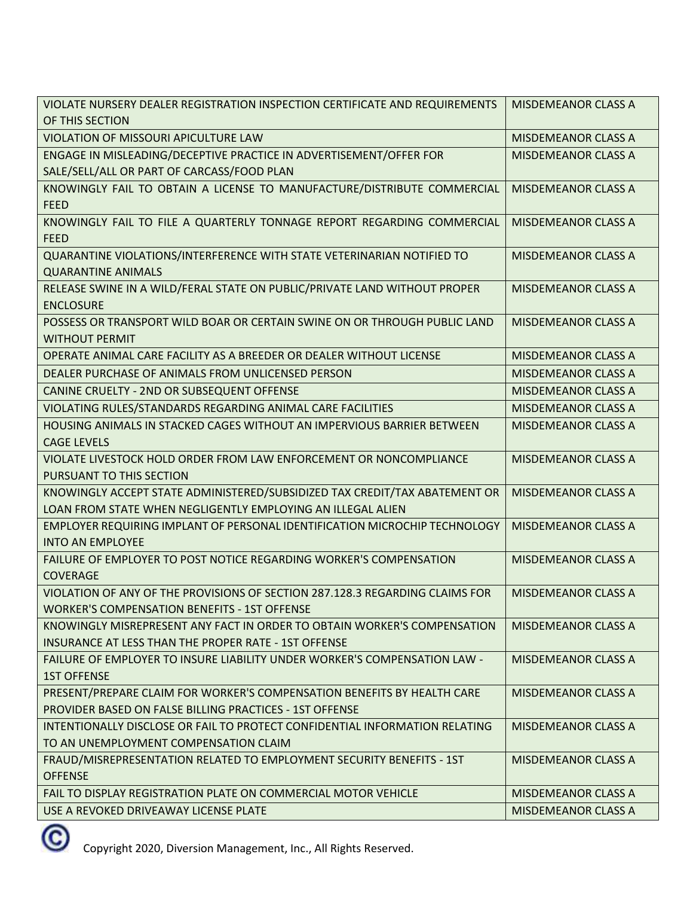| | |
|---|---|
| VIOLATE NURSERY DEALER REGISTRATION INSPECTION CERTIFICATE AND REQUIREMENTS OF THIS SECTION | MISDEMEANOR CLASS A |
| VIOLATION OF MISSOURI APICULTURE LAW | MISDEMEANOR CLASS A |
| ENGAGE IN MISLEADING/DECEPTIVE PRACTICE IN ADVERTISEMENT/OFFER FOR SALE/SELL/ALL OR PART OF CARCASS/FOOD PLAN | MISDEMEANOR CLASS A |
| KNOWINGLY FAIL TO OBTAIN A LICENSE TO MANUFACTURE/DISTRIBUTE COMMERCIAL FEED | MISDEMEANOR CLASS A |
| KNOWINGLY FAIL TO FILE A QUARTERLY TONNAGE REPORT REGARDING COMMERCIAL FEED | MISDEMEANOR CLASS A |
| QUARANTINE VIOLATIONS/INTERFERENCE WITH STATE VETERINARIAN NOTIFIED TO QUARANTINE ANIMALS | MISDEMEANOR CLASS A |
| RELEASE SWINE IN A WILD/FERAL STATE ON PUBLIC/PRIVATE LAND WITHOUT PROPER ENCLOSURE | MISDEMEANOR CLASS A |
| POSSESS OR TRANSPORT WILD BOAR OR CERTAIN SWINE ON OR THROUGH PUBLIC LAND WITHOUT PERMIT | MISDEMEANOR CLASS A |
| OPERATE ANIMAL CARE FACILITY AS A BREEDER OR DEALER WITHOUT LICENSE | MISDEMEANOR CLASS A |
| DEALER PURCHASE OF ANIMALS FROM UNLICENSED PERSON | MISDEMEANOR CLASS A |
| CANINE CRUELTY - 2ND OR SUBSEQUENT OFFENSE | MISDEMEANOR CLASS A |
| VIOLATING RULES/STANDARDS REGARDING ANIMAL CARE FACILITIES | MISDEMEANOR CLASS A |
| HOUSING ANIMALS IN STACKED CAGES WITHOUT AN IMPERVIOUS BARRIER BETWEEN CAGE LEVELS | MISDEMEANOR CLASS A |
| VIOLATE LIVESTOCK HOLD ORDER FROM LAW ENFORCEMENT OR NONCOMPLIANCE PURSUANT TO THIS SECTION | MISDEMEANOR CLASS A |
| KNOWINGLY ACCEPT STATE ADMINISTERED/SUBSIDIZED TAX CREDIT/TAX ABATEMENT OR LOAN FROM STATE WHEN NEGLIGENTLY EMPLOYING AN ILLEGAL ALIEN | MISDEMEANOR CLASS A |
| EMPLOYER REQUIRING IMPLANT OF PERSONAL IDENTIFICATION MICROCHIP TECHNOLOGY INTO AN EMPLOYEE | MISDEMEANOR CLASS A |
| FAILURE OF EMPLOYER TO POST NOTICE REGARDING WORKER'S COMPENSATION COVERAGE | MISDEMEANOR CLASS A |
| VIOLATION OF ANY OF THE PROVISIONS OF SECTION 287.128.3 REGARDING CLAIMS FOR WORKER'S COMPENSATION BENEFITS - 1ST OFFENSE | MISDEMEANOR CLASS A |
| KNOWINGLY MISREPRESENT ANY FACT IN ORDER TO OBTAIN WORKER'S COMPENSATION INSURANCE AT LESS THAN THE PROPER RATE - 1ST OFFENSE | MISDEMEANOR CLASS A |
| FAILURE OF EMPLOYER TO INSURE LIABILITY UNDER WORKER'S COMPENSATION LAW - 1ST OFFENSE | MISDEMEANOR CLASS A |
| PRESENT/PREPARE CLAIM FOR WORKER'S COMPENSATION BENEFITS BY HEALTH CARE PROVIDER BASED ON FALSE BILLING PRACTICES - 1ST OFFENSE | MISDEMEANOR CLASS A |
| INTENTIONALLY DISCLOSE OR FAIL TO PROTECT CONFIDENTIAL INFORMATION RELATING TO AN UNEMPLOYMENT COMPENSATION CLAIM | MISDEMEANOR CLASS A |
| FRAUD/MISREPRESENTATION RELATED TO EMPLOYMENT SECURITY BENEFITS - 1ST OFFENSE | MISDEMEANOR CLASS A |
| FAIL TO DISPLAY REGISTRATION PLATE ON COMMERCIAL MOTOR VEHICLE | MISDEMEANOR CLASS A |
| USE A REVOKED DRIVEAWAY LICENSE PLATE | MISDEMEANOR CLASS A |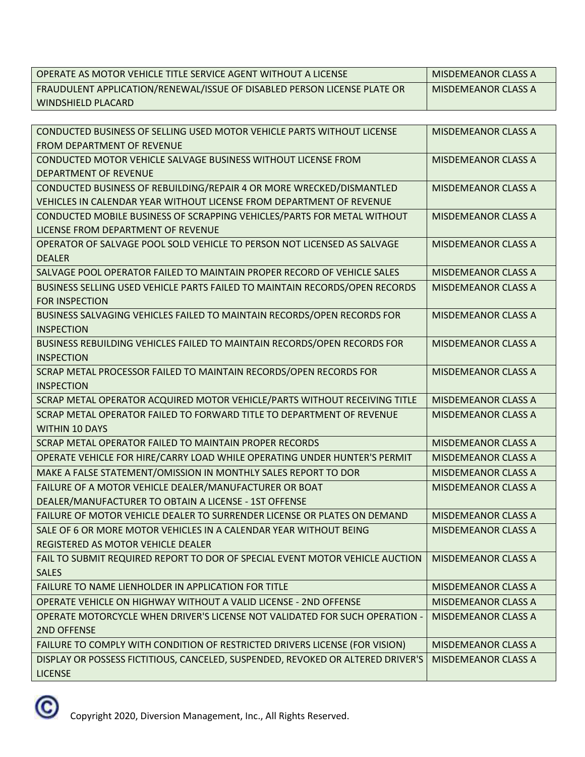| | |
|---|---|
| OPERATE AS MOTOR VEHICLE TITLE SERVICE AGENT WITHOUT A LICENSE | MISDEMEANOR CLASS A |
| FRAUDULENT APPLICATION/RENEWAL/ISSUE OF DISABLED PERSON LICENSE PLATE OR WINDSHIELD PLACARD | MISDEMEANOR CLASS A |

| | |
|---|---|
| CONDUCTED BUSINESS OF SELLING USED MOTOR VEHICLE PARTS WITHOUT LICENSE FROM DEPARTMENT OF REVENUE | MISDEMEANOR CLASS A |
| CONDUCTED MOTOR VEHICLE SALVAGE BUSINESS WITHOUT LICENSE FROM DEPARTMENT OF REVENUE | MISDEMEANOR CLASS A |
| CONDUCTED BUSINESS OF REBUILDING/REPAIR 4 OR MORE WRECKED/DISMANTLED VEHICLES IN CALENDAR YEAR WITHOUT LICENSE FROM DEPARTMENT OF REVENUE | MISDEMEANOR CLASS A |
| CONDUCTED MOBILE BUSINESS OF SCRAPPING VEHICLES/PARTS FOR METAL WITHOUT LICENSE FROM DEPARTMENT OF REVENUE | MISDEMEANOR CLASS A |
| OPERATOR OF SALVAGE POOL SOLD VEHICLE TO PERSON NOT LICENSED AS SALVAGE DEALER | MISDEMEANOR CLASS A |
| SALVAGE POOL OPERATOR FAILED TO MAINTAIN PROPER RECORD OF VEHICLE SALES | MISDEMEANOR CLASS A |
| BUSINESS SELLING USED VEHICLE PARTS FAILED TO MAINTAIN RECORDS/OPEN RECORDS FOR INSPECTION | MISDEMEANOR CLASS A |
| BUSINESS SALVAGING VEHICLES FAILED TO MAINTAIN RECORDS/OPEN RECORDS FOR INSPECTION | MISDEMEANOR CLASS A |
| BUSINESS REBUILDING VEHICLES FAILED TO MAINTAIN RECORDS/OPEN RECORDS FOR INSPECTION | MISDEMEANOR CLASS A |
| SCRAP METAL PROCESSOR FAILED TO MAINTAIN RECORDS/OPEN RECORDS FOR INSPECTION | MISDEMEANOR CLASS A |
| SCRAP METAL OPERATOR ACQUIRED MOTOR VEHICLE/PARTS WITHOUT RECEIVING TITLE | MISDEMEANOR CLASS A |
| SCRAP METAL OPERATOR FAILED TO FORWARD TITLE TO DEPARTMENT OF REVENUE WITHIN 10 DAYS | MISDEMEANOR CLASS A |
| SCRAP METAL OPERATOR FAILED TO MAINTAIN PROPER RECORDS | MISDEMEANOR CLASS A |
| OPERATE VEHICLE FOR HIRE/CARRY LOAD WHILE OPERATING UNDER HUNTER'S PERMIT | MISDEMEANOR CLASS A |
| MAKE A FALSE STATEMENT/OMISSION IN MONTHLY SALES REPORT TO DOR | MISDEMEANOR CLASS A |
| FAILURE OF A MOTOR VEHICLE DEALER/MANUFACTURER OR BOAT DEALER/MANUFACTURER TO OBTAIN A LICENSE - 1ST OFFENSE | MISDEMEANOR CLASS A |
| FAILURE OF MOTOR VEHICLE DEALER TO SURRENDER LICENSE OR PLATES ON DEMAND | MISDEMEANOR CLASS A |
| SALE OF 6 OR MORE MOTOR VEHICLES IN A CALENDAR YEAR WITHOUT BEING REGISTERED AS MOTOR VEHICLE DEALER | MISDEMEANOR CLASS A |
| FAIL TO SUBMIT REQUIRED REPORT TO DOR OF SPECIAL EVENT MOTOR VEHICLE AUCTION SALES | MISDEMEANOR CLASS A |
| FAILURE TO NAME LIENHOLDER IN APPLICATION FOR TITLE | MISDEMEANOR CLASS A |
| OPERATE VEHICLE ON HIGHWAY WITHOUT A VALID LICENSE - 2ND OFFENSE | MISDEMEANOR CLASS A |
| OPERATE MOTORCYCLE WHEN DRIVER'S LICENSE NOT VALIDATED FOR SUCH OPERATION - 2ND OFFENSE | MISDEMEANOR CLASS A |
| FAILURE TO COMPLY WITH CONDITION OF RESTRICTED DRIVERS LICENSE (FOR VISION) | MISDEMEANOR CLASS A |
| DISPLAY OR POSSESS FICTITIOUS, CANCELED, SUSPENDED, REVOKED OR ALTERED DRIVER'S LICENSE | MISDEMEANOR CLASS A |

Copyright 2020, Diversion Management, Inc., All Rights Reserved.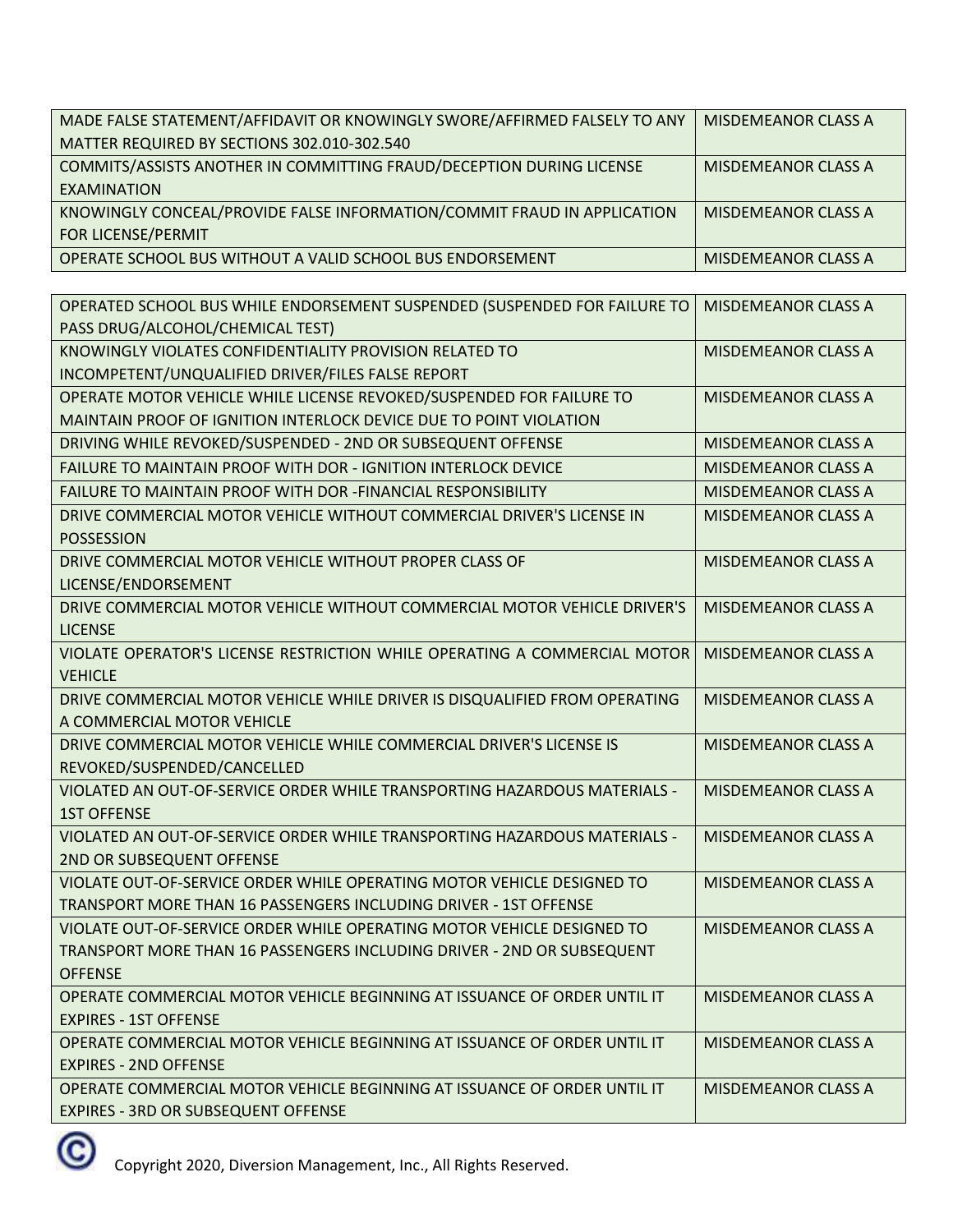| | |
|---|---|
| MADE FALSE STATEMENT/AFFIDAVIT OR KNOWINGLY SWORE/AFFIRMED FALSELY TO ANY MATTER REQUIRED BY SECTIONS 302.010-302.540 | MISDEMEANOR CLASS A |
| COMMITS/ASSISTS ANOTHER IN COMMITTING FRAUD/DECEPTION DURING LICENSE EXAMINATION | MISDEMEANOR CLASS A |
| KNOWINGLY CONCEAL/PROVIDE FALSE INFORMATION/COMMIT FRAUD IN APPLICATION FOR LICENSE/PERMIT | MISDEMEANOR CLASS A |
| OPERATE SCHOOL BUS WITHOUT A VALID SCHOOL BUS ENDORSEMENT | MISDEMEANOR CLASS A |
| OPERATED SCHOOL BUS WHILE ENDORSEMENT SUSPENDED (SUSPENDED FOR FAILURE TO PASS DRUG/ALCOHOL/CHEMICAL TEST) | MISDEMEANOR CLASS A |
| KNOWINGLY VIOLATES CONFIDENTIALITY PROVISION RELATED TO INCOMPETENT/UNQUALIFIED DRIVER/FILES FALSE REPORT | MISDEMEANOR CLASS A |
| OPERATE MOTOR VEHICLE WHILE LICENSE REVOKED/SUSPENDED FOR FAILURE TO MAINTAIN PROOF OF IGNITION INTERLOCK DEVICE DUE TO POINT VIOLATION | MISDEMEANOR CLASS A |
| DRIVING WHILE REVOKED/SUSPENDED - 2ND OR SUBSEQUENT OFFENSE | MISDEMEANOR CLASS A |
| FAILURE TO MAINTAIN PROOF WITH DOR - IGNITION INTERLOCK DEVICE | MISDEMEANOR CLASS A |
| FAILURE TO MAINTAIN PROOF WITH DOR -FINANCIAL RESPONSIBILITY | MISDEMEANOR CLASS A |
| DRIVE COMMERCIAL MOTOR VEHICLE WITHOUT COMMERCIAL DRIVER'S LICENSE IN POSSESSION | MISDEMEANOR CLASS A |
| DRIVE COMMERCIAL MOTOR VEHICLE WITHOUT PROPER CLASS OF LICENSE/ENDORSEMENT | MISDEMEANOR CLASS A |
| DRIVE COMMERCIAL MOTOR VEHICLE WITHOUT COMMERCIAL MOTOR VEHICLE DRIVER'S LICENSE | MISDEMEANOR CLASS A |
| VIOLATE OPERATOR'S LICENSE RESTRICTION WHILE OPERATING A COMMERCIAL MOTOR VEHICLE | MISDEMEANOR CLASS A |
| DRIVE COMMERCIAL MOTOR VEHICLE WHILE DRIVER IS DISQUALIFIED FROM OPERATING A COMMERCIAL MOTOR VEHICLE | MISDEMEANOR CLASS A |
| DRIVE COMMERCIAL MOTOR VEHICLE WHILE COMMERCIAL DRIVER'S LICENSE IS REVOKED/SUSPENDED/CANCELLED | MISDEMEANOR CLASS A |
| VIOLATED AN OUT-OF-SERVICE ORDER WHILE TRANSPORTING HAZARDOUS MATERIALS - 1ST OFFENSE | MISDEMEANOR CLASS A |
| VIOLATED AN OUT-OF-SERVICE ORDER WHILE TRANSPORTING HAZARDOUS MATERIALS - 2ND OR SUBSEQUENT OFFENSE | MISDEMEANOR CLASS A |
| VIOLATE OUT-OF-SERVICE ORDER WHILE OPERATING MOTOR VEHICLE DESIGNED TO TRANSPORT MORE THAN 16 PASSENGERS INCLUDING DRIVER - 1ST OFFENSE | MISDEMEANOR CLASS A |
| VIOLATE OUT-OF-SERVICE ORDER WHILE OPERATING MOTOR VEHICLE DESIGNED TO TRANSPORT MORE THAN 16 PASSENGERS INCLUDING DRIVER - 2ND OR SUBSEQUENT OFFENSE | MISDEMEANOR CLASS A |
| OPERATE COMMERCIAL MOTOR VEHICLE BEGINNING AT ISSUANCE OF ORDER UNTIL IT EXPIRES - 1ST OFFENSE | MISDEMEANOR CLASS A |
| OPERATE COMMERCIAL MOTOR VEHICLE BEGINNING AT ISSUANCE OF ORDER UNTIL IT EXPIRES - 2ND OFFENSE | MISDEMEANOR CLASS A |
| OPERATE COMMERCIAL MOTOR VEHICLE BEGINNING AT ISSUANCE OF ORDER UNTIL IT EXPIRES - 3RD OR SUBSEQUENT OFFENSE | MISDEMEANOR CLASS A |

© Copyright 2020, Diversion Management, Inc., All Rights Reserved.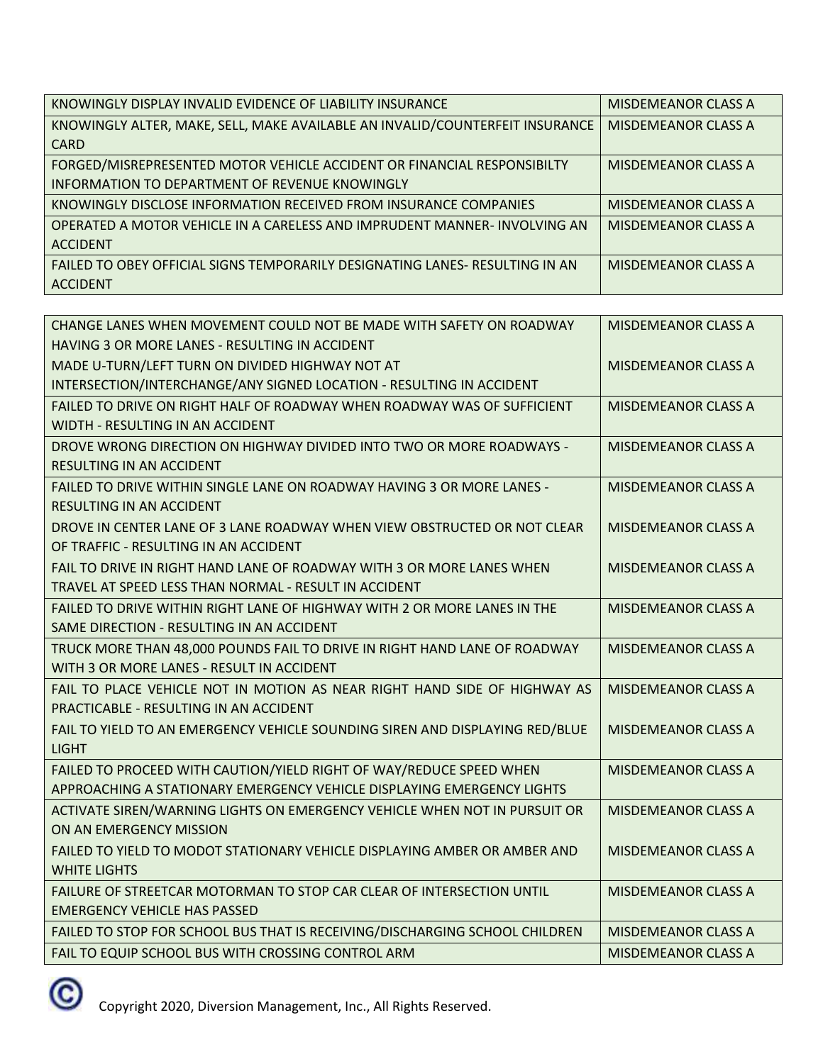| | |
|---|---|
| KNOWINGLY DISPLAY INVALID EVIDENCE OF LIABILITY INSURANCE | MISDEMEANOR CLASS A |
| KNOWINGLY ALTER, MAKE, SELL, MAKE AVAILABLE AN INVALID/COUNTERFEIT INSURANCE CARD | MISDEMEANOR CLASS A |
| FORGED/MISREPRESENTED MOTOR VEHICLE ACCIDENT OR FINANCIAL RESPONSIBILTY INFORMATION TO DEPARTMENT OF REVENUE KNOWINGLY | MISDEMEANOR CLASS A |
| KNOWINGLY DISCLOSE INFORMATION RECEIVED FROM INSURANCE COMPANIES | MISDEMEANOR CLASS A |
| OPERATED A MOTOR VEHICLE IN A CARELESS AND IMPRUDENT MANNER- INVOLVING AN ACCIDENT | MISDEMEANOR CLASS A |
| FAILED TO OBEY OFFICIAL SIGNS TEMPORARILY DESIGNATING LANES- RESULTING IN AN ACCIDENT | MISDEMEANOR CLASS A |

| | |
|---|---|
| CHANGE LANES WHEN MOVEMENT COULD NOT BE MADE WITH SAFETY ON ROADWAY HAVING 3 OR MORE LANES - RESULTING IN ACCIDENT | MISDEMEANOR CLASS A |
| MADE U-TURN/LEFT TURN ON DIVIDED HIGHWAY NOT AT INTERSECTION/INTERCHANGE/ANY SIGNED LOCATION - RESULTING IN ACCIDENT | MISDEMEANOR CLASS A |
| FAILED TO DRIVE ON RIGHT HALF OF ROADWAY WHEN ROADWAY WAS OF SUFFICIENT WIDTH - RESULTING IN AN ACCIDENT | MISDEMEANOR CLASS A |
| DROVE WRONG DIRECTION ON HIGHWAY DIVIDED INTO TWO OR MORE ROADWAYS - RESULTING IN AN ACCIDENT | MISDEMEANOR CLASS A |
| FAILED TO DRIVE WITHIN SINGLE LANE ON ROADWAY HAVING 3 OR MORE LANES - RESULTING IN AN ACCIDENT | MISDEMEANOR CLASS A |
| DROVE IN CENTER LANE OF 3 LANE ROADWAY WHEN VIEW OBSTRUCTED OR NOT CLEAR OF TRAFFIC - RESULTING IN AN ACCIDENT | MISDEMEANOR CLASS A |
| FAIL TO DRIVE IN RIGHT HAND LANE OF ROADWAY WITH 3 OR MORE LANES WHEN TRAVEL AT SPEED LESS THAN NORMAL - RESULT IN ACCIDENT | MISDEMEANOR CLASS A |
| FAILED TO DRIVE WITHIN RIGHT LANE OF HIGHWAY WITH 2 OR MORE LANES IN THE SAME DIRECTION - RESULTING IN AN ACCIDENT | MISDEMEANOR CLASS A |
| TRUCK MORE THAN 48,000 POUNDS FAIL TO DRIVE IN RIGHT HAND LANE OF ROADWAY WITH 3 OR MORE LANES - RESULT IN ACCIDENT | MISDEMEANOR CLASS A |
| FAIL TO PLACE VEHICLE NOT IN MOTION AS NEAR RIGHT HAND SIDE OF HIGHWAY AS PRACTICABLE - RESULTING IN AN ACCIDENT | MISDEMEANOR CLASS A |
| FAIL TO YIELD TO AN EMERGENCY VEHICLE SOUNDING SIREN AND DISPLAYING RED/BLUE LIGHT | MISDEMEANOR CLASS A |
| FAILED TO PROCEED WITH CAUTION/YIELD RIGHT OF WAY/REDUCE SPEED WHEN APPROACHING A STATIONARY EMERGENCY VEHICLE DISPLAYING EMERGENCY LIGHTS | MISDEMEANOR CLASS A |
| ACTIVATE SIREN/WARNING LIGHTS ON EMERGENCY VEHICLE WHEN NOT IN PURSUIT OR ON AN EMERGENCY MISSION | MISDEMEANOR CLASS A |
| FAILED TO YIELD TO MODOT STATIONARY VEHICLE DISPLAYING AMBER OR AMBER AND WHITE LIGHTS | MISDEMEANOR CLASS A |
| FAILURE OF STREETCAR MOTORMAN TO STOP CAR CLEAR OF INTERSECTION UNTIL EMERGENCY VEHICLE HAS PASSED | MISDEMEANOR CLASS A |
| FAILED TO STOP FOR SCHOOL BUS THAT IS RECEIVING/DISCHARGING SCHOOL CHILDREN | MISDEMEANOR CLASS A |
| FAIL TO EQUIP SCHOOL BUS WITH CROSSING CONTROL ARM | MISDEMEANOR CLASS A |

© Copyright 2020, Diversion Management, Inc., All Rights Reserved.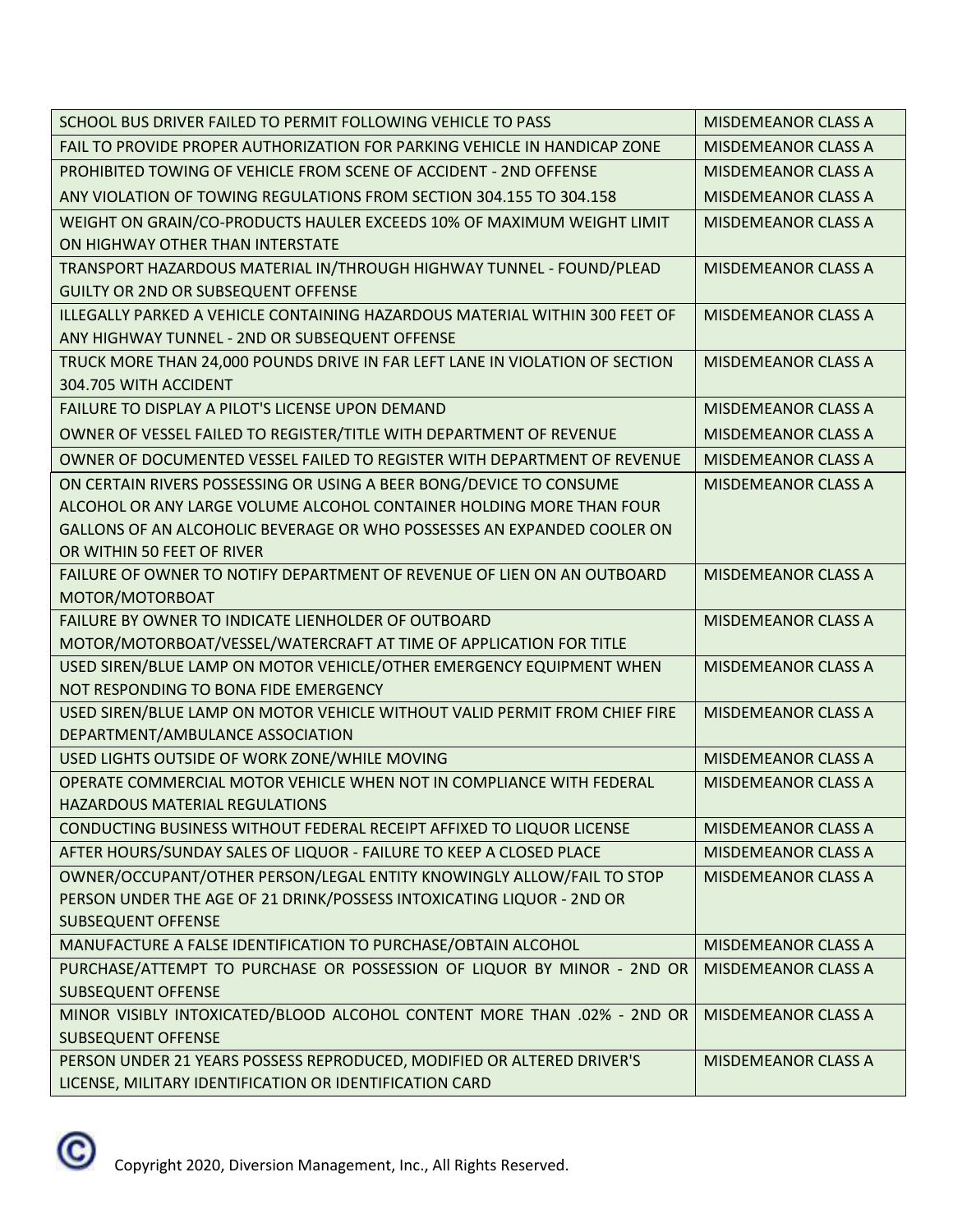| | |
|---|---|
| SCHOOL BUS DRIVER FAILED TO PERMIT FOLLOWING VEHICLE TO PASS | MISDEMEANOR CLASS A |
| FAIL TO PROVIDE PROPER AUTHORIZATION FOR PARKING VEHICLE IN HANDICAP ZONE | MISDEMEANOR CLASS A |
| PROHIBITED TOWING OF VEHICLE FROM SCENE OF ACCIDENT - 2ND OFFENSE | MISDEMEANOR CLASS A |
| ANY VIOLATION OF TOWING REGULATIONS FROM SECTION 304.155 TO 304.158 | MISDEMEANOR CLASS A |
| WEIGHT ON GRAIN/CO-PRODUCTS HAULER EXCEEDS 10% OF MAXIMUM WEIGHT LIMIT ON HIGHWAY OTHER THAN INTERSTATE | MISDEMEANOR CLASS A |
| TRANSPORT HAZARDOUS MATERIAL IN/THROUGH HIGHWAY TUNNEL - FOUND/PLEAD GUILTY OR 2ND OR SUBSEQUENT OFFENSE | MISDEMEANOR CLASS A |
| ILLEGALLY PARKED A VEHICLE CONTAINING HAZARDOUS MATERIAL WITHIN 300 FEET OF ANY HIGHWAY TUNNEL - 2ND OR SUBSEQUENT OFFENSE | MISDEMEANOR CLASS A |
| TRUCK MORE THAN 24,000 POUNDS DRIVE IN FAR LEFT LANE IN VIOLATION OF SECTION 304.705 WITH ACCIDENT | MISDEMEANOR CLASS A |
| FAILURE TO DISPLAY A PILOT'S LICENSE UPON DEMAND | MISDEMEANOR CLASS A |
| OWNER OF VESSEL FAILED TO REGISTER/TITLE WITH DEPARTMENT OF REVENUE | MISDEMEANOR CLASS A |
| OWNER OF DOCUMENTED VESSEL FAILED TO REGISTER WITH DEPARTMENT OF REVENUE | MISDEMEANOR CLASS A |
| ON CERTAIN RIVERS POSSESSING OR USING A BEER BONG/DEVICE TO CONSUME ALCOHOL OR ANY LARGE VOLUME ALCOHOL CONTAINER HOLDING MORE THAN FOUR GALLONS OF AN ALCOHOLIC BEVERAGE OR WHO POSSESSES AN EXPANDED COOLER ON OR WITHIN 50 FEET OF RIVER | MISDEMEANOR CLASS A |
| FAILURE OF OWNER TO NOTIFY DEPARTMENT OF REVENUE OF LIEN ON AN OUTBOARD MOTOR/MOTORBOAT | MISDEMEANOR CLASS A |
| FAILURE BY OWNER TO INDICATE LIENHOLDER OF OUTBOARD MOTOR/MOTORBOAT/VESSEL/WATERCRAFT AT TIME OF APPLICATION FOR TITLE | MISDEMEANOR CLASS A |
| USED SIREN/BLUE LAMP ON MOTOR VEHICLE/OTHER EMERGENCY EQUIPMENT WHEN NOT RESPONDING TO BONA FIDE EMERGENCY | MISDEMEANOR CLASS A |
| USED SIREN/BLUE LAMP ON MOTOR VEHICLE WITHOUT VALID PERMIT FROM CHIEF FIRE DEPARTMENT/AMBULANCE ASSOCIATION | MISDEMEANOR CLASS A |
| USED LIGHTS OUTSIDE OF WORK ZONE/WHILE MOVING | MISDEMEANOR CLASS A |
| OPERATE COMMERCIAL MOTOR VEHICLE WHEN NOT IN COMPLIANCE WITH FEDERAL HAZARDOUS MATERIAL REGULATIONS | MISDEMEANOR CLASS A |
| CONDUCTING BUSINESS WITHOUT FEDERAL RECEIPT AFFIXED TO LIQUOR LICENSE | MISDEMEANOR CLASS A |
| AFTER HOURS/SUNDAY SALES OF LIQUOR - FAILURE TO KEEP A CLOSED PLACE | MISDEMEANOR CLASS A |
| OWNER/OCCUPANT/OTHER PERSON/LEGAL ENTITY KNOWINGLY ALLOW/FAIL TO STOP PERSON UNDER THE AGE OF 21 DRINK/POSSESS INTOXICATING LIQUOR - 2ND OR SUBSEQUENT OFFENSE | MISDEMEANOR CLASS A |
| MANUFACTURE A FALSE IDENTIFICATION TO PURCHASE/OBTAIN ALCOHOL | MISDEMEANOR CLASS A |
| PURCHASE/ATTEMPT TO PURCHASE OR POSSESSION OF LIQUOR BY MINOR - 2ND OR SUBSEQUENT OFFENSE | MISDEMEANOR CLASS A |
| MINOR VISIBLY INTOXICATED/BLOOD ALCOHOL CONTENT MORE THAN .02% - 2ND OR SUBSEQUENT OFFENSE | MISDEMEANOR CLASS A |
| PERSON UNDER 21 YEARS POSSESS REPRODUCED, MODIFIED OR ALTERED DRIVER'S LICENSE, MILITARY IDENTIFICATION OR IDENTIFICATION CARD | MISDEMEANOR CLASS A |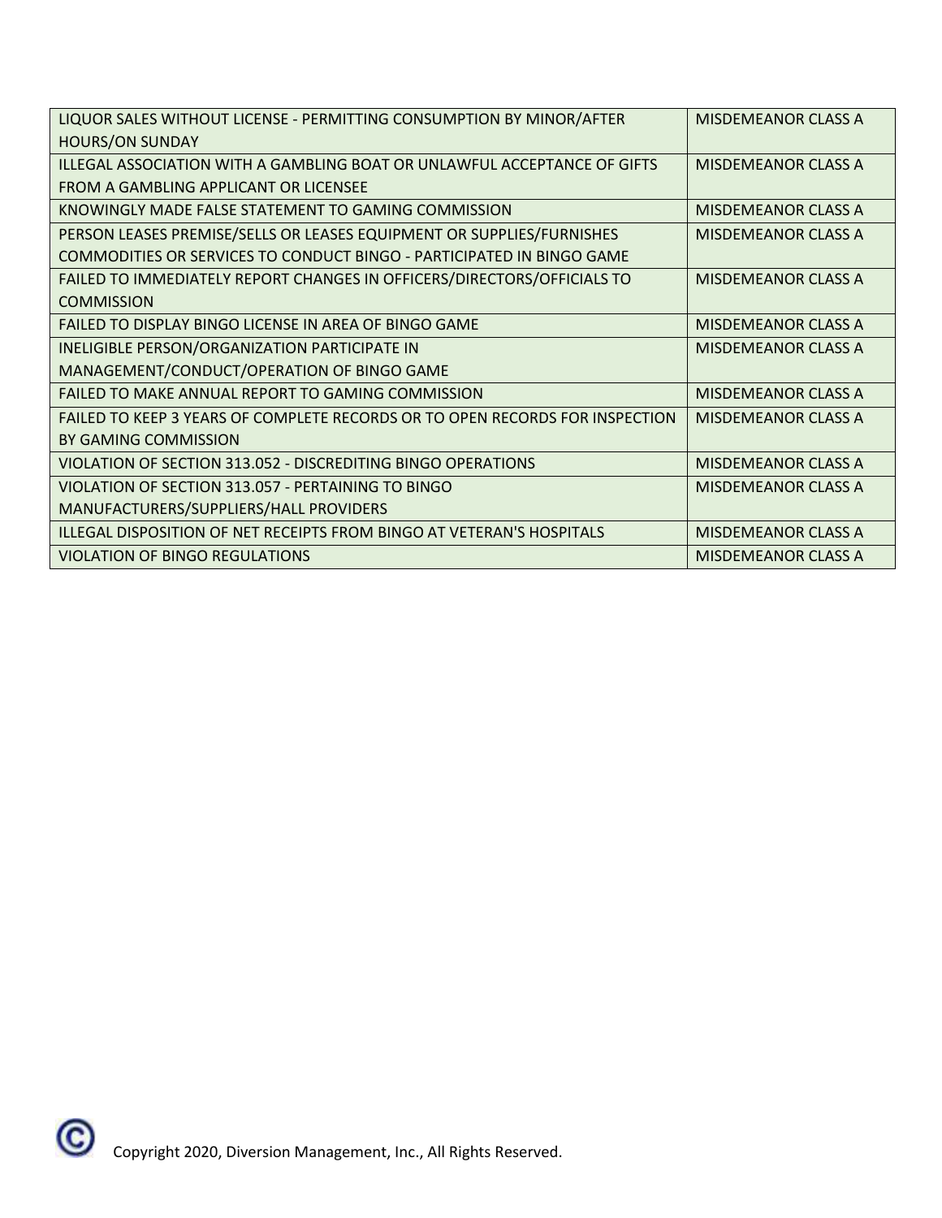| LIQUOR SALES WITHOUT LICENSE - PERMITTING CONSUMPTION BY MINOR/AFTER HOURS/ON SUNDAY | MISDEMEANOR CLASS A |
| --- | --- |
| ILLEGAL ASSOCIATION WITH A GAMBLING BOAT OR UNLAWFUL ACCEPTANCE OF GIFTS FROM A GAMBLING APPLICANT OR LICENSEE | MISDEMEANOR CLASS A |
| KNOWINGLY MADE FALSE STATEMENT TO GAMING COMMISSION | MISDEMEANOR CLASS A |
| PERSON LEASES PREMISE/SELLS OR LEASES EQUIPMENT OR SUPPLIES/FURNISHES COMMODITIES OR SERVICES TO CONDUCT BINGO - PARTICIPATED IN BINGO GAME | MISDEMEANOR CLASS A |
| FAILED TO IMMEDIATELY REPORT CHANGES IN OFFICERS/DIRECTORS/OFFICIALS TO COMMISSION | MISDEMEANOR CLASS A |
| FAILED TO DISPLAY BINGO LICENSE IN AREA OF BINGO GAME | MISDEMEANOR CLASS A |
| INELIGIBLE PERSON/ORGANIZATION PARTICIPATE IN MANAGEMENT/CONDUCT/OPERATION OF BINGO GAME | MISDEMEANOR CLASS A |
| FAILED TO MAKE ANNUAL REPORT TO GAMING COMMISSION | MISDEMEANOR CLASS A |
| FAILED TO KEEP 3 YEARS OF COMPLETE RECORDS OR TO OPEN RECORDS FOR INSPECTION BY GAMING COMMISSION | MISDEMEANOR CLASS A |
| VIOLATION OF SECTION 313.052 - DISCREDITING BINGO OPERATIONS | MISDEMEANOR CLASS A |
| VIOLATION OF SECTION 313.057 - PERTAINING TO BINGO MANUFACTURERS/SUPPLIERS/HALL PROVIDERS | MISDEMEANOR CLASS A |
| ILLEGAL DISPOSITION OF NET RECEIPTS FROM BINGO AT VETERAN'S HOSPITALS | MISDEMEANOR CLASS A |
| VIOLATION OF BINGO REGULATIONS | MISDEMEANOR CLASS A |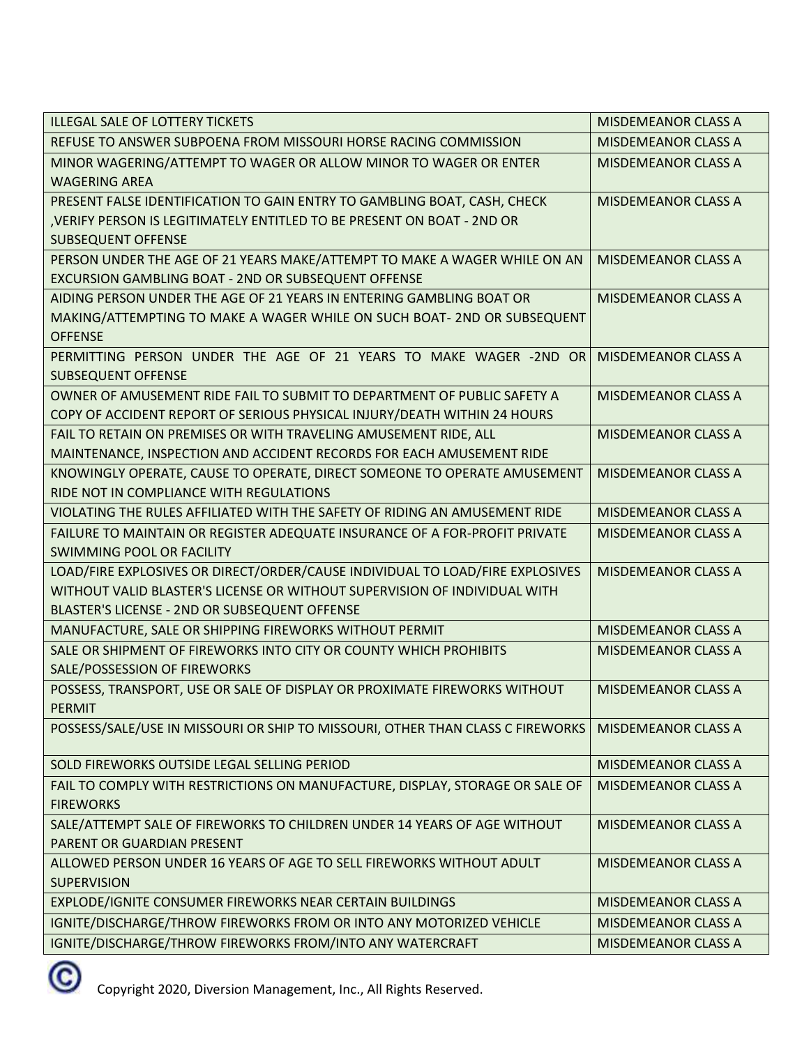| | |
|---|---|
| ILLEGAL SALE OF LOTTERY TICKETS | MISDEMEANOR CLASS A |
| REFUSE TO ANSWER SUBPOENA FROM MISSOURI HORSE RACING COMMISSION | MISDEMEANOR CLASS A |
| MINOR WAGERING/ATTEMPT TO WAGER OR ALLOW MINOR TO WAGER OR ENTER WAGERING AREA | MISDEMEANOR CLASS A |
| PRESENT FALSE IDENTIFICATION TO GAIN ENTRY TO GAMBLING BOAT, CASH, CHECK ,VERIFY PERSON IS LEGITIMATELY ENTITLED TO BE PRESENT ON BOAT - 2ND OR SUBSEQUENT OFFENSE | MISDEMEANOR CLASS A |
| PERSON UNDER THE AGE OF 21 YEARS MAKE/ATTEMPT TO MAKE A WAGER WHILE ON AN EXCURSION GAMBLING BOAT - 2ND OR SUBSEQUENT OFFENSE | MISDEMEANOR CLASS A |
| AIDING PERSON UNDER THE AGE OF 21 YEARS IN ENTERING GAMBLING BOAT OR MAKING/ATTEMPTING TO MAKE A WAGER WHILE ON SUCH BOAT- 2ND OR SUBSEQUENT OFFENSE | MISDEMEANOR CLASS A |
| PERMITTING PERSON UNDER THE AGE OF 21 YEARS TO MAKE WAGER -2ND OR SUBSEQUENT OFFENSE | MISDEMEANOR CLASS A |
| OWNER OF AMUSEMENT RIDE FAIL TO SUBMIT TO DEPARTMENT OF PUBLIC SAFETY A COPY OF ACCIDENT REPORT OF SERIOUS PHYSICAL INJURY/DEATH WITHIN 24 HOURS | MISDEMEANOR CLASS A |
| FAIL TO RETAIN ON PREMISES OR WITH TRAVELING AMUSEMENT RIDE, ALL MAINTENANCE, INSPECTION AND ACCIDENT RECORDS FOR EACH AMUSEMENT RIDE | MISDEMEANOR CLASS A |
| KNOWINGLY OPERATE, CAUSE TO OPERATE, DIRECT SOMEONE TO OPERATE AMUSEMENT RIDE NOT IN COMPLIANCE WITH REGULATIONS | MISDEMEANOR CLASS A |
| VIOLATING THE RULES AFFILIATED WITH THE SAFETY OF RIDING AN AMUSEMENT RIDE | MISDEMEANOR CLASS A |
| FAILURE TO MAINTAIN OR REGISTER ADEQUATE INSURANCE OF A FOR-PROFIT PRIVATE SWIMMING POOL OR FACILITY | MISDEMEANOR CLASS A |
| LOAD/FIRE EXPLOSIVES OR DIRECT/ORDER/CAUSE INDIVIDUAL TO LOAD/FIRE EXPLOSIVES WITHOUT VALID BLASTER'S LICENSE OR WITHOUT SUPERVISION OF INDIVIDUAL WITH BLASTER'S LICENSE - 2ND OR SUBSEQUENT OFFENSE | MISDEMEANOR CLASS A |
| MANUFACTURE, SALE OR SHIPPING FIREWORKS WITHOUT PERMIT | MISDEMEANOR CLASS A |
| SALE OR SHIPMENT OF FIREWORKS INTO CITY OR COUNTY WHICH PROHIBITS SALE/POSSESSION OF FIREWORKS | MISDEMEANOR CLASS A |
| POSSESS, TRANSPORT, USE OR SALE OF DISPLAY OR PROXIMATE FIREWORKS WITHOUT PERMIT | MISDEMEANOR CLASS A |
| POSSESS/SALE/USE IN MISSOURI OR SHIP TO MISSOURI, OTHER THAN CLASS C FIREWORKS | MISDEMEANOR CLASS A |
| SOLD FIREWORKS OUTSIDE LEGAL SELLING PERIOD | MISDEMEANOR CLASS A |
| FAIL TO COMPLY WITH RESTRICTIONS ON MANUFACTURE, DISPLAY, STORAGE OR SALE OF FIREWORKS | MISDEMEANOR CLASS A |
| SALE/ATTEMPT SALE OF FIREWORKS TO CHILDREN UNDER 14 YEARS OF AGE WITHOUT PARENT OR GUARDIAN PRESENT | MISDEMEANOR CLASS A |
| ALLOWED PERSON UNDER 16 YEARS OF AGE TO SELL FIREWORKS WITHOUT ADULT SUPERVISION | MISDEMEANOR CLASS A |
| EXPLODE/IGNITE CONSUMER FIREWORKS NEAR CERTAIN BUILDINGS | MISDEMEANOR CLASS A |
| IGNITE/DISCHARGE/THROW FIREWORKS FROM OR INTO ANY MOTORIZED VEHICLE | MISDEMEANOR CLASS A |
| IGNITE/DISCHARGE/THROW FIREWORKS FROM/INTO ANY WATERCRAFT | MISDEMEANOR CLASS A |

Copyright 2020, Diversion Management, Inc., All Rights Reserved.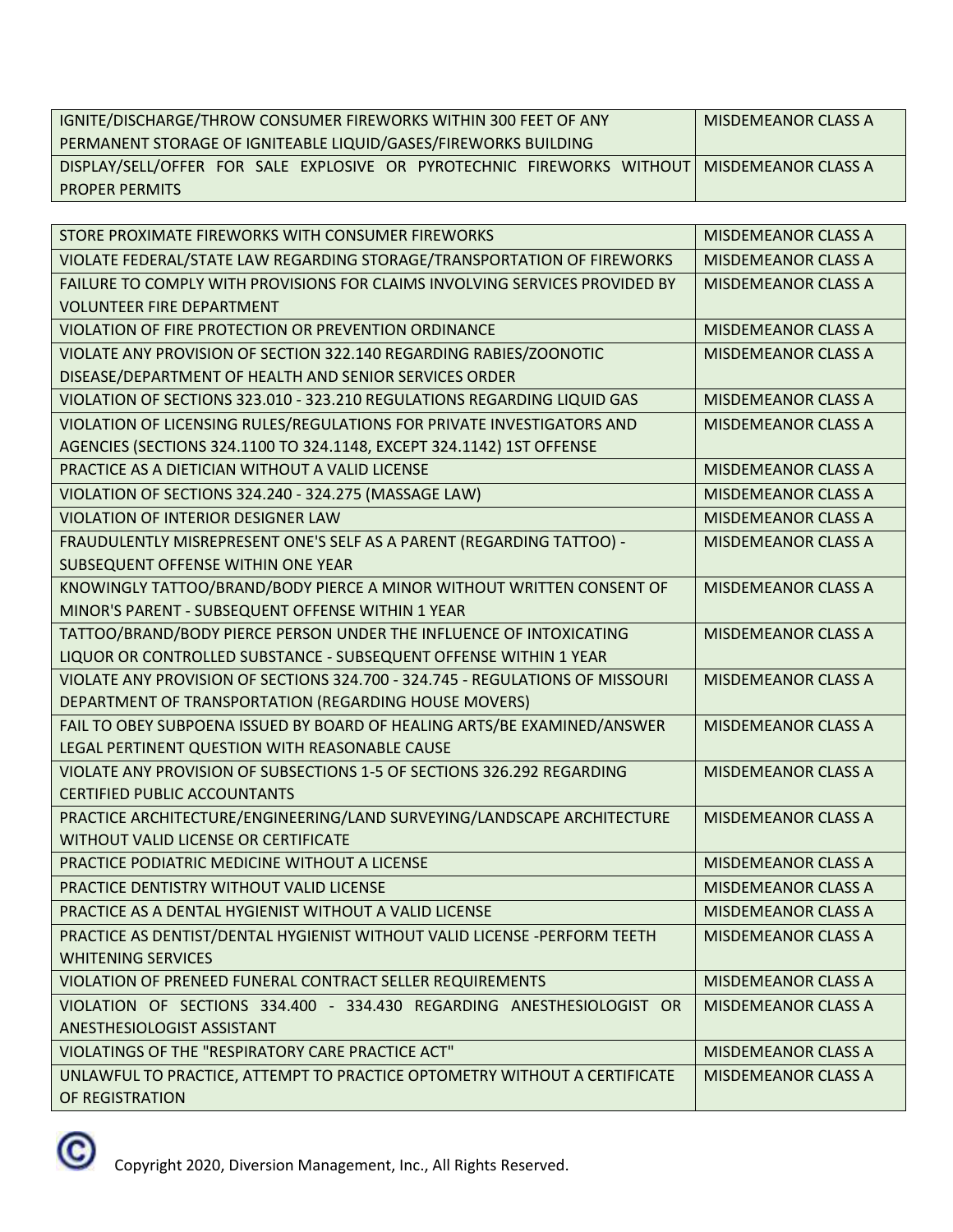| | |
|---|---|
| IGNITE/DISCHARGE/THROW CONSUMER FIREWORKS WITHIN 300 FEET OF ANY PERMANENT STORAGE OF IGNITEABLE LIQUID/GASES/FIREWORKS BUILDING | MISDEMEANOR CLASS A |
| DISPLAY/SELL/OFFER FOR SALE EXPLOSIVE OR PYROTECHNIC FIREWORKS WITHOUT PROPER PERMITS | MISDEMEANOR CLASS A |

| | |
|---|---|
| STORE PROXIMATE FIREWORKS WITH CONSUMER FIREWORKS | MISDEMEANOR CLASS A |
| VIOLATE FEDERAL/STATE LAW REGARDING STORAGE/TRANSPORTATION OF FIREWORKS | MISDEMEANOR CLASS A |
| FAILURE TO COMPLY WITH PROVISIONS FOR CLAIMS INVOLVING SERVICES PROVIDED BY VOLUNTEER FIRE DEPARTMENT | MISDEMEANOR CLASS A |
| VIOLATION OF FIRE PROTECTION OR PREVENTION ORDINANCE | MISDEMEANOR CLASS A |
| VIOLATE ANY PROVISION OF SECTION 322.140 REGARDING RABIES/ZOONOTIC DISEASE/DEPARTMENT OF HEALTH AND SENIOR SERVICES ORDER | MISDEMEANOR CLASS A |
| VIOLATION OF SECTIONS 323.010 - 323.210 REGULATIONS REGARDING LIQUID GAS | MISDEMEANOR CLASS A |
| VIOLATION OF LICENSING RULES/REGULATIONS FOR PRIVATE INVESTIGATORS AND AGENCIES (SECTIONS 324.1100 TO 324.1148, EXCEPT 324.1142) 1ST OFFENSE | MISDEMEANOR CLASS A |
| PRACTICE AS A DIETICIAN WITHOUT A VALID LICENSE | MISDEMEANOR CLASS A |
| VIOLATION OF SECTIONS 324.240 - 324.275 (MASSAGE LAW) | MISDEMEANOR CLASS A |
| VIOLATION OF INTERIOR DESIGNER LAW | MISDEMEANOR CLASS A |
| FRAUDULENTLY MISREPRESENT ONE'S SELF AS A PARENT (REGARDING TATTOO) - SUBSEQUENT OFFENSE WITHIN ONE YEAR | MISDEMEANOR CLASS A |
| KNOWINGLY TATTOO/BRAND/BODY PIERCE A MINOR WITHOUT WRITTEN CONSENT OF MINOR'S PARENT - SUBSEQUENT OFFENSE WITHIN 1 YEAR | MISDEMEANOR CLASS A |
| TATTOO/BRAND/BODY PIERCE PERSON UNDER THE INFLUENCE OF INTOXICATING LIQUOR OR CONTROLLED SUBSTANCE - SUBSEQUENT OFFENSE WITHIN 1 YEAR | MISDEMEANOR CLASS A |
| VIOLATE ANY PROVISION OF SECTIONS 324.700 - 324.745 - REGULATIONS OF MISSOURI DEPARTMENT OF TRANSPORTATION (REGARDING HOUSE MOVERS) | MISDEMEANOR CLASS A |
| FAIL TO OBEY SUBPOENA ISSUED BY BOARD OF HEALING ARTS/BE EXAMINED/ANSWER LEGAL PERTINENT QUESTION WITH REASONABLE CAUSE | MISDEMEANOR CLASS A |
| VIOLATE ANY PROVISION OF SUBSECTIONS 1-5 OF SECTIONS 326.292 REGARDING CERTIFIED PUBLIC ACCOUNTANTS | MISDEMEANOR CLASS A |
| PRACTICE ARCHITECTURE/ENGINEERING/LAND SURVEYING/LANDSCAPE ARCHITECTURE WITHOUT VALID LICENSE OR CERTIFICATE | MISDEMEANOR CLASS A |
| PRACTICE PODIATRIC MEDICINE WITHOUT A LICENSE | MISDEMEANOR CLASS A |
| PRACTICE DENTISTRY WITHOUT VALID LICENSE | MISDEMEANOR CLASS A |
| PRACTICE AS A DENTAL HYGIENIST WITHOUT A VALID LICENSE | MISDEMEANOR CLASS A |
| PRACTICE AS DENTIST/DENTAL HYGIENIST WITHOUT VALID LICENSE -PERFORM TEETH WHITENING SERVICES | MISDEMEANOR CLASS A |
| VIOLATION OF PRENEED FUNERAL CONTRACT SELLER REQUIREMENTS | MISDEMEANOR CLASS A |
| VIOLATION OF SECTIONS 334.400 - 334.430 REGARDING ANESTHESIOLOGIST OR ANESTHESIOLOGIST ASSISTANT | MISDEMEANOR CLASS A |
| VIOLATINGS OF THE "RESPIRATORY CARE PRACTICE ACT" | MISDEMEANOR CLASS A |
| UNLAWFUL TO PRACTICE, ATTEMPT TO PRACTICE OPTOMETRY WITHOUT A CERTIFICATE OF REGISTRATION | MISDEMEANOR CLASS A |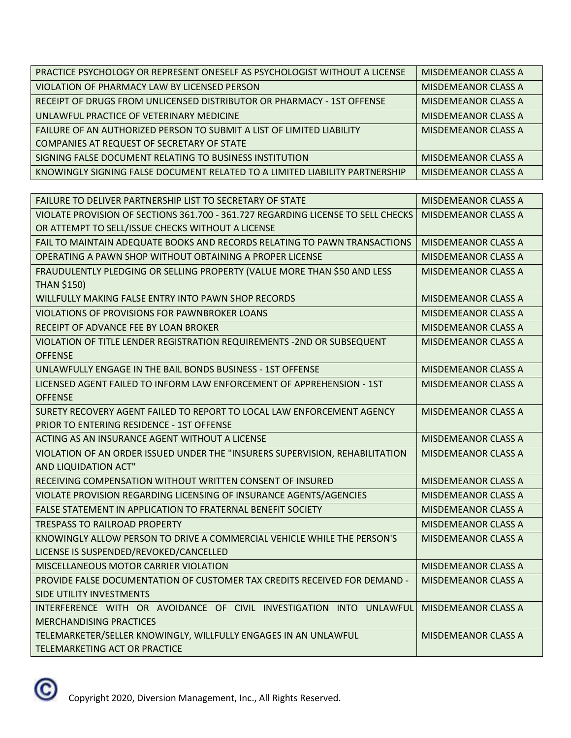| | |
|---|---|
| PRACTICE PSYCHOLOGY OR REPRESENT ONESELF AS PSYCHOLOGIST WITHOUT A LICENSE | MISDEMEANOR CLASS A |
| VIOLATION OF PHARMACY LAW BY LICENSED PERSON | MISDEMEANOR CLASS A |
| RECEIPT OF DRUGS FROM UNLICENSED DISTRIBUTOR OR PHARMACY - 1ST OFFENSE | MISDEMEANOR CLASS A |
| UNLAWFUL PRACTICE OF VETERINARY MEDICINE | MISDEMEANOR CLASS A |
| FAILURE OF AN AUTHORIZED PERSON TO SUBMIT A LIST OF LIMITED LIABILITY COMPANIES AT REQUEST OF SECRETARY OF STATE | MISDEMEANOR CLASS A |
| SIGNING FALSE DOCUMENT RELATING TO BUSINESS INSTITUTION | MISDEMEANOR CLASS A |
| KNOWINGLY SIGNING FALSE DOCUMENT RELATED TO A LIMITED LIABILITY PARTNERSHIP | MISDEMEANOR CLASS A |

| | |
|---|---|
| FAILURE TO DELIVER PARTNERSHIP LIST TO SECRETARY OF STATE | MISDEMEANOR CLASS A |
| VIOLATE PROVISION OF SECTIONS 361.700 - 361.727 REGARDING LICENSE TO SELL CHECKS OR ATTEMPT TO SELL/ISSUE CHECKS WITHOUT A LICENSE | MISDEMEANOR CLASS A |
| FAIL TO MAINTAIN ADEQUATE BOOKS AND RECORDS RELATING TO PAWN TRANSACTIONS | MISDEMEANOR CLASS A |
| OPERATING A PAWN SHOP WITHOUT OBTAINING A PROPER LICENSE | MISDEMEANOR CLASS A |
| FRAUDULENTLY PLEDGING OR SELLING PROPERTY (VALUE MORE THAN $50 AND LESS THAN $150) | MISDEMEANOR CLASS A |
| WILLFULLY MAKING FALSE ENTRY INTO PAWN SHOP RECORDS | MISDEMEANOR CLASS A |
| VIOLATIONS OF PROVISIONS FOR PAWNBROKER LOANS | MISDEMEANOR CLASS A |
| RECEIPT OF ADVANCE FEE BY LOAN BROKER | MISDEMEANOR CLASS A |
| VIOLATION OF TITLE LENDER REGISTRATION REQUIREMENTS -2ND OR SUBSEQUENT OFFENSE | MISDEMEANOR CLASS A |
| UNLAWFULLY ENGAGE IN THE BAIL BONDS BUSINESS - 1ST OFFENSE | MISDEMEANOR CLASS A |
| LICENSED AGENT FAILED TO INFORM LAW ENFORCEMENT OF APPREHENSION - 1ST OFFENSE | MISDEMEANOR CLASS A |
| SURETY RECOVERY AGENT FAILED TO REPORT TO LOCAL LAW ENFORCEMENT AGENCY PRIOR TO ENTERING RESIDENCE - 1ST OFFENSE | MISDEMEANOR CLASS A |
| ACTING AS AN INSURANCE AGENT WITHOUT A LICENSE | MISDEMEANOR CLASS A |
| VIOLATION OF AN ORDER ISSUED UNDER THE "INSURERS SUPERVISION, REHABILITATION AND LIQUIDATION ACT" | MISDEMEANOR CLASS A |
| RECEIVING COMPENSATION WITHOUT WRITTEN CONSENT OF INSURED | MISDEMEANOR CLASS A |
| VIOLATE PROVISION REGARDING LICENSING OF INSURANCE AGENTS/AGENCIES | MISDEMEANOR CLASS A |
| FALSE STATEMENT IN APPLICATION TO FRATERNAL BENEFIT SOCIETY | MISDEMEANOR CLASS A |
| TRESPASS TO RAILROAD PROPERTY | MISDEMEANOR CLASS A |
| KNOWINGLY ALLOW PERSON TO DRIVE A COMMERCIAL VEHICLE WHILE THE PERSON'S LICENSE IS SUSPENDED/REVOKED/CANCELLED | MISDEMEANOR CLASS A |
| MISCELLANEOUS MOTOR CARRIER VIOLATION | MISDEMEANOR CLASS A |
| PROVIDE FALSE DOCUMENTATION OF CUSTOMER TAX CREDITS RECEIVED FOR DEMAND - SIDE UTILITY INVESTMENTS | MISDEMEANOR CLASS A |
| INTERFERENCE WITH OR AVOIDANCE OF CIVIL INVESTIGATION INTO UNLAWFUL MERCHANDISING PRACTICES | MISDEMEANOR CLASS A |
| TELEMARKETER/SELLER KNOWINGLY, WILLFULLY ENGAGES IN AN UNLAWFUL TELEMARKETING ACT OR PRACTICE | MISDEMEANOR CLASS A |

Copyright 2020, Diversion Management, Inc., All Rights Reserved.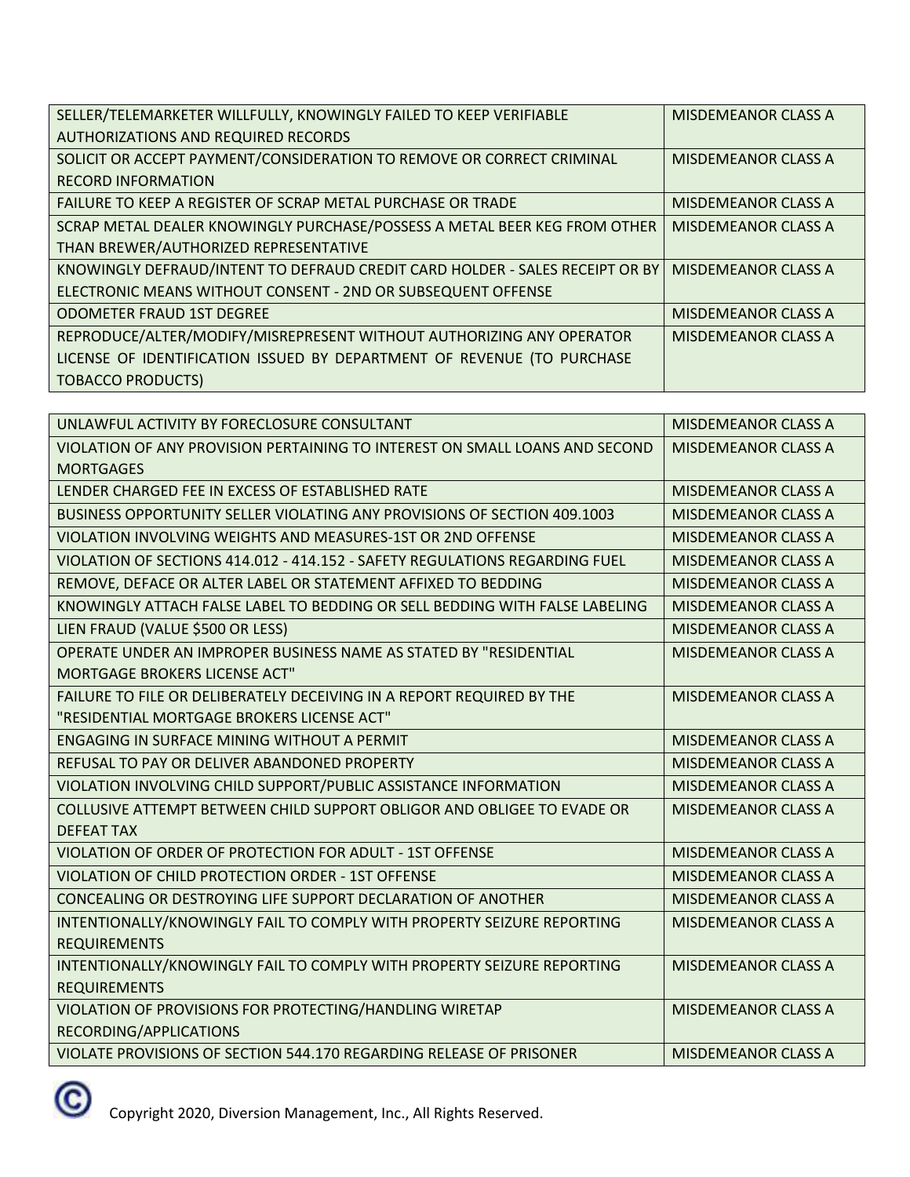| | |
|---|---|
| SELLER/TELEMARKETER WILLFULLY, KNOWINGLY FAILED TO KEEP VERIFIABLE AUTHORIZATIONS AND REQUIRED RECORDS | MISDEMEANOR CLASS A |
| SOLICIT OR ACCEPT PAYMENT/CONSIDERATION TO REMOVE OR CORRECT CRIMINAL RECORD INFORMATION | MISDEMEANOR CLASS A |
| FAILURE TO KEEP A REGISTER OF SCRAP METAL PURCHASE OR TRADE | MISDEMEANOR CLASS A |
| SCRAP METAL DEALER KNOWINGLY PURCHASE/POSSESS A METAL BEER KEG FROM OTHER THAN BREWER/AUTHORIZED REPRESENTATIVE | MISDEMEANOR CLASS A |
| KNOWINGLY DEFRAUD/INTENT TO DEFRAUD CREDIT CARD HOLDER - SALES RECEIPT OR BY ELECTRONIC MEANS WITHOUT CONSENT - 2ND OR SUBSEQUENT OFFENSE | MISDEMEANOR CLASS A |
| ODOMETER FRAUD 1ST DEGREE | MISDEMEANOR CLASS A |
| REPRODUCE/ALTER/MODIFY/MISREPRESENT WITHOUT AUTHORIZING ANY OPERATOR LICENSE OF IDENTIFICATION ISSUED BY DEPARTMENT OF REVENUE (TO PURCHASE TOBACCO PRODUCTS) | MISDEMEANOR CLASS A |
| UNLAWFUL ACTIVITY BY FORECLOSURE CONSULTANT | MISDEMEANOR CLASS A |
| VIOLATION OF ANY PROVISION PERTAINING TO INTEREST ON SMALL LOANS AND SECOND MORTGAGES | MISDEMEANOR CLASS A |
| LENDER CHARGED FEE IN EXCESS OF ESTABLISHED RATE | MISDEMEANOR CLASS A |
| BUSINESS OPPORTUNITY SELLER VIOLATING ANY PROVISIONS OF SECTION 409.1003 | MISDEMEANOR CLASS A |
| VIOLATION INVOLVING WEIGHTS AND MEASURES-1ST OR 2ND OFFENSE | MISDEMEANOR CLASS A |
| VIOLATION OF SECTIONS 414.012 - 414.152 - SAFETY REGULATIONS REGARDING FUEL | MISDEMEANOR CLASS A |
| REMOVE, DEFACE OR ALTER LABEL OR STATEMENT AFFIXED TO BEDDING | MISDEMEANOR CLASS A |
| KNOWINGLY ATTACH FALSE LABEL TO BEDDING OR SELL BEDDING WITH FALSE LABELING | MISDEMEANOR CLASS A |
| LIEN FRAUD (VALUE $500 OR LESS) | MISDEMEANOR CLASS A |
| OPERATE UNDER AN IMPROPER BUSINESS NAME AS STATED BY "RESIDENTIAL MORTGAGE BROKERS LICENSE ACT" | MISDEMEANOR CLASS A |
| FAILURE TO FILE OR DELIBERATELY DECEIVING IN A REPORT REQUIRED BY THE "RESIDENTIAL MORTGAGE BROKERS LICENSE ACT" | MISDEMEANOR CLASS A |
| ENGAGING IN SURFACE MINING WITHOUT A PERMIT | MISDEMEANOR CLASS A |
| REFUSAL TO PAY OR DELIVER ABANDONED PROPERTY | MISDEMEANOR CLASS A |
| VIOLATION INVOLVING CHILD SUPPORT/PUBLIC ASSISTANCE INFORMATION | MISDEMEANOR CLASS A |
| COLLUSIVE ATTEMPT BETWEEN CHILD SUPPORT OBLIGOR AND OBLIGEE TO EVADE OR DEFEAT TAX | MISDEMEANOR CLASS A |
| VIOLATION OF ORDER OF PROTECTION FOR ADULT - 1ST OFFENSE | MISDEMEANOR CLASS A |
| VIOLATION OF CHILD PROTECTION ORDER - 1ST OFFENSE | MISDEMEANOR CLASS A |
| CONCEALING OR DESTROYING LIFE SUPPORT DECLARATION OF ANOTHER | MISDEMEANOR CLASS A |
| INTENTIONALLY/KNOWINGLY FAIL TO COMPLY WITH PROPERTY SEIZURE REPORTING REQUIREMENTS | MISDEMEANOR CLASS A |
| INTENTIONALLY/KNOWINGLY FAIL TO COMPLY WITH PROPERTY SEIZURE REPORTING REQUIREMENTS | MISDEMEANOR CLASS A |
| VIOLATION OF PROVISIONS FOR PROTECTING/HANDLING WIRETAP RECORDING/APPLICATIONS | MISDEMEANOR CLASS A |
| VIOLATE PROVISIONS OF SECTION 544.170 REGARDING RELEASE OF PRISONER | MISDEMEANOR CLASS A |

Copyright 2020, Diversion Management, Inc., All Rights Reserved.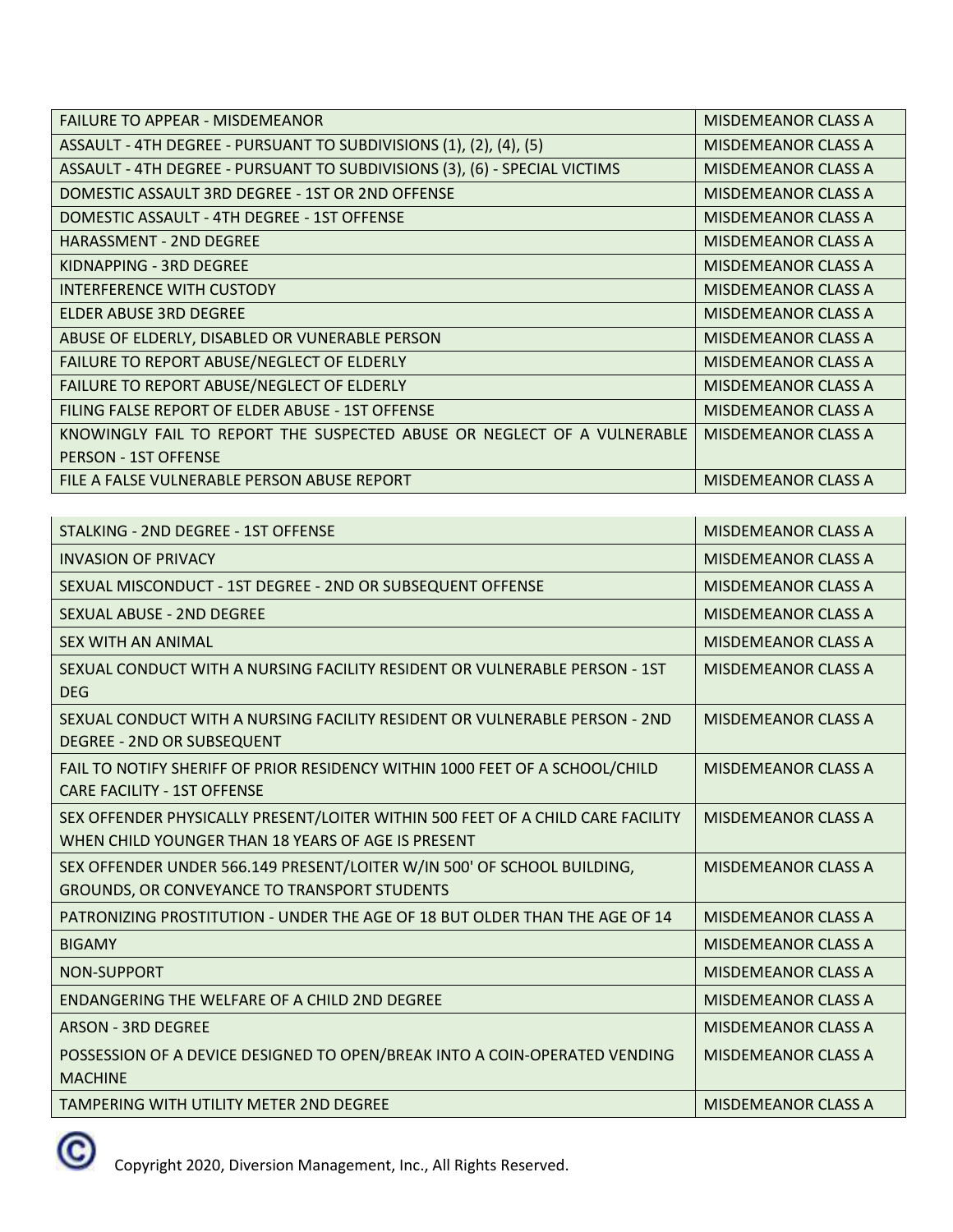| | |
|---|---|
| FAILURE TO APPEAR - MISDEMEANOR | MISDEMEANOR CLASS A |
| ASSAULT - 4TH DEGREE - PURSUANT TO SUBDIVISIONS (1), (2), (4), (5) | MISDEMEANOR CLASS A |
| ASSAULT - 4TH DEGREE - PURSUANT TO SUBDIVISIONS (3), (6) - SPECIAL VICTIMS | MISDEMEANOR CLASS A |
| DOMESTIC ASSAULT 3RD DEGREE - 1ST OR 2ND OFFENSE | MISDEMEANOR CLASS A |
| DOMESTIC ASSAULT - 4TH DEGREE - 1ST OFFENSE | MISDEMEANOR CLASS A |
| HARASSMENT - 2ND DEGREE | MISDEMEANOR CLASS A |
| KIDNAPPING - 3RD DEGREE | MISDEMEANOR CLASS A |
| INTERFERENCE WITH CUSTODY | MISDEMEANOR CLASS A |
| ELDER ABUSE 3RD DEGREE | MISDEMEANOR CLASS A |
| ABUSE OF ELDERLY, DISABLED OR VUNERABLE PERSON | MISDEMEANOR CLASS A |
| FAILURE TO REPORT ABUSE/NEGLECT OF ELDERLY | MISDEMEANOR CLASS A |
| FAILURE TO REPORT ABUSE/NEGLECT OF ELDERLY | MISDEMEANOR CLASS A |
| FILING FALSE REPORT OF ELDER ABUSE - 1ST OFFENSE | MISDEMEANOR CLASS A |
| KNOWINGLY FAIL TO REPORT THE SUSPECTED ABUSE OR NEGLECT OF A VULNERABLE PERSON - 1ST OFFENSE | MISDEMEANOR CLASS A |
| FILE A FALSE VULNERABLE PERSON ABUSE REPORT | MISDEMEANOR CLASS A |
| STALKING - 2ND DEGREE - 1ST OFFENSE | MISDEMEANOR CLASS A |
| INVASION OF PRIVACY | MISDEMEANOR CLASS A |
| SEXUAL MISCONDUCT - 1ST DEGREE - 2ND OR SUBSEQUENT OFFENSE | MISDEMEANOR CLASS A |
| SEXUAL ABUSE - 2ND DEGREE | MISDEMEANOR CLASS A |
| SEX WITH AN ANIMAL | MISDEMEANOR CLASS A |
| SEXUAL CONDUCT WITH A NURSING FACILITY RESIDENT OR VULNERABLE PERSON - 1ST DEG | MISDEMEANOR CLASS A |
| SEXUAL CONDUCT WITH A NURSING FACILITY RESIDENT OR VULNERABLE PERSON - 2ND DEGREE - 2ND OR SUBSEQUENT | MISDEMEANOR CLASS A |
| FAIL TO NOTIFY SHERIFF OF PRIOR RESIDENCY WITHIN 1000 FEET OF A SCHOOL/CHILD CARE FACILITY - 1ST OFFENSE | MISDEMEANOR CLASS A |
| SEX OFFENDER PHYSICALLY PRESENT/LOITER WITHIN 500 FEET OF A CHILD CARE FACILITY WHEN CHILD YOUNGER THAN 18 YEARS OF AGE IS PRESENT | MISDEMEANOR CLASS A |
| SEX OFFENDER UNDER 566.149 PRESENT/LOITER W/IN 500' OF SCHOOL BUILDING, GROUNDS, OR CONVEYANCE TO TRANSPORT STUDENTS | MISDEMEANOR CLASS A |
| PATRONIZING PROSTITUTION - UNDER THE AGE OF 18 BUT OLDER THAN THE AGE OF 14 | MISDEMEANOR CLASS A |
| BIGAMY | MISDEMEANOR CLASS A |
| NON-SUPPORT | MISDEMEANOR CLASS A |
| ENDANGERING THE WELFARE OF A CHILD 2ND DEGREE | MISDEMEANOR CLASS A |
| ARSON - 3RD DEGREE | MISDEMEANOR CLASS A |
| POSSESSION OF A DEVICE DESIGNED TO OPEN/BREAK INTO A COIN-OPERATED VENDING MACHINE | MISDEMEANOR CLASS A |
| TAMPERING WITH UTILITY METER 2ND DEGREE | MISDEMEANOR CLASS A |

Copyright 2020, Diversion Management, Inc., All Rights Reserved.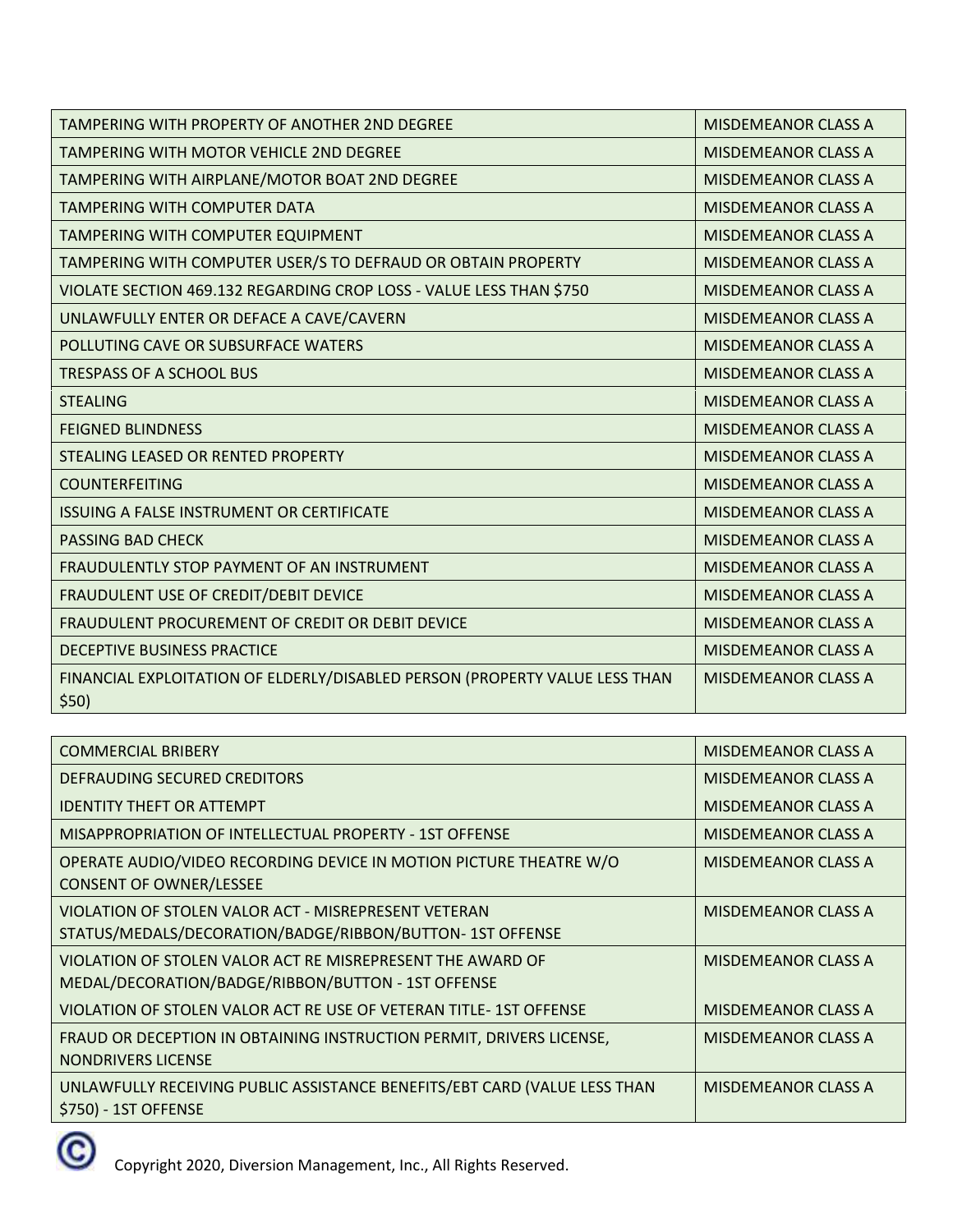| | |
|---|---|
| TAMPERING WITH PROPERTY OF ANOTHER 2ND DEGREE | MISDEMEANOR CLASS A |
| TAMPERING WITH MOTOR VEHICLE 2ND DEGREE | MISDEMEANOR CLASS A |
| TAMPERING WITH AIRPLANE/MOTOR BOAT 2ND DEGREE | MISDEMEANOR CLASS A |
| TAMPERING WITH COMPUTER DATA | MISDEMEANOR CLASS A |
| TAMPERING WITH COMPUTER EQUIPMENT | MISDEMEANOR CLASS A |
| TAMPERING WITH COMPUTER USER/S TO DEFRAUD OR OBTAIN PROPERTY | MISDEMEANOR CLASS A |
| VIOLATE SECTION 469.132 REGARDING CROP LOSS - VALUE LESS THAN $750 | MISDEMEANOR CLASS A |
| UNLAWFULLY ENTER OR DEFACE A CAVE/CAVERN | MISDEMEANOR CLASS A |
| POLLUTING CAVE OR SUBSURFACE WATERS | MISDEMEANOR CLASS A |
| TRESPASS OF A SCHOOL BUS | MISDEMEANOR CLASS A |
| STEALING | MISDEMEANOR CLASS A |
| FEIGNED BLINDNESS | MISDEMEANOR CLASS A |
| STEALING LEASED OR RENTED PROPERTY | MISDEMEANOR CLASS A |
| COUNTERFEITING | MISDEMEANOR CLASS A |
| ISSUING A FALSE INSTRUMENT OR CERTIFICATE | MISDEMEANOR CLASS A |
| PASSING BAD CHECK | MISDEMEANOR CLASS A |
| FRAUDULENTLY STOP PAYMENT OF AN INSTRUMENT | MISDEMEANOR CLASS A |
| FRAUDULENT USE OF CREDIT/DEBIT DEVICE | MISDEMEANOR CLASS A |
| FRAUDULENT PROCUREMENT OF CREDIT OR DEBIT DEVICE | MISDEMEANOR CLASS A |
| DECEPTIVE BUSINESS PRACTICE | MISDEMEANOR CLASS A |
| FINANCIAL EXPLOITATION OF ELDERLY/DISABLED PERSON (PROPERTY VALUE LESS THAN $50) | MISDEMEANOR CLASS A |
| COMMERCIAL BRIBERY | MISDEMEANOR CLASS A |
| DEFRAUDING SECURED CREDITORS | MISDEMEANOR CLASS A |
| IDENTITY THEFT OR ATTEMPT | MISDEMEANOR CLASS A |
| MISAPPROPRIATION OF INTELLECTUAL PROPERTY - 1ST OFFENSE | MISDEMEANOR CLASS A |
| OPERATE AUDIO/VIDEO RECORDING DEVICE IN MOTION PICTURE THEATRE W/O CONSENT OF OWNER/LESSEE | MISDEMEANOR CLASS A |
| VIOLATION OF STOLEN VALOR ACT - MISREPRESENT VETERAN STATUS/MEDALS/DECORATION/BADGE/RIBBON/BUTTON- 1ST OFFENSE | MISDEMEANOR CLASS A |
| VIOLATION OF STOLEN VALOR ACT RE MISREPRESENT THE AWARD OF MEDAL/DECORATION/BADGE/RIBBON/BUTTON - 1ST OFFENSE | MISDEMEANOR CLASS A |
| VIOLATION OF STOLEN VALOR ACT RE USE OF VETERAN TITLE- 1ST OFFENSE | MISDEMEANOR CLASS A |
| FRAUD OR DECEPTION IN OBTAINING INSTRUCTION PERMIT, DRIVERS LICENSE, NONDRIVERS LICENSE | MISDEMEANOR CLASS A |
| UNLAWFULLY RECEIVING PUBLIC ASSISTANCE BENEFITS/EBT CARD (VALUE LESS THAN $750) - 1ST OFFENSE | MISDEMEANOR CLASS A |

Copyright 2020, Diversion Management, Inc., All Rights Reserved.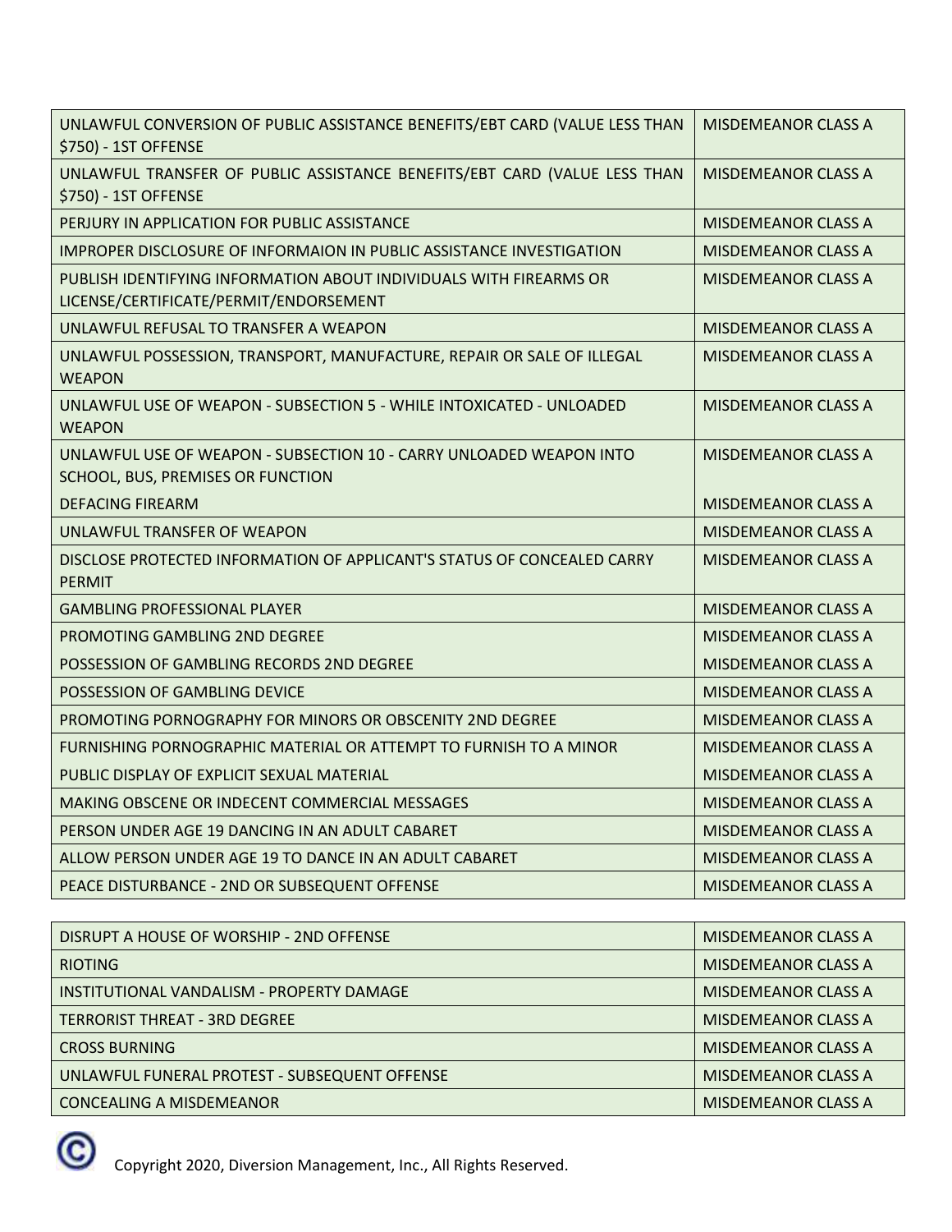| UNLAWFUL CONVERSION OF PUBLIC ASSISTANCE BENEFITS/EBT CARD (VALUE LESS THAN $750) - 1ST OFFENSE | MISDEMEANOR CLASS A |
|---|---|
| UNLAWFUL TRANSFER OF PUBLIC ASSISTANCE BENEFITS/EBT CARD (VALUE LESS THAN $750) - 1ST OFFENSE | MISDEMEANOR CLASS A |
| PERJURY IN APPLICATION FOR PUBLIC ASSISTANCE | MISDEMEANOR CLASS A |
| IMPROPER DISCLOSURE OF INFORMAION IN PUBLIC ASSISTANCE INVESTIGATION | MISDEMEANOR CLASS A |
| PUBLISH IDENTIFYING INFORMATION ABOUT INDIVIDUALS WITH FIREARMS OR LICENSE/CERTIFICATE/PERMIT/ENDORSEMENT | MISDEMEANOR CLASS A |
| UNLAWFUL REFUSAL TO TRANSFER A WEAPON | MISDEMEANOR CLASS A |
| UNLAWFUL POSSESSION, TRANSPORT, MANUFACTURE, REPAIR OR SALE OF ILLEGAL WEAPON | MISDEMEANOR CLASS A |
| UNLAWFUL USE OF WEAPON - SUBSECTION 5 - WHILE INTOXICATED - UNLOADED WEAPON | MISDEMEANOR CLASS A |
| UNLAWFUL USE OF WEAPON - SUBSECTION 10 - CARRY UNLOADED WEAPON INTO SCHOOL, BUS, PREMISES OR FUNCTION | MISDEMEANOR CLASS A |
| DEFACING FIREARM | MISDEMEANOR CLASS A |
| UNLAWFUL TRANSFER OF WEAPON | MISDEMEANOR CLASS A |
| DISCLOSE PROTECTED INFORMATION OF APPLICANT'S STATUS OF CONCEALED CARRY PERMIT | MISDEMEANOR CLASS A |
| GAMBLING PROFESSIONAL PLAYER | MISDEMEANOR CLASS A |
| PROMOTING GAMBLING 2ND DEGREE | MISDEMEANOR CLASS A |
| POSSESSION OF GAMBLING RECORDS 2ND DEGREE | MISDEMEANOR CLASS A |
| POSSESSION OF GAMBLING DEVICE | MISDEMEANOR CLASS A |
| PROMOTING PORNOGRAPHY FOR MINORS OR OBSCENITY 2ND DEGREE | MISDEMEANOR CLASS A |
| FURNISHING PORNOGRAPHIC MATERIAL OR ATTEMPT TO FURNISH TO A MINOR | MISDEMEANOR CLASS A |
| PUBLIC DISPLAY OF EXPLICIT SEXUAL MATERIAL | MISDEMEANOR CLASS A |
| MAKING OBSCENE OR INDECENT COMMERCIAL MESSAGES | MISDEMEANOR CLASS A |
| PERSON UNDER AGE 19 DANCING IN AN ADULT CABARET | MISDEMEANOR CLASS A |
| ALLOW PERSON UNDER AGE 19 TO DANCE IN AN ADULT CABARET | MISDEMEANOR CLASS A |
| PEACE DISTURBANCE - 2ND OR SUBSEQUENT OFFENSE | MISDEMEANOR CLASS A |
| DISRUPT A HOUSE OF WORSHIP - 2ND OFFENSE | MISDEMEANOR CLASS A |
| RIOTING | MISDEMEANOR CLASS A |
| INSTITUTIONAL VANDALISM - PROPERTY DAMAGE | MISDEMEANOR CLASS A |
| TERRORIST THREAT - 3RD DEGREE | MISDEMEANOR CLASS A |
| CROSS BURNING | MISDEMEANOR CLASS A |
| UNLAWFUL FUNERAL PROTEST - SUBSEQUENT OFFENSE | MISDEMEANOR CLASS A |
| CONCEALING A MISDEMEANOR | MISDEMEANOR CLASS A |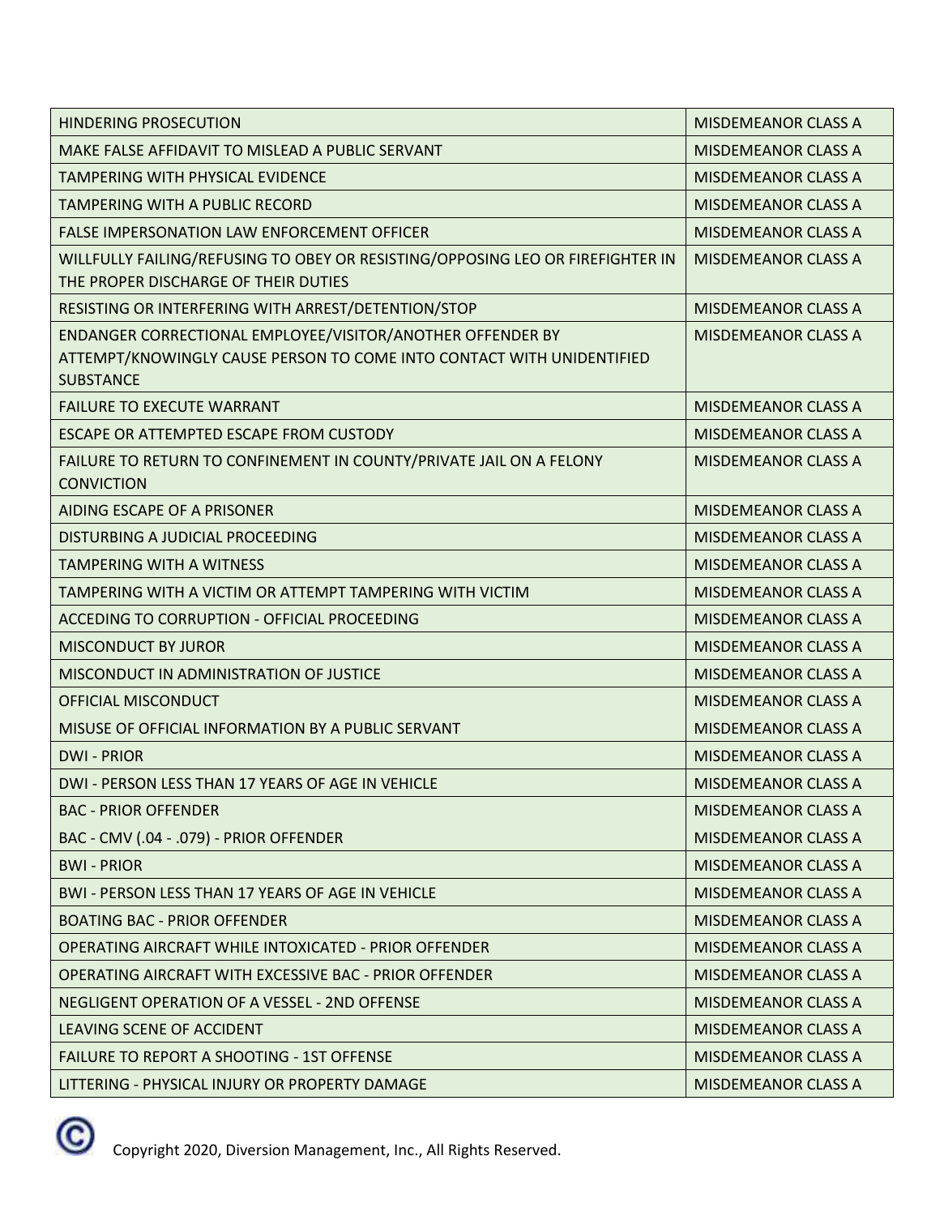| | |
|---|---|
| HINDERING PROSECUTION | MISDEMEANOR CLASS A |
| MAKE FALSE AFFIDAVIT TO MISLEAD A PUBLIC SERVANT | MISDEMEANOR CLASS A |
| TAMPERING WITH PHYSICAL EVIDENCE | MISDEMEANOR CLASS A |
| TAMPERING WITH A PUBLIC RECORD | MISDEMEANOR CLASS A |
| FALSE IMPERSONATION LAW ENFORCEMENT OFFICER | MISDEMEANOR CLASS A |
| WILLFULLY FAILING/REFUSING TO OBEY OR RESISTING/OPPOSING LEO OR FIREFIGHTER IN THE PROPER DISCHARGE OF THEIR DUTIES | MISDEMEANOR CLASS A |
| RESISTING OR INTERFERING WITH ARREST/DETENTION/STOP | MISDEMEANOR CLASS A |
| ENDANGER CORRECTIONAL EMPLOYEE/VISITOR/ANOTHER OFFENDER BY ATTEMPT/KNOWINGLY CAUSE PERSON TO COME INTO CONTACT WITH UNIDENTIFIED SUBSTANCE | MISDEMEANOR CLASS A |
| FAILURE TO EXECUTE WARRANT | MISDEMEANOR CLASS A |
| ESCAPE OR ATTEMPTED ESCAPE FROM CUSTODY | MISDEMEANOR CLASS A |
| FAILURE TO RETURN TO CONFINEMENT IN COUNTY/PRIVATE JAIL ON A FELONY CONVICTION | MISDEMEANOR CLASS A |
| AIDING ESCAPE OF A PRISONER | MISDEMEANOR CLASS A |
| DISTURBING A JUDICIAL PROCEEDING | MISDEMEANOR CLASS A |
| TAMPERING WITH A WITNESS | MISDEMEANOR CLASS A |
| TAMPERING WITH A VICTIM OR ATTEMPT TAMPERING WITH VICTIM | MISDEMEANOR CLASS A |
| ACCEDING TO CORRUPTION - OFFICIAL PROCEEDING | MISDEMEANOR CLASS A |
| MISCONDUCT BY JUROR | MISDEMEANOR CLASS A |
| MISCONDUCT IN ADMINISTRATION OF JUSTICE | MISDEMEANOR CLASS A |
| OFFICIAL MISCONDUCT | MISDEMEANOR CLASS A |
| MISUSE OF OFFICIAL INFORMATION BY A PUBLIC SERVANT | MISDEMEANOR CLASS A |
| DWI - PRIOR | MISDEMEANOR CLASS A |
| DWI - PERSON LESS THAN 17 YEARS OF AGE IN VEHICLE | MISDEMEANOR CLASS A |
| BAC - PRIOR OFFENDER | MISDEMEANOR CLASS A |
| BAC - CMV (.04 - .079) - PRIOR OFFENDER | MISDEMEANOR CLASS A |
| BWI - PRIOR | MISDEMEANOR CLASS A |
| BWI - PERSON LESS THAN 17 YEARS OF AGE IN VEHICLE | MISDEMEANOR CLASS A |
| BOATING BAC - PRIOR OFFENDER | MISDEMEANOR CLASS A |
| OPERATING AIRCRAFT WHILE INTOXICATED - PRIOR OFFENDER | MISDEMEANOR CLASS A |
| OPERATING AIRCRAFT WITH EXCESSIVE BAC - PRIOR OFFENDER | MISDEMEANOR CLASS A |
| NEGLIGENT OPERATION OF A VESSEL - 2ND OFFENSE | MISDEMEANOR CLASS A |
| LEAVING SCENE OF ACCIDENT | MISDEMEANOR CLASS A |
| FAILURE TO REPORT A SHOOTING - 1ST OFFENSE | MISDEMEANOR CLASS A |
| LITTERING - PHYSICAL INJURY OR PROPERTY DAMAGE | MISDEMEANOR CLASS A |

© Copyright 2020, Diversion Management, Inc., All Rights Reserved.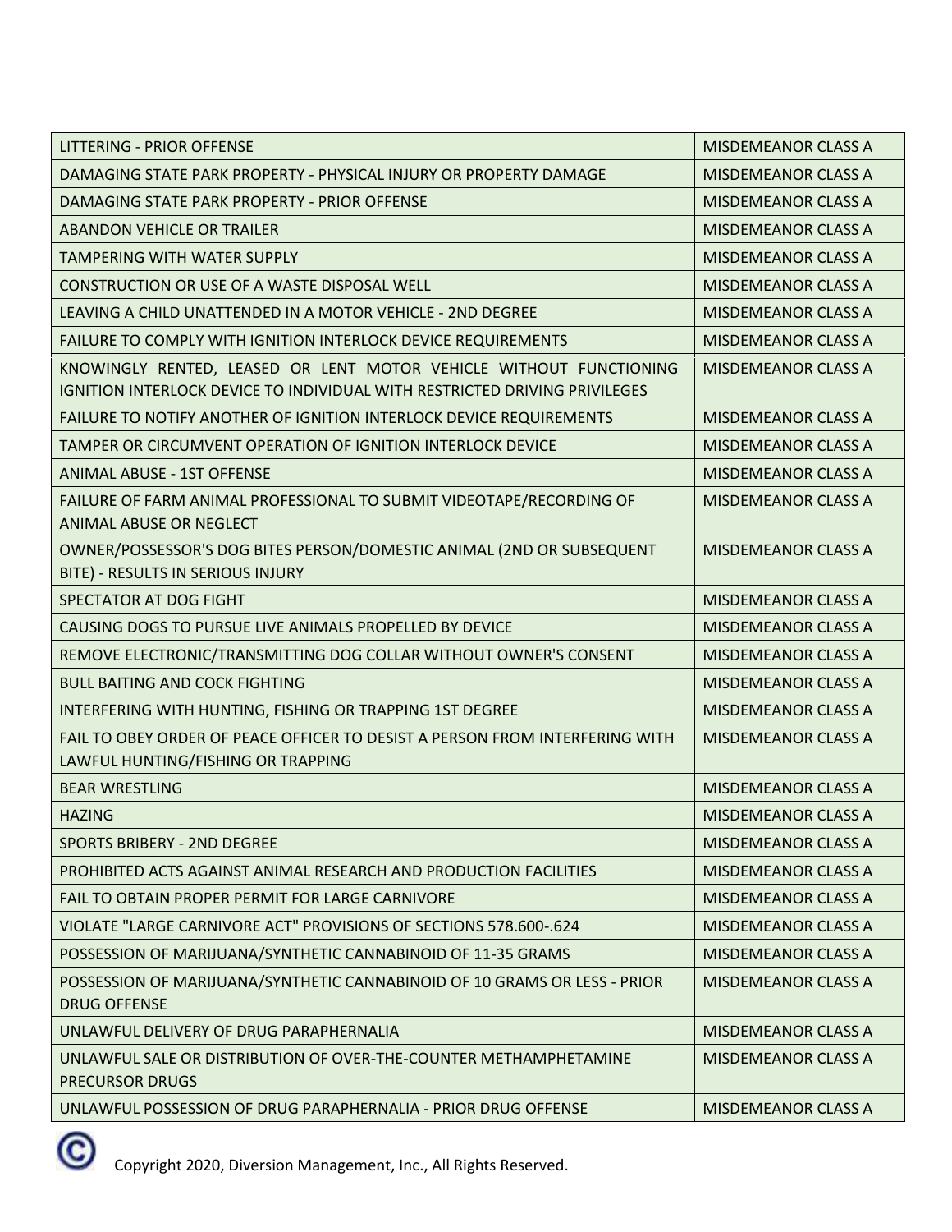| | |
|---|---|
| LITTERING - PRIOR OFFENSE | MISDEMEANOR CLASS A |
| DAMAGING STATE PARK PROPERTY - PHYSICAL INJURY OR PROPERTY DAMAGE | MISDEMEANOR CLASS A |
| DAMAGING STATE PARK PROPERTY - PRIOR OFFENSE | MISDEMEANOR CLASS A |
| ABANDON VEHICLE OR TRAILER | MISDEMEANOR CLASS A |
| TAMPERING WITH WATER SUPPLY | MISDEMEANOR CLASS A |
| CONSTRUCTION OR USE OF A WASTE DISPOSAL WELL | MISDEMEANOR CLASS A |
| LEAVING A CHILD UNATTENDED IN A MOTOR VEHICLE - 2ND DEGREE | MISDEMEANOR CLASS A |
| FAILURE TO COMPLY WITH IGNITION INTERLOCK DEVICE REQUIREMENTS | MISDEMEANOR CLASS A |
| KNOWINGLY RENTED, LEASED OR LENT MOTOR VEHICLE WITHOUT FUNCTIONING IGNITION INTERLOCK DEVICE TO INDIVIDUAL WITH RESTRICTED DRIVING PRIVILEGES | MISDEMEANOR CLASS A |
| FAILURE TO NOTIFY ANOTHER OF IGNITION INTERLOCK DEVICE REQUIREMENTS | MISDEMEANOR CLASS A |
| TAMPER OR CIRCUMVENT OPERATION OF IGNITION INTERLOCK DEVICE | MISDEMEANOR CLASS A |
| ANIMAL ABUSE - 1ST OFFENSE | MISDEMEANOR CLASS A |
| FAILURE OF FARM ANIMAL PROFESSIONAL TO SUBMIT VIDEOTAPE/RECORDING OF ANIMAL ABUSE OR NEGLECT | MISDEMEANOR CLASS A |
| OWNER/POSSESSOR'S DOG BITES PERSON/DOMESTIC ANIMAL (2ND OR SUBSEQUENT BITE) - RESULTS IN SERIOUS INJURY | MISDEMEANOR CLASS A |
| SPECTATOR AT DOG FIGHT | MISDEMEANOR CLASS A |
| CAUSING DOGS TO PURSUE LIVE ANIMALS PROPELLED BY DEVICE | MISDEMEANOR CLASS A |
| REMOVE ELECTRONIC/TRANSMITTING DOG COLLAR WITHOUT OWNER'S CONSENT | MISDEMEANOR CLASS A |
| BULL BAITING AND COCK FIGHTING | MISDEMEANOR CLASS A |
| INTERFERING WITH HUNTING, FISHING OR TRAPPING 1ST DEGREE | MISDEMEANOR CLASS A |
| FAIL TO OBEY ORDER OF PEACE OFFICER TO DESIST A PERSON FROM INTERFERING WITH LAWFUL HUNTING/FISHING OR TRAPPING | MISDEMEANOR CLASS A |
| BEAR WRESTLING | MISDEMEANOR CLASS A |
| HAZING | MISDEMEANOR CLASS A |
| SPORTS BRIBERY - 2ND DEGREE | MISDEMEANOR CLASS A |
| PROHIBITED ACTS AGAINST ANIMAL RESEARCH AND PRODUCTION FACILITIES | MISDEMEANOR CLASS A |
| FAIL TO OBTAIN PROPER PERMIT FOR LARGE CARNIVORE | MISDEMEANOR CLASS A |
| VIOLATE "LARGE CARNIVORE ACT" PROVISIONS OF SECTIONS 578.600-.624 | MISDEMEANOR CLASS A |
| POSSESSION OF MARIJUANA/SYNTHETIC CANNABINOID OF 11-35 GRAMS | MISDEMEANOR CLASS A |
| POSSESSION OF MARIJUANA/SYNTHETIC CANNABINOID OF 10 GRAMS OR LESS - PRIOR DRUG OFFENSE | MISDEMEANOR CLASS A |
| UNLAWFUL DELIVERY OF DRUG PARAPHERNALIA | MISDEMEANOR CLASS A |
| UNLAWFUL SALE OR DISTRIBUTION OF OVER-THE-COUNTER METHAMPHETAMINE PRECURSOR DRUGS | MISDEMEANOR CLASS A |
| UNLAWFUL POSSESSION OF DRUG PARAPHERNALIA - PRIOR DRUG OFFENSE | MISDEMEANOR CLASS A |

Copyright 2020, Diversion Management, Inc., All Rights Reserved.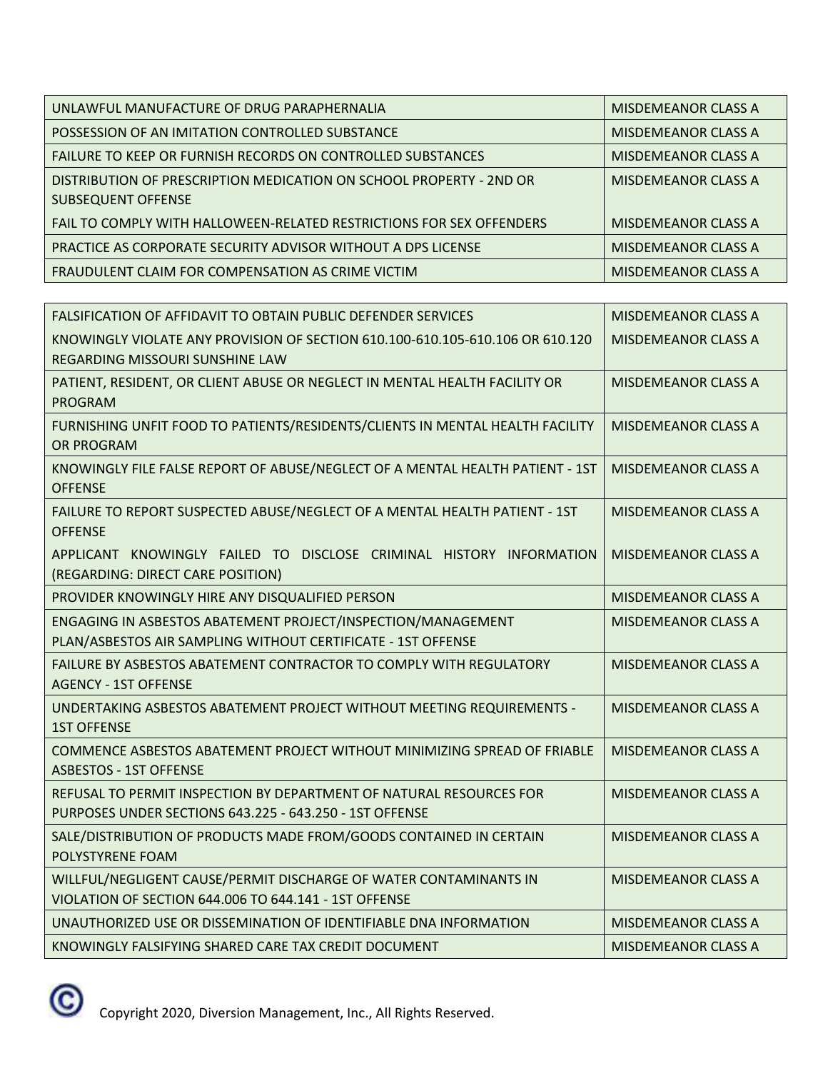| | |
|---|---|
| UNLAWFUL MANUFACTURE OF DRUG PARAPHERNALIA | MISDEMEANOR CLASS A |
| POSSESSION OF AN IMITATION CONTROLLED SUBSTANCE | MISDEMEANOR CLASS A |
| FAILURE TO KEEP OR FURNISH RECORDS ON CONTROLLED SUBSTANCES | MISDEMEANOR CLASS A |
| DISTRIBUTION OF PRESCRIPTION MEDICATION ON SCHOOL PROPERTY - 2ND OR SUBSEQUENT OFFENSE | MISDEMEANOR CLASS A |
| FAIL TO COMPLY WITH HALLOWEEN-RELATED RESTRICTIONS FOR SEX OFFENDERS | MISDEMEANOR CLASS A |
| PRACTICE AS CORPORATE SECURITY ADVISOR WITHOUT A DPS LICENSE | MISDEMEANOR CLASS A |
| FRAUDULENT CLAIM FOR COMPENSATION AS CRIME VICTIM | MISDEMEANOR CLASS A |

| | |
|---|---|
| FALSIFICATION OF AFFIDAVIT TO OBTAIN PUBLIC DEFENDER SERVICES | MISDEMEANOR CLASS A |
| KNOWINGLY VIOLATE ANY PROVISION OF SECTION 610.100-610.105-610.106 OR 610.120 REGARDING MISSOURI SUNSHINE LAW | MISDEMEANOR CLASS A |
| PATIENT, RESIDENT, OR CLIENT ABUSE OR NEGLECT IN MENTAL HEALTH FACILITY OR PROGRAM | MISDEMEANOR CLASS A |
| FURNISHING UNFIT FOOD TO PATIENTS/RESIDENTS/CLIENTS IN MENTAL HEALTH FACILITY OR PROGRAM | MISDEMEANOR CLASS A |
| KNOWINGLY FILE FALSE REPORT OF ABUSE/NEGLECT OF A MENTAL HEALTH PATIENT - 1ST OFFENSE | MISDEMEANOR CLASS A |
| FAILURE TO REPORT SUSPECTED ABUSE/NEGLECT OF A MENTAL HEALTH PATIENT - 1ST OFFENSE | MISDEMEANOR CLASS A |
| APPLICANT KNOWINGLY FAILED TO DISCLOSE CRIMINAL HISTORY INFORMATION (REGARDING: DIRECT CARE POSITION) | MISDEMEANOR CLASS A |
| PROVIDER KNOWINGLY HIRE ANY DISQUALIFIED PERSON | MISDEMEANOR CLASS A |
| ENGAGING IN ASBESTOS ABATEMENT PROJECT/INSPECTION/MANAGEMENT PLAN/ASBESTOS AIR SAMPLING WITHOUT CERTIFICATE - 1ST OFFENSE | MISDEMEANOR CLASS A |
| FAILURE BY ASBESTOS ABATEMENT CONTRACTOR TO COMPLY WITH REGULATORY AGENCY - 1ST OFFENSE | MISDEMEANOR CLASS A |
| UNDERTAKING ASBESTOS ABATEMENT PROJECT WITHOUT MEETING REQUIREMENTS - 1ST OFFENSE | MISDEMEANOR CLASS A |
| COMMENCE ASBESTOS ABATEMENT PROJECT WITHOUT MINIMIZING SPREAD OF FRIABLE ASBESTOS - 1ST OFFENSE | MISDEMEANOR CLASS A |
| REFUSAL TO PERMIT INSPECTION BY DEPARTMENT OF NATURAL RESOURCES FOR PURPOSES UNDER SECTIONS 643.225 - 643.250 - 1ST OFFENSE | MISDEMEANOR CLASS A |
| SALE/DISTRIBUTION OF PRODUCTS MADE FROM/GOODS CONTAINED IN CERTAIN POLYSTYRENE FOAM | MISDEMEANOR CLASS A |
| WILLFUL/NEGLIGENT CAUSE/PERMIT DISCHARGE OF WATER CONTAMINANTS IN VIOLATION OF SECTION 644.006 TO 644.141 - 1ST OFFENSE | MISDEMEANOR CLASS A |
| UNAUTHORIZED USE OR DISSEMINATION OF IDENTIFIABLE DNA INFORMATION | MISDEMEANOR CLASS A |
| KNOWINGLY FALSIFYING SHARED CARE TAX CREDIT DOCUMENT | MISDEMEANOR CLASS A |

Copyright 2020, Diversion Management, Inc., All Rights Reserved.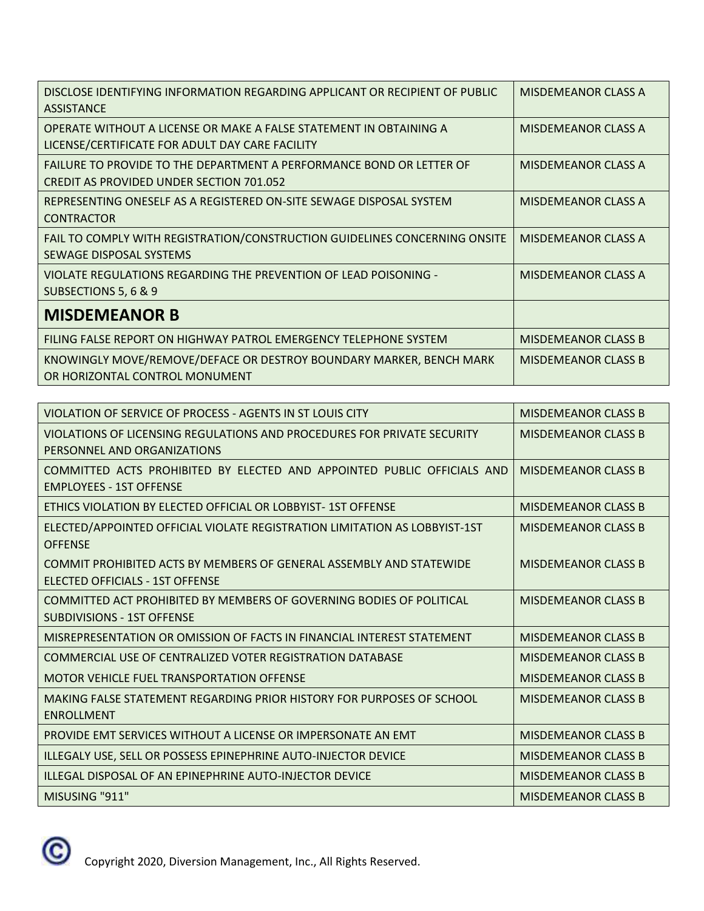| | |
|---|---|
| DISCLOSE IDENTIFYING INFORMATION REGARDING APPLICANT OR RECIPIENT OF PUBLIC ASSISTANCE | MISDEMEANOR CLASS A |
| OPERATE WITHOUT A LICENSE OR MAKE A FALSE STATEMENT IN OBTAINING A LICENSE/CERTIFICATE FOR ADULT DAY CARE FACILITY | MISDEMEANOR CLASS A |
| FAILURE TO PROVIDE TO THE DEPARTMENT A PERFORMANCE BOND OR LETTER OF CREDIT AS PROVIDED UNDER SECTION 701.052 | MISDEMEANOR CLASS A |
| REPRESENTING ONESELF AS A REGISTERED ON-SITE SEWAGE DISPOSAL SYSTEM CONTRACTOR | MISDEMEANOR CLASS A |
| FAIL TO COMPLY WITH REGISTRATION/CONSTRUCTION GUIDELINES CONCERNING ONSITE SEWAGE DISPOSAL SYSTEMS | MISDEMEANOR CLASS A |
| VIOLATE REGULATIONS REGARDING THE PREVENTION OF LEAD POISONING - SUBSECTIONS 5, 6 & 9 | MISDEMEANOR CLASS A |
| **MISDEMEANOR B** | |
| FILING FALSE REPORT ON HIGHWAY PATROL EMERGENCY TELEPHONE SYSTEM | MISDEMEANOR CLASS B |
| KNOWINGLY MOVE/REMOVE/DEFACE OR DESTROY BOUNDARY MARKER, BENCH MARK OR HORIZONTAL CONTROL MONUMENT | MISDEMEANOR CLASS B |
| VIOLATION OF SERVICE OF PROCESS - AGENTS IN ST LOUIS CITY | MISDEMEANOR CLASS B |
| VIOLATIONS OF LICENSING REGULATIONS AND PROCEDURES FOR PRIVATE SECURITY PERSONNEL AND ORGANIZATIONS | MISDEMEANOR CLASS B |
| COMMITTED ACTS PROHIBITED BY ELECTED AND APPOINTED PUBLIC OFFICIALS AND EMPLOYEES - 1ST OFFENSE | MISDEMEANOR CLASS B |
| ETHICS VIOLATION BY ELECTED OFFICIAL OR LOBBYIST- 1ST OFFENSE | MISDEMEANOR CLASS B |
| ELECTED/APPOINTED OFFICIAL VIOLATE REGISTRATION LIMITATION AS LOBBYIST-1ST OFFENSE | MISDEMEANOR CLASS B |
| COMMIT PROHIBITED ACTS BY MEMBERS OF GENERAL ASSEMBLY AND STATEWIDE ELECTED OFFICIALS - 1ST OFFENSE | MISDEMEANOR CLASS B |
| COMMITTED ACT PROHIBITED BY MEMBERS OF GOVERNING BODIES OF POLITICAL SUBDIVISIONS - 1ST OFFENSE | MISDEMEANOR CLASS B |
| MISREPRESENTATION OR OMISSION OF FACTS IN FINANCIAL INTEREST STATEMENT | MISDEMEANOR CLASS B |
| COMMERCIAL USE OF CENTRALIZED VOTER REGISTRATION DATABASE | MISDEMEANOR CLASS B |
| MOTOR VEHICLE FUEL TRANSPORTATION OFFENSE | MISDEMEANOR CLASS B |
| MAKING FALSE STATEMENT REGARDING PRIOR HISTORY FOR PURPOSES OF SCHOOL ENROLLMENT | MISDEMEANOR CLASS B |
| PROVIDE EMT SERVICES WITHOUT A LICENSE OR IMPERSONATE AN EMT | MISDEMEANOR CLASS B |
| ILLEGALY USE, SELL OR POSSESS EPINEPHRINE AUTO-INJECTOR DEVICE | MISDEMEANOR CLASS B |
| ILLEGAL DISPOSAL OF AN EPINEPHRINE AUTO-INJECTOR DEVICE | MISDEMEANOR CLASS B |
| MISUSING "911" | MISDEMEANOR CLASS B |

Copyright 2020, Diversion Management, Inc., All Rights Reserved.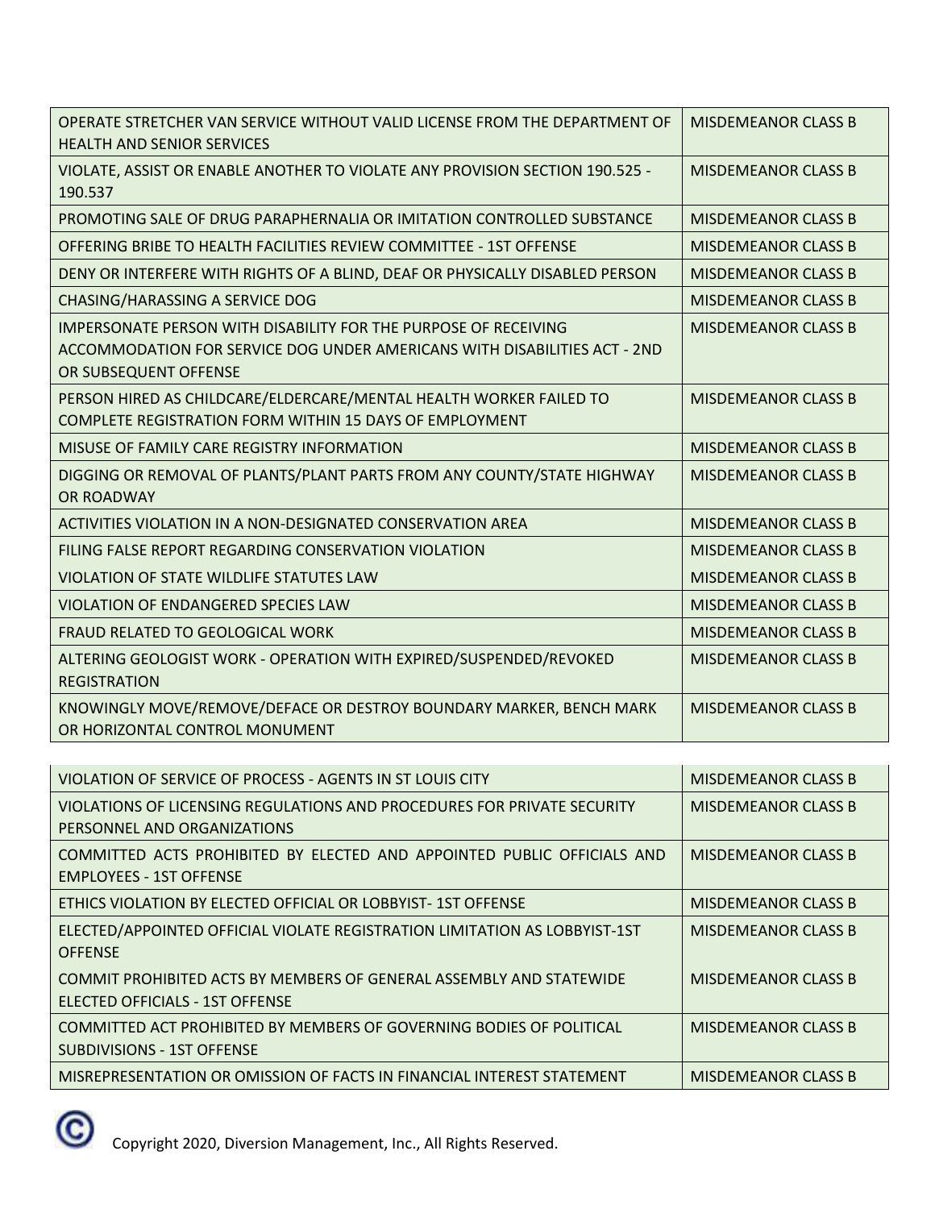| | |
|---|---|
| OPERATE STRETCHER VAN SERVICE WITHOUT VALID LICENSE FROM THE DEPARTMENT OF HEALTH AND SENIOR SERVICES | MISDEMEANOR CLASS B |
| VIOLATE, ASSIST OR ENABLE ANOTHER TO VIOLATE ANY PROVISION SECTION 190.525 - 190.537 | MISDEMEANOR CLASS B |
| PROMOTING SALE OF DRUG PARAPHERNALIA OR IMITATION CONTROLLED SUBSTANCE | MISDEMEANOR CLASS B |
| OFFERING BRIBE TO HEALTH FACILITIES REVIEW COMMITTEE - 1ST OFFENSE | MISDEMEANOR CLASS B |
| DENY OR INTERFERE WITH RIGHTS OF A BLIND, DEAF OR PHYSICALLY DISABLED PERSON | MISDEMEANOR CLASS B |
| CHASING/HARASSING A SERVICE DOG | MISDEMEANOR CLASS B |
| IMPERSONATE PERSON WITH DISABILITY FOR THE PURPOSE OF RECEIVING ACCOMMODATION FOR SERVICE DOG UNDER AMERICANS WITH DISABILITIES ACT - 2ND OR SUBSEQUENT OFFENSE | MISDEMEANOR CLASS B |
| PERSON HIRED AS CHILDCARE/ELDERCARE/MENTAL HEALTH WORKER FAILED TO COMPLETE REGISTRATION FORM WITHIN 15 DAYS OF EMPLOYMENT | MISDEMEANOR CLASS B |
| MISUSE OF FAMILY CARE REGISTRY INFORMATION | MISDEMEANOR CLASS B |
| DIGGING OR REMOVAL OF PLANTS/PLANT PARTS FROM ANY COUNTY/STATE HIGHWAY OR ROADWAY | MISDEMEANOR CLASS B |
| ACTIVITIES VIOLATION IN A NON-DESIGNATED CONSERVATION AREA | MISDEMEANOR CLASS B |
| FILING FALSE REPORT REGARDING CONSERVATION VIOLATION | MISDEMEANOR CLASS B |
| VIOLATION OF STATE WILDLIFE STATUTES LAW | MISDEMEANOR CLASS B |
| VIOLATION OF ENDANGERED SPECIES LAW | MISDEMEANOR CLASS B |
| FRAUD RELATED TO GEOLOGICAL WORK | MISDEMEANOR CLASS B |
| ALTERING GEOLOGIST WORK - OPERATION WITH EXPIRED/SUSPENDED/REVOKED REGISTRATION | MISDEMEANOR CLASS B |
| KNOWINGLY MOVE/REMOVE/DEFACE OR DESTROY BOUNDARY MARKER, BENCH MARK OR HORIZONTAL CONTROL MONUMENT | MISDEMEANOR CLASS B |
| VIOLATION OF SERVICE OF PROCESS - AGENTS IN ST LOUIS CITY | MISDEMEANOR CLASS B |
| VIOLATIONS OF LICENSING REGULATIONS AND PROCEDURES FOR PRIVATE SECURITY PERSONNEL AND ORGANIZATIONS | MISDEMEANOR CLASS B |
| COMMITTED ACTS PROHIBITED BY ELECTED AND APPOINTED PUBLIC OFFICIALS AND EMPLOYEES - 1ST OFFENSE | MISDEMEANOR CLASS B |
| ETHICS VIOLATION BY ELECTED OFFICIAL OR LOBBYIST- 1ST OFFENSE | MISDEMEANOR CLASS B |
| ELECTED/APPOINTED OFFICIAL VIOLATE REGISTRATION LIMITATION AS LOBBYIST-1ST OFFENSE | MISDEMEANOR CLASS B |
| COMMIT PROHIBITED ACTS BY MEMBERS OF GENERAL ASSEMBLY AND STATEWIDE ELECTED OFFICIALS - 1ST OFFENSE | MISDEMEANOR CLASS B |
| COMMITTED ACT PROHIBITED BY MEMBERS OF GOVERNING BODIES OF POLITICAL SUBDIVISIONS - 1ST OFFENSE | MISDEMEANOR CLASS B |
| MISREPRESENTATION OR OMISSION OF FACTS IN FINANCIAL INTEREST STATEMENT | MISDEMEANOR CLASS B |

© Copyright 2020, Diversion Management, Inc., All Rights Reserved.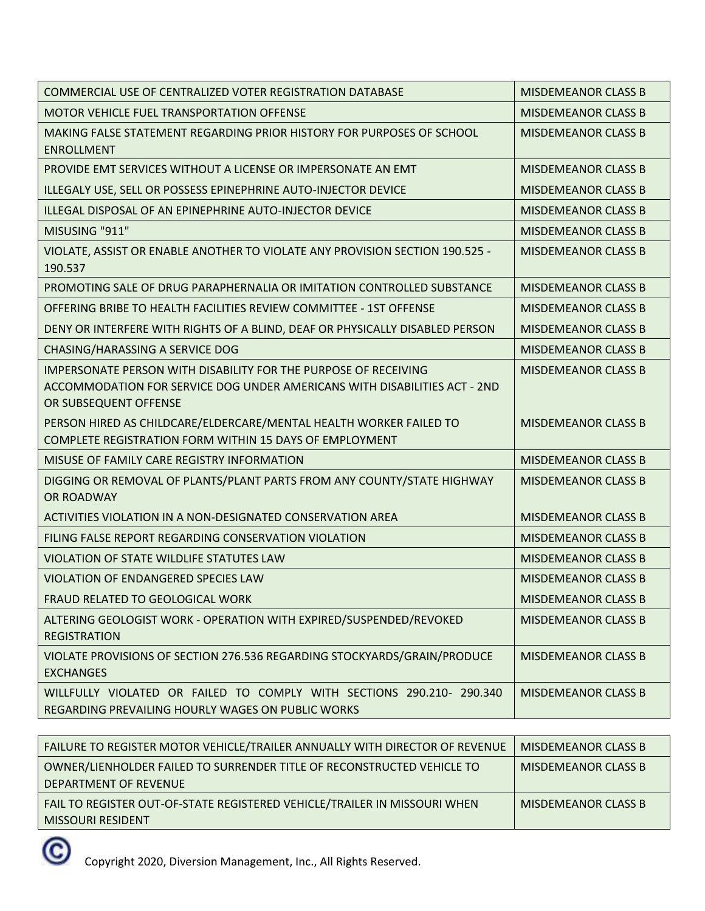| | |
|---|---|
| COMMERCIAL USE OF CENTRALIZED VOTER REGISTRATION DATABASE | MISDEMEANOR CLASS B |
| MOTOR VEHICLE FUEL TRANSPORTATION OFFENSE | MISDEMEANOR CLASS B |
| MAKING FALSE STATEMENT REGARDING PRIOR HISTORY FOR PURPOSES OF SCHOOL ENROLLMENT | MISDEMEANOR CLASS B |
| PROVIDE EMT SERVICES WITHOUT A LICENSE OR IMPERSONATE AN EMT | MISDEMEANOR CLASS B |
| ILLEGALY USE, SELL OR POSSESS EPINEPHRINE AUTO-INJECTOR DEVICE | MISDEMEANOR CLASS B |
| ILLEGAL DISPOSAL OF AN EPINEPHRINE AUTO-INJECTOR DEVICE | MISDEMEANOR CLASS B |
| MISUSING "911" | MISDEMEANOR CLASS B |
| VIOLATE, ASSIST OR ENABLE ANOTHER TO VIOLATE ANY PROVISION SECTION 190.525 - 190.537 | MISDEMEANOR CLASS B |
| PROMOTING SALE OF DRUG PARAPHERNALIA OR IMITATION CONTROLLED SUBSTANCE | MISDEMEANOR CLASS B |
| OFFERING BRIBE TO HEALTH FACILITIES REVIEW COMMITTEE - 1ST OFFENSE | MISDEMEANOR CLASS B |
| DENY OR INTERFERE WITH RIGHTS OF A BLIND, DEAF OR PHYSICALLY DISABLED PERSON | MISDEMEANOR CLASS B |
| CHASING/HARASSING A SERVICE DOG | MISDEMEANOR CLASS B |
| IMPERSONATE PERSON WITH DISABILITY FOR THE PURPOSE OF RECEIVING ACCOMMODATION FOR SERVICE DOG UNDER AMERICANS WITH DISABILITIES ACT - 2ND OR SUBSEQUENT OFFENSE | MISDEMEANOR CLASS B |
| PERSON HIRED AS CHILDCARE/ELDERCARE/MENTAL HEALTH WORKER FAILED TO COMPLETE REGISTRATION FORM WITHIN 15 DAYS OF EMPLOYMENT | MISDEMEANOR CLASS B |
| MISUSE OF FAMILY CARE REGISTRY INFORMATION | MISDEMEANOR CLASS B |
| DIGGING OR REMOVAL OF PLANTS/PLANT PARTS FROM ANY COUNTY/STATE HIGHWAY OR ROADWAY | MISDEMEANOR CLASS B |
| ACTIVITIES VIOLATION IN A NON-DESIGNATED CONSERVATION AREA | MISDEMEANOR CLASS B |
| FILING FALSE REPORT REGARDING CONSERVATION VIOLATION | MISDEMEANOR CLASS B |
| VIOLATION OF STATE WILDLIFE STATUTES LAW | MISDEMEANOR CLASS B |
| VIOLATION OF ENDANGERED SPECIES LAW | MISDEMEANOR CLASS B |
| FRAUD RELATED TO GEOLOGICAL WORK | MISDEMEANOR CLASS B |
| ALTERING GEOLOGIST WORK - OPERATION WITH EXPIRED/SUSPENDED/REVOKED REGISTRATION | MISDEMEANOR CLASS B |
| VIOLATE PROVISIONS OF SECTION 276.536 REGARDING STOCKYARDS/GRAIN/PRODUCE EXCHANGES | MISDEMEANOR CLASS B |
| WILLFULLY VIOLATED OR FAILED TO COMPLY WITH SECTIONS 290.210- 290.340 REGARDING PREVAILING HOURLY WAGES ON PUBLIC WORKS | MISDEMEANOR CLASS B |
| FAILURE TO REGISTER MOTOR VEHICLE/TRAILER ANNUALLY WITH DIRECTOR OF REVENUE | MISDEMEANOR CLASS B |
| OWNER/LIENHOLDER FAILED TO SURRENDER TITLE OF RECONSTRUCTED VEHICLE TO DEPARTMENT OF REVENUE | MISDEMEANOR CLASS B |
| FAIL TO REGISTER OUT-OF-STATE REGISTERED VEHICLE/TRAILER IN MISSOURI WHEN MISSOURI RESIDENT | MISDEMEANOR CLASS B |

Copyright 2020, Diversion Management, Inc., All Rights Reserved.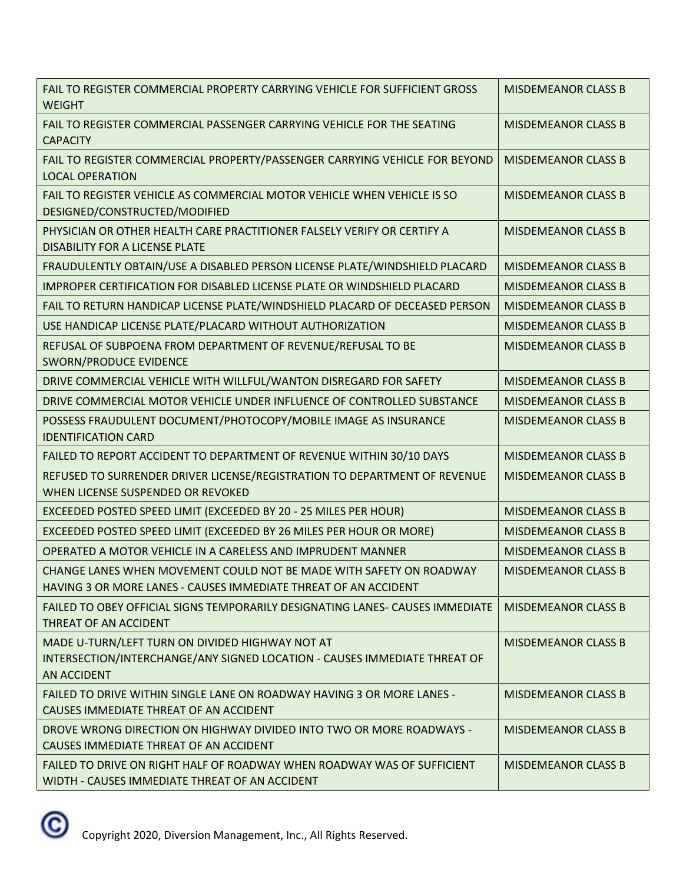| | |
|---|---|
| FAIL TO REGISTER COMMERCIAL PROPERTY CARRYING VEHICLE FOR SUFFICIENT GROSS WEIGHT | MISDEMEANOR CLASS B |
| FAIL TO REGISTER COMMERCIAL PASSENGER CARRYING VEHICLE FOR THE SEATING CAPACITY | MISDEMEANOR CLASS B |
| FAIL TO REGISTER COMMERCIAL PROPERTY/PASSENGER CARRYING VEHICLE FOR BEYOND LOCAL OPERATION | MISDEMEANOR CLASS B |
| FAIL TO REGISTER VEHICLE AS COMMERCIAL MOTOR VEHICLE WHEN VEHICLE IS SO DESIGNED/CONSTRUCTED/MODIFIED | MISDEMEANOR CLASS B |
| PHYSICIAN OR OTHER HEALTH CARE PRACTITIONER FALSELY VERIFY OR CERTIFY A DISABILITY FOR A LICENSE PLATE | MISDEMEANOR CLASS B |
| FRAUDULENTLY OBTAIN/USE A DISABLED PERSON LICENSE PLATE/WINDSHIELD PLACARD | MISDEMEANOR CLASS B |
| IMPROPER CERTIFICATION FOR DISABLED LICENSE PLATE OR WINDSHIELD PLACARD | MISDEMEANOR CLASS B |
| FAIL TO RETURN HANDICAP LICENSE PLATE/WINDSHIELD PLACARD OF DECEASED PERSON | MISDEMEANOR CLASS B |
| USE HANDICAP LICENSE PLATE/PLACARD WITHOUT AUTHORIZATION | MISDEMEANOR CLASS B |
| REFUSAL OF SUBPOENA FROM DEPARTMENT OF REVENUE/REFUSAL TO BE SWORN/PRODUCE EVIDENCE | MISDEMEANOR CLASS B |
| DRIVE COMMERCIAL VEHICLE WITH WILLFUL/WANTON DISREGARD FOR SAFETY | MISDEMEANOR CLASS B |
| DRIVE COMMERCIAL MOTOR VEHICLE UNDER INFLUENCE OF CONTROLLED SUBSTANCE | MISDEMEANOR CLASS B |
| POSSESS FRAUDULENT DOCUMENT/PHOTOCOPY/MOBILE IMAGE AS INSURANCE IDENTIFICATION CARD | MISDEMEANOR CLASS B |
| FAILED TO REPORT ACCIDENT TO DEPARTMENT OF REVENUE WITHIN 30/10 DAYS | MISDEMEANOR CLASS B |
| REFUSED TO SURRENDER DRIVER LICENSE/REGISTRATION TO DEPARTMENT OF REVENUE WHEN LICENSE SUSPENDED OR REVOKED | MISDEMEANOR CLASS B |
| EXCEEDED POSTED SPEED LIMIT (EXCEEDED BY 20 - 25 MILES PER HOUR) | MISDEMEANOR CLASS B |
| EXCEEDED POSTED SPEED LIMIT (EXCEEDED BY 26 MILES PER HOUR OR MORE) | MISDEMEANOR CLASS B |
| OPERATED A MOTOR VEHICLE IN A CARELESS AND IMPRUDENT MANNER | MISDEMEANOR CLASS B |
| CHANGE LANES WHEN MOVEMENT COULD NOT BE MADE WITH SAFETY ON ROADWAY HAVING 3 OR MORE LANES - CAUSES IMMEDIATE THREAT OF AN ACCIDENT | MISDEMEANOR CLASS B |
| FAILED TO OBEY OFFICIAL SIGNS TEMPORARILY DESIGNATING LANES- CAUSES IMMEDIATE THREAT OF AN ACCIDENT | MISDEMEANOR CLASS B |
| MADE U-TURN/LEFT TURN ON DIVIDED HIGHWAY NOT AT INTERSECTION/INTERCHANGE/ANY SIGNED LOCATION - CAUSES IMMEDIATE THREAT OF AN ACCIDENT | MISDEMEANOR CLASS B |
| FAILED TO DRIVE WITHIN SINGLE LANE ON ROADWAY HAVING 3 OR MORE LANES - CAUSES IMMEDIATE THREAT OF AN ACCIDENT | MISDEMEANOR CLASS B |
| DROVE WRONG DIRECTION ON HIGHWAY DIVIDED INTO TWO OR MORE ROADWAYS - CAUSES IMMEDIATE THREAT OF AN ACCIDENT | MISDEMEANOR CLASS B |
| FAILED TO DRIVE ON RIGHT HALF OF ROADWAY WHEN ROADWAY WAS OF SUFFICIENT WIDTH - CAUSES IMMEDIATE THREAT OF AN ACCIDENT | MISDEMEANOR CLASS B |

© Copyright 2020, Diversion Management, Inc., All Rights Reserved.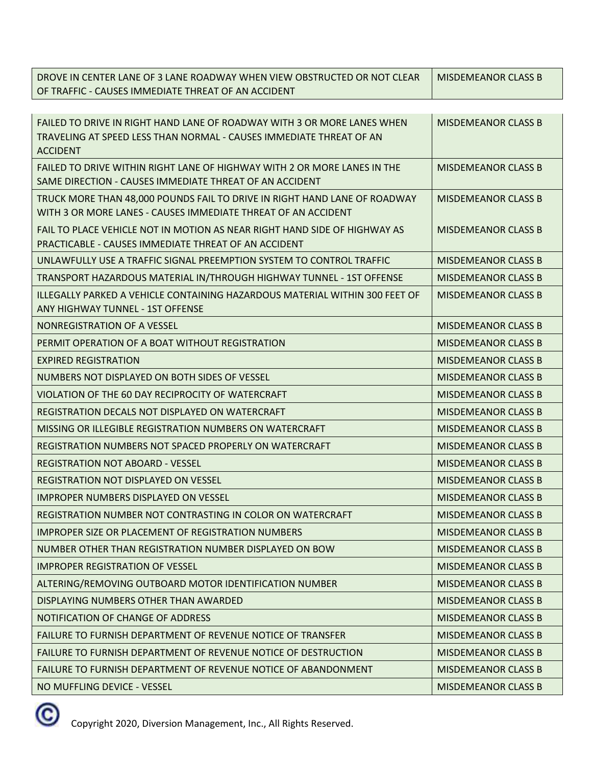| | |
|---|---|
| DROVE IN CENTER LANE OF 3 LANE ROADWAY WHEN VIEW OBSTRUCTED OR NOT CLEAR OF TRAFFIC - CAUSES IMMEDIATE THREAT OF AN ACCIDENT | MISDEMEANOR CLASS B |
| FAILED TO DRIVE IN RIGHT HAND LANE OF ROADWAY WITH 3 OR MORE LANES WHEN TRAVELING AT SPEED LESS THAN NORMAL - CAUSES IMMEDIATE THREAT OF AN ACCIDENT | MISDEMEANOR CLASS B |
| FAILED TO DRIVE WITHIN RIGHT LANE OF HIGHWAY WITH 2 OR MORE LANES IN THE SAME DIRECTION - CAUSES IMMEDIATE THREAT OF AN ACCIDENT | MISDEMEANOR CLASS B |
| TRUCK MORE THAN 48,000 POUNDS FAIL TO DRIVE IN RIGHT HAND LANE OF ROADWAY WITH 3 OR MORE LANES - CAUSES IMMEDIATE THREAT OF AN ACCIDENT | MISDEMEANOR CLASS B |
| FAIL TO PLACE VEHICLE NOT IN MOTION AS NEAR RIGHT HAND SIDE OF HIGHWAY AS PRACTICABLE - CAUSES IMMEDIATE THREAT OF AN ACCIDENT | MISDEMEANOR CLASS B |
| UNLAWFULLY USE A TRAFFIC SIGNAL PREEMPTION SYSTEM TO CONTROL TRAFFIC | MISDEMEANOR CLASS B |
| TRANSPORT HAZARDOUS MATERIAL IN/THROUGH HIGHWAY TUNNEL - 1ST OFFENSE | MISDEMEANOR CLASS B |
| ILLEGALLY PARKED A VEHICLE CONTAINING HAZARDOUS MATERIAL WITHIN 300 FEET OF ANY HIGHWAY TUNNEL - 1ST OFFENSE | MISDEMEANOR CLASS B |
| NONREGISTRATION OF A VESSEL | MISDEMEANOR CLASS B |
| PERMIT OPERATION OF A BOAT WITHOUT REGISTRATION | MISDEMEANOR CLASS B |
| EXPIRED REGISTRATION | MISDEMEANOR CLASS B |
| NUMBERS NOT DISPLAYED ON BOTH SIDES OF VESSEL | MISDEMEANOR CLASS B |
| VIOLATION OF THE 60 DAY RECIPROCITY OF WATERCRAFT | MISDEMEANOR CLASS B |
| REGISTRATION DECALS NOT DISPLAYED ON WATERCRAFT | MISDEMEANOR CLASS B |
| MISSING OR ILLEGIBLE REGISTRATION NUMBERS ON WATERCRAFT | MISDEMEANOR CLASS B |
| REGISTRATION NUMBERS NOT SPACED PROPERLY ON WATERCRAFT | MISDEMEANOR CLASS B |
| REGISTRATION NOT ABOARD - VESSEL | MISDEMEANOR CLASS B |
| REGISTRATION NOT DISPLAYED ON VESSEL | MISDEMEANOR CLASS B |
| IMPROPER NUMBERS DISPLAYED ON VESSEL | MISDEMEANOR CLASS B |
| REGISTRATION NUMBER NOT CONTRASTING IN COLOR ON WATERCRAFT | MISDEMEANOR CLASS B |
| IMPROPER SIZE OR PLACEMENT OF REGISTRATION NUMBERS | MISDEMEANOR CLASS B |
| NUMBER OTHER THAN REGISTRATION NUMBER DISPLAYED ON BOW | MISDEMEANOR CLASS B |
| IMPROPER REGISTRATION OF VESSEL | MISDEMEANOR CLASS B |
| ALTERING/REMOVING OUTBOARD MOTOR IDENTIFICATION NUMBER | MISDEMEANOR CLASS B |
| DISPLAYING NUMBERS OTHER THAN AWARDED | MISDEMEANOR CLASS B |
| NOTIFICATION OF CHANGE OF ADDRESS | MISDEMEANOR CLASS B |
| FAILURE TO FURNISH DEPARTMENT OF REVENUE NOTICE OF TRANSFER | MISDEMEANOR CLASS B |
| FAILURE TO FURNISH DEPARTMENT OF REVENUE NOTICE OF DESTRUCTION | MISDEMEANOR CLASS B |
| FAILURE TO FURNISH DEPARTMENT OF REVENUE NOTICE OF ABANDONMENT | MISDEMEANOR CLASS B |
| NO MUFFLING DEVICE - VESSEL | MISDEMEANOR CLASS B |

Copyright 2020, Diversion Management, Inc., All Rights Reserved.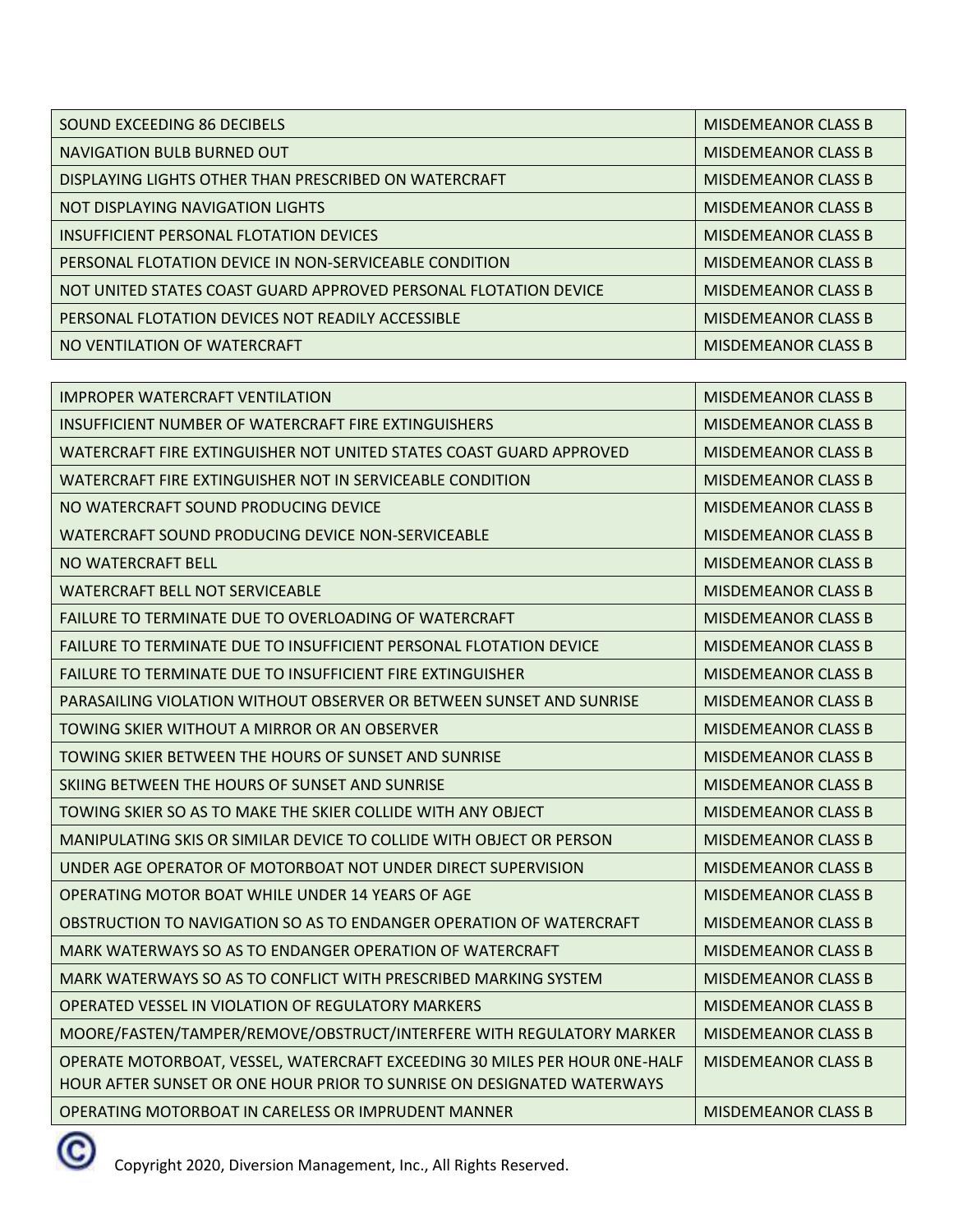| SOUND EXCEEDING 86 DECIBELS | MISDEMEANOR CLASS B |
|---|---|
| NAVIGATION BULB BURNED OUT | MISDEMEANOR CLASS B |
| DISPLAYING LIGHTS OTHER THAN PRESCRIBED ON WATERCRAFT | MISDEMEANOR CLASS B |
| NOT DISPLAYING NAVIGATION LIGHTS | MISDEMEANOR CLASS B |
| INSUFFICIENT PERSONAL FLOTATION DEVICES | MISDEMEANOR CLASS B |
| PERSONAL FLOTATION DEVICE IN NON-SERVICEABLE CONDITION | MISDEMEANOR CLASS B |
| NOT UNITED STATES COAST GUARD APPROVED PERSONAL FLOTATION DEVICE | MISDEMEANOR CLASS B |
| PERSONAL FLOTATION DEVICES NOT READILY ACCESSIBLE | MISDEMEANOR CLASS B |
| NO VENTILATION OF WATERCRAFT | MISDEMEANOR CLASS B |
| IMPROPER WATERCRAFT VENTILATION | MISDEMEANOR CLASS B |
| INSUFFICIENT NUMBER OF WATERCRAFT FIRE EXTINGUISHERS | MISDEMEANOR CLASS B |
| WATERCRAFT FIRE EXTINGUISHER NOT UNITED STATES COAST GUARD APPROVED | MISDEMEANOR CLASS B |
| WATERCRAFT FIRE EXTINGUISHER NOT IN SERVICEABLE CONDITION | MISDEMEANOR CLASS B |
| NO WATERCRAFT SOUND PRODUCING DEVICE | MISDEMEANOR CLASS B |
| WATERCRAFT SOUND PRODUCING DEVICE NON-SERVICEABLE | MISDEMEANOR CLASS B |
| NO WATERCRAFT BELL | MISDEMEANOR CLASS B |
| WATERCRAFT BELL NOT SERVICEABLE | MISDEMEANOR CLASS B |
| FAILURE TO TERMINATE DUE TO OVERLOADING OF WATERCRAFT | MISDEMEANOR CLASS B |
| FAILURE TO TERMINATE DUE TO INSUFFICIENT PERSONAL FLOTATION DEVICE | MISDEMEANOR CLASS B |
| FAILURE TO TERMINATE DUE TO INSUFFICIENT FIRE EXTINGUISHER | MISDEMEANOR CLASS B |
| PARASAILING VIOLATION WITHOUT OBSERVER OR BETWEEN SUNSET AND SUNRISE | MISDEMEANOR CLASS B |
| TOWING SKIER WITHOUT A MIRROR OR AN OBSERVER | MISDEMEANOR CLASS B |
| TOWING SKIER BETWEEN THE HOURS OF SUNSET AND SUNRISE | MISDEMEANOR CLASS B |
| SKIING BETWEEN THE HOURS OF SUNSET AND SUNRISE | MISDEMEANOR CLASS B |
| TOWING SKIER SO AS TO MAKE THE SKIER COLLIDE WITH ANY OBJECT | MISDEMEANOR CLASS B |
| MANIPULATING SKIS OR SIMILAR DEVICE TO COLLIDE WITH OBJECT OR PERSON | MISDEMEANOR CLASS B |
| UNDER AGE OPERATOR OF MOTORBOAT NOT UNDER DIRECT SUPERVISION | MISDEMEANOR CLASS B |
| OPERATING MOTOR BOAT WHILE UNDER 14 YEARS OF AGE | MISDEMEANOR CLASS B |
| OBSTRUCTION TO NAVIGATION SO AS TO ENDANGER OPERATION OF WATERCRAFT | MISDEMEANOR CLASS B |
| MARK WATERWAYS SO AS TO ENDANGER OPERATION OF WATERCRAFT | MISDEMEANOR CLASS B |
| MARK WATERWAYS SO AS TO CONFLICT WITH PRESCRIBED MARKING SYSTEM | MISDEMEANOR CLASS B |
| OPERATED VESSEL IN VIOLATION OF REGULATORY MARKERS | MISDEMEANOR CLASS B |
| MOORE/FASTEN/TAMPER/REMOVE/OBSTRUCT/INTERFERE WITH REGULATORY MARKER | MISDEMEANOR CLASS B |
| OPERATE MOTORBOAT, VESSEL, WATERCRAFT EXCEEDING 30 MILES PER HOUR 0NE-HALF HOUR AFTER SUNSET OR ONE HOUR PRIOR TO SUNRISE ON DESIGNATED WATERWAYS | MISDEMEANOR CLASS B |
| OPERATING MOTORBOAT IN CARELESS OR IMPRUDENT MANNER | MISDEMEANOR CLASS B |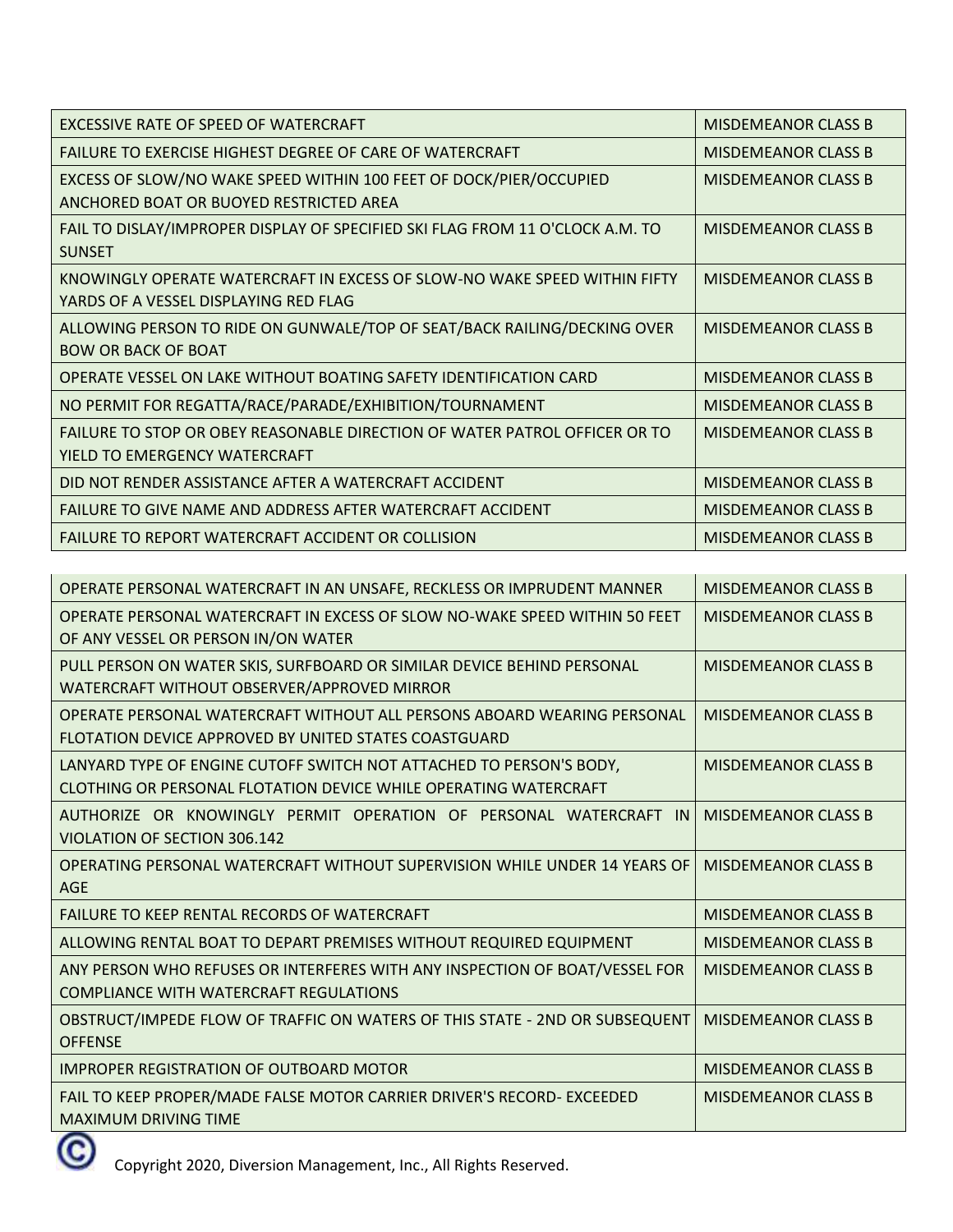| | |
|---|---|
| EXCESSIVE RATE OF SPEED OF WATERCRAFT | MISDEMEANOR CLASS B |
| FAILURE TO EXERCISE HIGHEST DEGREE OF CARE OF WATERCRAFT | MISDEMEANOR CLASS B |
| EXCESS OF SLOW/NO WAKE SPEED WITHIN 100 FEET OF DOCK/PIER/OCCUPIED ANCHORED BOAT OR BUOYED RESTRICTED AREA | MISDEMEANOR CLASS B |
| FAIL TO DISLAY/IMPROPER DISPLAY OF SPECIFIED SKI FLAG FROM 11 O'CLOCK A.M. TO SUNSET | MISDEMEANOR CLASS B |
| KNOWINGLY OPERATE WATERCRAFT IN EXCESS OF SLOW-NO WAKE SPEED WITHIN FIFTY YARDS OF A VESSEL DISPLAYING RED FLAG | MISDEMEANOR CLASS B |
| ALLOWING PERSON TO RIDE ON GUNWALE/TOP OF SEAT/BACK RAILING/DECKING OVER BOW OR BACK OF BOAT | MISDEMEANOR CLASS B |
| OPERATE VESSEL ON LAKE WITHOUT BOATING SAFETY IDENTIFICATION CARD | MISDEMEANOR CLASS B |
| NO PERMIT FOR REGATTA/RACE/PARADE/EXHIBITION/TOURNAMENT | MISDEMEANOR CLASS B |
| FAILURE TO STOP OR OBEY REASONABLE DIRECTION OF WATER PATROL OFFICER OR TO YIELD TO EMERGENCY WATERCRAFT | MISDEMEANOR CLASS B |
| DID NOT RENDER ASSISTANCE AFTER A WATERCRAFT ACCIDENT | MISDEMEANOR CLASS B |
| FAILURE TO GIVE NAME AND ADDRESS AFTER WATERCRAFT ACCIDENT | MISDEMEANOR CLASS B |
| FAILURE TO REPORT WATERCRAFT ACCIDENT OR COLLISION | MISDEMEANOR CLASS B |
| OPERATE PERSONAL WATERCRAFT IN AN UNSAFE, RECKLESS OR IMPRUDENT MANNER | MISDEMEANOR CLASS B |
| OPERATE PERSONAL WATERCRAFT IN EXCESS OF SLOW NO-WAKE SPEED WITHIN 50 FEET OF ANY VESSEL OR PERSON IN/ON WATER | MISDEMEANOR CLASS B |
| PULL PERSON ON WATER SKIS, SURFBOARD OR SIMILAR DEVICE BEHIND PERSONAL WATERCRAFT WITHOUT OBSERVER/APPROVED MIRROR | MISDEMEANOR CLASS B |
| OPERATE PERSONAL WATERCRAFT WITHOUT ALL PERSONS ABOARD WEARING PERSONAL FLOTATION DEVICE APPROVED BY UNITED STATES COASTGUARD | MISDEMEANOR CLASS B |
| LANYARD TYPE OF ENGINE CUTOFF SWITCH NOT ATTACHED TO PERSON'S BODY, CLOTHING OR PERSONAL FLOTATION DEVICE WHILE OPERATING WATERCRAFT | MISDEMEANOR CLASS B |
| AUTHORIZE OR KNOWINGLY PERMIT OPERATION OF PERSONAL WATERCRAFT IN VIOLATION OF SECTION 306.142 | MISDEMEANOR CLASS B |
| OPERATING PERSONAL WATERCRAFT WITHOUT SUPERVISION WHILE UNDER 14 YEARS OF AGE | MISDEMEANOR CLASS B |
| FAILURE TO KEEP RENTAL RECORDS OF WATERCRAFT | MISDEMEANOR CLASS B |
| ALLOWING RENTAL BOAT TO DEPART PREMISES WITHOUT REQUIRED EQUIPMENT | MISDEMEANOR CLASS B |
| ANY PERSON WHO REFUSES OR INTERFERES WITH ANY INSPECTION OF BOAT/VESSEL FOR COMPLIANCE WITH WATERCRAFT REGULATIONS | MISDEMEANOR CLASS B |
| OBSTRUCT/IMPEDE FLOW OF TRAFFIC ON WATERS OF THIS STATE - 2ND OR SUBSEQUENT OFFENSE | MISDEMEANOR CLASS B |
| IMPROPER REGISTRATION OF OUTBOARD MOTOR | MISDEMEANOR CLASS B |
| FAIL TO KEEP PROPER/MADE FALSE MOTOR CARRIER DRIVER'S RECORD- EXCEEDED MAXIMUM DRIVING TIME | MISDEMEANOR CLASS B |

© Copyright 2020, Diversion Management, Inc., All Rights Reserved.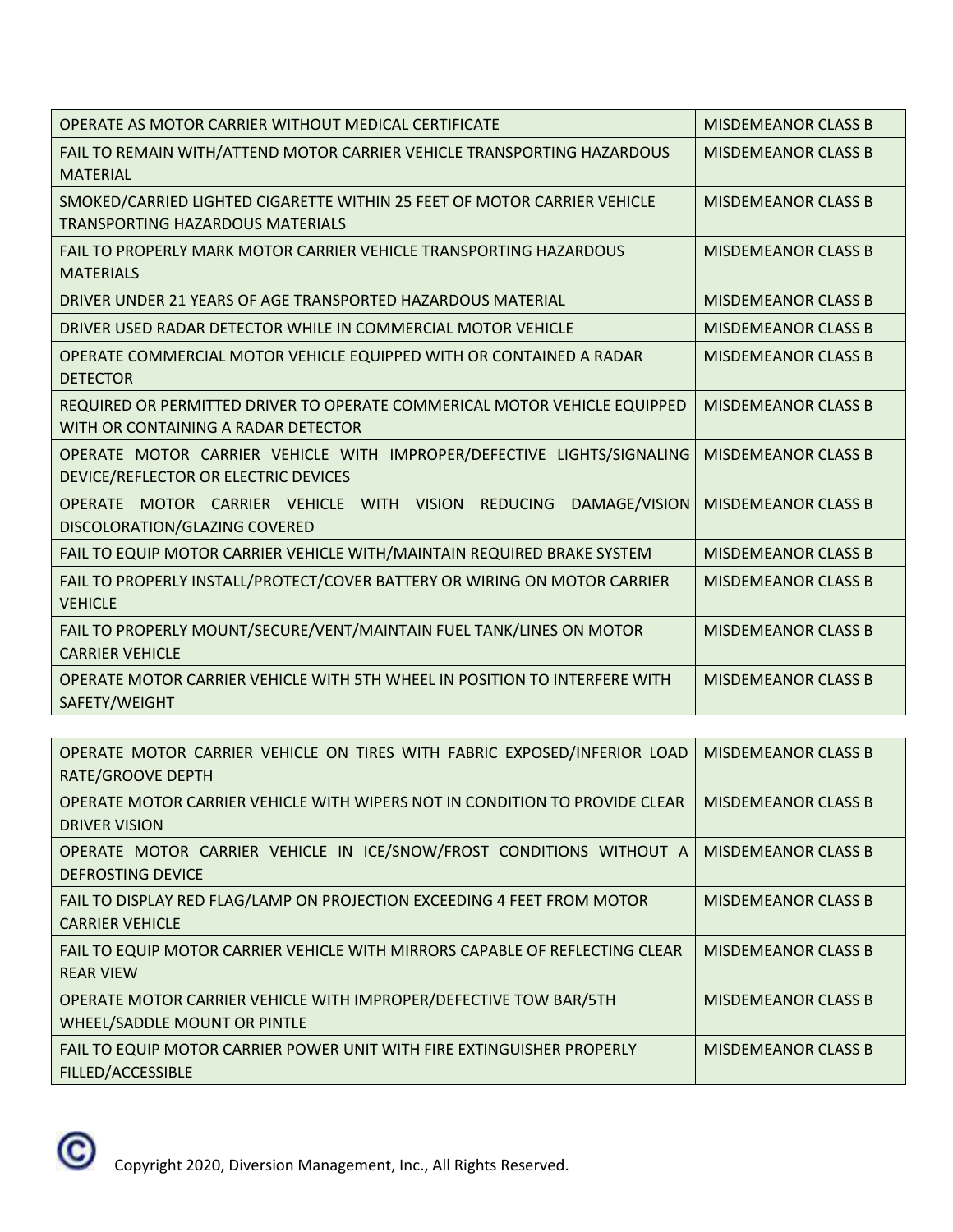| | |
|---|---|
| OPERATE AS MOTOR CARRIER WITHOUT MEDICAL CERTIFICATE | MISDEMEANOR CLASS B |
| FAIL TO REMAIN WITH/ATTEND MOTOR CARRIER VEHICLE TRANSPORTING HAZARDOUS MATERIAL | MISDEMEANOR CLASS B |
| SMOKED/CARRIED LIGHTED CIGARETTE WITHIN 25 FEET OF MOTOR CARRIER VEHICLE TRANSPORTING HAZARDOUS MATERIALS | MISDEMEANOR CLASS B |
| FAIL TO PROPERLY MARK MOTOR CARRIER VEHICLE TRANSPORTING HAZARDOUS MATERIALS | MISDEMEANOR CLASS B |
| DRIVER UNDER 21 YEARS OF AGE TRANSPORTED HAZARDOUS MATERIAL | MISDEMEANOR CLASS B |
| DRIVER USED RADAR DETECTOR WHILE IN COMMERCIAL MOTOR VEHICLE | MISDEMEANOR CLASS B |
| OPERATE COMMERCIAL MOTOR VEHICLE EQUIPPED WITH OR CONTAINED A RADAR DETECTOR | MISDEMEANOR CLASS B |
| REQUIRED OR PERMITTED DRIVER TO OPERATE COMMERICAL MOTOR VEHICLE EQUIPPED WITH OR CONTAINING A RADAR DETECTOR | MISDEMEANOR CLASS B |
| OPERATE MOTOR CARRIER VEHICLE WITH IMPROPER/DEFECTIVE LIGHTS/SIGNALING DEVICE/REFLECTOR OR ELECTRIC DEVICES | MISDEMEANOR CLASS B |
| OPERATE MOTOR CARRIER VEHICLE WITH VISION REDUCING DAMAGE/VISION DISCOLORATION/GLAZING COVERED | MISDEMEANOR CLASS B |
| FAIL TO EQUIP MOTOR CARRIER VEHICLE WITH/MAINTAIN REQUIRED BRAKE SYSTEM | MISDEMEANOR CLASS B |
| FAIL TO PROPERLY INSTALL/PROTECT/COVER BATTERY OR WIRING ON MOTOR CARRIER VEHICLE | MISDEMEANOR CLASS B |
| FAIL TO PROPERLY MOUNT/SECURE/VENT/MAINTAIN FUEL TANK/LINES ON MOTOR CARRIER VEHICLE | MISDEMEANOR CLASS B |
| OPERATE MOTOR CARRIER VEHICLE WITH 5TH WHEEL IN POSITION TO INTERFERE WITH SAFETY/WEIGHT | MISDEMEANOR CLASS B |
| OPERATE MOTOR CARRIER VEHICLE ON TIRES WITH FABRIC EXPOSED/INFERIOR LOAD RATE/GROOVE DEPTH | MISDEMEANOR CLASS B |
| OPERATE MOTOR CARRIER VEHICLE WITH WIPERS NOT IN CONDITION TO PROVIDE CLEAR DRIVER VISION | MISDEMEANOR CLASS B |
| OPERATE MOTOR CARRIER VEHICLE IN ICE/SNOW/FROST CONDITIONS WITHOUT A DEFROSTING DEVICE | MISDEMEANOR CLASS B |
| FAIL TO DISPLAY RED FLAG/LAMP ON PROJECTION EXCEEDING 4 FEET FROM MOTOR CARRIER VEHICLE | MISDEMEANOR CLASS B |
| FAIL TO EQUIP MOTOR CARRIER VEHICLE WITH MIRRORS CAPABLE OF REFLECTING CLEAR REAR VIEW | MISDEMEANOR CLASS B |
| OPERATE MOTOR CARRIER VEHICLE WITH IMPROPER/DEFECTIVE TOW BAR/5TH WHEEL/SADDLE MOUNT OR PINTLE | MISDEMEANOR CLASS B |
| FAIL TO EQUIP MOTOR CARRIER POWER UNIT WITH FIRE EXTINGUISHER PROPERLY FILLED/ACCESSIBLE | MISDEMEANOR CLASS B |

© Copyright 2020, Diversion Management, Inc., All Rights Reserved.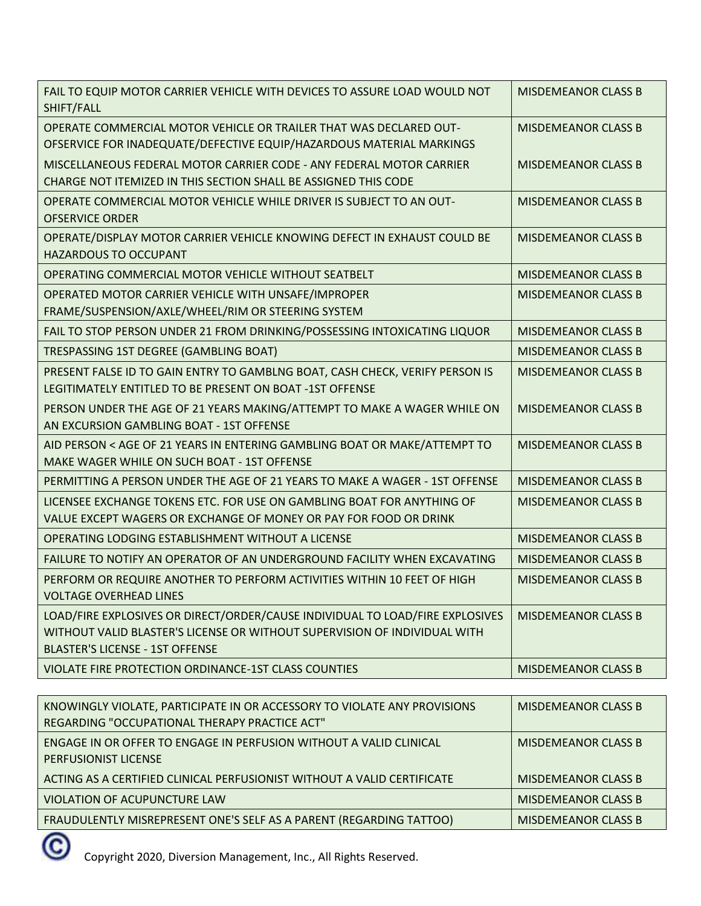| | |
|---|---|
| FAIL TO EQUIP MOTOR CARRIER VEHICLE WITH DEVICES TO ASSURE LOAD WOULD NOT SHIFT/FALL | MISDEMEANOR CLASS B |
| OPERATE COMMERCIAL MOTOR VEHICLE OR TRAILER THAT WAS DECLARED OUT-OFSERVICE FOR INADEQUATE/DEFECTIVE EQUIP/HAZARDOUS MATERIAL MARKINGS | MISDEMEANOR CLASS B |
| MISCELLANEOUS FEDERAL MOTOR CARRIER CODE - ANY FEDERAL MOTOR CARRIER CHARGE NOT ITEMIZED IN THIS SECTION SHALL BE ASSIGNED THIS CODE | MISDEMEANOR CLASS B |
| OPERATE COMMERCIAL MOTOR VEHICLE WHILE DRIVER IS SUBJECT TO AN OUT-OFSERVICE ORDER | MISDEMEANOR CLASS B |
| OPERATE/DISPLAY MOTOR CARRIER VEHICLE KNOWING DEFECT IN EXHAUST COULD BE HAZARDOUS TO OCCUPANT | MISDEMEANOR CLASS B |
| OPERATING COMMERCIAL MOTOR VEHICLE WITHOUT SEATBELT | MISDEMEANOR CLASS B |
| OPERATED MOTOR CARRIER VEHICLE WITH UNSAFE/IMPROPER FRAME/SUSPENSION/AXLE/WHEEL/RIM OR STEERING SYSTEM | MISDEMEANOR CLASS B |
| FAIL TO STOP PERSON UNDER 21 FROM DRINKING/POSSESSING INTOXICATING LIQUOR | MISDEMEANOR CLASS B |
| TRESPASSING 1ST DEGREE (GAMBLING BOAT) | MISDEMEANOR CLASS B |
| PRESENT FALSE ID TO GAIN ENTRY TO GAMBLNG BOAT, CASH CHECK, VERIFY PERSON IS LEGITIMATELY ENTITLED TO BE PRESENT ON BOAT -1ST OFFENSE | MISDEMEANOR CLASS B |
| PERSON UNDER THE AGE OF 21 YEARS MAKING/ATTEMPT TO MAKE A WAGER WHILE ON AN EXCURSION GAMBLING BOAT - 1ST OFFENSE | MISDEMEANOR CLASS B |
| AID PERSON < AGE OF 21 YEARS IN ENTERING GAMBLING BOAT OR MAKE/ATTEMPT TO MAKE WAGER WHILE ON SUCH BOAT - 1ST OFFENSE | MISDEMEANOR CLASS B |
| PERMITTING A PERSON UNDER THE AGE OF 21 YEARS TO MAKE A WAGER - 1ST OFFENSE | MISDEMEANOR CLASS B |
| LICENSEE EXCHANGE TOKENS ETC. FOR USE ON GAMBLING BOAT FOR ANYTHING OF VALUE EXCEPT WAGERS OR EXCHANGE OF MONEY OR PAY FOR FOOD OR DRINK | MISDEMEANOR CLASS B |
| OPERATING LODGING ESTABLISHMENT WITHOUT A LICENSE | MISDEMEANOR CLASS B |
| FAILURE TO NOTIFY AN OPERATOR OF AN UNDERGROUND FACILITY WHEN EXCAVATING | MISDEMEANOR CLASS B |
| PERFORM OR REQUIRE ANOTHER TO PERFORM ACTIVITIES WITHIN 10 FEET OF HIGH VOLTAGE OVERHEAD LINES | MISDEMEANOR CLASS B |
| LOAD/FIRE EXPLOSIVES OR DIRECT/ORDER/CAUSE INDIVIDUAL TO LOAD/FIRE EXPLOSIVES WITHOUT VALID BLASTER'S LICENSE OR WITHOUT SUPERVISION OF INDIVIDUAL WITH BLASTER'S LICENSE - 1ST OFFENSE | MISDEMEANOR CLASS B |
| VIOLATE FIRE PROTECTION ORDINANCE-1ST CLASS COUNTIES | MISDEMEANOR CLASS B |
| KNOWINGLY VIOLATE, PARTICIPATE IN OR ACCESSORY TO VIOLATE ANY PROVISIONS REGARDING "OCCUPATIONAL THERAPY PRACTICE ACT" | MISDEMEANOR CLASS B |
| ENGAGE IN OR OFFER TO ENGAGE IN PERFUSION WITHOUT A VALID CLINICAL PERFUSIONIST LICENSE | MISDEMEANOR CLASS B |
| ACTING AS A CERTIFIED CLINICAL PERFUSIONIST WITHOUT A VALID CERTIFICATE | MISDEMEANOR CLASS B |
| VIOLATION OF ACUPUNCTURE LAW | MISDEMEANOR CLASS B |
| FRAUDULENTLY MISREPRESENT ONE'S SELF AS A PARENT (REGARDING TATTOO) | MISDEMEANOR CLASS B |

© Copyright 2020, Diversion Management, Inc., All Rights Reserved.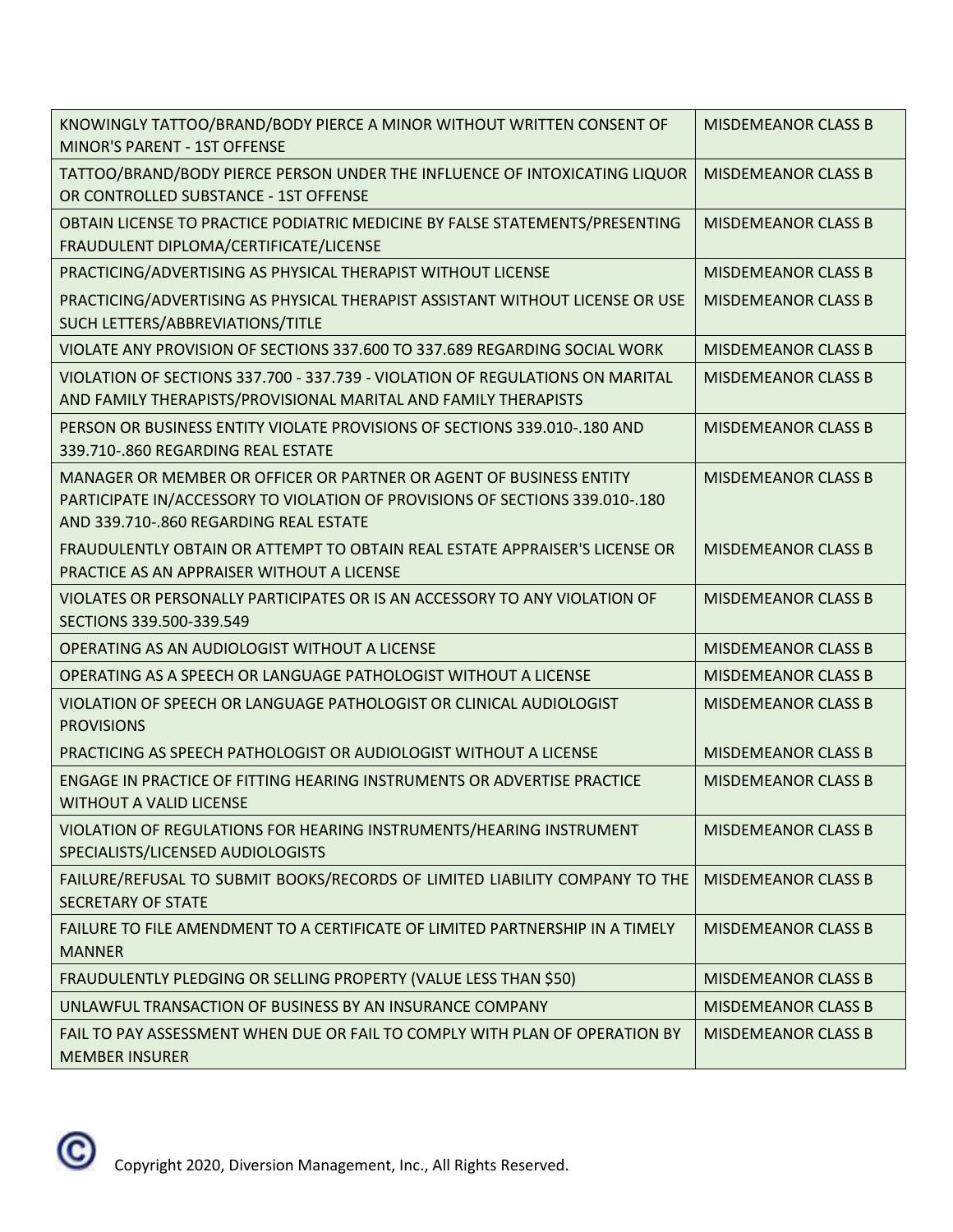| | |
|---|---|
| KNOWINGLY TATTOO/BRAND/BODY PIERCE A MINOR WITHOUT WRITTEN CONSENT OF MINOR'S PARENT - 1ST OFFENSE | MISDEMEANOR CLASS B |
| TATTOO/BRAND/BODY PIERCE PERSON UNDER THE INFLUENCE OF INTOXICATING LIQUOR OR CONTROLLED SUBSTANCE - 1ST OFFENSE | MISDEMEANOR CLASS B |
| OBTAIN LICENSE TO PRACTICE PODIATRIC MEDICINE BY FALSE STATEMENTS/PRESENTING FRAUDULENT DIPLOMA/CERTIFICATE/LICENSE | MISDEMEANOR CLASS B |
| PRACTICING/ADVERTISING AS PHYSICAL THERAPIST WITHOUT LICENSE | MISDEMEANOR CLASS B |
| PRACTICING/ADVERTISING AS PHYSICAL THERAPIST ASSISTANT WITHOUT LICENSE OR USE SUCH LETTERS/ABBREVIATIONS/TITLE | MISDEMEANOR CLASS B |
| VIOLATE ANY PROVISION OF SECTIONS 337.600 TO 337.689 REGARDING SOCIAL WORK | MISDEMEANOR CLASS B |
| VIOLATION OF SECTIONS 337.700 - 337.739 - VIOLATION OF REGULATIONS ON MARITAL AND FAMILY THERAPISTS/PROVISIONAL MARITAL AND FAMILY THERAPISTS | MISDEMEANOR CLASS B |
| PERSON OR BUSINESS ENTITY VIOLATE PROVISIONS OF SECTIONS 339.010-.180 AND 339.710-.860 REGARDING REAL ESTATE | MISDEMEANOR CLASS B |
| MANAGER OR MEMBER OR OFFICER OR PARTNER OR AGENT OF BUSINESS ENTITY PARTICIPATE IN/ACCESSORY TO VIOLATION OF PROVISIONS OF SECTIONS 339.010-.180 AND 339.710-.860 REGARDING REAL ESTATE | MISDEMEANOR CLASS B |
| FRAUDULENTLY OBTAIN OR ATTEMPT TO OBTAIN REAL ESTATE APPRAISER'S LICENSE OR PRACTICE AS AN APPRAISER WITHOUT A LICENSE | MISDEMEANOR CLASS B |
| VIOLATES OR PERSONALLY PARTICIPATES OR IS AN ACCESSORY TO ANY VIOLATION OF SECTIONS 339.500-339.549 | MISDEMEANOR CLASS B |
| OPERATING AS AN AUDIOLOGIST WITHOUT A LICENSE | MISDEMEANOR CLASS B |
| OPERATING AS A SPEECH OR LANGUAGE PATHOLOGIST WITHOUT A LICENSE | MISDEMEANOR CLASS B |
| VIOLATION OF SPEECH OR LANGUAGE PATHOLOGIST OR CLINICAL AUDIOLOGIST PROVISIONS | MISDEMEANOR CLASS B |
| PRACTICING AS SPEECH PATHOLOGIST OR AUDIOLOGIST WITHOUT A LICENSE | MISDEMEANOR CLASS B |
| ENGAGE IN PRACTICE OF FITTING HEARING INSTRUMENTS OR ADVERTISE PRACTICE WITHOUT A VALID LICENSE | MISDEMEANOR CLASS B |
| VIOLATION OF REGULATIONS FOR HEARING INSTRUMENTS/HEARING INSTRUMENT SPECIALISTS/LICENSED AUDIOLOGISTS | MISDEMEANOR CLASS B |
| FAILURE/REFUSAL TO SUBMIT BOOKS/RECORDS OF LIMITED LIABILITY COMPANY TO THE SECRETARY OF STATE | MISDEMEANOR CLASS B |
| FAILURE TO FILE AMENDMENT TO A CERTIFICATE OF LIMITED PARTNERSHIP IN A TIMELY MANNER | MISDEMEANOR CLASS B |
| FRAUDULENTLY PLEDGING OR SELLING PROPERTY (VALUE LESS THAN $50) | MISDEMEANOR CLASS B |
| UNLAWFUL TRANSACTION OF BUSINESS BY AN INSURANCE COMPANY | MISDEMEANOR CLASS B |
| FAIL TO PAY ASSESSMENT WHEN DUE OR FAIL TO COMPLY WITH PLAN OF OPERATION BY MEMBER INSURER | MISDEMEANOR CLASS B |

Copyright 2020, Diversion Management, Inc., All Rights Reserved.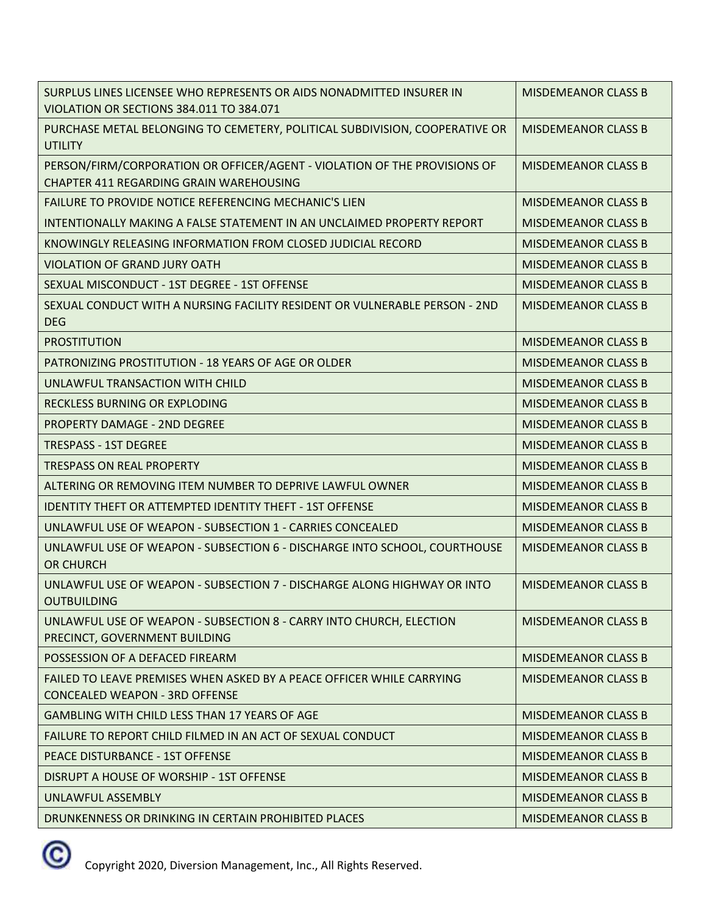| | |
|---|---|
| SURPLUS LINES LICENSEE WHO REPRESENTS OR AIDS NONADMITTED INSURER IN VIOLATION OR SECTIONS 384.011 TO 384.071 | MISDEMEANOR CLASS B |
| PURCHASE METAL BELONGING TO CEMETERY, POLITICAL SUBDIVISION, COOPERATIVE OR UTILITY | MISDEMEANOR CLASS B |
| PERSON/FIRM/CORPORATION OR OFFICER/AGENT - VIOLATION OF THE PROVISIONS OF CHAPTER 411 REGARDING GRAIN WAREHOUSING | MISDEMEANOR CLASS B |
| FAILURE TO PROVIDE NOTICE REFERENCING MECHANIC'S LIEN | MISDEMEANOR CLASS B |
| INTENTIONALLY MAKING A FALSE STATEMENT IN AN UNCLAIMED PROPERTY REPORT | MISDEMEANOR CLASS B |
| KNOWINGLY RELEASING INFORMATION FROM CLOSED JUDICIAL RECORD | MISDEMEANOR CLASS B |
| VIOLATION OF GRAND JURY OATH | MISDEMEANOR CLASS B |
| SEXUAL MISCONDUCT - 1ST DEGREE - 1ST OFFENSE | MISDEMEANOR CLASS B |
| SEXUAL CONDUCT WITH A NURSING FACILITY RESIDENT OR VULNERABLE PERSON - 2ND DEG | MISDEMEANOR CLASS B |
| PROSTITUTION | MISDEMEANOR CLASS B |
| PATRONIZING PROSTITUTION - 18 YEARS OF AGE OR OLDER | MISDEMEANOR CLASS B |
| UNLAWFUL TRANSACTION WITH CHILD | MISDEMEANOR CLASS B |
| RECKLESS BURNING OR EXPLODING | MISDEMEANOR CLASS B |
| PROPERTY DAMAGE - 2ND DEGREE | MISDEMEANOR CLASS B |
| TRESPASS - 1ST DEGREE | MISDEMEANOR CLASS B |
| TRESPASS ON REAL PROPERTY | MISDEMEANOR CLASS B |
| ALTERING OR REMOVING ITEM NUMBER TO DEPRIVE LAWFUL OWNER | MISDEMEANOR CLASS B |
| IDENTITY THEFT OR ATTEMPTED IDENTITY THEFT - 1ST OFFENSE | MISDEMEANOR CLASS B |
| UNLAWFUL USE OF WEAPON - SUBSECTION 1 - CARRIES CONCEALED | MISDEMEANOR CLASS B |
| UNLAWFUL USE OF WEAPON - SUBSECTION 6 - DISCHARGE INTO SCHOOL, COURTHOUSE OR CHURCH | MISDEMEANOR CLASS B |
| UNLAWFUL USE OF WEAPON - SUBSECTION 7 - DISCHARGE ALONG HIGHWAY OR INTO OUTBUILDING | MISDEMEANOR CLASS B |
| UNLAWFUL USE OF WEAPON - SUBSECTION 8 - CARRY INTO CHURCH, ELECTION PRECINCT, GOVERNMENT BUILDING | MISDEMEANOR CLASS B |
| POSSESSION OF A DEFACED FIREARM | MISDEMEANOR CLASS B |
| FAILED TO LEAVE PREMISES WHEN ASKED BY A PEACE OFFICER WHILE CARRYING CONCEALED WEAPON - 3RD OFFENSE | MISDEMEANOR CLASS B |
| GAMBLING WITH CHILD LESS THAN 17 YEARS OF AGE | MISDEMEANOR CLASS B |
| FAILURE TO REPORT CHILD FILMED IN AN ACT OF SEXUAL CONDUCT | MISDEMEANOR CLASS B |
| PEACE DISTURBANCE - 1ST OFFENSE | MISDEMEANOR CLASS B |
| DISRUPT A HOUSE OF WORSHIP - 1ST OFFENSE | MISDEMEANOR CLASS B |
| UNLAWFUL ASSEMBLY | MISDEMEANOR CLASS B |
| DRUNKENNESS OR DRINKING IN CERTAIN PROHIBITED PLACES | MISDEMEANOR CLASS B |

Copyright 2020, Diversion Management, Inc., All Rights Reserved.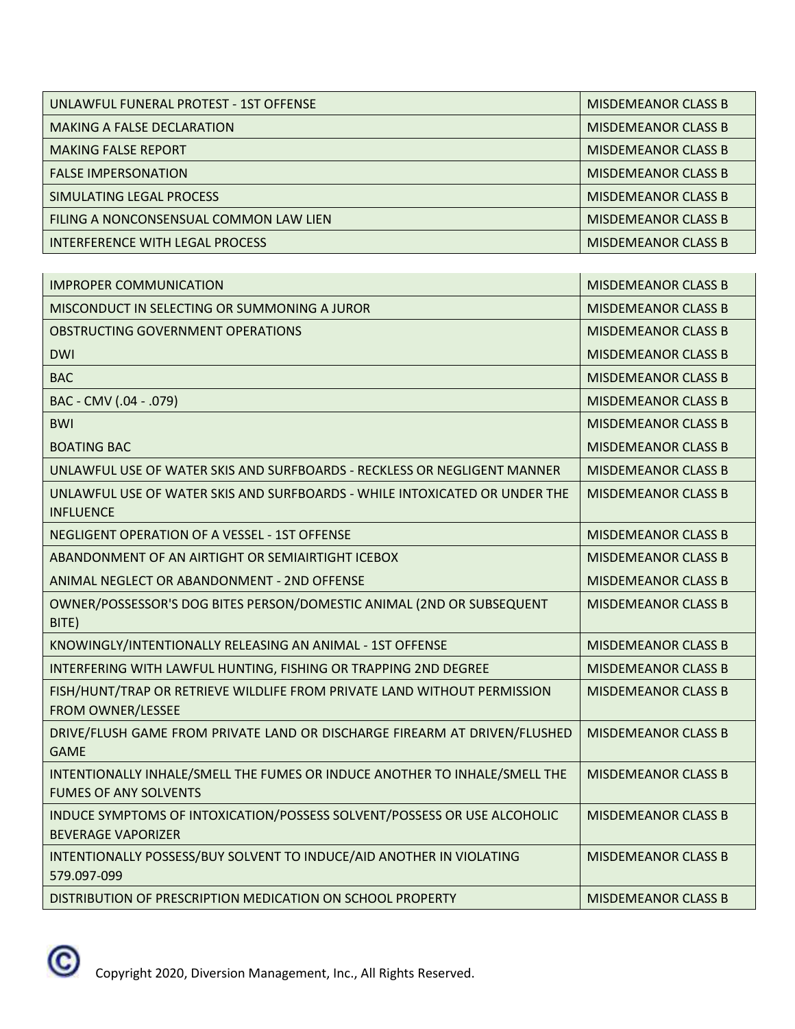| UNLAWFUL FUNERAL PROTEST - 1ST OFFENSE | MISDEMEANOR CLASS B |
| --- | --- |
| MAKING A FALSE DECLARATION | MISDEMEANOR CLASS B |
| MAKING FALSE REPORT | MISDEMEANOR CLASS B |
| FALSE IMPERSONATION | MISDEMEANOR CLASS B |
| SIMULATING LEGAL PROCESS | MISDEMEANOR CLASS B |
| FILING A NONCONSENSUAL COMMON LAW LIEN | MISDEMEANOR CLASS B |
| INTERFERENCE WITH LEGAL PROCESS | MISDEMEANOR CLASS B |
| IMPROPER COMMUNICATION | MISDEMEANOR CLASS B |
| MISCONDUCT IN SELECTING OR SUMMONING A JUROR | MISDEMEANOR CLASS B |
| OBSTRUCTING GOVERNMENT OPERATIONS | MISDEMEANOR CLASS B |
| DWI | MISDEMEANOR CLASS B |
| BAC | MISDEMEANOR CLASS B |
| BAC - CMV (.04 - .079) | MISDEMEANOR CLASS B |
| BWI | MISDEMEANOR CLASS B |
| BOATING BAC | MISDEMEANOR CLASS B |
| UNLAWFUL USE OF WATER SKIS AND SURFBOARDS - RECKLESS OR NEGLIGENT MANNER | MISDEMEANOR CLASS B |
| UNLAWFUL USE OF WATER SKIS AND SURFBOARDS - WHILE INTOXICATED OR UNDER THE INFLUENCE | MISDEMEANOR CLASS B |
| NEGLIGENT OPERATION OF A VESSEL - 1ST OFFENSE | MISDEMEANOR CLASS B |
| ABANDONMENT OF AN AIRTIGHT OR SEMIAIRTIGHT ICEBOX | MISDEMEANOR CLASS B |
| ANIMAL NEGLECT OR ABANDONMENT - 2ND OFFENSE | MISDEMEANOR CLASS B |
| OWNER/POSSESSOR'S DOG BITES PERSON/DOMESTIC ANIMAL (2ND OR SUBSEQUENT BITE) | MISDEMEANOR CLASS B |
| KNOWINGLY/INTENTIONALLY RELEASING AN ANIMAL - 1ST OFFENSE | MISDEMEANOR CLASS B |
| INTERFERING WITH LAWFUL HUNTING, FISHING OR TRAPPING 2ND DEGREE | MISDEMEANOR CLASS B |
| FISH/HUNT/TRAP OR RETRIEVE WILDLIFE FROM PRIVATE LAND WITHOUT PERMISSION FROM OWNER/LESSEE | MISDEMEANOR CLASS B |
| DRIVE/FLUSH GAME FROM PRIVATE LAND OR DISCHARGE FIREARM AT DRIVEN/FLUSHED GAME | MISDEMEANOR CLASS B |
| INTENTIONALLY INHALE/SMELL THE FUMES OR INDUCE ANOTHER TO INHALE/SMELL THE FUMES OF ANY SOLVENTS | MISDEMEANOR CLASS B |
| INDUCE SYMPTOMS OF INTOXICATION/POSSESS SOLVENT/POSSESS OR USE ALCOHOLIC BEVERAGE VAPORIZER | MISDEMEANOR CLASS B |
| INTENTIONALLY POSSESS/BUY SOLVENT TO INDUCE/AID ANOTHER IN VIOLATING 579.097-099 | MISDEMEANOR CLASS B |
| DISTRIBUTION OF PRESCRIPTION MEDICATION ON SCHOOL PROPERTY | MISDEMEANOR CLASS B |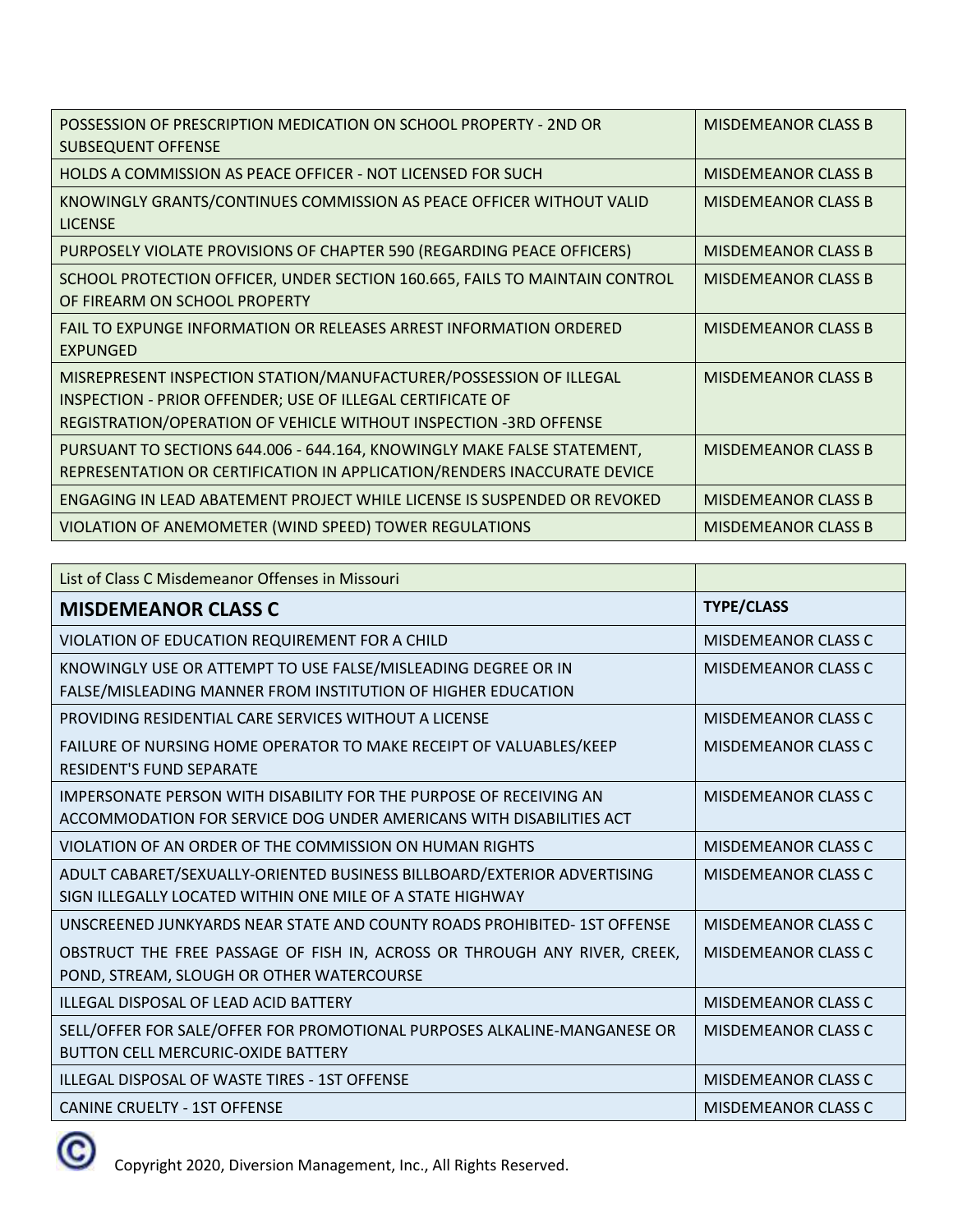| | |
|---|---|
| POSSESSION OF PRESCRIPTION MEDICATION ON SCHOOL PROPERTY - 2ND OR SUBSEQUENT OFFENSE | MISDEMEANOR CLASS B |
| HOLDS A COMMISSION AS PEACE OFFICER - NOT LICENSED FOR SUCH | MISDEMEANOR CLASS B |
| KNOWINGLY GRANTS/CONTINUES COMMISSION AS PEACE OFFICER WITHOUT VALID LICENSE | MISDEMEANOR CLASS B |
| PURPOSELY VIOLATE PROVISIONS OF CHAPTER 590 (REGARDING PEACE OFFICERS) | MISDEMEANOR CLASS B |
| SCHOOL PROTECTION OFFICER, UNDER SECTION 160.665, FAILS TO MAINTAIN CONTROL OF FIREARM ON SCHOOL PROPERTY | MISDEMEANOR CLASS B |
| FAIL TO EXPUNGE INFORMATION OR RELEASES ARREST INFORMATION ORDERED EXPUNGED | MISDEMEANOR CLASS B |
| MISREPRESENT INSPECTION STATION/MANUFACTURER/POSSESSION OF ILLEGAL INSPECTION - PRIOR OFFENDER; USE OF ILLEGAL CERTIFICATE OF REGISTRATION/OPERATION OF VEHICLE WITHOUT INSPECTION -3RD OFFENSE | MISDEMEANOR CLASS B |
| PURSUANT TO SECTIONS 644.006 - 644.164, KNOWINGLY MAKE FALSE STATEMENT, REPRESENTATION OR CERTIFICATION IN APPLICATION/RENDERS INACCURATE DEVICE | MISDEMEANOR CLASS B |
| ENGAGING IN LEAD ABATEMENT PROJECT WHILE LICENSE IS SUSPENDED OR REVOKED | MISDEMEANOR CLASS B |
| VIOLATION OF ANEMOMETER (WIND SPEED) TOWER REGULATIONS | MISDEMEANOR CLASS B |

| List of Class C Misdemeanor Offenses in Missouri | |
|---|---|
| **MISDEMEANOR CLASS C** | **TYPE/CLASS** |
| VIOLATION OF EDUCATION REQUIREMENT FOR A CHILD | MISDEMEANOR CLASS C |
| KNOWINGLY USE OR ATTEMPT TO USE FALSE/MISLEADING DEGREE OR IN FALSE/MISLEADING MANNER FROM INSTITUTION OF HIGHER EDUCATION | MISDEMEANOR CLASS C |
| PROVIDING RESIDENTIAL CARE SERVICES WITHOUT A LICENSE | MISDEMEANOR CLASS C |
| FAILURE OF NURSING HOME OPERATOR TO MAKE RECEIPT OF VALUABLES/KEEP RESIDENT'S FUND SEPARATE | MISDEMEANOR CLASS C |
| IMPERSONATE PERSON WITH DISABILITY FOR THE PURPOSE OF RECEIVING AN ACCOMMODATION FOR SERVICE DOG UNDER AMERICANS WITH DISABILITIES ACT | MISDEMEANOR CLASS C |
| VIOLATION OF AN ORDER OF THE COMMISSION ON HUMAN RIGHTS | MISDEMEANOR CLASS C |
| ADULT CABARET/SEXUALLY-ORIENTED BUSINESS BILLBOARD/EXTERIOR ADVERTISING SIGN ILLEGALLY LOCATED WITHIN ONE MILE OF A STATE HIGHWAY | MISDEMEANOR CLASS C |
| UNSCREENED JUNKYARDS NEAR STATE AND COUNTY ROADS PROHIBITED- 1ST OFFENSE | MISDEMEANOR CLASS C |
| OBSTRUCT THE FREE PASSAGE OF FISH IN, ACROSS OR THROUGH ANY RIVER, CREEK, POND, STREAM, SLOUGH OR OTHER WATERCOURSE | MISDEMEANOR CLASS C |
| ILLEGAL DISPOSAL OF LEAD ACID BATTERY | MISDEMEANOR CLASS C |
| SELL/OFFER FOR SALE/OFFER FOR PROMOTIONAL PURPOSES ALKALINE-MANGANESE OR BUTTON CELL MERCURIC-OXIDE BATTERY | MISDEMEANOR CLASS C |
| ILLEGAL DISPOSAL OF WASTE TIRES - 1ST OFFENSE | MISDEMEANOR CLASS C |
| CANINE CRUELTY - 1ST OFFENSE | MISDEMEANOR CLASS C |

© Copyright 2020, Diversion Management, Inc., All Rights Reserved.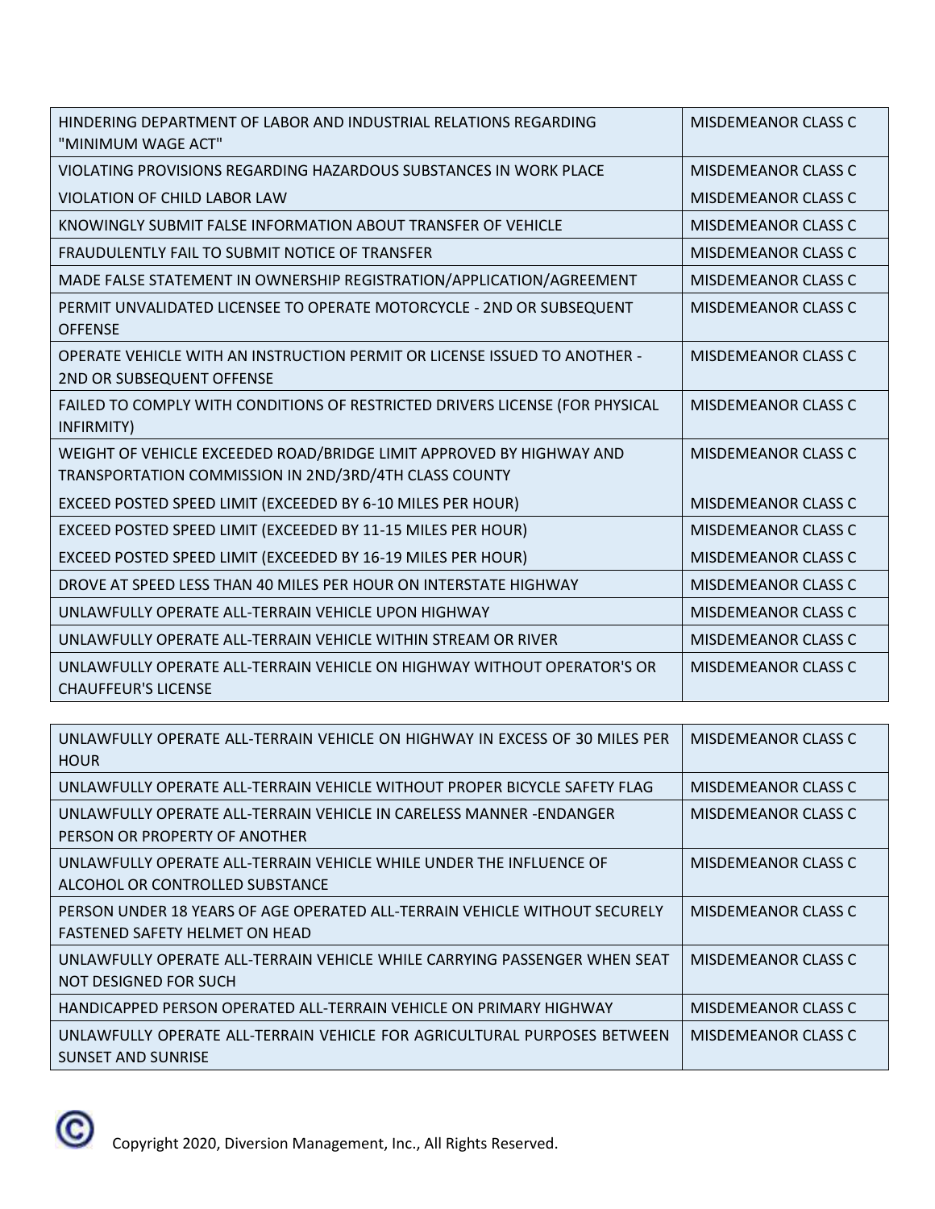| | |
|---|---|
| HINDERING DEPARTMENT OF LABOR AND INDUSTRIAL RELATIONS REGARDING "MINIMUM WAGE ACT" | MISDEMEANOR CLASS C |
| VIOLATING PROVISIONS REGARDING HAZARDOUS SUBSTANCES IN WORK PLACE | MISDEMEANOR CLASS C |
| VIOLATION OF CHILD LABOR LAW | MISDEMEANOR CLASS C |
| KNOWINGLY SUBMIT FALSE INFORMATION ABOUT TRANSFER OF VEHICLE | MISDEMEANOR CLASS C |
| FRAUDULENTLY FAIL TO SUBMIT NOTICE OF TRANSFER | MISDEMEANOR CLASS C |
| MADE FALSE STATEMENT IN OWNERSHIP REGISTRATION/APPLICATION/AGREEMENT | MISDEMEANOR CLASS C |
| PERMIT UNVALIDATED LICENSEE TO OPERATE MOTORCYCLE - 2ND OR SUBSEQUENT OFFENSE | MISDEMEANOR CLASS C |
| OPERATE VEHICLE WITH AN INSTRUCTION PERMIT OR LICENSE ISSUED TO ANOTHER - 2ND OR SUBSEQUENT OFFENSE | MISDEMEANOR CLASS C |
| FAILED TO COMPLY WITH CONDITIONS OF RESTRICTED DRIVERS LICENSE (FOR PHYSICAL INFIRMITY) | MISDEMEANOR CLASS C |
| WEIGHT OF VEHICLE EXCEEDED ROAD/BRIDGE LIMIT APPROVED BY HIGHWAY AND TRANSPORTATION COMMISSION IN 2ND/3RD/4TH CLASS COUNTY | MISDEMEANOR CLASS C |
| EXCEED POSTED SPEED LIMIT (EXCEEDED BY 6-10 MILES PER HOUR) | MISDEMEANOR CLASS C |
| EXCEED POSTED SPEED LIMIT (EXCEEDED BY 11-15 MILES PER HOUR) | MISDEMEANOR CLASS C |
| EXCEED POSTED SPEED LIMIT (EXCEEDED BY 16-19 MILES PER HOUR) | MISDEMEANOR CLASS C |
| DROVE AT SPEED LESS THAN 40 MILES PER HOUR ON INTERSTATE HIGHWAY | MISDEMEANOR CLASS C |
| UNLAWFULLY OPERATE ALL-TERRAIN VEHICLE UPON HIGHWAY | MISDEMEANOR CLASS C |
| UNLAWFULLY OPERATE ALL-TERRAIN VEHICLE WITHIN STREAM OR RIVER | MISDEMEANOR CLASS C |
| UNLAWFULLY OPERATE ALL-TERRAIN VEHICLE ON HIGHWAY WITHOUT OPERATOR'S OR CHAUFFEUR'S LICENSE | MISDEMEANOR CLASS C |
| UNLAWFULLY OPERATE ALL-TERRAIN VEHICLE ON HIGHWAY IN EXCESS OF 30 MILES PER HOUR | MISDEMEANOR CLASS C |
| UNLAWFULLY OPERATE ALL-TERRAIN VEHICLE WITHOUT PROPER BICYCLE SAFETY FLAG | MISDEMEANOR CLASS C |
| UNLAWFULLY OPERATE ALL-TERRAIN VEHICLE IN CARELESS MANNER -ENDANGER PERSON OR PROPERTY OF ANOTHER | MISDEMEANOR CLASS C |
| UNLAWFULLY OPERATE ALL-TERRAIN VEHICLE WHILE UNDER THE INFLUENCE OF ALCOHOL OR CONTROLLED SUBSTANCE | MISDEMEANOR CLASS C |
| PERSON UNDER 18 YEARS OF AGE OPERATED ALL-TERRAIN VEHICLE WITHOUT SECURELY FASTENED SAFETY HELMET ON HEAD | MISDEMEANOR CLASS C |
| UNLAWFULLY OPERATE ALL-TERRAIN VEHICLE WHILE CARRYING PASSENGER WHEN SEAT NOT DESIGNED FOR SUCH | MISDEMEANOR CLASS C |
| HANDICAPPED PERSON OPERATED ALL-TERRAIN VEHICLE ON PRIMARY HIGHWAY | MISDEMEANOR CLASS C |
| UNLAWFULLY OPERATE ALL-TERRAIN VEHICLE FOR AGRICULTURAL PURPOSES BETWEEN SUNSET AND SUNRISE | MISDEMEANOR CLASS C |

Copyright 2020, Diversion Management, Inc., All Rights Reserved.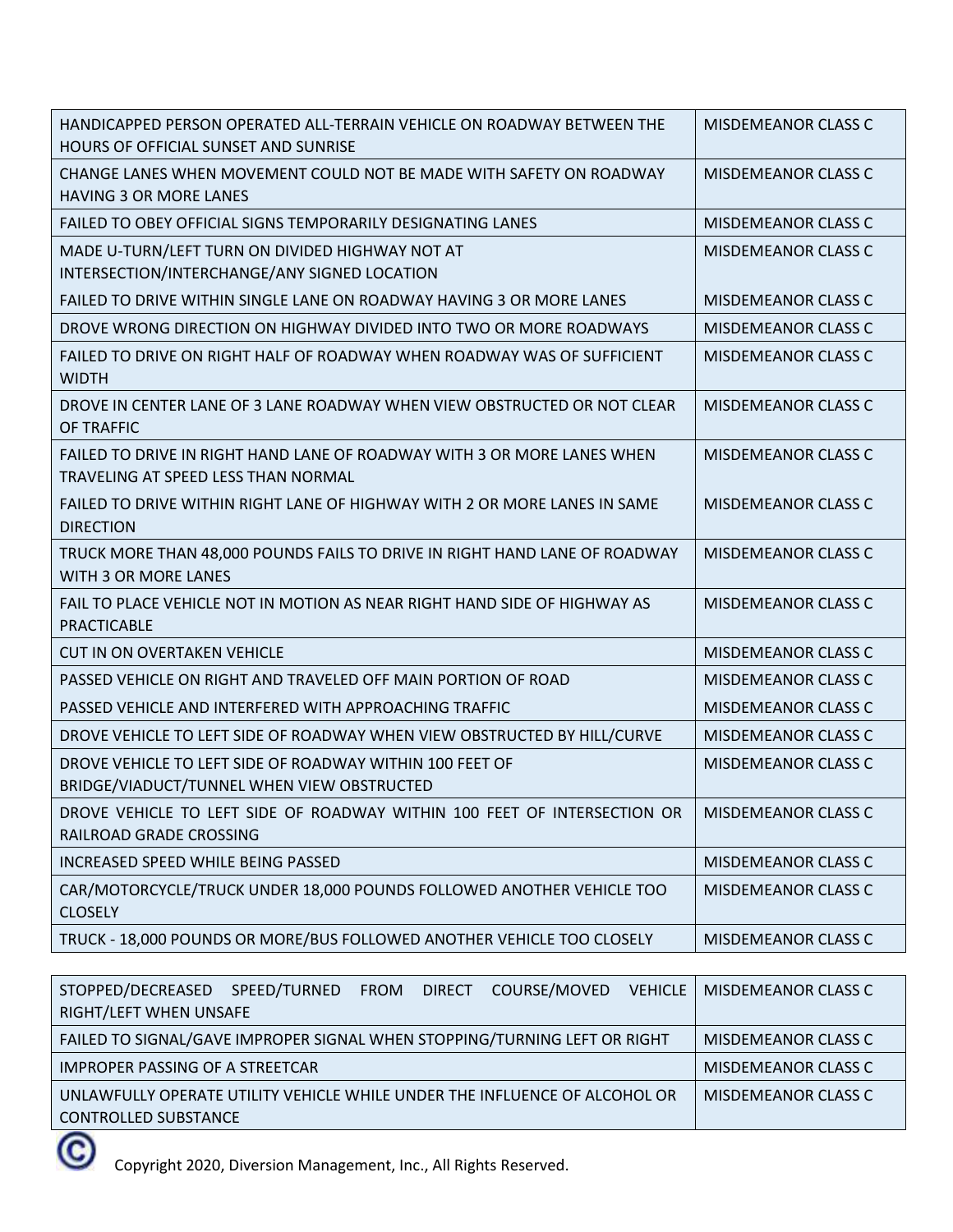| | |
|---|---|
| HANDICAPPED PERSON OPERATED ALL-TERRAIN VEHICLE ON ROADWAY BETWEEN THE HOURS OF OFFICIAL SUNSET AND SUNRISE | MISDEMEANOR CLASS C |
| CHANGE LANES WHEN MOVEMENT COULD NOT BE MADE WITH SAFETY ON ROADWAY HAVING 3 OR MORE LANES | MISDEMEANOR CLASS C |
| FAILED TO OBEY OFFICIAL SIGNS TEMPORARILY DESIGNATING LANES | MISDEMEANOR CLASS C |
| MADE U-TURN/LEFT TURN ON DIVIDED HIGHWAY NOT AT INTERSECTION/INTERCHANGE/ANY SIGNED LOCATION | MISDEMEANOR CLASS C |
| FAILED TO DRIVE WITHIN SINGLE LANE ON ROADWAY HAVING 3 OR MORE LANES | MISDEMEANOR CLASS C |
| DROVE WRONG DIRECTION ON HIGHWAY DIVIDED INTO TWO OR MORE ROADWAYS | MISDEMEANOR CLASS C |
| FAILED TO DRIVE ON RIGHT HALF OF ROADWAY WHEN ROADWAY WAS OF SUFFICIENT WIDTH | MISDEMEANOR CLASS C |
| DROVE IN CENTER LANE OF 3 LANE ROADWAY WHEN VIEW OBSTRUCTED OR NOT CLEAR OF TRAFFIC | MISDEMEANOR CLASS C |
| FAILED TO DRIVE IN RIGHT HAND LANE OF ROADWAY WITH 3 OR MORE LANES WHEN TRAVELING AT SPEED LESS THAN NORMAL | MISDEMEANOR CLASS C |
| FAILED TO DRIVE WITHIN RIGHT LANE OF HIGHWAY WITH 2 OR MORE LANES IN SAME DIRECTION | MISDEMEANOR CLASS C |
| TRUCK MORE THAN 48,000 POUNDS FAILS TO DRIVE IN RIGHT HAND LANE OF ROADWAY WITH 3 OR MORE LANES | MISDEMEANOR CLASS C |
| FAIL TO PLACE VEHICLE NOT IN MOTION AS NEAR RIGHT HAND SIDE OF HIGHWAY AS PRACTICABLE | MISDEMEANOR CLASS C |
| CUT IN ON OVERTAKEN VEHICLE | MISDEMEANOR CLASS C |
| PASSED VEHICLE ON RIGHT AND TRAVELED OFF MAIN PORTION OF ROAD | MISDEMEANOR CLASS C |
| PASSED VEHICLE AND INTERFERED WITH APPROACHING TRAFFIC | MISDEMEANOR CLASS C |
| DROVE VEHICLE TO LEFT SIDE OF ROADWAY WHEN VIEW OBSTRUCTED BY HILL/CURVE | MISDEMEANOR CLASS C |
| DROVE VEHICLE TO LEFT SIDE OF ROADWAY WITHIN 100 FEET OF BRIDGE/VIADUCT/TUNNEL WHEN VIEW OBSTRUCTED | MISDEMEANOR CLASS C |
| DROVE VEHICLE TO LEFT SIDE OF ROADWAY WITHIN 100 FEET OF INTERSECTION OR RAILROAD GRADE CROSSING | MISDEMEANOR CLASS C |
| INCREASED SPEED WHILE BEING PASSED | MISDEMEANOR CLASS C |
| CAR/MOTORCYCLE/TRUCK UNDER 18,000 POUNDS FOLLOWED ANOTHER VEHICLE TOO CLOSELY | MISDEMEANOR CLASS C |
| TRUCK - 18,000 POUNDS OR MORE/BUS FOLLOWED ANOTHER VEHICLE TOO CLOSELY | MISDEMEANOR CLASS C |
| STOPPED/DECREASED SPEED/TURNED FROM DIRECT COURSE/MOVED VEHICLE RIGHT/LEFT WHEN UNSAFE | MISDEMEANOR CLASS C |
| FAILED TO SIGNAL/GAVE IMPROPER SIGNAL WHEN STOPPING/TURNING LEFT OR RIGHT | MISDEMEANOR CLASS C |
| IMPROPER PASSING OF A STREETCAR | MISDEMEANOR CLASS C |
| UNLAWFULLY OPERATE UTILITY VEHICLE WHILE UNDER THE INFLUENCE OF ALCOHOL OR CONTROLLED SUBSTANCE | MISDEMEANOR CLASS C |

© Copyright 2020, Diversion Management, Inc., All Rights Reserved.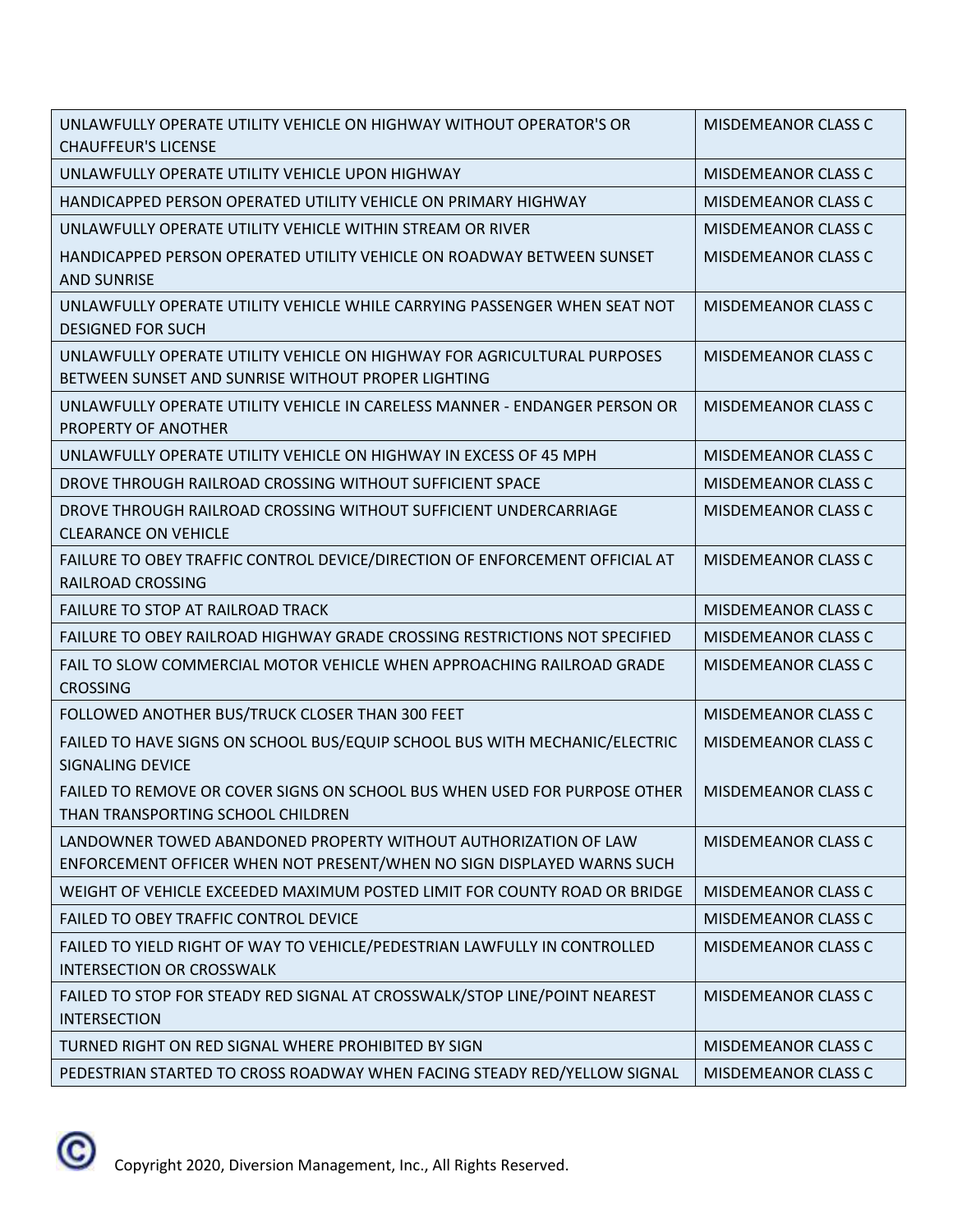| | |
|---|---|
| UNLAWFULLY OPERATE UTILITY VEHICLE ON HIGHWAY WITHOUT OPERATOR'S OR CHAUFFEUR'S LICENSE | MISDEMEANOR CLASS C |
| UNLAWFULLY OPERATE UTILITY VEHICLE UPON HIGHWAY | MISDEMEANOR CLASS C |
| HANDICAPPED PERSON OPERATED UTILITY VEHICLE ON PRIMARY HIGHWAY | MISDEMEANOR CLASS C |
| UNLAWFULLY OPERATE UTILITY VEHICLE WITHIN STREAM OR RIVER | MISDEMEANOR CLASS C |
| HANDICAPPED PERSON OPERATED UTILITY VEHICLE ON ROADWAY BETWEEN SUNSET AND SUNRISE | MISDEMEANOR CLASS C |
| UNLAWFULLY OPERATE UTILITY VEHICLE WHILE CARRYING PASSENGER WHEN SEAT NOT DESIGNED FOR SUCH | MISDEMEANOR CLASS C |
| UNLAWFULLY OPERATE UTILITY VEHICLE ON HIGHWAY FOR AGRICULTURAL PURPOSES BETWEEN SUNSET AND SUNRISE WITHOUT PROPER LIGHTING | MISDEMEANOR CLASS C |
| UNLAWFULLY OPERATE UTILITY VEHICLE IN CARELESS MANNER - ENDANGER PERSON OR PROPERTY OF ANOTHER | MISDEMEANOR CLASS C |
| UNLAWFULLY OPERATE UTILITY VEHICLE ON HIGHWAY IN EXCESS OF 45 MPH | MISDEMEANOR CLASS C |
| DROVE THROUGH RAILROAD CROSSING WITHOUT SUFFICIENT SPACE | MISDEMEANOR CLASS C |
| DROVE THROUGH RAILROAD CROSSING WITHOUT SUFFICIENT UNDERCARRIAGE CLEARANCE ON VEHICLE | MISDEMEANOR CLASS C |
| FAILURE TO OBEY TRAFFIC CONTROL DEVICE/DIRECTION OF ENFORCEMENT OFFICIAL AT RAILROAD CROSSING | MISDEMEANOR CLASS C |
| FAILURE TO STOP AT RAILROAD TRACK | MISDEMEANOR CLASS C |
| FAILURE TO OBEY RAILROAD HIGHWAY GRADE CROSSING RESTRICTIONS NOT SPECIFIED | MISDEMEANOR CLASS C |
| FAIL TO SLOW COMMERCIAL MOTOR VEHICLE WHEN APPROACHING RAILROAD GRADE CROSSING | MISDEMEANOR CLASS C |
| FOLLOWED ANOTHER BUS/TRUCK CLOSER THAN 300 FEET | MISDEMEANOR CLASS C |
| FAILED TO HAVE SIGNS ON SCHOOL BUS/EQUIP SCHOOL BUS WITH MECHANIC/ELECTRIC SIGNALING DEVICE | MISDEMEANOR CLASS C |
| FAILED TO REMOVE OR COVER SIGNS ON SCHOOL BUS WHEN USED FOR PURPOSE OTHER THAN TRANSPORTING SCHOOL CHILDREN | MISDEMEANOR CLASS C |
| LANDOWNER TOWED ABANDONED PROPERTY WITHOUT AUTHORIZATION OF LAW ENFORCEMENT OFFICER WHEN NOT PRESENT/WHEN NO SIGN DISPLAYED WARNS SUCH | MISDEMEANOR CLASS C |
| WEIGHT OF VEHICLE EXCEEDED MAXIMUM POSTED LIMIT FOR COUNTY ROAD OR BRIDGE | MISDEMEANOR CLASS C |
| FAILED TO OBEY TRAFFIC CONTROL DEVICE | MISDEMEANOR CLASS C |
| FAILED TO YIELD RIGHT OF WAY TO VEHICLE/PEDESTRIAN LAWFULLY IN CONTROLLED INTERSECTION OR CROSSWALK | MISDEMEANOR CLASS C |
| FAILED TO STOP FOR STEADY RED SIGNAL AT CROSSWALK/STOP LINE/POINT NEAREST INTERSECTION | MISDEMEANOR CLASS C |
| TURNED RIGHT ON RED SIGNAL WHERE PROHIBITED BY SIGN | MISDEMEANOR CLASS C |
| PEDESTRIAN STARTED TO CROSS ROADWAY WHEN FACING STEADY RED/YELLOW SIGNAL | MISDEMEANOR CLASS C |

© Copyright 2020, Diversion Management, Inc., All Rights Reserved.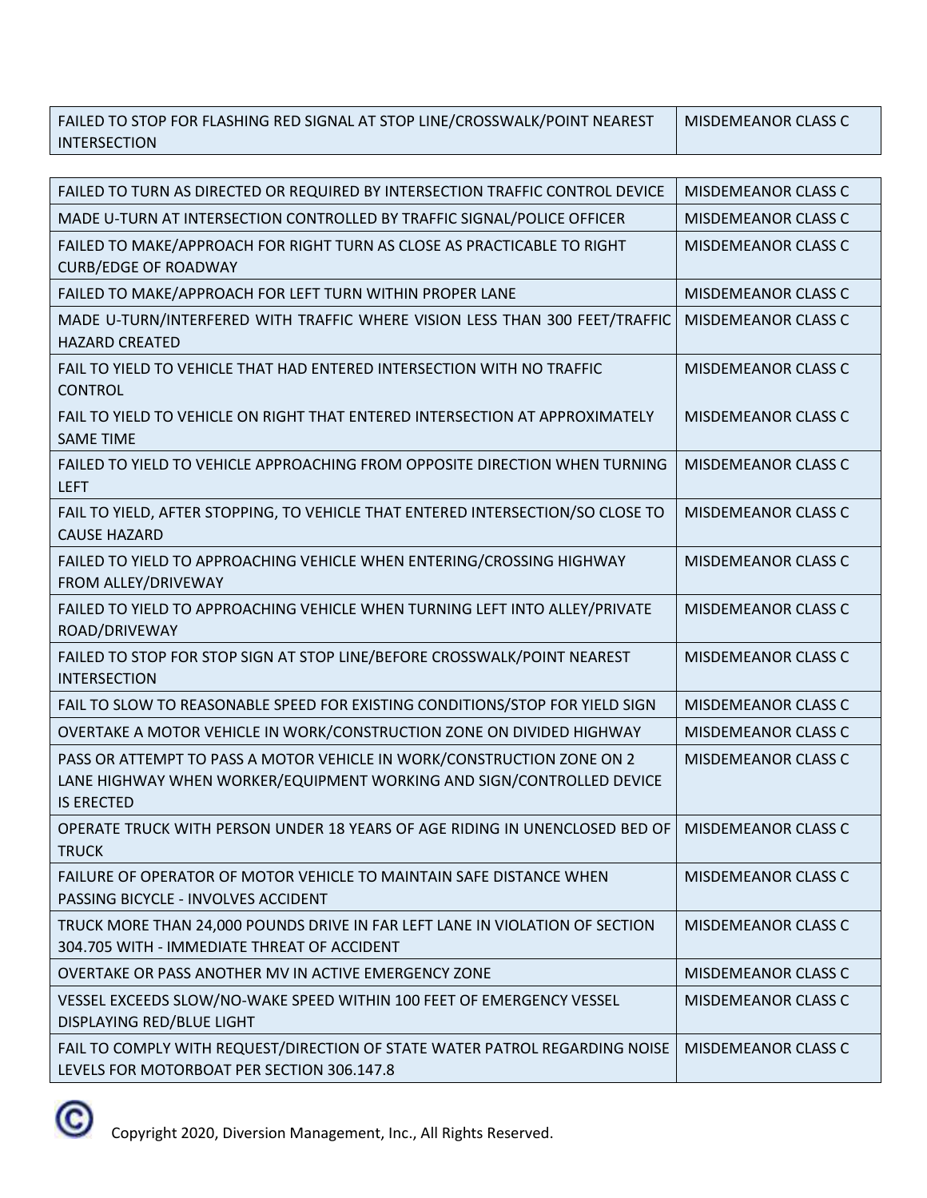| | |
|---|---|
| FAILED TO STOP FOR FLASHING RED SIGNAL AT STOP LINE/CROSSWALK/POINT NEAREST INTERSECTION | MISDEMEANOR CLASS C |

| | |
|---|---|
| FAILED TO TURN AS DIRECTED OR REQUIRED BY INTERSECTION TRAFFIC CONTROL DEVICE | MISDEMEANOR CLASS C |
| MADE U-TURN AT INTERSECTION CONTROLLED BY TRAFFIC SIGNAL/POLICE OFFICER | MISDEMEANOR CLASS C |
| FAILED TO MAKE/APPROACH FOR RIGHT TURN AS CLOSE AS PRACTICABLE TO RIGHT CURB/EDGE OF ROADWAY | MISDEMEANOR CLASS C |
| FAILED TO MAKE/APPROACH FOR LEFT TURN WITHIN PROPER LANE | MISDEMEANOR CLASS C |
| MADE U-TURN/INTERFERED WITH TRAFFIC WHERE VISION LESS THAN 300 FEET/TRAFFIC HAZARD CREATED | MISDEMEANOR CLASS C |
| FAIL TO YIELD TO VEHICLE THAT HAD ENTERED INTERSECTION WITH NO TRAFFIC CONTROL | MISDEMEANOR CLASS C |
| FAIL TO YIELD TO VEHICLE ON RIGHT THAT ENTERED INTERSECTION AT APPROXIMATELY SAME TIME | MISDEMEANOR CLASS C |
| FAILED TO YIELD TO VEHICLE APPROACHING FROM OPPOSITE DIRECTION WHEN TURNING LEFT | MISDEMEANOR CLASS C |
| FAIL TO YIELD, AFTER STOPPING, TO VEHICLE THAT ENTERED INTERSECTION/SO CLOSE TO CAUSE HAZARD | MISDEMEANOR CLASS C |
| FAILED TO YIELD TO APPROACHING VEHICLE WHEN ENTERING/CROSSING HIGHWAY FROM ALLEY/DRIVEWAY | MISDEMEANOR CLASS C |
| FAILED TO YIELD TO APPROACHING VEHICLE WHEN TURNING LEFT INTO ALLEY/PRIVATE ROAD/DRIVEWAY | MISDEMEANOR CLASS C |
| FAILED TO STOP FOR STOP SIGN AT STOP LINE/BEFORE CROSSWALK/POINT NEAREST INTERSECTION | MISDEMEANOR CLASS C |
| FAIL TO SLOW TO REASONABLE SPEED FOR EXISTING CONDITIONS/STOP FOR YIELD SIGN | MISDEMEANOR CLASS C |
| OVERTAKE A MOTOR VEHICLE IN WORK/CONSTRUCTION ZONE ON DIVIDED HIGHWAY | MISDEMEANOR CLASS C |
| PASS OR ATTEMPT TO PASS A MOTOR VEHICLE IN WORK/CONSTRUCTION ZONE ON 2 LANE HIGHWAY WHEN WORKER/EQUIPMENT WORKING AND SIGN/CONTROLLED DEVICE IS ERECTED | MISDEMEANOR CLASS C |
| OPERATE TRUCK WITH PERSON UNDER 18 YEARS OF AGE RIDING IN UNENCLOSED BED OF TRUCK | MISDEMEANOR CLASS C |
| FAILURE OF OPERATOR OF MOTOR VEHICLE TO MAINTAIN SAFE DISTANCE WHEN PASSING BICYCLE - INVOLVES ACCIDENT | MISDEMEANOR CLASS C |
| TRUCK MORE THAN 24,000 POUNDS DRIVE IN FAR LEFT LANE IN VIOLATION OF SECTION 304.705 WITH - IMMEDIATE THREAT OF ACCIDENT | MISDEMEANOR CLASS C |
| OVERTAKE OR PASS ANOTHER MV IN ACTIVE EMERGENCY ZONE | MISDEMEANOR CLASS C |
| VESSEL EXCEEDS SLOW/NO-WAKE SPEED WITHIN 100 FEET OF EMERGENCY VESSEL DISPLAYING RED/BLUE LIGHT | MISDEMEANOR CLASS C |
| FAIL TO COMPLY WITH REQUEST/DIRECTION OF STATE WATER PATROL REGARDING NOISE LEVELS FOR MOTORBOAT PER SECTION 306.147.8 | MISDEMEANOR CLASS C |

© Copyright 2020, Diversion Management, Inc., All Rights Reserved.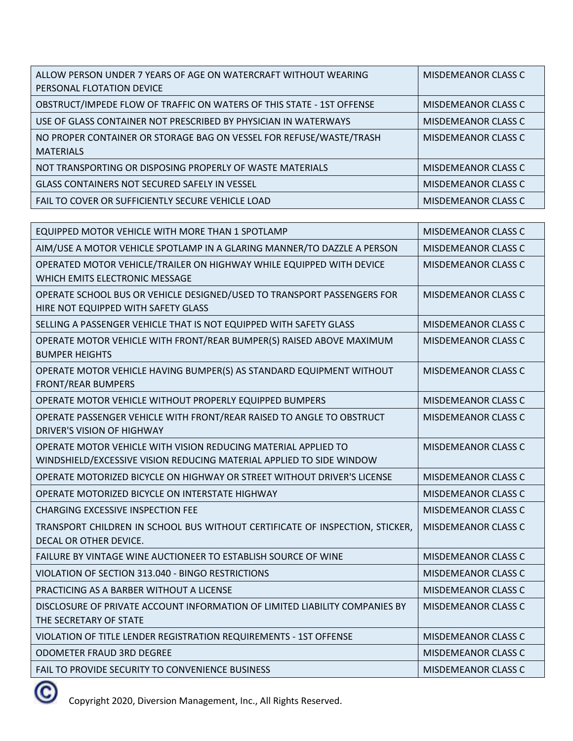| | |
|---|---|
| ALLOW PERSON UNDER 7 YEARS OF AGE ON WATERCRAFT WITHOUT WEARING PERSONAL FLOTATION DEVICE | MISDEMEANOR CLASS C |
| OBSTRUCT/IMPEDE FLOW OF TRAFFIC ON WATERS OF THIS STATE - 1ST OFFENSE | MISDEMEANOR CLASS C |
| USE OF GLASS CONTAINER NOT PRESCRIBED BY PHYSICIAN IN WATERWAYS | MISDEMEANOR CLASS C |
| NO PROPER CONTAINER OR STORAGE BAG ON VESSEL FOR REFUSE/WASTE/TRASH MATERIALS | MISDEMEANOR CLASS C |
| NOT TRANSPORTING OR DISPOSING PROPERLY OF WASTE MATERIALS | MISDEMEANOR CLASS C |
| GLASS CONTAINERS NOT SECURED SAFELY IN VESSEL | MISDEMEANOR CLASS C |
| FAIL TO COVER OR SUFFICIENTLY SECURE VEHICLE LOAD | MISDEMEANOR CLASS C |

| | |
|---|---|
| EQUIPPED MOTOR VEHICLE WITH MORE THAN 1 SPOTLAMP | MISDEMEANOR CLASS C |
| AIM/USE A MOTOR VEHICLE SPOTLAMP IN A GLARING MANNER/TO DAZZLE A PERSON | MISDEMEANOR CLASS C |
| OPERATED MOTOR VEHICLE/TRAILER ON HIGHWAY WHILE EQUIPPED WITH DEVICE WHICH EMITS ELECTRONIC MESSAGE | MISDEMEANOR CLASS C |
| OPERATE SCHOOL BUS OR VEHICLE DESIGNED/USED TO TRANSPORT PASSENGERS FOR HIRE NOT EQUIPPED WITH SAFETY GLASS | MISDEMEANOR CLASS C |
| SELLING A PASSENGER VEHICLE THAT IS NOT EQUIPPED WITH SAFETY GLASS | MISDEMEANOR CLASS C |
| OPERATE MOTOR VEHICLE WITH FRONT/REAR BUMPER(S) RAISED ABOVE MAXIMUM BUMPER HEIGHTS | MISDEMEANOR CLASS C |
| OPERATE MOTOR VEHICLE HAVING BUMPER(S) AS STANDARD EQUIPMENT WITHOUT FRONT/REAR BUMPERS | MISDEMEANOR CLASS C |
| OPERATE MOTOR VEHICLE WITHOUT PROPERLY EQUIPPED BUMPERS | MISDEMEANOR CLASS C |
| OPERATE PASSENGER VEHICLE WITH FRONT/REAR RAISED TO ANGLE TO OBSTRUCT DRIVER'S VISION OF HIGHWAY | MISDEMEANOR CLASS C |
| OPERATE MOTOR VEHICLE WITH VISION REDUCING MATERIAL APPLIED TO WINDSHIELD/EXCESSIVE VISION REDUCING MATERIAL APPLIED TO SIDE WINDOW | MISDEMEANOR CLASS C |
| OPERATE MOTORIZED BICYCLE ON HIGHWAY OR STREET WITHOUT DRIVER'S LICENSE | MISDEMEANOR CLASS C |
| OPERATE MOTORIZED BICYCLE ON INTERSTATE HIGHWAY | MISDEMEANOR CLASS C |
| CHARGING EXCESSIVE INSPECTION FEE | MISDEMEANOR CLASS C |
| TRANSPORT CHILDREN IN SCHOOL BUS WITHOUT CERTIFICATE OF INSPECTION, STICKER, DECAL OR OTHER DEVICE. | MISDEMEANOR CLASS C |
| FAILURE BY VINTAGE WINE AUCTIONEER TO ESTABLISH SOURCE OF WINE | MISDEMEANOR CLASS C |
| VIOLATION OF SECTION 313.040 - BINGO RESTRICTIONS | MISDEMEANOR CLASS C |
| PRACTICING AS A BARBER WITHOUT A LICENSE | MISDEMEANOR CLASS C |
| DISCLOSURE OF PRIVATE ACCOUNT INFORMATION OF LIMITED LIABILITY COMPANIES BY THE SECRETARY OF STATE | MISDEMEANOR CLASS C |
| VIOLATION OF TITLE LENDER REGISTRATION REQUIREMENTS - 1ST OFFENSE | MISDEMEANOR CLASS C |
| ODOMETER FRAUD 3RD DEGREE | MISDEMEANOR CLASS C |
| FAIL TO PROVIDE SECURITY TO CONVENIENCE BUSINESS | MISDEMEANOR CLASS C |

© Copyright 2020, Diversion Management, Inc., All Rights Reserved.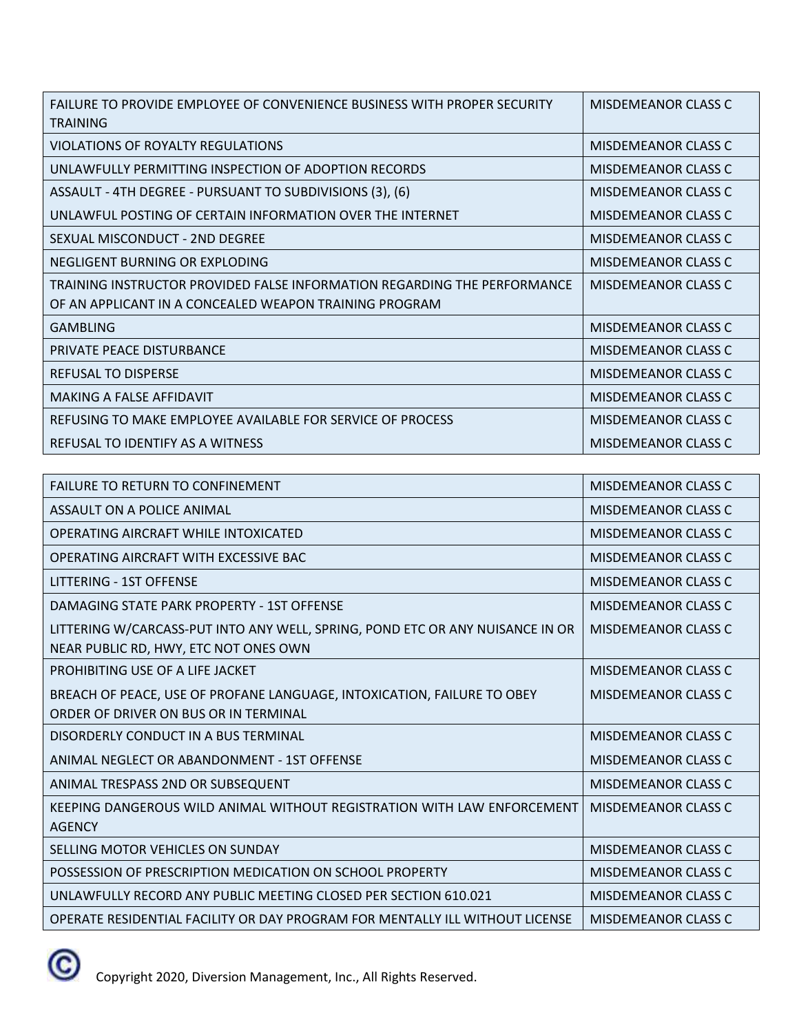| | |
|---|---|
| FAILURE TO PROVIDE EMPLOYEE OF CONVENIENCE BUSINESS WITH PROPER SECURITY TRAINING | MISDEMEANOR CLASS C |
| VIOLATIONS OF ROYALTY REGULATIONS | MISDEMEANOR CLASS C |
| UNLAWFULLY PERMITTING INSPECTION OF ADOPTION RECORDS | MISDEMEANOR CLASS C |
| ASSAULT - 4TH DEGREE - PURSUANT TO SUBDIVISIONS (3), (6) | MISDEMEANOR CLASS C |
| UNLAWFUL POSTING OF CERTAIN INFORMATION OVER THE INTERNET | MISDEMEANOR CLASS C |
| SEXUAL MISCONDUCT - 2ND DEGREE | MISDEMEANOR CLASS C |
| NEGLIGENT BURNING OR EXPLODING | MISDEMEANOR CLASS C |
| TRAINING INSTRUCTOR PROVIDED FALSE INFORMATION REGARDING THE PERFORMANCE OF AN APPLICANT IN A CONCEALED WEAPON TRAINING PROGRAM | MISDEMEANOR CLASS C |
| GAMBLING | MISDEMEANOR CLASS C |
| PRIVATE PEACE DISTURBANCE | MISDEMEANOR CLASS C |
| REFUSAL TO DISPERSE | MISDEMEANOR CLASS C |
| MAKING A FALSE AFFIDAVIT | MISDEMEANOR CLASS C |
| REFUSING TO MAKE EMPLOYEE AVAILABLE FOR SERVICE OF PROCESS | MISDEMEANOR CLASS C |
| REFUSAL TO IDENTIFY AS A WITNESS | MISDEMEANOR CLASS C |

| | |
|---|---|
| FAILURE TO RETURN TO CONFINEMENT | MISDEMEANOR CLASS C |
| ASSAULT ON A POLICE ANIMAL | MISDEMEANOR CLASS C |
| OPERATING AIRCRAFT WHILE INTOXICATED | MISDEMEANOR CLASS C |
| OPERATING AIRCRAFT WITH EXCESSIVE BAC | MISDEMEANOR CLASS C |
| LITTERING - 1ST OFFENSE | MISDEMEANOR CLASS C |
| DAMAGING STATE PARK PROPERTY - 1ST OFFENSE | MISDEMEANOR CLASS C |
| LITTERING W/CARCASS-PUT INTO ANY WELL, SPRING, POND ETC OR ANY NUISANCE IN OR NEAR PUBLIC RD, HWY, ETC NOT ONES OWN | MISDEMEANOR CLASS C |
| PROHIBITING USE OF A LIFE JACKET | MISDEMEANOR CLASS C |
| BREACH OF PEACE, USE OF PROFANE LANGUAGE, INTOXICATION, FAILURE TO OBEY ORDER OF DRIVER ON BUS OR IN TERMINAL | MISDEMEANOR CLASS C |
| DISORDERLY CONDUCT IN A BUS TERMINAL | MISDEMEANOR CLASS C |
| ANIMAL NEGLECT OR ABANDONMENT - 1ST OFFENSE | MISDEMEANOR CLASS C |
| ANIMAL TRESPASS 2ND OR SUBSEQUENT | MISDEMEANOR CLASS C |
| KEEPING DANGEROUS WILD ANIMAL WITHOUT REGISTRATION WITH LAW ENFORCEMENT AGENCY | MISDEMEANOR CLASS C |
| SELLING MOTOR VEHICLES ON SUNDAY | MISDEMEANOR CLASS C |
| POSSESSION OF PRESCRIPTION MEDICATION ON SCHOOL PROPERTY | MISDEMEANOR CLASS C |
| UNLAWFULLY RECORD ANY PUBLIC MEETING CLOSED PER SECTION 610.021 | MISDEMEANOR CLASS C |
| OPERATE RESIDENTIAL FACILITY OR DAY PROGRAM FOR MENTALLY ILL WITHOUT LICENSE | MISDEMEANOR CLASS C |

© Copyright 2020, Diversion Management, Inc., All Rights Reserved.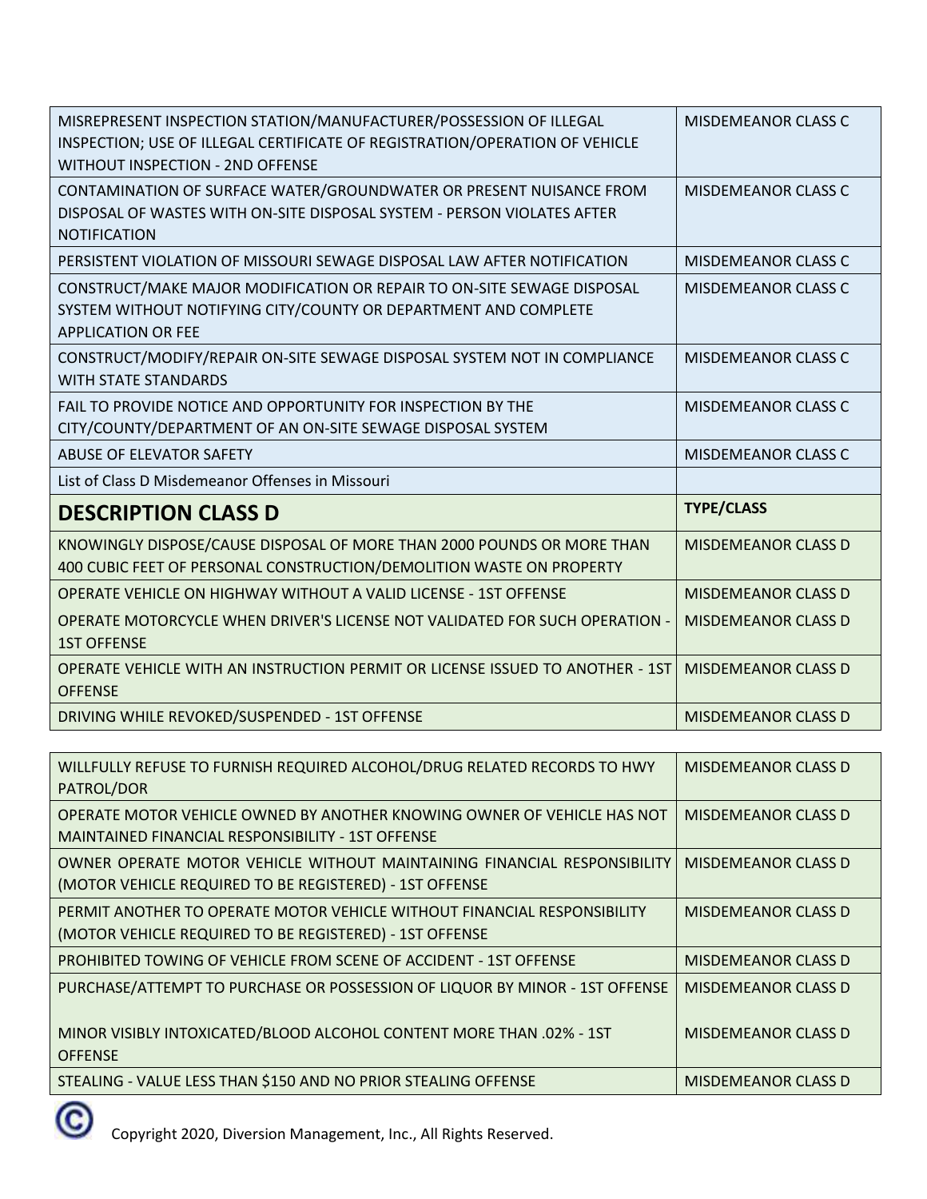| | |
|---|---|
| MISREPRESENT INSPECTION STATION/MANUFACTURER/POSSESSION OF ILLEGAL INSPECTION; USE OF ILLEGAL CERTIFICATE OF REGISTRATION/OPERATION OF VEHICLE WITHOUT INSPECTION - 2ND OFFENSE | MISDEMEANOR CLASS C |
| CONTAMINATION OF SURFACE WATER/GROUNDWATER OR PRESENT NUISANCE FROM DISPOSAL OF WASTES WITH ON-SITE DISPOSAL SYSTEM - PERSON VIOLATES AFTER NOTIFICATION | MISDEMEANOR CLASS C |
| PERSISTENT VIOLATION OF MISSOURI SEWAGE DISPOSAL LAW AFTER NOTIFICATION | MISDEMEANOR CLASS C |
| CONSTRUCT/MAKE MAJOR MODIFICATION OR REPAIR TO ON-SITE SEWAGE DISPOSAL SYSTEM WITHOUT NOTIFYING CITY/COUNTY OR DEPARTMENT AND COMPLETE APPLICATION OR FEE | MISDEMEANOR CLASS C |
| CONSTRUCT/MODIFY/REPAIR ON-SITE SEWAGE DISPOSAL SYSTEM NOT IN COMPLIANCE WITH STATE STANDARDS | MISDEMEANOR CLASS C |
| FAIL TO PROVIDE NOTICE AND OPPORTUNITY FOR INSPECTION BY THE CITY/COUNTY/DEPARTMENT OF AN ON-SITE SEWAGE DISPOSAL SYSTEM | MISDEMEANOR CLASS C |
| ABUSE OF ELEVATOR SAFETY | MISDEMEANOR CLASS C |
| List of Class D Misdemeanor Offenses in Missouri | |

| **DESCRIPTION CLASS D** | **TYPE/CLASS** |
|---|---|
| KNOWINGLY DISPOSE/CAUSE DISPOSAL OF MORE THAN 2000 POUNDS OR MORE THAN 400 CUBIC FEET OF PERSONAL CONSTRUCTION/DEMOLITION WASTE ON PROPERTY | MISDEMEANOR CLASS D |
| OPERATE VEHICLE ON HIGHWAY WITHOUT A VALID LICENSE - 1ST OFFENSE | MISDEMEANOR CLASS D |
| OPERATE MOTORCYCLE WHEN DRIVER'S LICENSE NOT VALIDATED FOR SUCH OPERATION - 1ST OFFENSE | MISDEMEANOR CLASS D |
| OPERATE VEHICLE WITH AN INSTRUCTION PERMIT OR LICENSE ISSUED TO ANOTHER - 1ST OFFENSE | MISDEMEANOR CLASS D |
| DRIVING WHILE REVOKED/SUSPENDED - 1ST OFFENSE | MISDEMEANOR CLASS D |
| WILLFULLY REFUSE TO FURNISH REQUIRED ALCOHOL/DRUG RELATED RECORDS TO HWY PATROL/DOR | MISDEMEANOR CLASS D |
| OPERATE MOTOR VEHICLE OWNED BY ANOTHER KNOWING OWNER OF VEHICLE HAS NOT MAINTAINED FINANCIAL RESPONSIBILITY - 1ST OFFENSE | MISDEMEANOR CLASS D |
| OWNER OPERATE MOTOR VEHICLE WITHOUT MAINTAINING FINANCIAL RESPONSIBILITY (MOTOR VEHICLE REQUIRED TO BE REGISTERED) - 1ST OFFENSE | MISDEMEANOR CLASS D |
| PERMIT ANOTHER TO OPERATE MOTOR VEHICLE WITHOUT FINANCIAL RESPONSIBILITY (MOTOR VEHICLE REQUIRED TO BE REGISTERED) - 1ST OFFENSE | MISDEMEANOR CLASS D |
| PROHIBITED TOWING OF VEHICLE FROM SCENE OF ACCIDENT - 1ST OFFENSE | MISDEMEANOR CLASS D |
| PURCHASE/ATTEMPT TO PURCHASE OR POSSESSION OF LIQUOR BY MINOR - 1ST OFFENSE | MISDEMEANOR CLASS D |
| MINOR VISIBLY INTOXICATED/BLOOD ALCOHOL CONTENT MORE THAN .02% - 1ST OFFENSE | MISDEMEANOR CLASS D |
| STEALING - VALUE LESS THAN $150 AND NO PRIOR STEALING OFFENSE | MISDEMEANOR CLASS D |

Copyright 2020, Diversion Management, Inc., All Rights Reserved.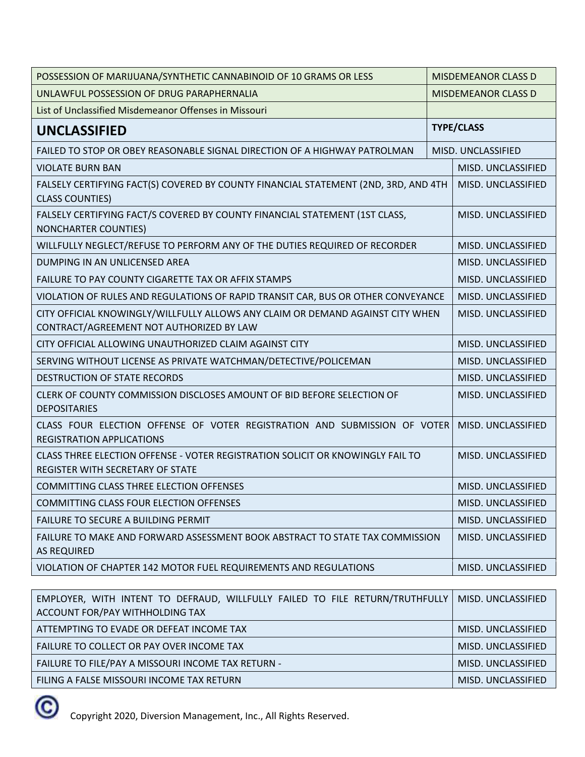| POSSESSION OF MARIJUANA/SYNTHETIC CANNABINOID OF 10 GRAMS OR LESS | MISDEMEANOR CLASS D |
|---|---|
| UNLAWFUL POSSESSION OF DRUG PARAPHERNALIA | MISDEMEANOR CLASS D |
| List of Unclassified Misdemeanor Offenses in Missouri | |

| **UNCLASSIFIED** | **TYPE/CLASS** |
|---|---|
| FAILED TO STOP OR OBEY REASONABLE SIGNAL DIRECTION OF A HIGHWAY PATROLMAN | MISD. UNCLASSIFIED |
| VIOLATE BURN BAN | MISD. UNCLASSIFIED |
| FALSELY CERTIFYING FACT(S) COVERED BY COUNTY FINANCIAL STATEMENT (2ND, 3RD, AND 4TH CLASS COUNTIES) | MISD. UNCLASSIFIED |
| FALSELY CERTIFYING FACT/S COVERED BY COUNTY FINANCIAL STATEMENT (1ST CLASS, NONCHARTER COUNTIES) | MISD. UNCLASSIFIED |
| WILLFULLY NEGLECT/REFUSE TO PERFORM ANY OF THE DUTIES REQUIRED OF RECORDER | MISD. UNCLASSIFIED |
| DUMPING IN AN UNLICENSED AREA | MISD. UNCLASSIFIED |
| FAILURE TO PAY COUNTY CIGARETTE TAX OR AFFIX STAMPS | MISD. UNCLASSIFIED |
| VIOLATION OF RULES AND REGULATIONS OF RAPID TRANSIT CAR, BUS OR OTHER CONVEYANCE | MISD. UNCLASSIFIED |
| CITY OFFICIAL KNOWINGLY/WILLFULLY ALLOWS ANY CLAIM OR DEMAND AGAINST CITY WHEN CONTRACT/AGREEMENT NOT AUTHORIZED BY LAW | MISD. UNCLASSIFIED |
| CITY OFFICIAL ALLOWING UNAUTHORIZED CLAIM AGAINST CITY | MISD. UNCLASSIFIED |
| SERVING WITHOUT LICENSE AS PRIVATE WATCHMAN/DETECTIVE/POLICEMAN | MISD. UNCLASSIFIED |
| DESTRUCTION OF STATE RECORDS | MISD. UNCLASSIFIED |
| CLERK OF COUNTY COMMISSION DISCLOSES AMOUNT OF BID BEFORE SELECTION OF DEPOSITARIES | MISD. UNCLASSIFIED |
| CLASS FOUR ELECTION OFFENSE OF VOTER REGISTRATION AND SUBMISSION OF VOTER REGISTRATION APPLICATIONS | MISD. UNCLASSIFIED |
| CLASS THREE ELECTION OFFENSE - VOTER REGISTRATION SOLICIT OR KNOWINGLY FAIL TO REGISTER WITH SECRETARY OF STATE | MISD. UNCLASSIFIED |
| COMMITTING CLASS THREE ELECTION OFFENSES | MISD. UNCLASSIFIED |
| COMMITTING CLASS FOUR ELECTION OFFENSES | MISD. UNCLASSIFIED |
| FAILURE TO SECURE A BUILDING PERMIT | MISD. UNCLASSIFIED |
| FAILURE TO MAKE AND FORWARD ASSESSMENT BOOK ABSTRACT TO STATE TAX COMMISSION AS REQUIRED | MISD. UNCLASSIFIED |
| VIOLATION OF CHAPTER 142 MOTOR FUEL REQUIREMENTS AND REGULATIONS | MISD. UNCLASSIFIED |
| EMPLOYER, WITH INTENT TO DEFRAUD, WILLFULLY FAILED TO FILE RETURN/TRUTHFULLY ACCOUNT FOR/PAY WITHHOLDING TAX | MISD. UNCLASSIFIED |
| ATTEMPTING TO EVADE OR DEFEAT INCOME TAX | MISD. UNCLASSIFIED |
| FAILURE TO COLLECT OR PAY OVER INCOME TAX | MISD. UNCLASSIFIED |
| FAILURE TO FILE/PAY A MISSOURI INCOME TAX RETURN - | MISD. UNCLASSIFIED |
| FILING A FALSE MISSOURI INCOME TAX RETURN | MISD. UNCLASSIFIED |

Copyright 2020, Diversion Management, Inc., All Rights Reserved.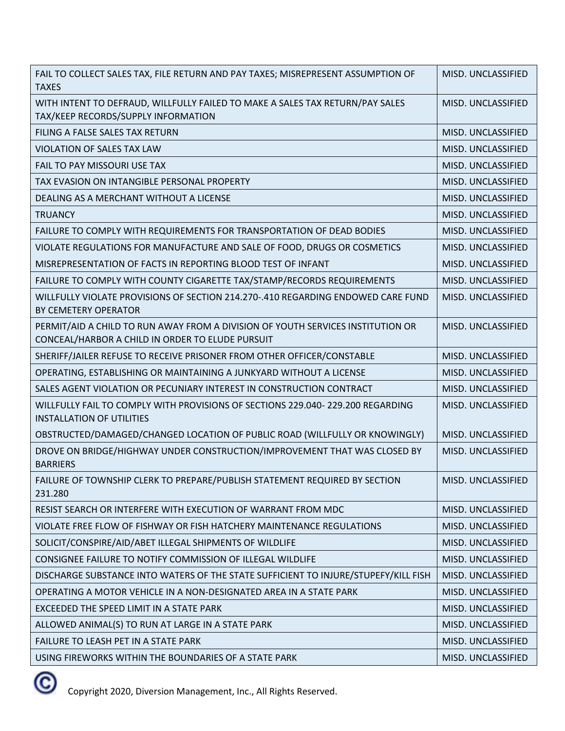| | |
|---|---|
| FAIL TO COLLECT SALES TAX, FILE RETURN AND PAY TAXES; MISREPRESENT ASSUMPTION OF TAXES | MISD. UNCLASSIFIED |
| WITH INTENT TO DEFRAUD, WILLFULLY FAILED TO MAKE A SALES TAX RETURN/PAY SALES TAX/KEEP RECORDS/SUPPLY INFORMATION | MISD. UNCLASSIFIED |
| FILING A FALSE SALES TAX RETURN | MISD. UNCLASSIFIED |
| VIOLATION OF SALES TAX LAW | MISD. UNCLASSIFIED |
| FAIL TO PAY MISSOURI USE TAX | MISD. UNCLASSIFIED |
| TAX EVASION ON INTANGIBLE PERSONAL PROPERTY | MISD. UNCLASSIFIED |
| DEALING AS A MERCHANT WITHOUT A LICENSE | MISD. UNCLASSIFIED |
| TRUANCY | MISD. UNCLASSIFIED |
| FAILURE TO COMPLY WITH REQUIREMENTS FOR TRANSPORTATION OF DEAD BODIES | MISD. UNCLASSIFIED |
| VIOLATE REGULATIONS FOR MANUFACTURE AND SALE OF FOOD, DRUGS OR COSMETICS | MISD. UNCLASSIFIED |
| MISREPRESENTATION OF FACTS IN REPORTING BLOOD TEST OF INFANT | MISD. UNCLASSIFIED |
| FAILURE TO COMPLY WITH COUNTY CIGARETTE TAX/STAMP/RECORDS REQUIREMENTS | MISD. UNCLASSIFIED |
| WILLFULLY VIOLATE PROVISIONS OF SECTION 214.270-.410 REGARDING ENDOWED CARE FUND BY CEMETERY OPERATOR | MISD. UNCLASSIFIED |
| PERMIT/AID A CHILD TO RUN AWAY FROM A DIVISION OF YOUTH SERVICES INSTITUTION OR CONCEAL/HARBOR A CHILD IN ORDER TO ELUDE PURSUIT | MISD. UNCLASSIFIED |
| SHERIFF/JAILER REFUSE TO RECEIVE PRISONER FROM OTHER OFFICER/CONSTABLE | MISD. UNCLASSIFIED |
| OPERATING, ESTABLISHING OR MAINTAINING A JUNKYARD WITHOUT A LICENSE | MISD. UNCLASSIFIED |
| SALES AGENT VIOLATION OR PECUNIARY INTEREST IN CONSTRUCTION CONTRACT | MISD. UNCLASSIFIED |
| WILLFULLY FAIL TO COMPLY WITH PROVISIONS OF SECTIONS 229.040- 229.200 REGARDING INSTALLATION OF UTILITIES | MISD. UNCLASSIFIED |
| OBSTRUCTED/DAMAGED/CHANGED LOCATION OF PUBLIC ROAD (WILLFULLY OR KNOWINGLY) | MISD. UNCLASSIFIED |
| DROVE ON BRIDGE/HIGHWAY UNDER CONSTRUCTION/IMPROVEMENT THAT WAS CLOSED BY BARRIERS | MISD. UNCLASSIFIED |
| FAILURE OF TOWNSHIP CLERK TO PREPARE/PUBLISH STATEMENT REQUIRED BY SECTION 231.280 | MISD. UNCLASSIFIED |
| RESIST SEARCH OR INTERFERE WITH EXECUTION OF WARRANT FROM MDC | MISD. UNCLASSIFIED |
| VIOLATE FREE FLOW OF FISHWAY OR FISH HATCHERY MAINTENANCE REGULATIONS | MISD. UNCLASSIFIED |
| SOLICIT/CONSPIRE/AID/ABET ILLEGAL SHIPMENTS OF WILDLIFE | MISD. UNCLASSIFIED |
| CONSIGNEE FAILURE TO NOTIFY COMMISSION OF ILLEGAL WILDLIFE | MISD. UNCLASSIFIED |
| DISCHARGE SUBSTANCE INTO WATERS OF THE STATE SUFFICIENT TO INJURE/STUPEFY/KILL FISH | MISD. UNCLASSIFIED |
| OPERATING A MOTOR VEHICLE IN A NON-DESIGNATED AREA IN A STATE PARK | MISD. UNCLASSIFIED |
| EXCEEDED THE SPEED LIMIT IN A STATE PARK | MISD. UNCLASSIFIED |
| ALLOWED ANIMAL(S) TO RUN AT LARGE IN A STATE PARK | MISD. UNCLASSIFIED |
| FAILURE TO LEASH PET IN A STATE PARK | MISD. UNCLASSIFIED |
| USING FIREWORKS WITHIN THE BOUNDARIES OF A STATE PARK | MISD. UNCLASSIFIED |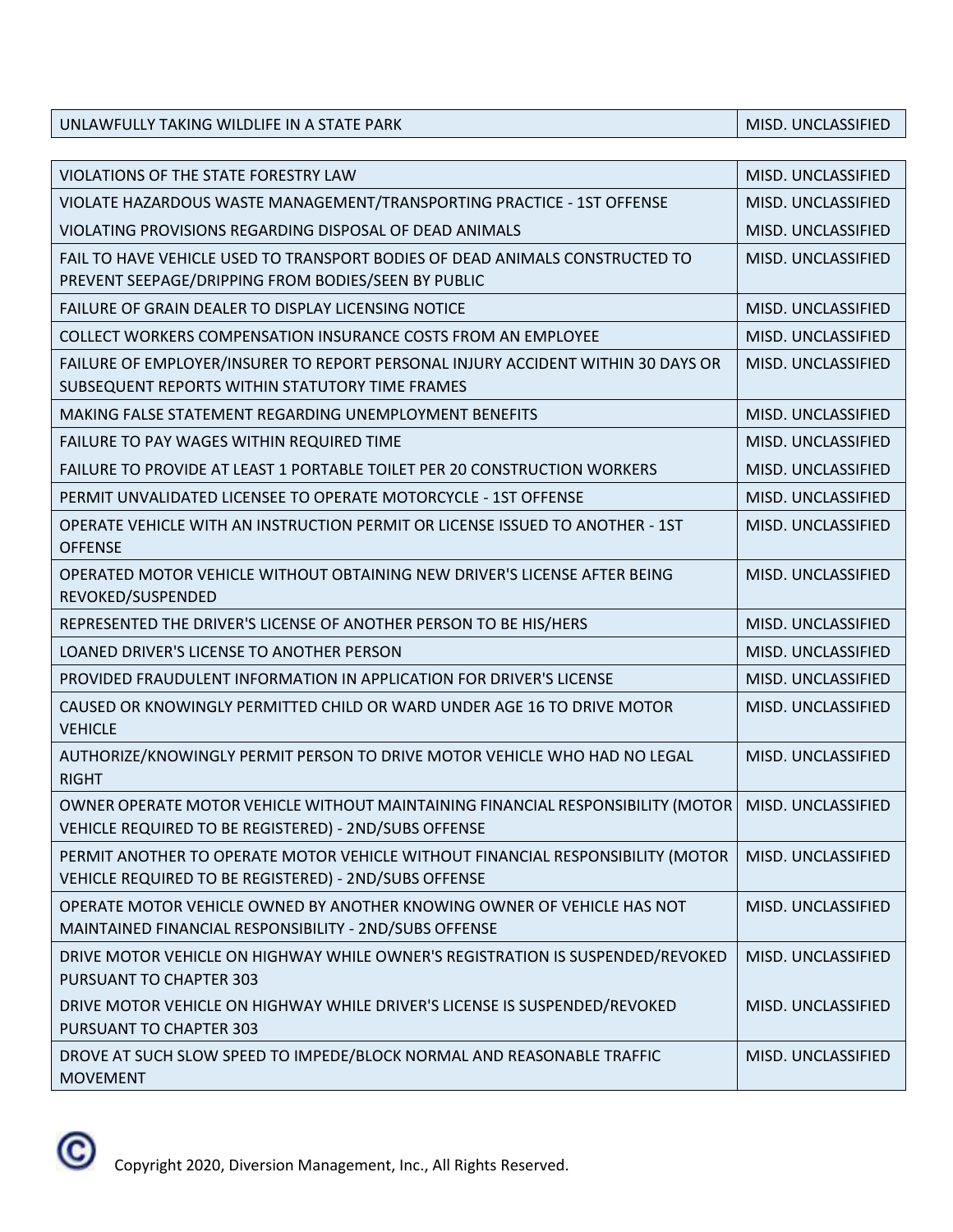| | |
|---|---|
| UNLAWFULLY TAKING WILDLIFE IN A STATE PARK | MISD. UNCLASSIFIED |

| | |
|---|---|
| VIOLATIONS OF THE STATE FORESTRY LAW | MISD. UNCLASSIFIED |
| VIOLATE HAZARDOUS WASTE MANAGEMENT/TRANSPORTING PRACTICE - 1ST OFFENSE | MISD. UNCLASSIFIED |
| VIOLATING PROVISIONS REGARDING DISPOSAL OF DEAD ANIMALS | MISD. UNCLASSIFIED |
| FAIL TO HAVE VEHICLE USED TO TRANSPORT BODIES OF DEAD ANIMALS CONSTRUCTED TO PREVENT SEEPAGE/DRIPPING FROM BODIES/SEEN BY PUBLIC | MISD. UNCLASSIFIED |
| FAILURE OF GRAIN DEALER TO DISPLAY LICENSING NOTICE | MISD. UNCLASSIFIED |
| COLLECT WORKERS COMPENSATION INSURANCE COSTS FROM AN EMPLOYEE | MISD. UNCLASSIFIED |
| FAILURE OF EMPLOYER/INSURER TO REPORT PERSONAL INJURY ACCIDENT WITHIN 30 DAYS OR SUBSEQUENT REPORTS WITHIN STATUTORY TIME FRAMES | MISD. UNCLASSIFIED |
| MAKING FALSE STATEMENT REGARDING UNEMPLOYMENT BENEFITS | MISD. UNCLASSIFIED |
| FAILURE TO PAY WAGES WITHIN REQUIRED TIME | MISD. UNCLASSIFIED |
| FAILURE TO PROVIDE AT LEAST 1 PORTABLE TOILET PER 20 CONSTRUCTION WORKERS | MISD. UNCLASSIFIED |
| PERMIT UNVALIDATED LICENSEE TO OPERATE MOTORCYCLE - 1ST OFFENSE | MISD. UNCLASSIFIED |
| OPERATE VEHICLE WITH AN INSTRUCTION PERMIT OR LICENSE ISSUED TO ANOTHER - 1ST OFFENSE | MISD. UNCLASSIFIED |
| OPERATED MOTOR VEHICLE WITHOUT OBTAINING NEW DRIVER'S LICENSE AFTER BEING REVOKED/SUSPENDED | MISD. UNCLASSIFIED |
| REPRESENTED THE DRIVER'S LICENSE OF ANOTHER PERSON TO BE HIS/HERS | MISD. UNCLASSIFIED |
| LOANED DRIVER'S LICENSE TO ANOTHER PERSON | MISD. UNCLASSIFIED |
| PROVIDED FRAUDULENT INFORMATION IN APPLICATION FOR DRIVER'S LICENSE | MISD. UNCLASSIFIED |
| CAUSED OR KNOWINGLY PERMITTED CHILD OR WARD UNDER AGE 16 TO DRIVE MOTOR VEHICLE | MISD. UNCLASSIFIED |
| AUTHORIZE/KNOWINGLY PERMIT PERSON TO DRIVE MOTOR VEHICLE WHO HAD NO LEGAL RIGHT | MISD. UNCLASSIFIED |
| OWNER OPERATE MOTOR VEHICLE WITHOUT MAINTAINING FINANCIAL RESPONSIBILITY (MOTOR VEHICLE REQUIRED TO BE REGISTERED) - 2ND/SUBS OFFENSE | MISD. UNCLASSIFIED |
| PERMIT ANOTHER TO OPERATE MOTOR VEHICLE WITHOUT FINANCIAL RESPONSIBILITY (MOTOR VEHICLE REQUIRED TO BE REGISTERED) - 2ND/SUBS OFFENSE | MISD. UNCLASSIFIED |
| OPERATE MOTOR VEHICLE OWNED BY ANOTHER KNOWING OWNER OF VEHICLE HAS NOT MAINTAINED FINANCIAL RESPONSIBILITY - 2ND/SUBS OFFENSE | MISD. UNCLASSIFIED |
| DRIVE MOTOR VEHICLE ON HIGHWAY WHILE OWNER'S REGISTRATION IS SUSPENDED/REVOKED PURSUANT TO CHAPTER 303 | MISD. UNCLASSIFIED |
| DRIVE MOTOR VEHICLE ON HIGHWAY WHILE DRIVER'S LICENSE IS SUSPENDED/REVOKED PURSUANT TO CHAPTER 303 | MISD. UNCLASSIFIED |
| DROVE AT SUCH SLOW SPEED TO IMPEDE/BLOCK NORMAL AND REASONABLE TRAFFIC MOVEMENT | MISD. UNCLASSIFIED |

Copyright 2020, Diversion Management, Inc., All Rights Reserved.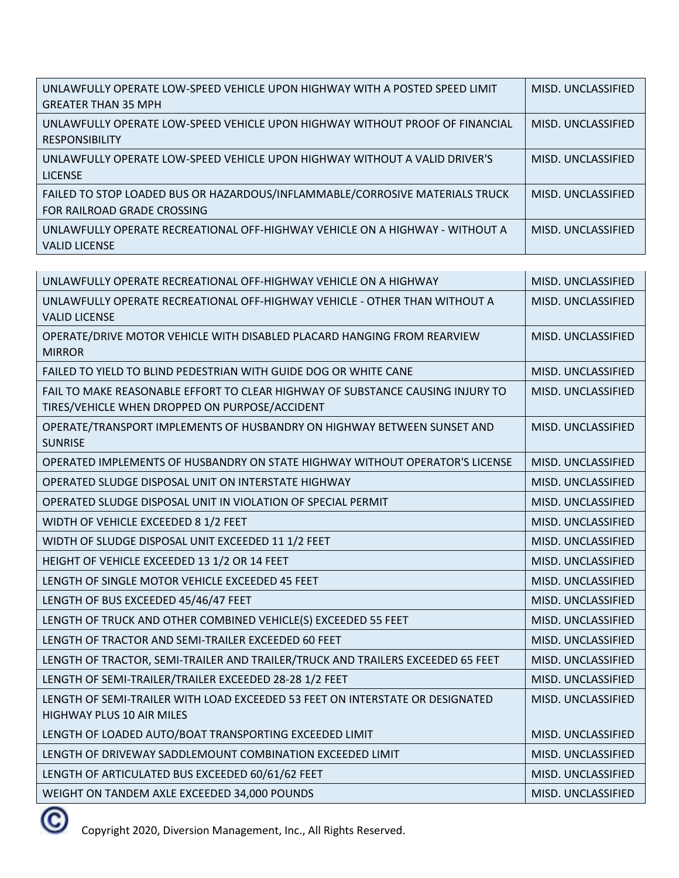| | |
|---|---|
| UNLAWFULLY OPERATE LOW-SPEED VEHICLE UPON HIGHWAY WITH A POSTED SPEED LIMIT GREATER THAN 35 MPH | MISD. UNCLASSIFIED |
| UNLAWFULLY OPERATE LOW-SPEED VEHICLE UPON HIGHWAY WITHOUT PROOF OF FINANCIAL RESPONSIBILITY | MISD. UNCLASSIFIED |
| UNLAWFULLY OPERATE LOW-SPEED VEHICLE UPON HIGHWAY WITHOUT A VALID DRIVER'S LICENSE | MISD. UNCLASSIFIED |
| FAILED TO STOP LOADED BUS OR HAZARDOUS/INFLAMMABLE/CORROSIVE MATERIALS TRUCK FOR RAILROAD GRADE CROSSING | MISD. UNCLASSIFIED |
| UNLAWFULLY OPERATE RECREATIONAL OFF-HIGHWAY VEHICLE ON A HIGHWAY - WITHOUT A VALID LICENSE | MISD. UNCLASSIFIED |
| UNLAWFULLY OPERATE RECREATIONAL OFF-HIGHWAY VEHICLE ON A HIGHWAY | MISD. UNCLASSIFIED |
| UNLAWFULLY OPERATE RECREATIONAL OFF-HIGHWAY VEHICLE - OTHER THAN WITHOUT A VALID LICENSE | MISD. UNCLASSIFIED |
| OPERATE/DRIVE MOTOR VEHICLE WITH DISABLED PLACARD HANGING FROM REARVIEW MIRROR | MISD. UNCLASSIFIED |
| FAILED TO YIELD TO BLIND PEDESTRIAN WITH GUIDE DOG OR WHITE CANE | MISD. UNCLASSIFIED |
| FAIL TO MAKE REASONABLE EFFORT TO CLEAR HIGHWAY OF SUBSTANCE CAUSING INJURY TO TIRES/VEHICLE WHEN DROPPED ON PURPOSE/ACCIDENT | MISD. UNCLASSIFIED |
| OPERATE/TRANSPORT IMPLEMENTS OF HUSBANDRY ON HIGHWAY BETWEEN SUNSET AND SUNRISE | MISD. UNCLASSIFIED |
| OPERATED IMPLEMENTS OF HUSBANDRY ON STATE HIGHWAY WITHOUT OPERATOR'S LICENSE | MISD. UNCLASSIFIED |
| OPERATED SLUDGE DISPOSAL UNIT ON INTERSTATE HIGHWAY | MISD. UNCLASSIFIED |
| OPERATED SLUDGE DISPOSAL UNIT IN VIOLATION OF SPECIAL PERMIT | MISD. UNCLASSIFIED |
| WIDTH OF VEHICLE EXCEEDED 8 1/2 FEET | MISD. UNCLASSIFIED |
| WIDTH OF SLUDGE DISPOSAL UNIT EXCEEDED 11 1/2 FEET | MISD. UNCLASSIFIED |
| HEIGHT OF VEHICLE EXCEEDED 13 1/2 OR 14 FEET | MISD. UNCLASSIFIED |
| LENGTH OF SINGLE MOTOR VEHICLE EXCEEDED 45 FEET | MISD. UNCLASSIFIED |
| LENGTH OF BUS EXCEEDED 45/46/47 FEET | MISD. UNCLASSIFIED |
| LENGTH OF TRUCK AND OTHER COMBINED VEHICLE(S) EXCEEDED 55 FEET | MISD. UNCLASSIFIED |
| LENGTH OF TRACTOR AND SEMI-TRAILER EXCEEDED 60 FEET | MISD. UNCLASSIFIED |
| LENGTH OF TRACTOR, SEMI-TRAILER AND TRAILER/TRUCK AND TRAILERS EXCEEDED 65 FEET | MISD. UNCLASSIFIED |
| LENGTH OF SEMI-TRAILER/TRAILER EXCEEDED 28-28 1/2 FEET | MISD. UNCLASSIFIED |
| LENGTH OF SEMI-TRAILER WITH LOAD EXCEEDED 53 FEET ON INTERSTATE OR DESIGNATED HIGHWAY PLUS 10 AIR MILES | MISD. UNCLASSIFIED |
| LENGTH OF LOADED AUTO/BOAT TRANSPORTING EXCEEDED LIMIT | MISD. UNCLASSIFIED |
| LENGTH OF DRIVEWAY SADDLEMOUNT COMBINATION EXCEEDED LIMIT | MISD. UNCLASSIFIED |
| LENGTH OF ARTICULATED BUS EXCEEDED 60/61/62 FEET | MISD. UNCLASSIFIED |
| WEIGHT ON TANDEM AXLE EXCEEDED 34,000 POUNDS | MISD. UNCLASSIFIED |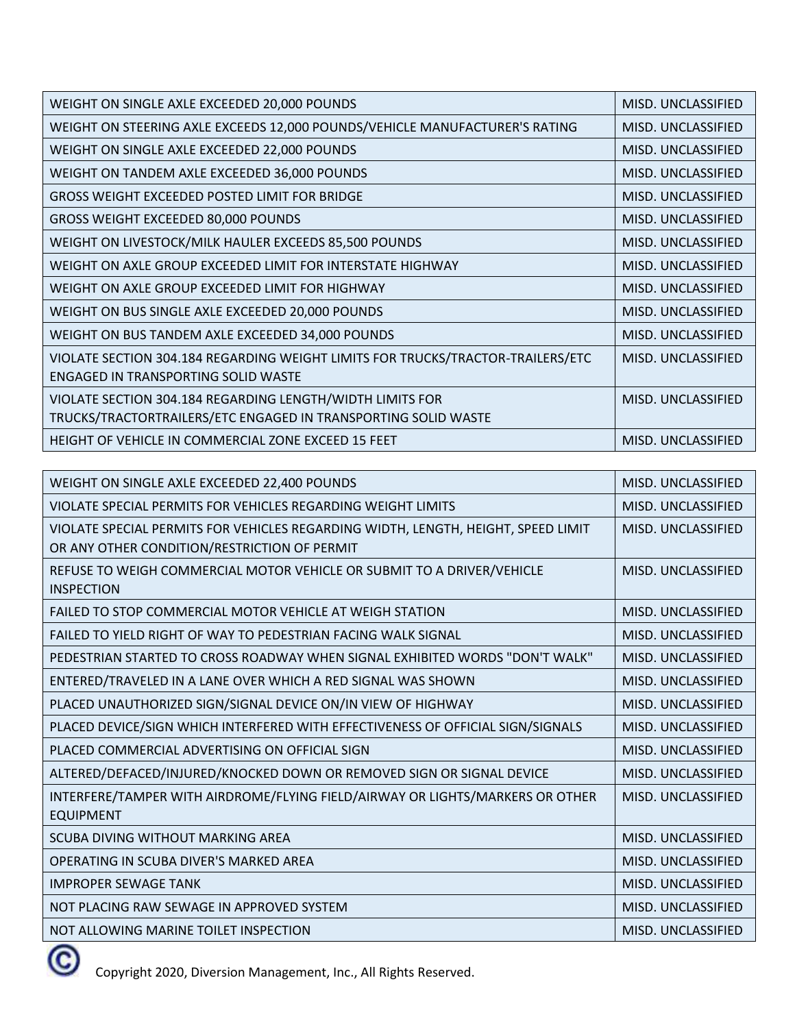| WEIGHT ON SINGLE AXLE EXCEEDED 20,000 POUNDS | MISD. UNCLASSIFIED |
|---|---|
| WEIGHT ON STEERING AXLE EXCEEDS 12,000 POUNDS/VEHICLE MANUFACTURER'S RATING | MISD. UNCLASSIFIED |
| WEIGHT ON SINGLE AXLE EXCEEDED 22,000 POUNDS | MISD. UNCLASSIFIED |
| WEIGHT ON TANDEM AXLE EXCEEDED 36,000 POUNDS | MISD. UNCLASSIFIED |
| GROSS WEIGHT EXCEEDED POSTED LIMIT FOR BRIDGE | MISD. UNCLASSIFIED |
| GROSS WEIGHT EXCEEDED 80,000 POUNDS | MISD. UNCLASSIFIED |
| WEIGHT ON LIVESTOCK/MILK HAULER EXCEEDS 85,500 POUNDS | MISD. UNCLASSIFIED |
| WEIGHT ON AXLE GROUP EXCEEDED LIMIT FOR INTERSTATE HIGHWAY | MISD. UNCLASSIFIED |
| WEIGHT ON AXLE GROUP EXCEEDED LIMIT FOR HIGHWAY | MISD. UNCLASSIFIED |
| WEIGHT ON BUS SINGLE AXLE EXCEEDED 20,000 POUNDS | MISD. UNCLASSIFIED |
| WEIGHT ON BUS TANDEM AXLE EXCEEDED 34,000 POUNDS | MISD. UNCLASSIFIED |
| VIOLATE SECTION 304.184 REGARDING WEIGHT LIMITS FOR TRUCKS/TRACTOR-TRAILERS/ETC ENGAGED IN TRANSPORTING SOLID WASTE | MISD. UNCLASSIFIED |
| VIOLATE SECTION 304.184 REGARDING LENGTH/WIDTH LIMITS FOR TRUCKS/TRACTORTRAILERS/ETC ENGAGED IN TRANSPORTING SOLID WASTE | MISD. UNCLASSIFIED |
| HEIGHT OF VEHICLE IN COMMERCIAL ZONE EXCEED 15 FEET | MISD. UNCLASSIFIED |

| WEIGHT ON SINGLE AXLE EXCEEDED 22,400 POUNDS | MISD. UNCLASSIFIED |
|---|---|
| VIOLATE SPECIAL PERMITS FOR VEHICLES REGARDING WEIGHT LIMITS | MISD. UNCLASSIFIED |
| VIOLATE SPECIAL PERMITS FOR VEHICLES REGARDING WIDTH, LENGTH, HEIGHT, SPEED LIMIT OR ANY OTHER CONDITION/RESTRICTION OF PERMIT | MISD. UNCLASSIFIED |
| REFUSE TO WEIGH COMMERCIAL MOTOR VEHICLE OR SUBMIT TO A DRIVER/VEHICLE INSPECTION | MISD. UNCLASSIFIED |
| FAILED TO STOP COMMERCIAL MOTOR VEHICLE AT WEIGH STATION | MISD. UNCLASSIFIED |
| FAILED TO YIELD RIGHT OF WAY TO PEDESTRIAN FACING WALK SIGNAL | MISD. UNCLASSIFIED |
| PEDESTRIAN STARTED TO CROSS ROADWAY WHEN SIGNAL EXHIBITED WORDS "DON'T WALK" | MISD. UNCLASSIFIED |
| ENTERED/TRAVELED IN A LANE OVER WHICH A RED SIGNAL WAS SHOWN | MISD. UNCLASSIFIED |
| PLACED UNAUTHORIZED SIGN/SIGNAL DEVICE ON/IN VIEW OF HIGHWAY | MISD. UNCLASSIFIED |
| PLACED DEVICE/SIGN WHICH INTERFERED WITH EFFECTIVENESS OF OFFICIAL SIGN/SIGNALS | MISD. UNCLASSIFIED |
| PLACED COMMERCIAL ADVERTISING ON OFFICIAL SIGN | MISD. UNCLASSIFIED |
| ALTERED/DEFACED/INJURED/KNOCKED DOWN OR REMOVED SIGN OR SIGNAL DEVICE | MISD. UNCLASSIFIED |
| INTERFERE/TAMPER WITH AIRDROME/FLYING FIELD/AIRWAY OR LIGHTS/MARKERS OR OTHER EQUIPMENT | MISD. UNCLASSIFIED |
| SCUBA DIVING WITHOUT MARKING AREA | MISD. UNCLASSIFIED |
| OPERATING IN SCUBA DIVER'S MARKED AREA | MISD. UNCLASSIFIED |
| IMPROPER SEWAGE TANK | MISD. UNCLASSIFIED |
| NOT PLACING RAW SEWAGE IN APPROVED SYSTEM | MISD. UNCLASSIFIED |
| NOT ALLOWING MARINE TOILET INSPECTION | MISD. UNCLASSIFIED |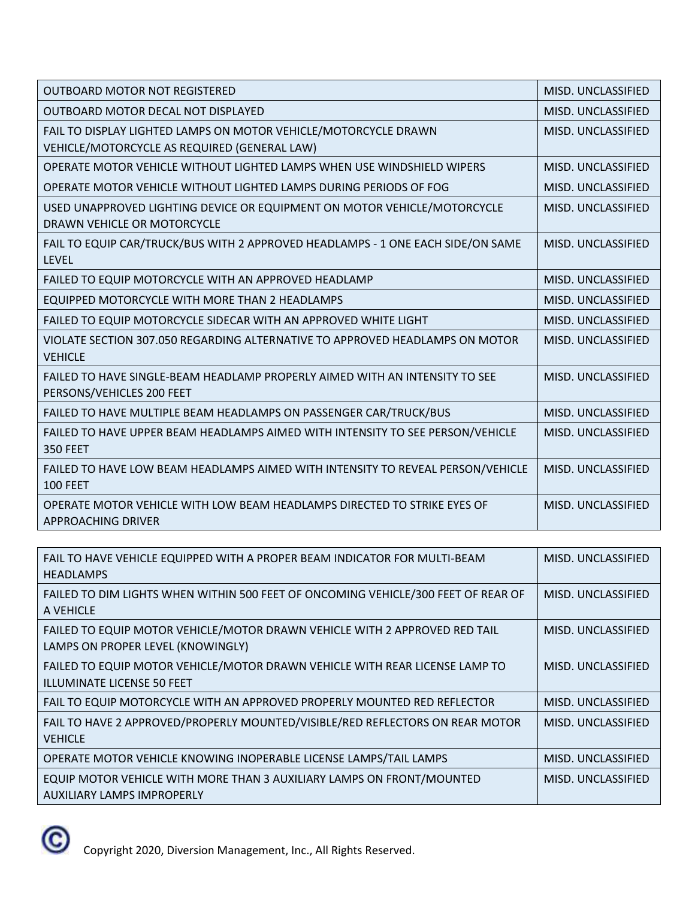| | |
|---|---|
| OUTBOARD MOTOR NOT REGISTERED | MISD. UNCLASSIFIED |
| OUTBOARD MOTOR DECAL NOT DISPLAYED | MISD. UNCLASSIFIED |
| FAIL TO DISPLAY LIGHTED LAMPS ON MOTOR VEHICLE/MOTORCYCLE DRAWN VEHICLE/MOTORCYCLE AS REQUIRED (GENERAL LAW) | MISD. UNCLASSIFIED |
| OPERATE MOTOR VEHICLE WITHOUT LIGHTED LAMPS WHEN USE WINDSHIELD WIPERS | MISD. UNCLASSIFIED |
| OPERATE MOTOR VEHICLE WITHOUT LIGHTED LAMPS DURING PERIODS OF FOG | MISD. UNCLASSIFIED |
| USED UNAPPROVED LIGHTING DEVICE OR EQUIPMENT ON MOTOR VEHICLE/MOTORCYCLE DRAWN VEHICLE OR MOTORCYCLE | MISD. UNCLASSIFIED |
| FAIL TO EQUIP CAR/TRUCK/BUS WITH 2 APPROVED HEADLAMPS - 1 ONE EACH SIDE/ON SAME LEVEL | MISD. UNCLASSIFIED |
| FAILED TO EQUIP MOTORCYCLE WITH AN APPROVED HEADLAMP | MISD. UNCLASSIFIED |
| EQUIPPED MOTORCYCLE WITH MORE THAN 2 HEADLAMPS | MISD. UNCLASSIFIED |
| FAILED TO EQUIP MOTORCYCLE SIDECAR WITH AN APPROVED WHITE LIGHT | MISD. UNCLASSIFIED |
| VIOLATE SECTION 307.050 REGARDING ALTERNATIVE TO APPROVED HEADLAMPS ON MOTOR VEHICLE | MISD. UNCLASSIFIED |
| FAILED TO HAVE SINGLE-BEAM HEADLAMP PROPERLY AIMED WITH AN INTENSITY TO SEE PERSONS/VEHICLES 200 FEET | MISD. UNCLASSIFIED |
| FAILED TO HAVE MULTIPLE BEAM HEADLAMPS ON PASSENGER CAR/TRUCK/BUS | MISD. UNCLASSIFIED |
| FAILED TO HAVE UPPER BEAM HEADLAMPS AIMED WITH INTENSITY TO SEE PERSON/VEHICLE 350 FEET | MISD. UNCLASSIFIED |
| FAILED TO HAVE LOW BEAM HEADLAMPS AIMED WITH INTENSITY TO REVEAL PERSON/VEHICLE 100 FEET | MISD. UNCLASSIFIED |
| OPERATE MOTOR VEHICLE WITH LOW BEAM HEADLAMPS DIRECTED TO STRIKE EYES OF APPROACHING DRIVER | MISD. UNCLASSIFIED |
| FAIL TO HAVE VEHICLE EQUIPPED WITH A PROPER BEAM INDICATOR FOR MULTI-BEAM HEADLAMPS | MISD. UNCLASSIFIED |
| FAILED TO DIM LIGHTS WHEN WITHIN 500 FEET OF ONCOMING VEHICLE/300 FEET OF REAR OF A VEHICLE | MISD. UNCLASSIFIED |
| FAILED TO EQUIP MOTOR VEHICLE/MOTOR DRAWN VEHICLE WITH 2 APPROVED RED TAIL LAMPS ON PROPER LEVEL (KNOWINGLY) | MISD. UNCLASSIFIED |
| FAILED TO EQUIP MOTOR VEHICLE/MOTOR DRAWN VEHICLE WITH REAR LICENSE LAMP TO ILLUMINATE LICENSE 50 FEET | MISD. UNCLASSIFIED |
| FAIL TO EQUIP MOTORCYCLE WITH AN APPROVED PROPERLY MOUNTED RED REFLECTOR | MISD. UNCLASSIFIED |
| FAIL TO HAVE 2 APPROVED/PROPERLY MOUNTED/VISIBLE/RED REFLECTORS ON REAR MOTOR VEHICLE | MISD. UNCLASSIFIED |
| OPERATE MOTOR VEHICLE KNOWING INOPERABLE LICENSE LAMPS/TAIL LAMPS | MISD. UNCLASSIFIED |
| EQUIP MOTOR VEHICLE WITH MORE THAN 3 AUXILIARY LAMPS ON FRONT/MOUNTED AUXILIARY LAMPS IMPROPERLY | MISD. UNCLASSIFIED |

© Copyright 2020, Diversion Management, Inc., All Rights Reserved.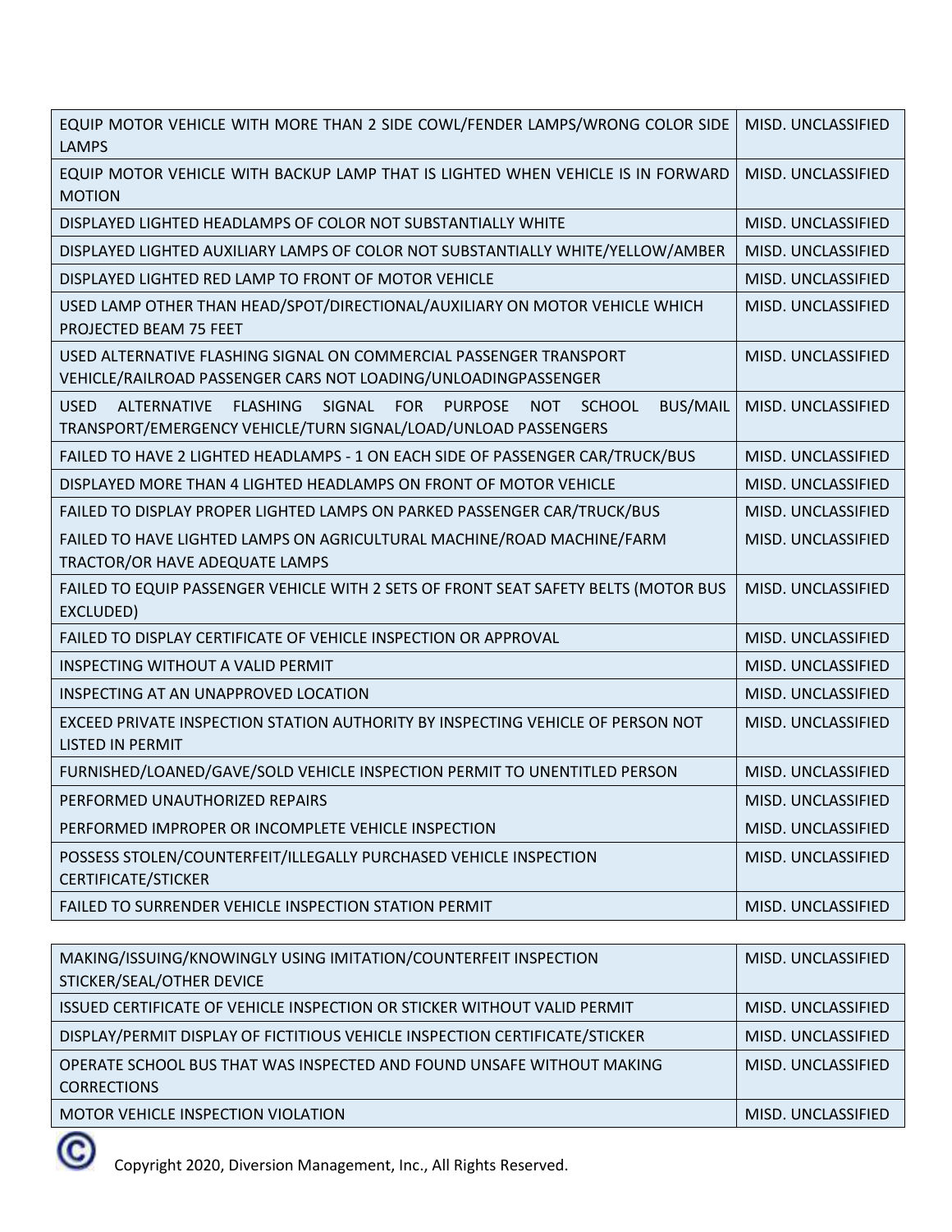| | |
|---|---|
| EQUIP MOTOR VEHICLE WITH MORE THAN 2 SIDE COWL/FENDER LAMPS/WRONG COLOR SIDE LAMPS | MISD. UNCLASSIFIED |
| EQUIP MOTOR VEHICLE WITH BACKUP LAMP THAT IS LIGHTED WHEN VEHICLE IS IN FORWARD MOTION | MISD. UNCLASSIFIED |
| DISPLAYED LIGHTED HEADLAMPS OF COLOR NOT SUBSTANTIALLY WHITE | MISD. UNCLASSIFIED |
| DISPLAYED LIGHTED AUXILIARY LAMPS OF COLOR NOT SUBSTANTIALLY WHITE/YELLOW/AMBER | MISD. UNCLASSIFIED |
| DISPLAYED LIGHTED RED LAMP TO FRONT OF MOTOR VEHICLE | MISD. UNCLASSIFIED |
| USED LAMP OTHER THAN HEAD/SPOT/DIRECTIONAL/AUXILIARY ON MOTOR VEHICLE WHICH PROJECTED BEAM 75 FEET | MISD. UNCLASSIFIED |
| USED ALTERNATIVE FLASHING SIGNAL ON COMMERCIAL PASSENGER TRANSPORT VEHICLE/RAILROAD PASSENGER CARS NOT LOADING/UNLOADINGPASSENGER | MISD. UNCLASSIFIED |
| USED ALTERNATIVE FLASHING SIGNAL FOR PURPOSE NOT SCHOOL BUS/MAIL TRANSPORT/EMERGENCY VEHICLE/TURN SIGNAL/LOAD/UNLOAD PASSENGERS | MISD. UNCLASSIFIED |
| FAILED TO HAVE 2 LIGHTED HEADLAMPS - 1 ON EACH SIDE OF PASSENGER CAR/TRUCK/BUS | MISD. UNCLASSIFIED |
| DISPLAYED MORE THAN 4 LIGHTED HEADLAMPS ON FRONT OF MOTOR VEHICLE | MISD. UNCLASSIFIED |
| FAILED TO DISPLAY PROPER LIGHTED LAMPS ON PARKED PASSENGER CAR/TRUCK/BUS | MISD. UNCLASSIFIED |
| FAILED TO HAVE LIGHTED LAMPS ON AGRICULTURAL MACHINE/ROAD MACHINE/FARM TRACTOR/OR HAVE ADEQUATE LAMPS | MISD. UNCLASSIFIED |
| FAILED TO EQUIP PASSENGER VEHICLE WITH 2 SETS OF FRONT SEAT SAFETY BELTS (MOTOR BUS EXCLUDED) | MISD. UNCLASSIFIED |
| FAILED TO DISPLAY CERTIFICATE OF VEHICLE INSPECTION OR APPROVAL | MISD. UNCLASSIFIED |
| INSPECTING WITHOUT A VALID PERMIT | MISD. UNCLASSIFIED |
| INSPECTING AT AN UNAPPROVED LOCATION | MISD. UNCLASSIFIED |
| EXCEED PRIVATE INSPECTION STATION AUTHORITY BY INSPECTING VEHICLE OF PERSON NOT LISTED IN PERMIT | MISD. UNCLASSIFIED |
| FURNISHED/LOANED/GAVE/SOLD VEHICLE INSPECTION PERMIT TO UNENTITLED PERSON | MISD. UNCLASSIFIED |
| PERFORMED UNAUTHORIZED REPAIRS | MISD. UNCLASSIFIED |
| PERFORMED IMPROPER OR INCOMPLETE VEHICLE INSPECTION | MISD. UNCLASSIFIED |
| POSSESS STOLEN/COUNTERFEIT/ILLEGALLY PURCHASED VEHICLE INSPECTION CERTIFICATE/STICKER | MISD. UNCLASSIFIED |
| FAILED TO SURRENDER VEHICLE INSPECTION STATION PERMIT | MISD. UNCLASSIFIED |
| MAKING/ISSUING/KNOWINGLY USING IMITATION/COUNTERFEIT INSPECTION STICKER/SEAL/OTHER DEVICE | MISD. UNCLASSIFIED |
| ISSUED CERTIFICATE OF VEHICLE INSPECTION OR STICKER WITHOUT VALID PERMIT | MISD. UNCLASSIFIED |
| DISPLAY/PERMIT DISPLAY OF FICTITIOUS VEHICLE INSPECTION CERTIFICATE/STICKER | MISD. UNCLASSIFIED |
| OPERATE SCHOOL BUS THAT WAS INSPECTED AND FOUND UNSAFE WITHOUT MAKING CORRECTIONS | MISD. UNCLASSIFIED |
| MOTOR VEHICLE INSPECTION VIOLATION | MISD. UNCLASSIFIED |

Copyright 2020, Diversion Management, Inc., All Rights Reserved.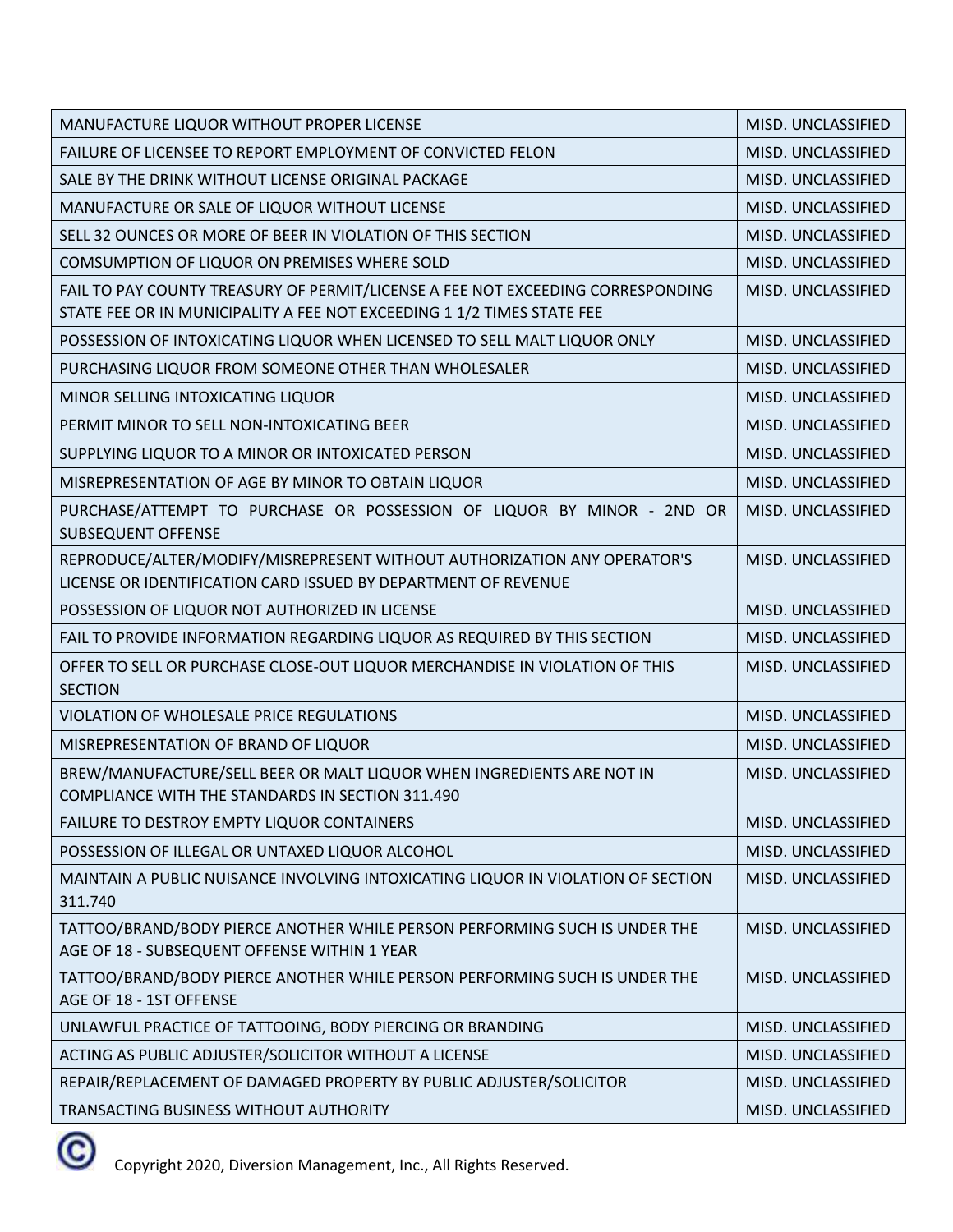| | |
|---|---|
| MANUFACTURE LIQUOR WITHOUT PROPER LICENSE | MISD. UNCLASSIFIED |
| FAILURE OF LICENSEE TO REPORT EMPLOYMENT OF CONVICTED FELON | MISD. UNCLASSIFIED |
| SALE BY THE DRINK WITHOUT LICENSE ORIGINAL PACKAGE | MISD. UNCLASSIFIED |
| MANUFACTURE OR SALE OF LIQUOR WITHOUT LICENSE | MISD. UNCLASSIFIED |
| SELL 32 OUNCES OR MORE OF BEER IN VIOLATION OF THIS SECTION | MISD. UNCLASSIFIED |
| COMSUMPTION OF LIQUOR ON PREMISES WHERE SOLD | MISD. UNCLASSIFIED |
| FAIL TO PAY COUNTY TREASURY OF PERMIT/LICENSE A FEE NOT EXCEEDING CORRESPONDING STATE FEE OR IN MUNICIPALITY A FEE NOT EXCEEDING 1 1/2 TIMES STATE FEE | MISD. UNCLASSIFIED |
| POSSESSION OF INTOXICATING LIQUOR WHEN LICENSED TO SELL MALT LIQUOR ONLY | MISD. UNCLASSIFIED |
| PURCHASING LIQUOR FROM SOMEONE OTHER THAN WHOLESALER | MISD. UNCLASSIFIED |
| MINOR SELLING INTOXICATING LIQUOR | MISD. UNCLASSIFIED |
| PERMIT MINOR TO SELL NON-INTOXICATING BEER | MISD. UNCLASSIFIED |
| SUPPLYING LIQUOR TO A MINOR OR INTOXICATED PERSON | MISD. UNCLASSIFIED |
| MISREPRESENTATION OF AGE BY MINOR TO OBTAIN LIQUOR | MISD. UNCLASSIFIED |
| PURCHASE/ATTEMPT TO PURCHASE OR POSSESSION OF LIQUOR BY MINOR - 2ND OR SUBSEQUENT OFFENSE | MISD. UNCLASSIFIED |
| REPRODUCE/ALTER/MODIFY/MISREPRESENT WITHOUT AUTHORIZATION ANY OPERATOR'S LICENSE OR IDENTIFICATION CARD ISSUED BY DEPARTMENT OF REVENUE | MISD. UNCLASSIFIED |
| POSSESSION OF LIQUOR NOT AUTHORIZED IN LICENSE | MISD. UNCLASSIFIED |
| FAIL TO PROVIDE INFORMATION REGARDING LIQUOR AS REQUIRED BY THIS SECTION | MISD. UNCLASSIFIED |
| OFFER TO SELL OR PURCHASE CLOSE-OUT LIQUOR MERCHANDISE IN VIOLATION OF THIS SECTION | MISD. UNCLASSIFIED |
| VIOLATION OF WHOLESALE PRICE REGULATIONS | MISD. UNCLASSIFIED |
| MISREPRESENTATION OF BRAND OF LIQUOR | MISD. UNCLASSIFIED |
| BREW/MANUFACTURE/SELL BEER OR MALT LIQUOR WHEN INGREDIENTS ARE NOT IN COMPLIANCE WITH THE STANDARDS IN SECTION 311.490 | MISD. UNCLASSIFIED |
| FAILURE TO DESTROY EMPTY LIQUOR CONTAINERS | MISD. UNCLASSIFIED |
| POSSESSION OF ILLEGAL OR UNTAXED LIQUOR ALCOHOL | MISD. UNCLASSIFIED |
| MAINTAIN A PUBLIC NUISANCE INVOLVING INTOXICATING LIQUOR IN VIOLATION OF SECTION 311.740 | MISD. UNCLASSIFIED |
| TATTOO/BRAND/BODY PIERCE ANOTHER WHILE PERSON PERFORMING SUCH IS UNDER THE AGE OF 18 - SUBSEQUENT OFFENSE WITHIN 1 YEAR | MISD. UNCLASSIFIED |
| TATTOO/BRAND/BODY PIERCE ANOTHER WHILE PERSON PERFORMING SUCH IS UNDER THE AGE OF 18 - 1ST OFFENSE | MISD. UNCLASSIFIED |
| UNLAWFUL PRACTICE OF TATTOOING, BODY PIERCING OR BRANDING | MISD. UNCLASSIFIED |
| ACTING AS PUBLIC ADJUSTER/SOLICITOR WITHOUT A LICENSE | MISD. UNCLASSIFIED |
| REPAIR/REPLACEMENT OF DAMAGED PROPERTY BY PUBLIC ADJUSTER/SOLICITOR | MISD. UNCLASSIFIED |
| TRANSACTING BUSINESS WITHOUT AUTHORITY | MISD. UNCLASSIFIED |

Copyright 2020, Diversion Management, Inc., All Rights Reserved.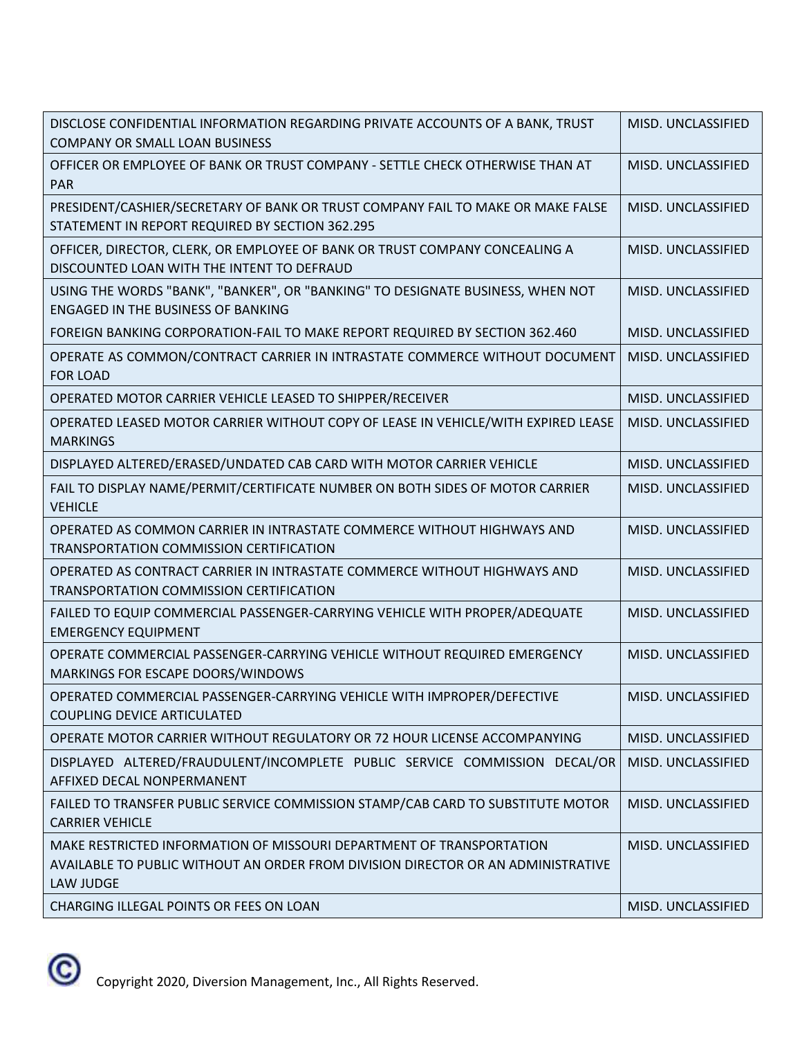| | |
|---|---|
| DISCLOSE CONFIDENTIAL INFORMATION REGARDING PRIVATE ACCOUNTS OF A BANK, TRUST COMPANY OR SMALL LOAN BUSINESS | MISD. UNCLASSIFIED |
| OFFICER OR EMPLOYEE OF BANK OR TRUST COMPANY - SETTLE CHECK OTHERWISE THAN AT PAR | MISD. UNCLASSIFIED |
| PRESIDENT/CASHIER/SECRETARY OF BANK OR TRUST COMPANY FAIL TO MAKE OR MAKE FALSE STATEMENT IN REPORT REQUIRED BY SECTION 362.295 | MISD. UNCLASSIFIED |
| OFFICER, DIRECTOR, CLERK, OR EMPLOYEE OF BANK OR TRUST COMPANY CONCEALING A DISCOUNTED LOAN WITH THE INTENT TO DEFRAUD | MISD. UNCLASSIFIED |
| USING THE WORDS "BANK", "BANKER", OR "BANKING" TO DESIGNATE BUSINESS, WHEN NOT ENGAGED IN THE BUSINESS OF BANKING | MISD. UNCLASSIFIED |
| FOREIGN BANKING CORPORATION-FAIL TO MAKE REPORT REQUIRED BY SECTION 362.460 | MISD. UNCLASSIFIED |
| OPERATE AS COMMON/CONTRACT CARRIER IN INTRASTATE COMMERCE WITHOUT DOCUMENT FOR LOAD | MISD. UNCLASSIFIED |
| OPERATED MOTOR CARRIER VEHICLE LEASED TO SHIPPER/RECEIVER | MISD. UNCLASSIFIED |
| OPERATED LEASED MOTOR CARRIER WITHOUT COPY OF LEASE IN VEHICLE/WITH EXPIRED LEASE MARKINGS | MISD. UNCLASSIFIED |
| DISPLAYED ALTERED/ERASED/UNDATED CAB CARD WITH MOTOR CARRIER VEHICLE | MISD. UNCLASSIFIED |
| FAIL TO DISPLAY NAME/PERMIT/CERTIFICATE NUMBER ON BOTH SIDES OF MOTOR CARRIER VEHICLE | MISD. UNCLASSIFIED |
| OPERATED AS COMMON CARRIER IN INTRASTATE COMMERCE WITHOUT HIGHWAYS AND TRANSPORTATION COMMISSION CERTIFICATION | MISD. UNCLASSIFIED |
| OPERATED AS CONTRACT CARRIER IN INTRASTATE COMMERCE WITHOUT HIGHWAYS AND TRANSPORTATION COMMISSION CERTIFICATION | MISD. UNCLASSIFIED |
| FAILED TO EQUIP COMMERCIAL PASSENGER-CARRYING VEHICLE WITH PROPER/ADEQUATE EMERGENCY EQUIPMENT | MISD. UNCLASSIFIED |
| OPERATE COMMERCIAL PASSENGER-CARRYING VEHICLE WITHOUT REQUIRED EMERGENCY MARKINGS FOR ESCAPE DOORS/WINDOWS | MISD. UNCLASSIFIED |
| OPERATED COMMERCIAL PASSENGER-CARRYING VEHICLE WITH IMPROPER/DEFECTIVE COUPLING DEVICE ARTICULATED | MISD. UNCLASSIFIED |
| OPERATE MOTOR CARRIER WITHOUT REGULATORY OR 72 HOUR LICENSE ACCOMPANYING | MISD. UNCLASSIFIED |
| DISPLAYED ALTERED/FRAUDULENT/INCOMPLETE PUBLIC SERVICE COMMISSION DECAL/OR AFFIXED DECAL NONPERMANENT | MISD. UNCLASSIFIED |
| FAILED TO TRANSFER PUBLIC SERVICE COMMISSION STAMP/CAB CARD TO SUBSTITUTE MOTOR CARRIER VEHICLE | MISD. UNCLASSIFIED |
| MAKE RESTRICTED INFORMATION OF MISSOURI DEPARTMENT OF TRANSPORTATION AVAILABLE TO PUBLIC WITHOUT AN ORDER FROM DIVISION DIRECTOR OR AN ADMINISTRATIVE LAW JUDGE | MISD. UNCLASSIFIED |
| CHARGING ILLEGAL POINTS OR FEES ON LOAN | MISD. UNCLASSIFIED |

Copyright 2020, Diversion Management, Inc., All Rights Reserved.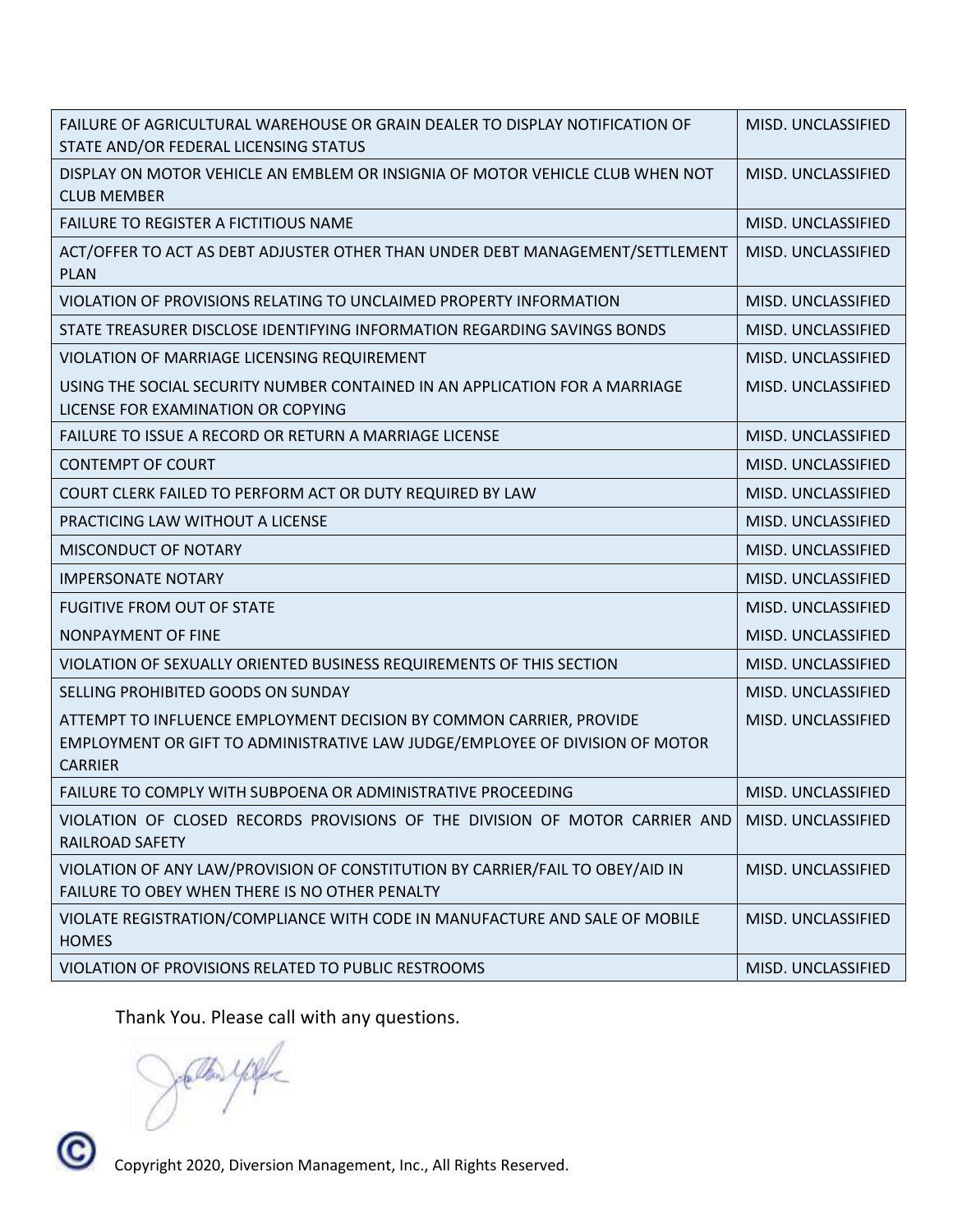| | |
|---|---|
| FAILURE OF AGRICULTURAL WAREHOUSE OR GRAIN DEALER TO DISPLAY NOTIFICATION OF STATE AND/OR FEDERAL LICENSING STATUS | MISD. UNCLASSIFIED |
| DISPLAY ON MOTOR VEHICLE AN EMBLEM OR INSIGNIA OF MOTOR VEHICLE CLUB WHEN NOT CLUB MEMBER | MISD. UNCLASSIFIED |
| FAILURE TO REGISTER A FICTITIOUS NAME | MISD. UNCLASSIFIED |
| ACT/OFFER TO ACT AS DEBT ADJUSTER OTHER THAN UNDER DEBT MANAGEMENT/SETTLEMENT PLAN | MISD. UNCLASSIFIED |
| VIOLATION OF PROVISIONS RELATING TO UNCLAIMED PROPERTY INFORMATION | MISD. UNCLASSIFIED |
| STATE TREASURER DISCLOSE IDENTIFYING INFORMATION REGARDING SAVINGS BONDS | MISD. UNCLASSIFIED |
| VIOLATION OF MARRIAGE LICENSING REQUIREMENT | MISD. UNCLASSIFIED |
| USING THE SOCIAL SECURITY NUMBER CONTAINED IN AN APPLICATION FOR A MARRIAGE LICENSE FOR EXAMINATION OR COPYING | MISD. UNCLASSIFIED |
| FAILURE TO ISSUE A RECORD OR RETURN A MARRIAGE LICENSE | MISD. UNCLASSIFIED |
| CONTEMPT OF COURT | MISD. UNCLASSIFIED |
| COURT CLERK FAILED TO PERFORM ACT OR DUTY REQUIRED BY LAW | MISD. UNCLASSIFIED |
| PRACTICING LAW WITHOUT A LICENSE | MISD. UNCLASSIFIED |
| MISCONDUCT OF NOTARY | MISD. UNCLASSIFIED |
| IMPERSONATE NOTARY | MISD. UNCLASSIFIED |
| FUGITIVE FROM OUT OF STATE | MISD. UNCLASSIFIED |
| NONPAYMENT OF FINE | MISD. UNCLASSIFIED |
| VIOLATION OF SEXUALLY ORIENTED BUSINESS REQUIREMENTS OF THIS SECTION | MISD. UNCLASSIFIED |
| SELLING PROHIBITED GOODS ON SUNDAY | MISD. UNCLASSIFIED |
| ATTEMPT TO INFLUENCE EMPLOYMENT DECISION BY COMMON CARRIER, PROVIDE EMPLOYMENT OR GIFT TO ADMINISTRATIVE LAW JUDGE/EMPLOYEE OF DIVISION OF MOTOR CARRIER | MISD. UNCLASSIFIED |
| FAILURE TO COMPLY WITH SUBPOENA OR ADMINISTRATIVE PROCEEDING | MISD. UNCLASSIFIED |
| VIOLATION OF CLOSED RECORDS PROVISIONS OF THE DIVISION OF MOTOR CARRIER AND RAILROAD SAFETY | MISD. UNCLASSIFIED |
| VIOLATION OF ANY LAW/PROVISION OF CONSTITUTION BY CARRIER/FAIL TO OBEY/AID IN FAILURE TO OBEY WHEN THERE IS NO OTHER PENALTY | MISD. UNCLASSIFIED |
| VIOLATE REGISTRATION/COMPLIANCE WITH CODE IN MANUFACTURE AND SALE OF MOBILE HOMES | MISD. UNCLASSIFIED |
| VIOLATION OF PROVISIONS RELATED TO PUBLIC RESTROOMS | MISD. UNCLASSIFIED |

Thank You. Please call with any questions.

© Copyright 2020, Diversion Management, Inc., All Rights Reserved.